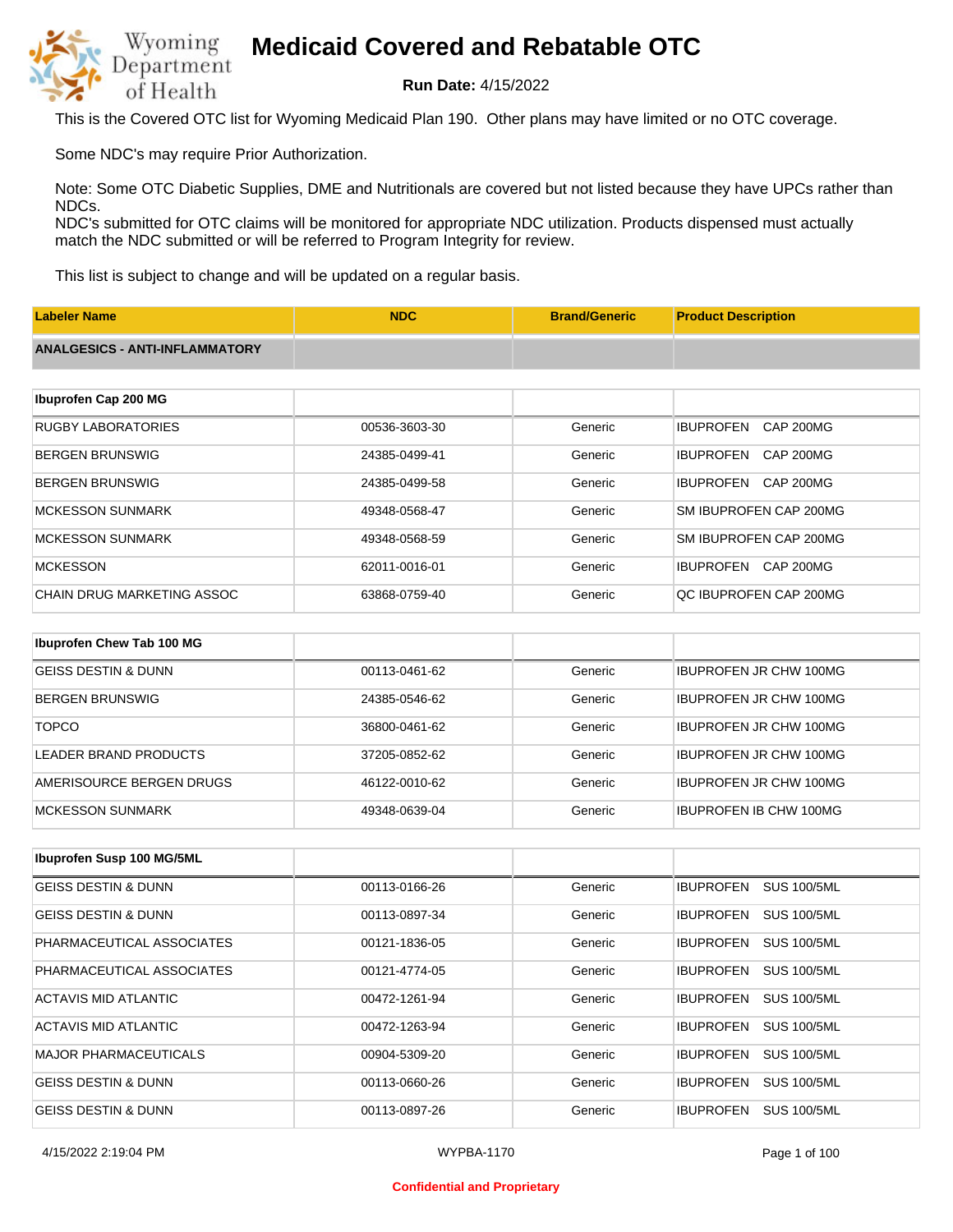# Medicaid Covered and Rebatable OTC

**Run Date:** 4/15/2022

This is the Covered OTC list for Wyoming Medicaid Plan 190. Other plans may have limited or no OTC coverage.

Some NDC's may require Prior Authorization.

Note: Some OTC Diabetic Supplies, DME and Nutritionals are covered but not listed because they have UPCs rather than NDCs.
NDC's submitted for OTC claims will be monitored for appropriate NDC utilization. Products dispensed must actually match the NDC submitted or will be referred to Program Integrity for review.

This list is subject to change and will be updated on a regular basis.

| Labeler Name | NDC | Brand/Generic | Product Description |
|---|---|---|---|
| **ANALGESICS - ANTI-INFLAMMATORY** | | | |
| **Ibuprofen Cap 200 MG** | | | |
| RUGBY LABORATORIES | 00536-3603-30 | Generic | IBUPROFEN CAP 200MG |
| BERGEN BRUNSWIG | 24385-0499-41 | Generic | IBUPROFEN CAP 200MG |
| BERGEN BRUNSWIG | 24385-0499-58 | Generic | IBUPROFEN CAP 200MG |
| MCKESSON SUNMARK | 49348-0568-47 | Generic | SM IBUPROFEN CAP 200MG |
| MCKESSON SUNMARK | 49348-0568-59 | Generic | SM IBUPROFEN CAP 200MG |
| MCKESSON | 62011-0016-01 | Generic | IBUPROFEN CAP 200MG |
| CHAIN DRUG MARKETING ASSOC | 63868-0759-40 | Generic | QC IBUPROFEN CAP 200MG |
| **Ibuprofen Chew Tab 100 MG** | | | |
| GEISS DESTIN & DUNN | 00113-0461-62 | Generic | IBUPROFEN JR CHW 100MG |
| BERGEN BRUNSWIG | 24385-0546-62 | Generic | IBUPROFEN JR CHW 100MG |
| TOPCO | 36800-0461-62 | Generic | IBUPROFEN JR CHW 100MG |
| LEADER BRAND PRODUCTS | 37205-0852-62 | Generic | IBUPROFEN JR CHW 100MG |
| AMERISOURCE BERGEN DRUGS | 46122-0010-62 | Generic | IBUPROFEN JR CHW 100MG |
| MCKESSON SUNMARK | 49348-0639-04 | Generic | IBUPROFEN IB CHW 100MG |
| **Ibuprofen Susp 100 MG/5ML** | | | |
| GEISS DESTIN & DUNN | 00113-0166-26 | Generic | IBUPROFEN SUS 100/5ML |
| GEISS DESTIN & DUNN | 00113-0897-34 | Generic | IBUPROFEN SUS 100/5ML |
| PHARMACEUTICAL ASSOCIATES | 00121-1836-05 | Generic | IBUPROFEN SUS 100/5ML |
| PHARMACEUTICAL ASSOCIATES | 00121-4774-05 | Generic | IBUPROFEN SUS 100/5ML |
| ACTAVIS MID ATLANTIC | 00472-1261-94 | Generic | IBUPROFEN SUS 100/5ML |
| ACTAVIS MID ATLANTIC | 00472-1263-94 | Generic | IBUPROFEN SUS 100/5ML |
| MAJOR PHARMACEUTICALS | 00904-5309-20 | Generic | IBUPROFEN SUS 100/5ML |
| GEISS DESTIN & DUNN | 00113-0660-26 | Generic | IBUPROFEN SUS 100/5ML |
| GEISS DESTIN & DUNN | 00113-0897-26 | Generic | IBUPROFEN SUS 100/5ML |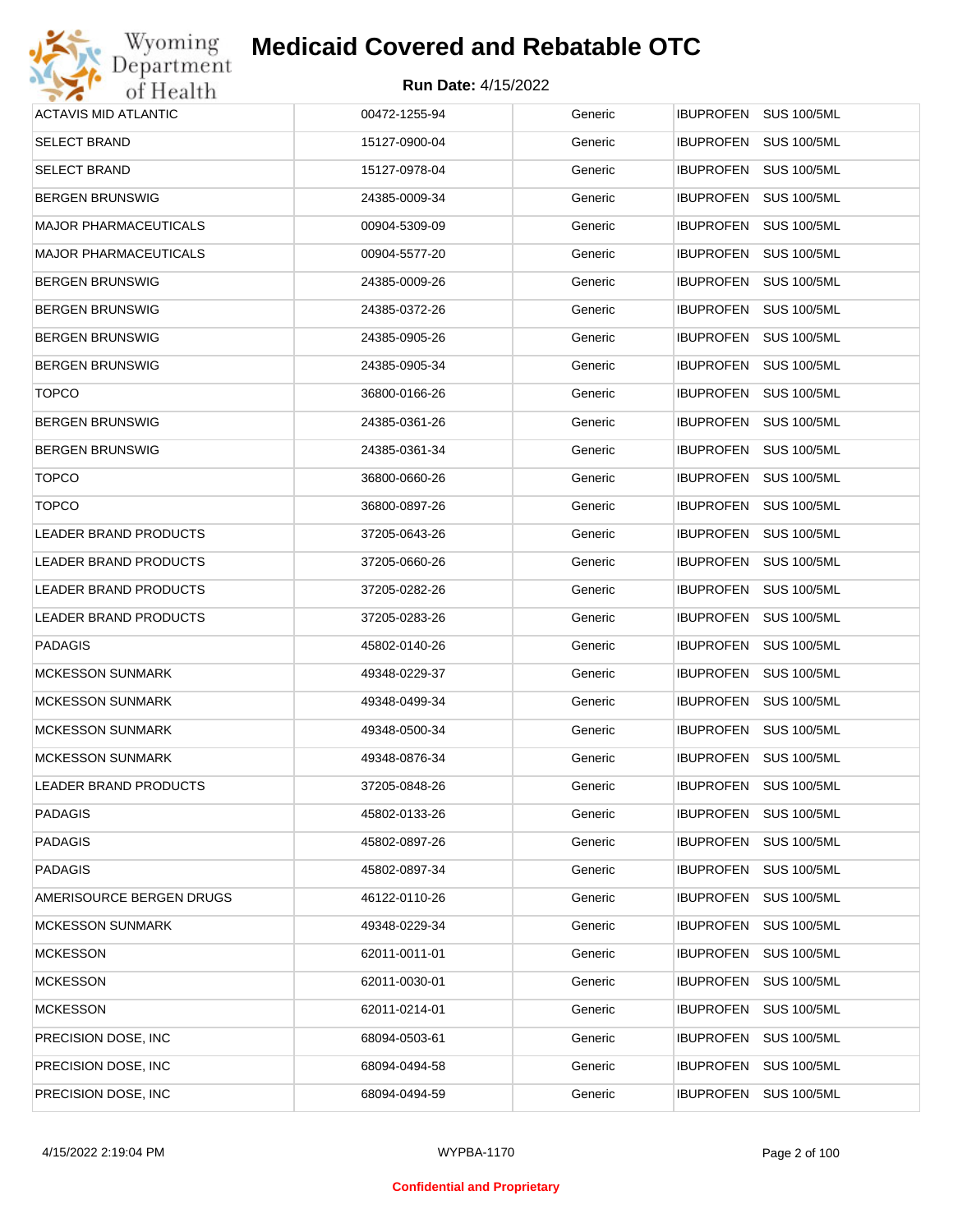# Medicaid Covered and Rebatable OTC

**Run Date:** 4/15/2022

| | | | |
|---|---|---|---|
| ACTAVIS MID ATLANTIC | 00472-1255-94 | Generic | IBUPROFEN SUS 100/5ML |
| SELECT BRAND | 15127-0900-04 | Generic | IBUPROFEN SUS 100/5ML |
| SELECT BRAND | 15127-0978-04 | Generic | IBUPROFEN SUS 100/5ML |
| BERGEN BRUNSWIG | 24385-0009-34 | Generic | IBUPROFEN SUS 100/5ML |
| MAJOR PHARMACEUTICALS | 00904-5309-09 | Generic | IBUPROFEN SUS 100/5ML |
| MAJOR PHARMACEUTICALS | 00904-5577-20 | Generic | IBUPROFEN SUS 100/5ML |
| BERGEN BRUNSWIG | 24385-0009-26 | Generic | IBUPROFEN SUS 100/5ML |
| BERGEN BRUNSWIG | 24385-0372-26 | Generic | IBUPROFEN SUS 100/5ML |
| BERGEN BRUNSWIG | 24385-0905-26 | Generic | IBUPROFEN SUS 100/5ML |
| BERGEN BRUNSWIG | 24385-0905-34 | Generic | IBUPROFEN SUS 100/5ML |
| TOPCO | 36800-0166-26 | Generic | IBUPROFEN SUS 100/5ML |
| BERGEN BRUNSWIG | 24385-0361-26 | Generic | IBUPROFEN SUS 100/5ML |
| BERGEN BRUNSWIG | 24385-0361-34 | Generic | IBUPROFEN SUS 100/5ML |
| TOPCO | 36800-0660-26 | Generic | IBUPROFEN SUS 100/5ML |
| TOPCO | 36800-0897-26 | Generic | IBUPROFEN SUS 100/5ML |
| LEADER BRAND PRODUCTS | 37205-0643-26 | Generic | IBUPROFEN SUS 100/5ML |
| LEADER BRAND PRODUCTS | 37205-0660-26 | Generic | IBUPROFEN SUS 100/5ML |
| LEADER BRAND PRODUCTS | 37205-0282-26 | Generic | IBUPROFEN SUS 100/5ML |
| LEADER BRAND PRODUCTS | 37205-0283-26 | Generic | IBUPROFEN SUS 100/5ML |
| PADAGIS | 45802-0140-26 | Generic | IBUPROFEN SUS 100/5ML |
| MCKESSON SUNMARK | 49348-0229-37 | Generic | IBUPROFEN SUS 100/5ML |
| MCKESSON SUNMARK | 49348-0499-34 | Generic | IBUPROFEN SUS 100/5ML |
| MCKESSON SUNMARK | 49348-0500-34 | Generic | IBUPROFEN SUS 100/5ML |
| MCKESSON SUNMARK | 49348-0876-34 | Generic | IBUPROFEN SUS 100/5ML |
| LEADER BRAND PRODUCTS | 37205-0848-26 | Generic | IBUPROFEN SUS 100/5ML |
| PADAGIS | 45802-0133-26 | Generic | IBUPROFEN SUS 100/5ML |
| PADAGIS | 45802-0897-26 | Generic | IBUPROFEN SUS 100/5ML |
| PADAGIS | 45802-0897-34 | Generic | IBUPROFEN SUS 100/5ML |
| AMERISOURCE BERGEN DRUGS | 46122-0110-26 | Generic | IBUPROFEN SUS 100/5ML |
| MCKESSON SUNMARK | 49348-0229-34 | Generic | IBUPROFEN SUS 100/5ML |
| MCKESSON | 62011-0011-01 | Generic | IBUPROFEN SUS 100/5ML |
| MCKESSON | 62011-0030-01 | Generic | IBUPROFEN SUS 100/5ML |
| MCKESSON | 62011-0214-01 | Generic | IBUPROFEN SUS 100/5ML |
| PRECISION DOSE, INC | 68094-0503-61 | Generic | IBUPROFEN SUS 100/5ML |
| PRECISION DOSE, INC | 68094-0494-58 | Generic | IBUPROFEN SUS 100/5ML |
| PRECISION DOSE, INC | 68094-0494-59 | Generic | IBUPROFEN SUS 100/5ML |

**Confidential and Proprietary**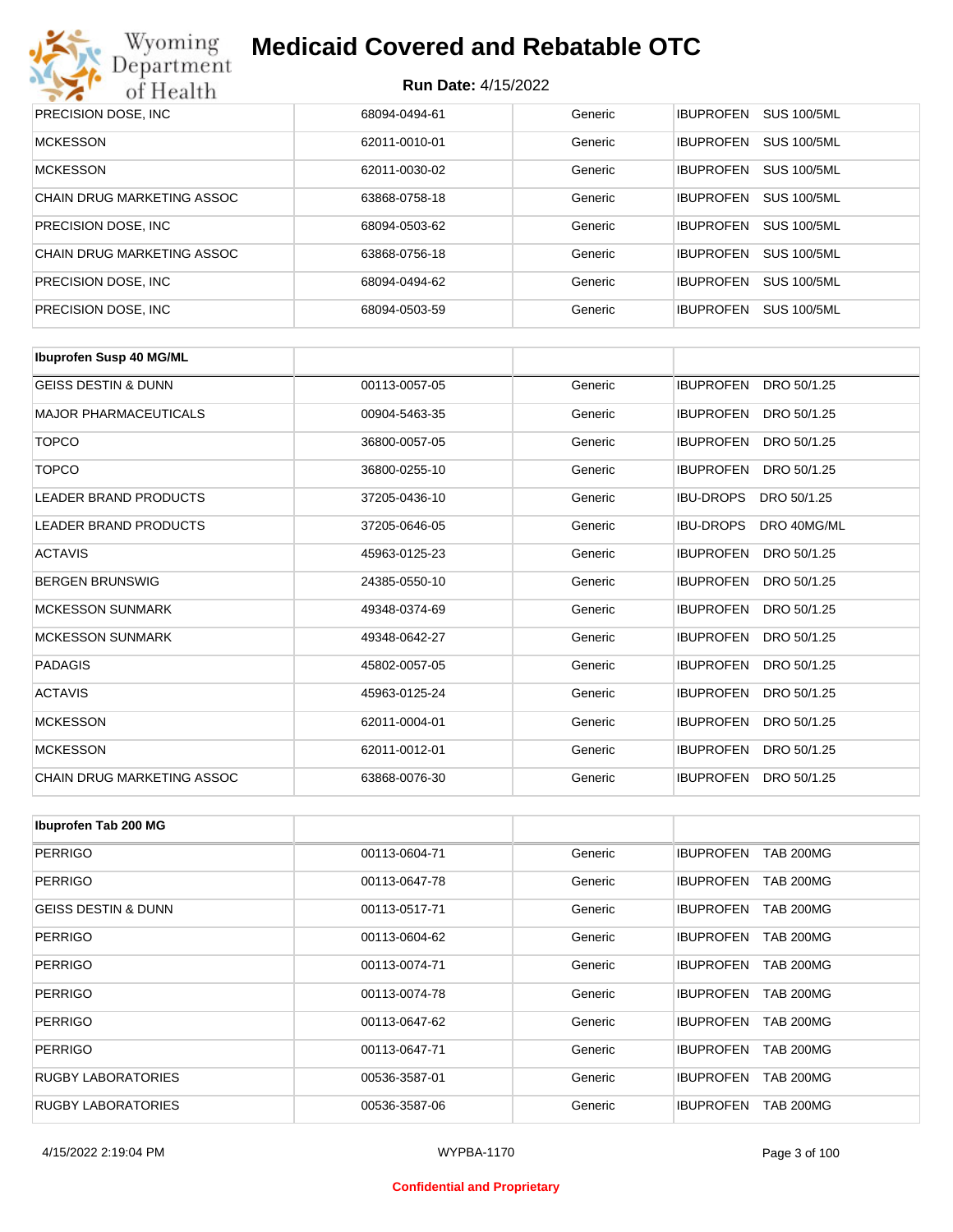# Medicaid Covered and Rebatable OTC

**Run Date:** 4/15/2022

| | | | |
|---|---|---|---|
| PRECISION DOSE, INC | 68094-0494-61 | Generic | IBUPROFEN SUS 100/5ML |
| MCKESSON | 62011-0010-01 | Generic | IBUPROFEN SUS 100/5ML |
| MCKESSON | 62011-0030-02 | Generic | IBUPROFEN SUS 100/5ML |
| CHAIN DRUG MARKETING ASSOC | 63868-0758-18 | Generic | IBUPROFEN SUS 100/5ML |
| PRECISION DOSE, INC | 68094-0503-62 | Generic | IBUPROFEN SUS 100/5ML |
| CHAIN DRUG MARKETING ASSOC | 63868-0756-18 | Generic | IBUPROFEN SUS 100/5ML |
| PRECISION DOSE, INC | 68094-0494-62 | Generic | IBUPROFEN SUS 100/5ML |
| PRECISION DOSE, INC | 68094-0503-59 | Generic | IBUPROFEN SUS 100/5ML |

| **Ibuprofen Susp 40 MG/ML** | | | |
|---|---|---|---|
| GEISS DESTIN & DUNN | 00113-0057-05 | Generic | IBUPROFEN DRO 50/1.25 |
| MAJOR PHARMACEUTICALS | 00904-5463-35 | Generic | IBUPROFEN DRO 50/1.25 |
| TOPCO | 36800-0057-05 | Generic | IBUPROFEN DRO 50/1.25 |
| TOPCO | 36800-0255-10 | Generic | IBUPROFEN DRO 50/1.25 |
| LEADER BRAND PRODUCTS | 37205-0436-10 | Generic | IBU-DROPS DRO 50/1.25 |
| LEADER BRAND PRODUCTS | 37205-0646-05 | Generic | IBU-DROPS DRO 40MG/ML |
| ACTAVIS | 45963-0125-23 | Generic | IBUPROFEN DRO 50/1.25 |
| BERGEN BRUNSWIG | 24385-0550-10 | Generic | IBUPROFEN DRO 50/1.25 |
| MCKESSON SUNMARK | 49348-0374-69 | Generic | IBUPROFEN DRO 50/1.25 |
| MCKESSON SUNMARK | 49348-0642-27 | Generic | IBUPROFEN DRO 50/1.25 |
| PADAGIS | 45802-0057-05 | Generic | IBUPROFEN DRO 50/1.25 |
| ACTAVIS | 45963-0125-24 | Generic | IBUPROFEN DRO 50/1.25 |
| MCKESSON | 62011-0004-01 | Generic | IBUPROFEN DRO 50/1.25 |
| MCKESSON | 62011-0012-01 | Generic | IBUPROFEN DRO 50/1.25 |
| CHAIN DRUG MARKETING ASSOC | 63868-0076-30 | Generic | IBUPROFEN DRO 50/1.25 |

| **Ibuprofen Tab 200 MG** | | | |
|---|---|---|---|
| PERRIGO | 00113-0604-71 | Generic | IBUPROFEN TAB 200MG |
| PERRIGO | 00113-0647-78 | Generic | IBUPROFEN TAB 200MG |
| GEISS DESTIN & DUNN | 00113-0517-71 | Generic | IBUPROFEN TAB 200MG |
| PERRIGO | 00113-0604-62 | Generic | IBUPROFEN TAB 200MG |
| PERRIGO | 00113-0074-71 | Generic | IBUPROFEN TAB 200MG |
| PERRIGO | 00113-0074-78 | Generic | IBUPROFEN TAB 200MG |
| PERRIGO | 00113-0647-62 | Generic | IBUPROFEN TAB 200MG |
| PERRIGO | 00113-0647-71 | Generic | IBUPROFEN TAB 200MG |
| RUGBY LABORATORIES | 00536-3587-01 | Generic | IBUPROFEN TAB 200MG |
| RUGBY LABORATORIES | 00536-3587-06 | Generic | IBUPROFEN TAB 200MG |

4/15/2022 2:19:04 PM WYPBA-1170

Confidential and Proprietary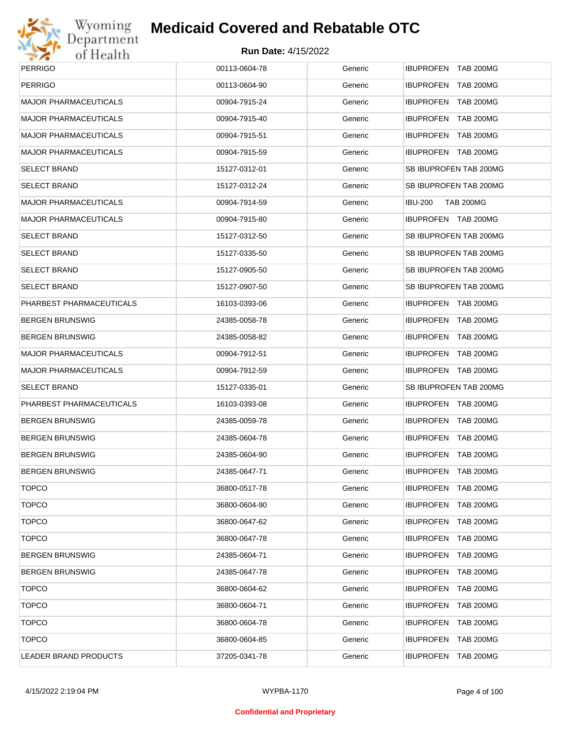# Medicaid Covered and Rebatable OTC

**Run Date:** 4/15/2022

| | | | |
|---|---|---|---|
| PERRIGO | 00113-0604-78 | Generic | IBUPROFEN TAB 200MG |
| PERRIGO | 00113-0604-90 | Generic | IBUPROFEN TAB 200MG |
| MAJOR PHARMACEUTICALS | 00904-7915-24 | Generic | IBUPROFEN TAB 200MG |
| MAJOR PHARMACEUTICALS | 00904-7915-40 | Generic | IBUPROFEN TAB 200MG |
| MAJOR PHARMACEUTICALS | 00904-7915-51 | Generic | IBUPROFEN TAB 200MG |
| MAJOR PHARMACEUTICALS | 00904-7915-59 | Generic | IBUPROFEN TAB 200MG |
| SELECT BRAND | 15127-0312-01 | Generic | SB IBUPROFEN TAB 200MG |
| SELECT BRAND | 15127-0312-24 | Generic | SB IBUPROFEN TAB 200MG |
| MAJOR PHARMACEUTICALS | 00904-7914-59 | Generic | IBU-200 TAB 200MG |
| MAJOR PHARMACEUTICALS | 00904-7915-80 | Generic | IBUPROFEN TAB 200MG |
| SELECT BRAND | 15127-0312-50 | Generic | SB IBUPROFEN TAB 200MG |
| SELECT BRAND | 15127-0335-50 | Generic | SB IBUPROFEN TAB 200MG |
| SELECT BRAND | 15127-0905-50 | Generic | SB IBUPROFEN TAB 200MG |
| SELECT BRAND | 15127-0907-50 | Generic | SB IBUPROFEN TAB 200MG |
| PHARBEST PHARMACEUTICALS | 16103-0393-06 | Generic | IBUPROFEN TAB 200MG |
| BERGEN BRUNSWIG | 24385-0058-78 | Generic | IBUPROFEN TAB 200MG |
| BERGEN BRUNSWIG | 24385-0058-82 | Generic | IBUPROFEN TAB 200MG |
| MAJOR PHARMACEUTICALS | 00904-7912-51 | Generic | IBUPROFEN TAB 200MG |
| MAJOR PHARMACEUTICALS | 00904-7912-59 | Generic | IBUPROFEN TAB 200MG |
| SELECT BRAND | 15127-0335-01 | Generic | SB IBUPROFEN TAB 200MG |
| PHARBEST PHARMACEUTICALS | 16103-0393-08 | Generic | IBUPROFEN TAB 200MG |
| BERGEN BRUNSWIG | 24385-0059-78 | Generic | IBUPROFEN TAB 200MG |
| BERGEN BRUNSWIG | 24385-0604-78 | Generic | IBUPROFEN TAB 200MG |
| BERGEN BRUNSWIG | 24385-0604-90 | Generic | IBUPROFEN TAB 200MG |
| BERGEN BRUNSWIG | 24385-0647-71 | Generic | IBUPROFEN TAB 200MG |
| TOPCO | 36800-0517-78 | Generic | IBUPROFEN TAB 200MG |
| TOPCO | 36800-0604-90 | Generic | IBUPROFEN TAB 200MG |
| TOPCO | 36800-0647-62 | Generic | IBUPROFEN TAB 200MG |
| TOPCO | 36800-0647-78 | Generic | IBUPROFEN TAB 200MG |
| BERGEN BRUNSWIG | 24385-0604-71 | Generic | IBUPROFEN TAB 200MG |
| BERGEN BRUNSWIG | 24385-0647-78 | Generic | IBUPROFEN TAB 200MG |
| TOPCO | 36800-0604-62 | Generic | IBUPROFEN TAB 200MG |
| TOPCO | 36800-0604-71 | Generic | IBUPROFEN TAB 200MG |
| TOPCO | 36800-0604-78 | Generic | IBUPROFEN TAB 200MG |
| TOPCO | 36800-0604-85 | Generic | IBUPROFEN TAB 200MG |
| LEADER BRAND PRODUCTS | 37205-0341-78 | Generic | IBUPROFEN TAB 200MG |

4/15/2022 2:19:04 PM WYPBA-1170

Confidential and Proprietary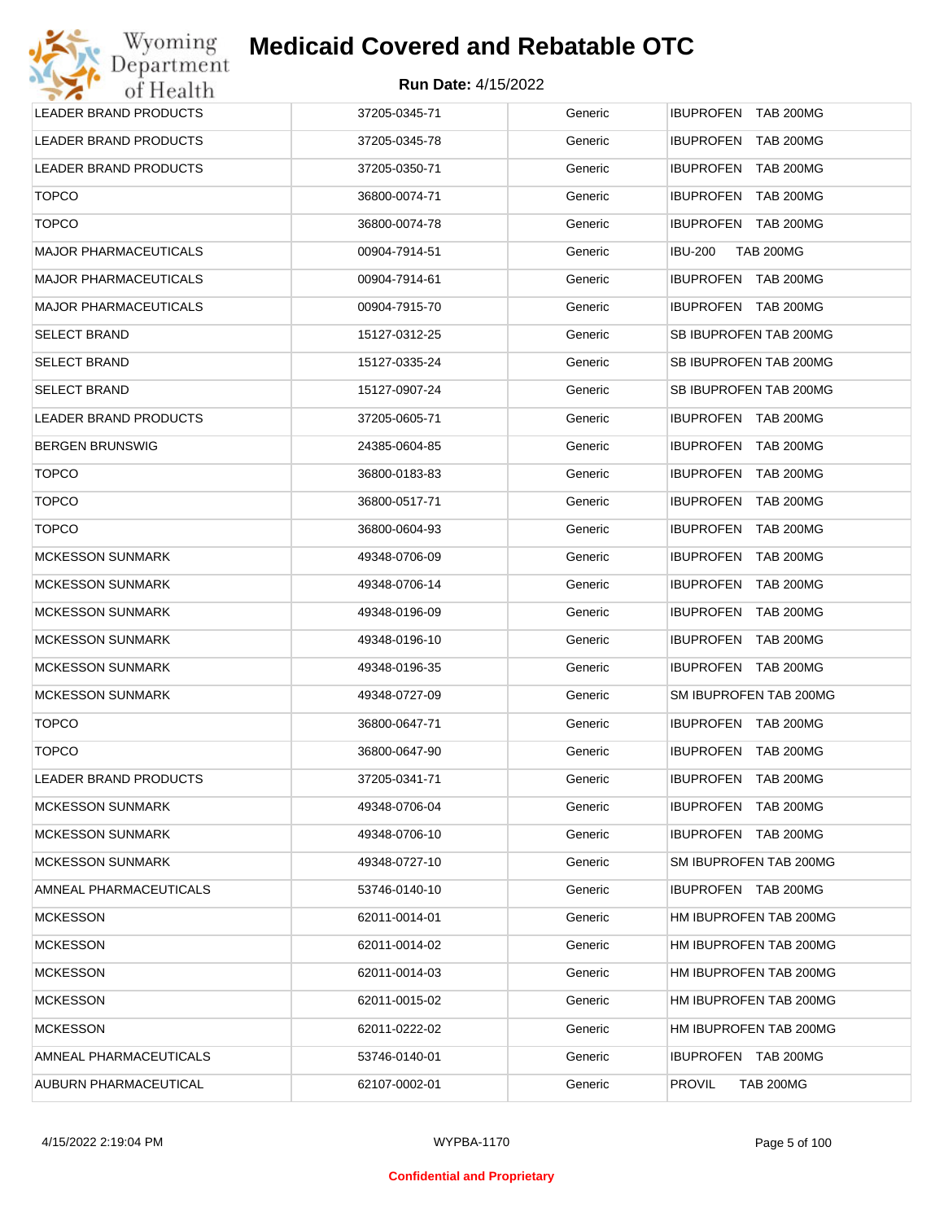# Medicaid Covered and Rebatable OTC

**Run Date:** 4/15/2022

| | | | |
|---|---|---|---|
| LEADER BRAND PRODUCTS | 37205-0345-71 | Generic | IBUPROFEN TAB 200MG |
| LEADER BRAND PRODUCTS | 37205-0345-78 | Generic | IBUPROFEN TAB 200MG |
| LEADER BRAND PRODUCTS | 37205-0350-71 | Generic | IBUPROFEN TAB 200MG |
| TOPCO | 36800-0074-71 | Generic | IBUPROFEN TAB 200MG |
| TOPCO | 36800-0074-78 | Generic | IBUPROFEN TAB 200MG |
| MAJOR PHARMACEUTICALS | 00904-7914-51 | Generic | IBU-200 TAB 200MG |
| MAJOR PHARMACEUTICALS | 00904-7914-61 | Generic | IBUPROFEN TAB 200MG |
| MAJOR PHARMACEUTICALS | 00904-7915-70 | Generic | IBUPROFEN TAB 200MG |
| SELECT BRAND | 15127-0312-25 | Generic | SB IBUPROFEN TAB 200MG |
| SELECT BRAND | 15127-0335-24 | Generic | SB IBUPROFEN TAB 200MG |
| SELECT BRAND | 15127-0907-24 | Generic | SB IBUPROFEN TAB 200MG |
| LEADER BRAND PRODUCTS | 37205-0605-71 | Generic | IBUPROFEN TAB 200MG |
| BERGEN BRUNSWIG | 24385-0604-85 | Generic | IBUPROFEN TAB 200MG |
| TOPCO | 36800-0183-83 | Generic | IBUPROFEN TAB 200MG |
| TOPCO | 36800-0517-71 | Generic | IBUPROFEN TAB 200MG |
| TOPCO | 36800-0604-93 | Generic | IBUPROFEN TAB 200MG |
| MCKESSON SUNMARK | 49348-0706-09 | Generic | IBUPROFEN TAB 200MG |
| MCKESSON SUNMARK | 49348-0706-14 | Generic | IBUPROFEN TAB 200MG |
| MCKESSON SUNMARK | 49348-0196-09 | Generic | IBUPROFEN TAB 200MG |
| MCKESSON SUNMARK | 49348-0196-10 | Generic | IBUPROFEN TAB 200MG |
| MCKESSON SUNMARK | 49348-0196-35 | Generic | IBUPROFEN TAB 200MG |
| MCKESSON SUNMARK | 49348-0727-09 | Generic | SM IBUPROFEN TAB 200MG |
| TOPCO | 36800-0647-71 | Generic | IBUPROFEN TAB 200MG |
| TOPCO | 36800-0647-90 | Generic | IBUPROFEN TAB 200MG |
| LEADER BRAND PRODUCTS | 37205-0341-71 | Generic | IBUPROFEN TAB 200MG |
| MCKESSON SUNMARK | 49348-0706-04 | Generic | IBUPROFEN TAB 200MG |
| MCKESSON SUNMARK | 49348-0706-10 | Generic | IBUPROFEN TAB 200MG |
| MCKESSON SUNMARK | 49348-0727-10 | Generic | SM IBUPROFEN TAB 200MG |
| AMNEAL PHARMACEUTICALS | 53746-0140-10 | Generic | IBUPROFEN TAB 200MG |
| MCKESSON | 62011-0014-01 | Generic | HM IBUPROFEN TAB 200MG |
| MCKESSON | 62011-0014-02 | Generic | HM IBUPROFEN TAB 200MG |
| MCKESSON | 62011-0014-03 | Generic | HM IBUPROFEN TAB 200MG |
| MCKESSON | 62011-0015-02 | Generic | HM IBUPROFEN TAB 200MG |
| MCKESSON | 62011-0222-02 | Generic | HM IBUPROFEN TAB 200MG |
| AMNEAL PHARMACEUTICALS | 53746-0140-01 | Generic | IBUPROFEN TAB 200MG |
| AUBURN PHARMACEUTICAL | 62107-0002-01 | Generic | PROVIL TAB 200MG |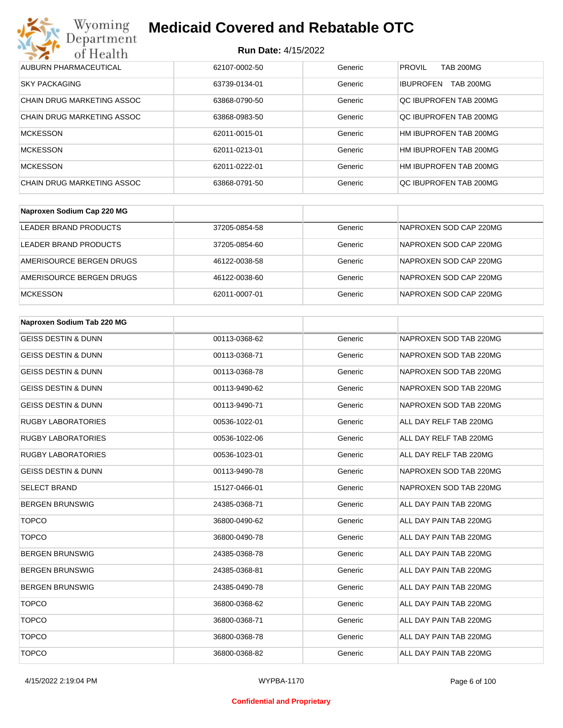# Medicaid Covered and Rebatable OTC

**Run Date:** 4/15/2022

| | | | |
|---|---|---|---|
| AUBURN PHARMACEUTICAL | 62107-0002-50 | Generic | PROVIL TAB 200MG |
| SKY PACKAGING | 63739-0134-01 | Generic | IBUPROFEN TAB 200MG |
| CHAIN DRUG MARKETING ASSOC | 63868-0790-50 | Generic | QC IBUPROFEN TAB 200MG |
| CHAIN DRUG MARKETING ASSOC | 63868-0983-50 | Generic | QC IBUPROFEN TAB 200MG |
| MCKESSON | 62011-0015-01 | Generic | HM IBUPROFEN TAB 200MG |
| MCKESSON | 62011-0213-01 | Generic | HM IBUPROFEN TAB 200MG |
| MCKESSON | 62011-0222-01 | Generic | HM IBUPROFEN TAB 200MG |
| CHAIN DRUG MARKETING ASSOC | 63868-0791-50 | Generic | QC IBUPROFEN TAB 200MG |

| Naproxen Sodium Cap 220 MG | | | |
|---|---|---|---|
| LEADER BRAND PRODUCTS | 37205-0854-58 | Generic | NAPROXEN SOD CAP 220MG |
| LEADER BRAND PRODUCTS | 37205-0854-60 | Generic | NAPROXEN SOD CAP 220MG |
| AMERISOURCE BERGEN DRUGS | 46122-0038-58 | Generic | NAPROXEN SOD CAP 220MG |
| AMERISOURCE BERGEN DRUGS | 46122-0038-60 | Generic | NAPROXEN SOD CAP 220MG |
| MCKESSON | 62011-0007-01 | Generic | NAPROXEN SOD CAP 220MG |

| Naproxen Sodium Tab 220 MG | | | |
|---|---|---|---|
| GEISS DESTIN & DUNN | 00113-0368-62 | Generic | NAPROXEN SOD TAB 220MG |
| GEISS DESTIN & DUNN | 00113-0368-71 | Generic | NAPROXEN SOD TAB 220MG |
| GEISS DESTIN & DUNN | 00113-0368-78 | Generic | NAPROXEN SOD TAB 220MG |
| GEISS DESTIN & DUNN | 00113-9490-62 | Generic | NAPROXEN SOD TAB 220MG |
| GEISS DESTIN & DUNN | 00113-9490-71 | Generic | NAPROXEN SOD TAB 220MG |
| RUGBY LABORATORIES | 00536-1022-01 | Generic | ALL DAY RELF TAB 220MG |
| RUGBY LABORATORIES | 00536-1022-06 | Generic | ALL DAY RELF TAB 220MG |
| RUGBY LABORATORIES | 00536-1023-01 | Generic | ALL DAY RELF TAB 220MG |
| GEISS DESTIN & DUNN | 00113-9490-78 | Generic | NAPROXEN SOD TAB 220MG |
| SELECT BRAND | 15127-0466-01 | Generic | NAPROXEN SOD TAB 220MG |
| BERGEN BRUNSWIG | 24385-0368-71 | Generic | ALL DAY PAIN TAB 220MG |
| TOPCO | 36800-0490-62 | Generic | ALL DAY PAIN TAB 220MG |
| TOPCO | 36800-0490-78 | Generic | ALL DAY PAIN TAB 220MG |
| BERGEN BRUNSWIG | 24385-0368-78 | Generic | ALL DAY PAIN TAB 220MG |
| BERGEN BRUNSWIG | 24385-0368-81 | Generic | ALL DAY PAIN TAB 220MG |
| BERGEN BRUNSWIG | 24385-0490-78 | Generic | ALL DAY PAIN TAB 220MG |
| TOPCO | 36800-0368-62 | Generic | ALL DAY PAIN TAB 220MG |
| TOPCO | 36800-0368-71 | Generic | ALL DAY PAIN TAB 220MG |
| TOPCO | 36800-0368-78 | Generic | ALL DAY PAIN TAB 220MG |
| TOPCO | 36800-0368-82 | Generic | ALL DAY PAIN TAB 220MG |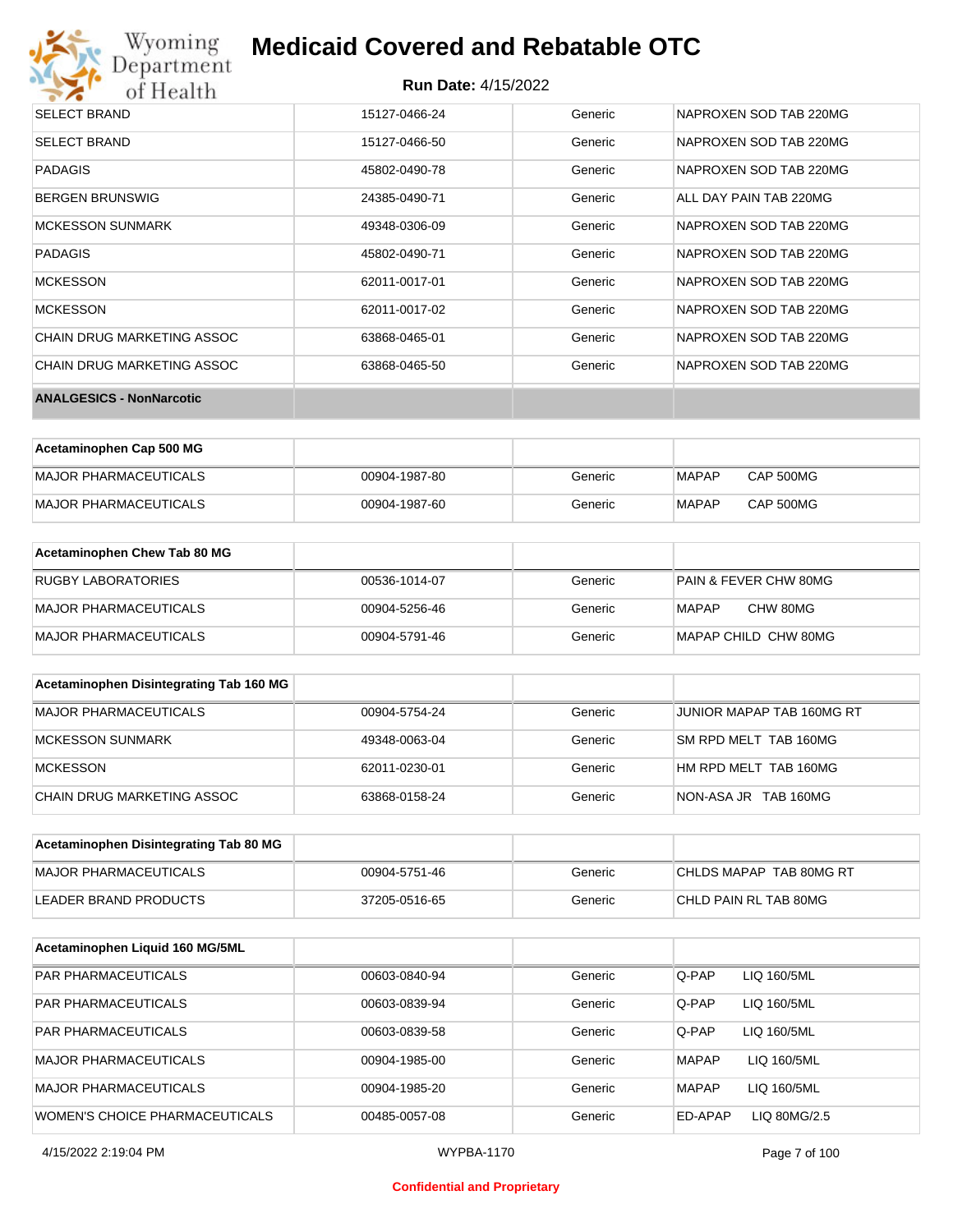| | | | |
|---|---|---|---|
| SELECT BRAND | 15127-0466-24 | Generic | NAPROXEN SOD TAB 220MG |
| SELECT BRAND | 15127-0466-50 | Generic | NAPROXEN SOD TAB 220MG |
| PADAGIS | 45802-0490-78 | Generic | NAPROXEN SOD TAB 220MG |
| BERGEN BRUNSWIG | 24385-0490-71 | Generic | ALL DAY PAIN TAB 220MG |
| MCKESSON SUNMARK | 49348-0306-09 | Generic | NAPROXEN SOD TAB 220MG |
| PADAGIS | 45802-0490-71 | Generic | NAPROXEN SOD TAB 220MG |
| MCKESSON | 62011-0017-01 | Generic | NAPROXEN SOD TAB 220MG |
| MCKESSON | 62011-0017-02 | Generic | NAPROXEN SOD TAB 220MG |
| CHAIN DRUG MARKETING ASSOC | 63868-0465-01 | Generic | NAPROXEN SOD TAB 220MG |
| CHAIN DRUG MARKETING ASSOC | 63868-0465-50 | Generic | NAPROXEN SOD TAB 220MG |

**ANALGESICS - NonNarcotic**

| Acetaminophen Cap 500 MG | | | |
|---|---|---|---|
| MAJOR PHARMACEUTICALS | 00904-1987-80 | Generic | MAPAP CAP 500MG |
| MAJOR PHARMACEUTICALS | 00904-1987-60 | Generic | MAPAP CAP 500MG |

| Acetaminophen Chew Tab 80 MG | | | |
|---|---|---|---|
| RUGBY LABORATORIES | 00536-1014-07 | Generic | PAIN & FEVER CHW 80MG |
| MAJOR PHARMACEUTICALS | 00904-5256-46 | Generic | MAPAP CHW 80MG |
| MAJOR PHARMACEUTICALS | 00904-5791-46 | Generic | MAPAP CHILD CHW 80MG |

| Acetaminophen Disintegrating Tab 160 MG | | | |
|---|---|---|---|
| MAJOR PHARMACEUTICALS | 00904-5754-24 | Generic | JUNIOR MAPAP TAB 160MG RT |
| MCKESSON SUNMARK | 49348-0063-04 | Generic | SM RPD MELT TAB 160MG |
| MCKESSON | 62011-0230-01 | Generic | HM RPD MELT TAB 160MG |
| CHAIN DRUG MARKETING ASSOC | 63868-0158-24 | Generic | NON-ASA JR TAB 160MG |

| Acetaminophen Disintegrating Tab 80 MG | | | |
|---|---|---|---|
| MAJOR PHARMACEUTICALS | 00904-5751-46 | Generic | CHLDS MAPAP TAB 80MG RT |
| LEADER BRAND PRODUCTS | 37205-0516-65 | Generic | CHLD PAIN RL TAB 80MG |

| Acetaminophen Liquid 160 MG/5ML | | | |
|---|---|---|---|
| PAR PHARMACEUTICALS | 00603-0840-94 | Generic | Q-PAP LIQ 160/5ML |
| PAR PHARMACEUTICALS | 00603-0839-94 | Generic | Q-PAP LIQ 160/5ML |
| PAR PHARMACEUTICALS | 00603-0839-58 | Generic | Q-PAP LIQ 160/5ML |
| MAJOR PHARMACEUTICALS | 00904-1985-00 | Generic | MAPAP LIQ 160/5ML |
| MAJOR PHARMACEUTICALS | 00904-1985-20 | Generic | MAPAP LIQ 160/5ML |
| WOMEN'S CHOICE PHARMACEUTICALS | 00485-0057-08 | Generic | ED-APAP LIQ 80MG/2.5 |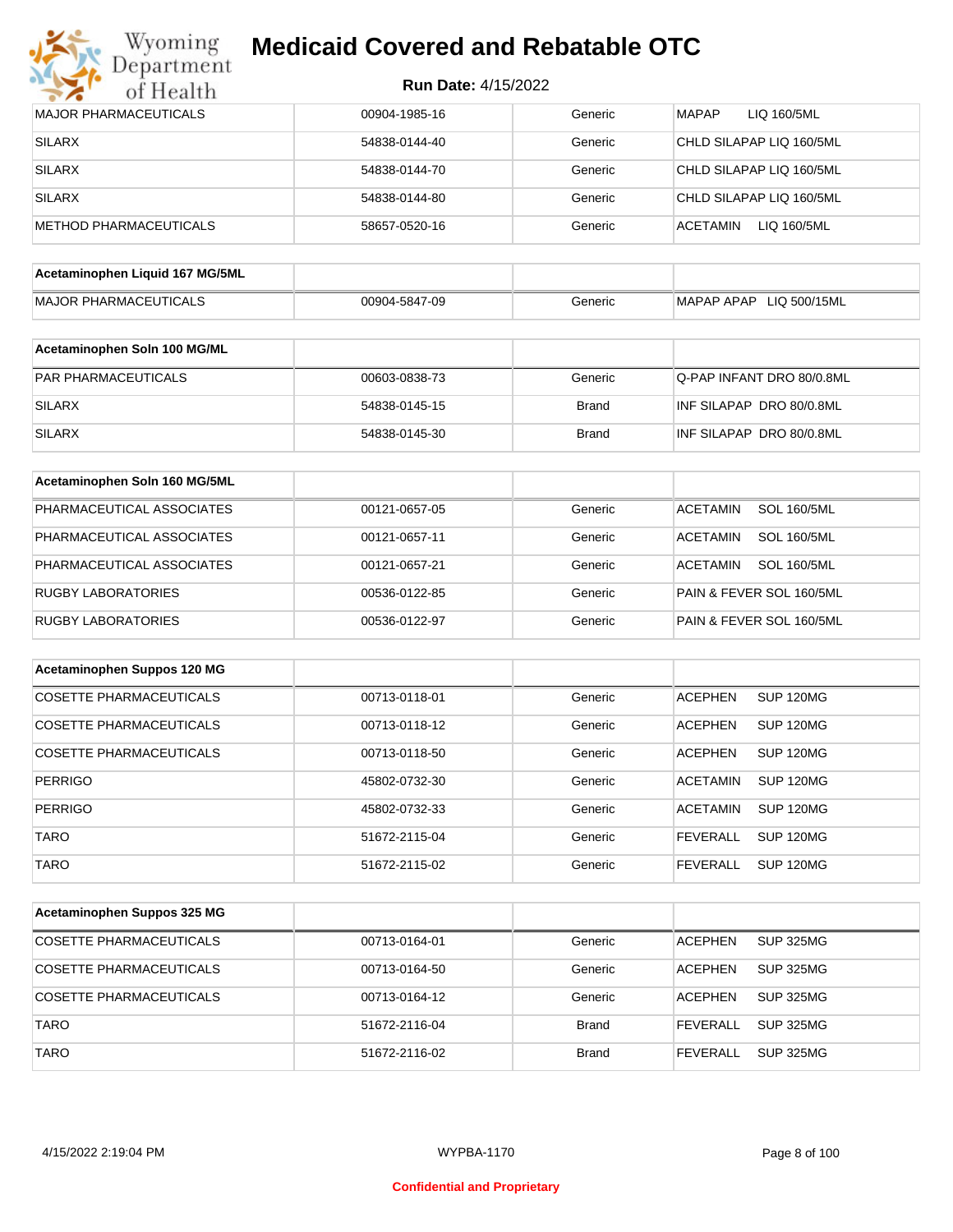| | | | |
|---|---|---|---|
| MAJOR PHARMACEUTICALS | 00904-1985-16 | Generic | MAPAP LIQ 160/5ML |
| SILARX | 54838-0144-40 | Generic | CHLD SILAPAP LIQ 160/5ML |
| SILARX | 54838-0144-70 | Generic | CHLD SILAPAP LIQ 160/5ML |
| SILARX | 54838-0144-80 | Generic | CHLD SILAPAP LIQ 160/5ML |
| METHOD PHARMACEUTICALS | 58657-0520-16 | Generic | ACETAMIN LIQ 160/5ML |

| **Acetaminophen Liquid 167 MG/5ML** | | | |
|---|---|---|---|
| MAJOR PHARMACEUTICALS | 00904-5847-09 | Generic | MAPAP APAP LIQ 500/15ML |

| **Acetaminophen Soln 100 MG/ML** | | | |
|---|---|---|---|
| PAR PHARMACEUTICALS | 00603-0838-73 | Generic | Q-PAP INFANT DRO 80/0.8ML |
| SILARX | 54838-0145-15 | Brand | INF SILAPAP DRO 80/0.8ML |
| SILARX | 54838-0145-30 | Brand | INF SILAPAP DRO 80/0.8ML |

| **Acetaminophen Soln 160 MG/5ML** | | | |
|---|---|---|---|
| PHARMACEUTICAL ASSOCIATES | 00121-0657-05 | Generic | ACETAMIN SOL 160/5ML |
| PHARMACEUTICAL ASSOCIATES | 00121-0657-11 | Generic | ACETAMIN SOL 160/5ML |
| PHARMACEUTICAL ASSOCIATES | 00121-0657-21 | Generic | ACETAMIN SOL 160/5ML |
| RUGBY LABORATORIES | 00536-0122-85 | Generic | PAIN & FEVER SOL 160/5ML |
| RUGBY LABORATORIES | 00536-0122-97 | Generic | PAIN & FEVER SOL 160/5ML |

| **Acetaminophen Suppos 120 MG** | | | |
|---|---|---|---|
| COSETTE PHARMACEUTICALS | 00713-0118-01 | Generic | ACEPHEN SUP 120MG |
| COSETTE PHARMACEUTICALS | 00713-0118-12 | Generic | ACEPHEN SUP 120MG |
| COSETTE PHARMACEUTICALS | 00713-0118-50 | Generic | ACEPHEN SUP 120MG |
| PERRIGO | 45802-0732-30 | Generic | ACETAMIN SUP 120MG |
| PERRIGO | 45802-0732-33 | Generic | ACETAMIN SUP 120MG |
| TARO | 51672-2115-04 | Generic | FEVERALL SUP 120MG |
| TARO | 51672-2115-02 | Generic | FEVERALL SUP 120MG |

| **Acetaminophen Suppos 325 MG** | | | |
|---|---|---|---|
| COSETTE PHARMACEUTICALS | 00713-0164-01 | Generic | ACEPHEN SUP 325MG |
| COSETTE PHARMACEUTICALS | 00713-0164-50 | Generic | ACEPHEN SUP 325MG |
| COSETTE PHARMACEUTICALS | 00713-0164-12 | Generic | ACEPHEN SUP 325MG |
| TARO | 51672-2116-04 | Brand | FEVERALL SUP 325MG |
| TARO | 51672-2116-02 | Brand | FEVERALL SUP 325MG |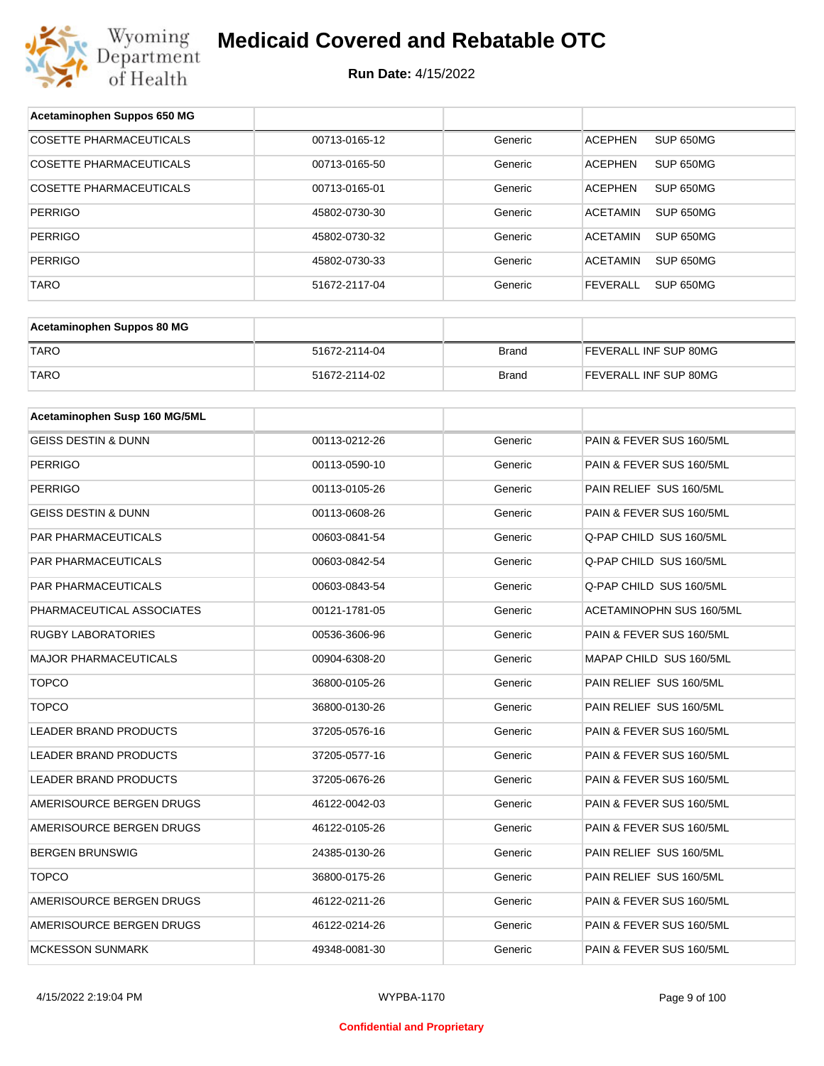# Medicaid Covered and Rebatable OTC

**Run Date:** 4/15/2022

| Acetaminophen Suppos 650 MG | | | |
|---|---|---|---|
| COSETTE PHARMACEUTICALS | 00713-0165-12 | Generic | ACEPHEN SUP 650MG |
| COSETTE PHARMACEUTICALS | 00713-0165-50 | Generic | ACEPHEN SUP 650MG |
| COSETTE PHARMACEUTICALS | 00713-0165-01 | Generic | ACEPHEN SUP 650MG |
| PERRIGO | 45802-0730-30 | Generic | ACETAMIN SUP 650MG |
| PERRIGO | 45802-0730-32 | Generic | ACETAMIN SUP 650MG |
| PERRIGO | 45802-0730-33 | Generic | ACETAMIN SUP 650MG |
| TARO | 51672-2117-04 | Generic | FEVERALL SUP 650MG |

| Acetaminophen Suppos 80 MG | | | |
|---|---|---|---|
| TARO | 51672-2114-04 | Brand | FEVERALL INF SUP 80MG |
| TARO | 51672-2114-02 | Brand | FEVERALL INF SUP 80MG |

| Acetaminophen Susp 160 MG/5ML | | | |
|---|---|---|---|
| GEISS DESTIN & DUNN | 00113-0212-26 | Generic | PAIN & FEVER SUS 160/5ML |
| PERRIGO | 00113-0590-10 | Generic | PAIN & FEVER SUS 160/5ML |
| PERRIGO | 00113-0105-26 | Generic | PAIN RELIEF SUS 160/5ML |
| GEISS DESTIN & DUNN | 00113-0608-26 | Generic | PAIN & FEVER SUS 160/5ML |
| PAR PHARMACEUTICALS | 00603-0841-54 | Generic | Q-PAP CHILD SUS 160/5ML |
| PAR PHARMACEUTICALS | 00603-0842-54 | Generic | Q-PAP CHILD SUS 160/5ML |
| PAR PHARMACEUTICALS | 00603-0843-54 | Generic | Q-PAP CHILD SUS 160/5ML |
| PHARMACEUTICAL ASSOCIATES | 00121-1781-05 | Generic | ACETAMINOPHN SUS 160/5ML |
| RUGBY LABORATORIES | 00536-3606-96 | Generic | PAIN & FEVER SUS 160/5ML |
| MAJOR PHARMACEUTICALS | 00904-6308-20 | Generic | MAPAP CHILD SUS 160/5ML |
| TOPCO | 36800-0105-26 | Generic | PAIN RELIEF SUS 160/5ML |
| TOPCO | 36800-0130-26 | Generic | PAIN RELIEF SUS 160/5ML |
| LEADER BRAND PRODUCTS | 37205-0576-16 | Generic | PAIN & FEVER SUS 160/5ML |
| LEADER BRAND PRODUCTS | 37205-0577-16 | Generic | PAIN & FEVER SUS 160/5ML |
| LEADER BRAND PRODUCTS | 37205-0676-26 | Generic | PAIN & FEVER SUS 160/5ML |
| AMERISOURCE BERGEN DRUGS | 46122-0042-03 | Generic | PAIN & FEVER SUS 160/5ML |
| AMERISOURCE BERGEN DRUGS | 46122-0105-26 | Generic | PAIN & FEVER SUS 160/5ML |
| BERGEN BRUNSWIG | 24385-0130-26 | Generic | PAIN RELIEF SUS 160/5ML |
| TOPCO | 36800-0175-26 | Generic | PAIN RELIEF SUS 160/5ML |
| AMERISOURCE BERGEN DRUGS | 46122-0211-26 | Generic | PAIN & FEVER SUS 160/5ML |
| AMERISOURCE BERGEN DRUGS | 46122-0214-26 | Generic | PAIN & FEVER SUS 160/5ML |
| MCKESSON SUNMARK | 49348-0081-30 | Generic | PAIN & FEVER SUS 160/5ML |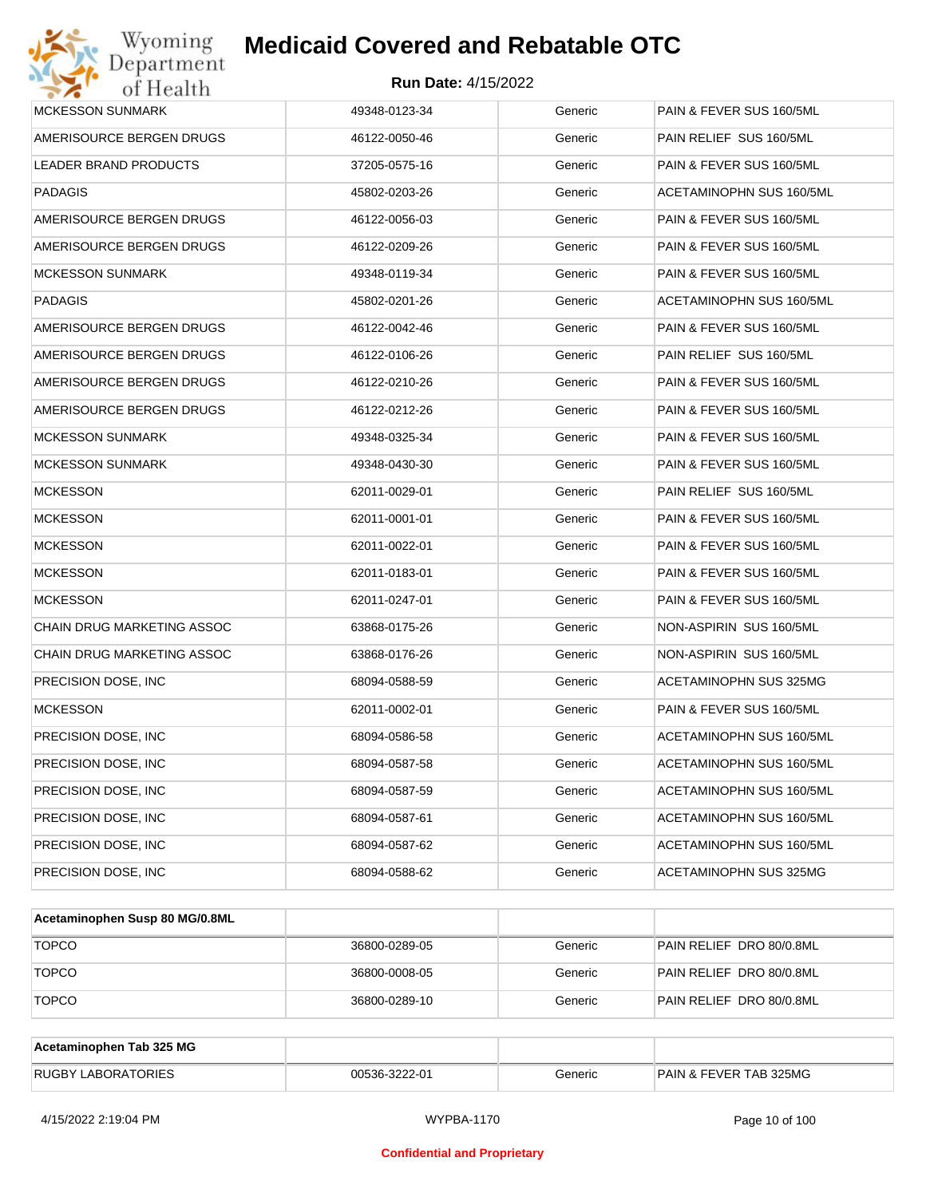| MCKESSON SUNMARK | 49348-0123-34 | Generic | PAIN & FEVER SUS 160/5ML |
|---|---|---|---|
| AMERISOURCE BERGEN DRUGS | 46122-0050-46 | Generic | PAIN RELIEF SUS 160/5ML |
| LEADER BRAND PRODUCTS | 37205-0575-16 | Generic | PAIN & FEVER SUS 160/5ML |
| PADAGIS | 45802-0203-26 | Generic | ACETAMINOPHN SUS 160/5ML |
| AMERISOURCE BERGEN DRUGS | 46122-0056-03 | Generic | PAIN & FEVER SUS 160/5ML |
| AMERISOURCE BERGEN DRUGS | 46122-0209-26 | Generic | PAIN & FEVER SUS 160/5ML |
| MCKESSON SUNMARK | 49348-0119-34 | Generic | PAIN & FEVER SUS 160/5ML |
| PADAGIS | 45802-0201-26 | Generic | ACETAMINOPHN SUS 160/5ML |
| AMERISOURCE BERGEN DRUGS | 46122-0042-46 | Generic | PAIN & FEVER SUS 160/5ML |
| AMERISOURCE BERGEN DRUGS | 46122-0106-26 | Generic | PAIN RELIEF SUS 160/5ML |
| AMERISOURCE BERGEN DRUGS | 46122-0210-26 | Generic | PAIN & FEVER SUS 160/5ML |
| AMERISOURCE BERGEN DRUGS | 46122-0212-26 | Generic | PAIN & FEVER SUS 160/5ML |
| MCKESSON SUNMARK | 49348-0325-34 | Generic | PAIN & FEVER SUS 160/5ML |
| MCKESSON SUNMARK | 49348-0430-30 | Generic | PAIN & FEVER SUS 160/5ML |
| MCKESSON | 62011-0029-01 | Generic | PAIN RELIEF SUS 160/5ML |
| MCKESSON | 62011-0001-01 | Generic | PAIN & FEVER SUS 160/5ML |
| MCKESSON | 62011-0022-01 | Generic | PAIN & FEVER SUS 160/5ML |
| MCKESSON | 62011-0183-01 | Generic | PAIN & FEVER SUS 160/5ML |
| MCKESSON | 62011-0247-01 | Generic | PAIN & FEVER SUS 160/5ML |
| CHAIN DRUG MARKETING ASSOC | 63868-0175-26 | Generic | NON-ASPIRIN SUS 160/5ML |
| CHAIN DRUG MARKETING ASSOC | 63868-0176-26 | Generic | NON-ASPIRIN SUS 160/5ML |
| PRECISION DOSE, INC | 68094-0588-59 | Generic | ACETAMINOPHN SUS 325MG |
| MCKESSON | 62011-0002-01 | Generic | PAIN & FEVER SUS 160/5ML |
| PRECISION DOSE, INC | 68094-0586-58 | Generic | ACETAMINOPHN SUS 160/5ML |
| PRECISION DOSE, INC | 68094-0587-58 | Generic | ACETAMINOPHN SUS 160/5ML |
| PRECISION DOSE, INC | 68094-0587-59 | Generic | ACETAMINOPHN SUS 160/5ML |
| PRECISION DOSE, INC | 68094-0587-61 | Generic | ACETAMINOPHN SUS 160/5ML |
| PRECISION DOSE, INC | 68094-0587-62 | Generic | ACETAMINOPHN SUS 160/5ML |
| PRECISION DOSE, INC | 68094-0588-62 | Generic | ACETAMINOPHN SUS 325MG |

| **Acetaminophen Susp 80 MG/0.8ML** | | | |
|---|---|---|---|
| TOPCO | 36800-0289-05 | Generic | PAIN RELIEF DRO 80/0.8ML |
| TOPCO | 36800-0008-05 | Generic | PAIN RELIEF DRO 80/0.8ML |
| TOPCO | 36800-0289-10 | Generic | PAIN RELIEF DRO 80/0.8ML |

| **Acetaminophen Tab 325 MG** | | | |
|---|---|---|---|
| RUGBY LABORATORIES | 00536-3222-01 | Generic | PAIN & FEVER TAB 325MG |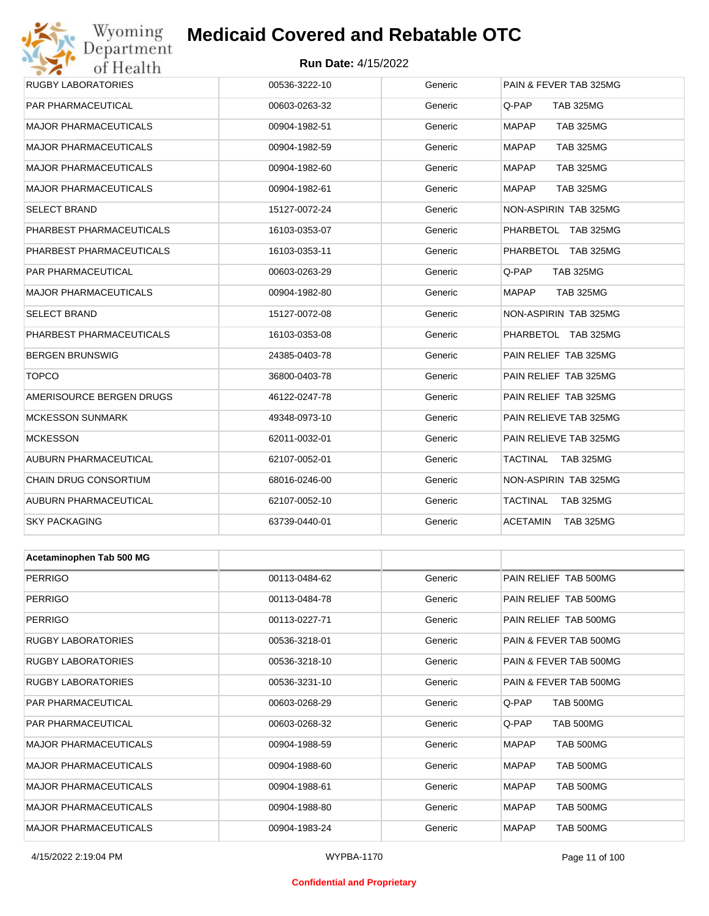# Medicaid Covered and Rebatable OTC

**Run Date:** 4/15/2022

| | | | |
|---|---|---|---|
| RUGBY LABORATORIES | 00536-3222-10 | Generic | PAIN & FEVER TAB 325MG |
| PAR PHARMACEUTICAL | 00603-0263-32 | Generic | Q-PAP TAB 325MG |
| MAJOR PHARMACEUTICALS | 00904-1982-51 | Generic | MAPAP TAB 325MG |
| MAJOR PHARMACEUTICALS | 00904-1982-59 | Generic | MAPAP TAB 325MG |
| MAJOR PHARMACEUTICALS | 00904-1982-60 | Generic | MAPAP TAB 325MG |
| MAJOR PHARMACEUTICALS | 00904-1982-61 | Generic | MAPAP TAB 325MG |
| SELECT BRAND | 15127-0072-24 | Generic | NON-ASPIRIN TAB 325MG |
| PHARBEST PHARMACEUTICALS | 16103-0353-07 | Generic | PHARBETOL TAB 325MG |
| PHARBEST PHARMACEUTICALS | 16103-0353-11 | Generic | PHARBETOL TAB 325MG |
| PAR PHARMACEUTICAL | 00603-0263-29 | Generic | Q-PAP TAB 325MG |
| MAJOR PHARMACEUTICALS | 00904-1982-80 | Generic | MAPAP TAB 325MG |
| SELECT BRAND | 15127-0072-08 | Generic | NON-ASPIRIN TAB 325MG |
| PHARBEST PHARMACEUTICALS | 16103-0353-08 | Generic | PHARBETOL TAB 325MG |
| BERGEN BRUNSWIG | 24385-0403-78 | Generic | PAIN RELIEF TAB 325MG |
| TOPCO | 36800-0403-78 | Generic | PAIN RELIEF TAB 325MG |
| AMERISOURCE BERGEN DRUGS | 46122-0247-78 | Generic | PAIN RELIEF TAB 325MG |
| MCKESSON SUNMARK | 49348-0973-10 | Generic | PAIN RELIEVE TAB 325MG |
| MCKESSON | 62011-0032-01 | Generic | PAIN RELIEVE TAB 325MG |
| AUBURN PHARMACEUTICAL | 62107-0052-01 | Generic | TACTINAL TAB 325MG |
| CHAIN DRUG CONSORTIUM | 68016-0246-00 | Generic | NON-ASPIRIN TAB 325MG |
| AUBURN PHARMACEUTICAL | 62107-0052-10 | Generic | TACTINAL TAB 325MG |
| SKY PACKAGING | 63739-0440-01 | Generic | ACETAMIN TAB 325MG |

| **Acetaminophen Tab 500 MG** | | | |
|---|---|---|---|
| PERRIGO | 00113-0484-62 | Generic | PAIN RELIEF TAB 500MG |
| PERRIGO | 00113-0484-78 | Generic | PAIN RELIEF TAB 500MG |
| PERRIGO | 00113-0227-71 | Generic | PAIN RELIEF TAB 500MG |
| RUGBY LABORATORIES | 00536-3218-01 | Generic | PAIN & FEVER TAB 500MG |
| RUGBY LABORATORIES | 00536-3218-10 | Generic | PAIN & FEVER TAB 500MG |
| RUGBY LABORATORIES | 00536-3231-10 | Generic | PAIN & FEVER TAB 500MG |
| PAR PHARMACEUTICAL | 00603-0268-29 | Generic | Q-PAP TAB 500MG |
| PAR PHARMACEUTICAL | 00603-0268-32 | Generic | Q-PAP TAB 500MG |
| MAJOR PHARMACEUTICALS | 00904-1988-59 | Generic | MAPAP TAB 500MG |
| MAJOR PHARMACEUTICALS | 00904-1988-60 | Generic | MAPAP TAB 500MG |
| MAJOR PHARMACEUTICALS | 00904-1988-61 | Generic | MAPAP TAB 500MG |
| MAJOR PHARMACEUTICALS | 00904-1988-80 | Generic | MAPAP TAB 500MG |
| MAJOR PHARMACEUTICALS | 00904-1983-24 | Generic | MAPAP TAB 500MG |

Confidential and Proprietary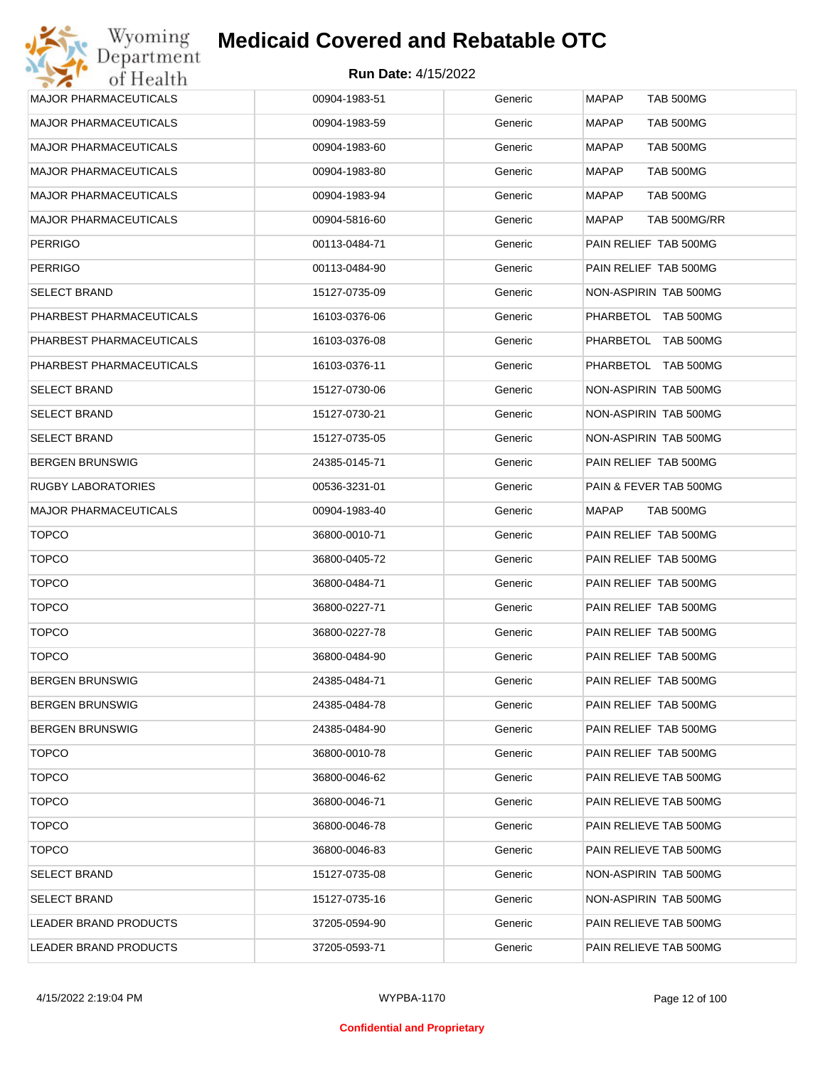| MAJOR PHARMACEUTICALS | 00904-1983-51 | Generic | MAPAP TAB 500MG |
|---|---|---|---|
| MAJOR PHARMACEUTICALS | 00904-1983-59 | Generic | MAPAP TAB 500MG |
| MAJOR PHARMACEUTICALS | 00904-1983-60 | Generic | MAPAP TAB 500MG |
| MAJOR PHARMACEUTICALS | 00904-1983-80 | Generic | MAPAP TAB 500MG |
| MAJOR PHARMACEUTICALS | 00904-1983-94 | Generic | MAPAP TAB 500MG |
| MAJOR PHARMACEUTICALS | 00904-5816-60 | Generic | MAPAP TAB 500MG/RR |
| PERRIGO | 00113-0484-71 | Generic | PAIN RELIEF TAB 500MG |
| PERRIGO | 00113-0484-90 | Generic | PAIN RELIEF TAB 500MG |
| SELECT BRAND | 15127-0735-09 | Generic | NON-ASPIRIN TAB 500MG |
| PHARBEST PHARMACEUTICALS | 16103-0376-06 | Generic | PHARBETOL TAB 500MG |
| PHARBEST PHARMACEUTICALS | 16103-0376-08 | Generic | PHARBETOL TAB 500MG |
| PHARBEST PHARMACEUTICALS | 16103-0376-11 | Generic | PHARBETOL TAB 500MG |
| SELECT BRAND | 15127-0730-06 | Generic | NON-ASPIRIN TAB 500MG |
| SELECT BRAND | 15127-0730-21 | Generic | NON-ASPIRIN TAB 500MG |
| SELECT BRAND | 15127-0735-05 | Generic | NON-ASPIRIN TAB 500MG |
| BERGEN BRUNSWIG | 24385-0145-71 | Generic | PAIN RELIEF TAB 500MG |
| RUGBY LABORATORIES | 00536-3231-01 | Generic | PAIN & FEVER TAB 500MG |
| MAJOR PHARMACEUTICALS | 00904-1983-40 | Generic | MAPAP TAB 500MG |
| TOPCO | 36800-0010-71 | Generic | PAIN RELIEF TAB 500MG |
| TOPCO | 36800-0405-72 | Generic | PAIN RELIEF TAB 500MG |
| TOPCO | 36800-0484-71 | Generic | PAIN RELIEF TAB 500MG |
| TOPCO | 36800-0227-71 | Generic | PAIN RELIEF TAB 500MG |
| TOPCO | 36800-0227-78 | Generic | PAIN RELIEF TAB 500MG |
| TOPCO | 36800-0484-90 | Generic | PAIN RELIEF TAB 500MG |
| BERGEN BRUNSWIG | 24385-0484-71 | Generic | PAIN RELIEF TAB 500MG |
| BERGEN BRUNSWIG | 24385-0484-78 | Generic | PAIN RELIEF TAB 500MG |
| BERGEN BRUNSWIG | 24385-0484-90 | Generic | PAIN RELIEF TAB 500MG |
| TOPCO | 36800-0010-78 | Generic | PAIN RELIEF TAB 500MG |
| TOPCO | 36800-0046-62 | Generic | PAIN RELIEVE TAB 500MG |
| TOPCO | 36800-0046-71 | Generic | PAIN RELIEVE TAB 500MG |
| TOPCO | 36800-0046-78 | Generic | PAIN RELIEVE TAB 500MG |
| TOPCO | 36800-0046-83 | Generic | PAIN RELIEVE TAB 500MG |
| SELECT BRAND | 15127-0735-08 | Generic | NON-ASPIRIN TAB 500MG |
| SELECT BRAND | 15127-0735-16 | Generic | NON-ASPIRIN TAB 500MG |
| LEADER BRAND PRODUCTS | 37205-0594-90 | Generic | PAIN RELIEVE TAB 500MG |
| LEADER BRAND PRODUCTS | 37205-0593-71 | Generic | PAIN RELIEVE TAB 500MG |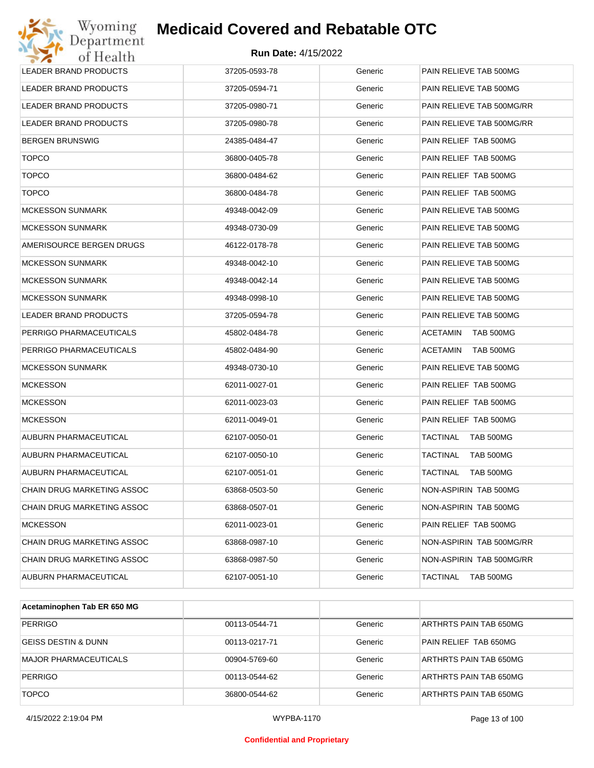| | | | |
|---|---|---|---|
| LEADER BRAND PRODUCTS | 37205-0593-78 | Generic | PAIN RELIEVE TAB 500MG |
| LEADER BRAND PRODUCTS | 37205-0594-71 | Generic | PAIN RELIEVE TAB 500MG |
| LEADER BRAND PRODUCTS | 37205-0980-71 | Generic | PAIN RELIEVE TAB 500MG/RR |
| LEADER BRAND PRODUCTS | 37205-0980-78 | Generic | PAIN RELIEVE TAB 500MG/RR |
| BERGEN BRUNSWIG | 24385-0484-47 | Generic | PAIN RELIEF TAB 500MG |
| TOPCO | 36800-0405-78 | Generic | PAIN RELIEF TAB 500MG |
| TOPCO | 36800-0484-62 | Generic | PAIN RELIEF TAB 500MG |
| TOPCO | 36800-0484-78 | Generic | PAIN RELIEF TAB 500MG |
| MCKESSON SUNMARK | 49348-0042-09 | Generic | PAIN RELIEVE TAB 500MG |
| MCKESSON SUNMARK | 49348-0730-09 | Generic | PAIN RELIEVE TAB 500MG |
| AMERISOURCE BERGEN DRUGS | 46122-0178-78 | Generic | PAIN RELIEVE TAB 500MG |
| MCKESSON SUNMARK | 49348-0042-10 | Generic | PAIN RELIEVE TAB 500MG |
| MCKESSON SUNMARK | 49348-0042-14 | Generic | PAIN RELIEVE TAB 500MG |
| MCKESSON SUNMARK | 49348-0998-10 | Generic | PAIN RELIEVE TAB 500MG |
| LEADER BRAND PRODUCTS | 37205-0594-78 | Generic | PAIN RELIEVE TAB 500MG |
| PERRIGO PHARMACEUTICALS | 45802-0484-78 | Generic | ACETAMIN TAB 500MG |
| PERRIGO PHARMACEUTICALS | 45802-0484-90 | Generic | ACETAMIN TAB 500MG |
| MCKESSON SUNMARK | 49348-0730-10 | Generic | PAIN RELIEVE TAB 500MG |
| MCKESSON | 62011-0027-01 | Generic | PAIN RELIEF TAB 500MG |
| MCKESSON | 62011-0023-03 | Generic | PAIN RELIEF TAB 500MG |
| MCKESSON | 62011-0049-01 | Generic | PAIN RELIEF TAB 500MG |
| AUBURN PHARMACEUTICAL | 62107-0050-01 | Generic | TACTINAL TAB 500MG |
| AUBURN PHARMACEUTICAL | 62107-0050-10 | Generic | TACTINAL TAB 500MG |
| AUBURN PHARMACEUTICAL | 62107-0051-01 | Generic | TACTINAL TAB 500MG |
| CHAIN DRUG MARKETING ASSOC | 63868-0503-50 | Generic | NON-ASPIRIN TAB 500MG |
| CHAIN DRUG MARKETING ASSOC | 63868-0507-01 | Generic | NON-ASPIRIN TAB 500MG |
| MCKESSON | 62011-0023-01 | Generic | PAIN RELIEF TAB 500MG |
| CHAIN DRUG MARKETING ASSOC | 63868-0987-10 | Generic | NON-ASPIRIN TAB 500MG/RR |
| CHAIN DRUG MARKETING ASSOC | 63868-0987-50 | Generic | NON-ASPIRIN TAB 500MG/RR |
| AUBURN PHARMACEUTICAL | 62107-0051-10 | Generic | TACTINAL TAB 500MG |

| **Acetaminophen Tab ER 650 MG** | | | |
|---|---|---|---|
| PERRIGO | 00113-0544-71 | Generic | ARTHRTS PAIN TAB 650MG |
| GEISS DESTIN & DUNN | 00113-0217-71 | Generic | PAIN RELIEF TAB 650MG |
| MAJOR PHARMACEUTICALS | 00904-5769-60 | Generic | ARTHRTS PAIN TAB 650MG |
| PERRIGO | 00113-0544-62 | Generic | ARTHRTS PAIN TAB 650MG |
| TOPCO | 36800-0544-62 | Generic | ARTHRTS PAIN TAB 650MG |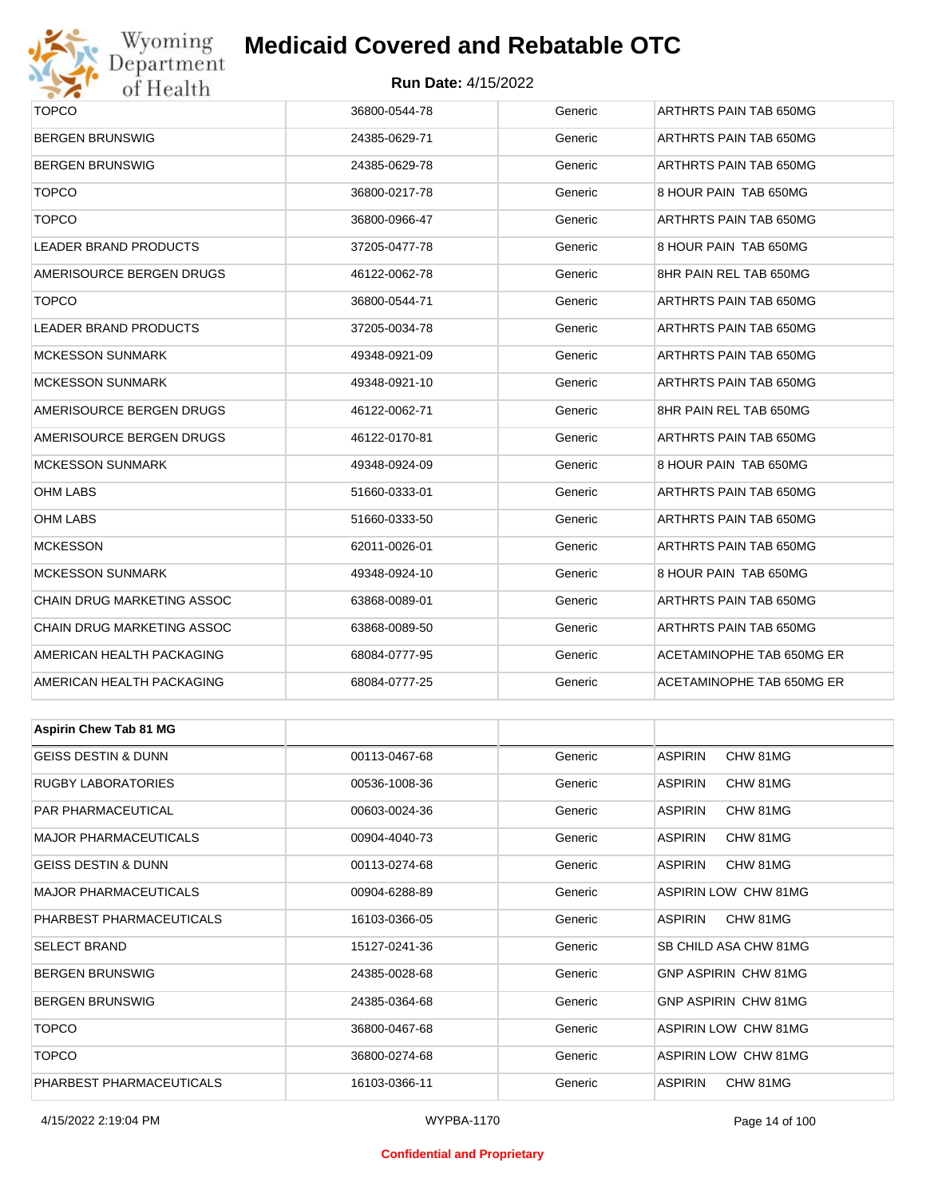| | | | |
|---|---|---|---|
| TOPCO | 36800-0544-78 | Generic | ARTHRTS PAIN TAB 650MG |
| BERGEN BRUNSWIG | 24385-0629-71 | Generic | ARTHRTS PAIN TAB 650MG |
| BERGEN BRUNSWIG | 24385-0629-78 | Generic | ARTHRTS PAIN TAB 650MG |
| TOPCO | 36800-0217-78 | Generic | 8 HOUR PAIN TAB 650MG |
| TOPCO | 36800-0966-47 | Generic | ARTHRTS PAIN TAB 650MG |
| LEADER BRAND PRODUCTS | 37205-0477-78 | Generic | 8 HOUR PAIN TAB 650MG |
| AMERISOURCE BERGEN DRUGS | 46122-0062-78 | Generic | 8HR PAIN REL TAB 650MG |
| TOPCO | 36800-0544-71 | Generic | ARTHRTS PAIN TAB 650MG |
| LEADER BRAND PRODUCTS | 37205-0034-78 | Generic | ARTHRTS PAIN TAB 650MG |
| MCKESSON SUNMARK | 49348-0921-09 | Generic | ARTHRTS PAIN TAB 650MG |
| MCKESSON SUNMARK | 49348-0921-10 | Generic | ARTHRTS PAIN TAB 650MG |
| AMERISOURCE BERGEN DRUGS | 46122-0062-71 | Generic | 8HR PAIN REL TAB 650MG |
| AMERISOURCE BERGEN DRUGS | 46122-0170-81 | Generic | ARTHRTS PAIN TAB 650MG |
| MCKESSON SUNMARK | 49348-0924-09 | Generic | 8 HOUR PAIN TAB 650MG |
| OHM LABS | 51660-0333-01 | Generic | ARTHRTS PAIN TAB 650MG |
| OHM LABS | 51660-0333-50 | Generic | ARTHRTS PAIN TAB 650MG |
| MCKESSON | 62011-0026-01 | Generic | ARTHRTS PAIN TAB 650MG |
| MCKESSON SUNMARK | 49348-0924-10 | Generic | 8 HOUR PAIN TAB 650MG |
| CHAIN DRUG MARKETING ASSOC | 63868-0089-01 | Generic | ARTHRTS PAIN TAB 650MG |
| CHAIN DRUG MARKETING ASSOC | 63868-0089-50 | Generic | ARTHRTS PAIN TAB 650MG |
| AMERICAN HEALTH PACKAGING | 68084-0777-95 | Generic | ACETAMINOPHE TAB 650MG ER |
| AMERICAN HEALTH PACKAGING | 68084-0777-25 | Generic | ACETAMINOPHE TAB 650MG ER |

| **Aspirin Chew Tab 81 MG** | | | |
|---|---|---|---|
| GEISS DESTIN & DUNN | 00113-0467-68 | Generic | ASPIRIN CHW 81MG |
| RUGBY LABORATORIES | 00536-1008-36 | Generic | ASPIRIN CHW 81MG |
| PAR PHARMACEUTICAL | 00603-0024-36 | Generic | ASPIRIN CHW 81MG |
| MAJOR PHARMACEUTICALS | 00904-4040-73 | Generic | ASPIRIN CHW 81MG |
| GEISS DESTIN & DUNN | 00113-0274-68 | Generic | ASPIRIN CHW 81MG |
| MAJOR PHARMACEUTICALS | 00904-6288-89 | Generic | ASPIRIN LOW CHW 81MG |
| PHARBEST PHARMACEUTICALS | 16103-0366-05 | Generic | ASPIRIN CHW 81MG |
| SELECT BRAND | 15127-0241-36 | Generic | SB CHILD ASA CHW 81MG |
| BERGEN BRUNSWIG | 24385-0028-68 | Generic | GNP ASPIRIN CHW 81MG |
| BERGEN BRUNSWIG | 24385-0364-68 | Generic | GNP ASPIRIN CHW 81MG |
| TOPCO | 36800-0467-68 | Generic | ASPIRIN LOW CHW 81MG |
| TOPCO | 36800-0274-68 | Generic | ASPIRIN LOW CHW 81MG |
| PHARBEST PHARMACEUTICALS | 16103-0366-11 | Generic | ASPIRIN CHW 81MG |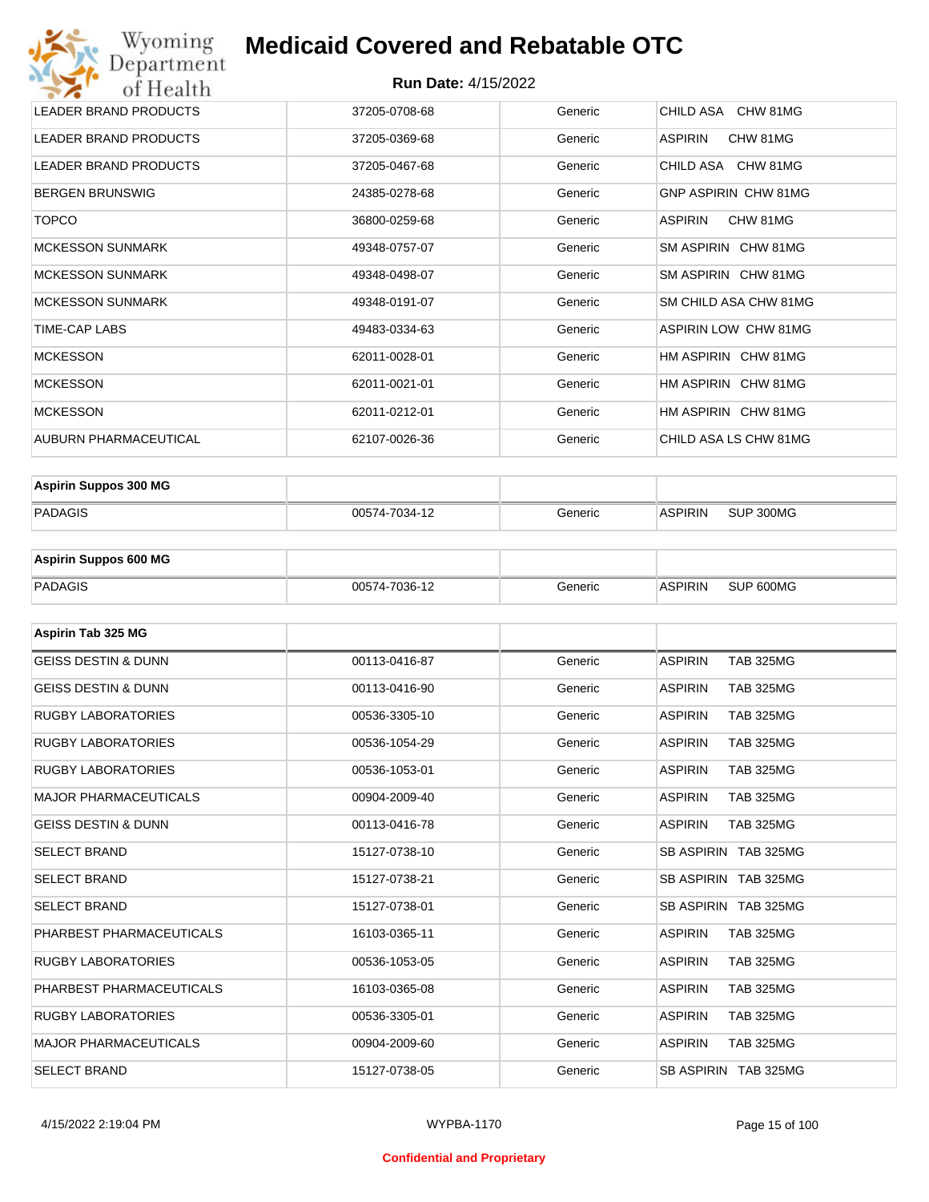| | | | |
|---|---|---|---|
| LEADER BRAND PRODUCTS | 37205-0708-68 | Generic | CHILD ASA CHW 81MG |
| LEADER BRAND PRODUCTS | 37205-0369-68 | Generic | ASPIRIN CHW 81MG |
| LEADER BRAND PRODUCTS | 37205-0467-68 | Generic | CHILD ASA CHW 81MG |
| BERGEN BRUNSWIG | 24385-0278-68 | Generic | GNP ASPIRIN CHW 81MG |
| TOPCO | 36800-0259-68 | Generic | ASPIRIN CHW 81MG |
| MCKESSON SUNMARK | 49348-0757-07 | Generic | SM ASPIRIN CHW 81MG |
| MCKESSON SUNMARK | 49348-0498-07 | Generic | SM ASPIRIN CHW 81MG |
| MCKESSON SUNMARK | 49348-0191-07 | Generic | SM CHILD ASA CHW 81MG |
| TIME-CAP LABS | 49483-0334-63 | Generic | ASPIRIN LOW CHW 81MG |
| MCKESSON | 62011-0028-01 | Generic | HM ASPIRIN CHW 81MG |
| MCKESSON | 62011-0021-01 | Generic | HM ASPIRIN CHW 81MG |
| MCKESSON | 62011-0212-01 | Generic | HM ASPIRIN CHW 81MG |
| AUBURN PHARMACEUTICAL | 62107-0026-36 | Generic | CHILD ASA LS CHW 81MG |

| **Aspirin Suppos 300 MG** | | | |
|---|---|---|---|
| PADAGIS | 00574-7034-12 | Generic | ASPIRIN SUP 300MG |

| **Aspirin Suppos 600 MG** | | | |
|---|---|---|---|
| PADAGIS | 00574-7036-12 | Generic | ASPIRIN SUP 600MG |

| **Aspirin Tab 325 MG** | | | |
|---|---|---|---|
| GEISS DESTIN & DUNN | 00113-0416-87 | Generic | ASPIRIN TAB 325MG |
| GEISS DESTIN & DUNN | 00113-0416-90 | Generic | ASPIRIN TAB 325MG |
| RUGBY LABORATORIES | 00536-3305-10 | Generic | ASPIRIN TAB 325MG |
| RUGBY LABORATORIES | 00536-1054-29 | Generic | ASPIRIN TAB 325MG |
| RUGBY LABORATORIES | 00536-1053-01 | Generic | ASPIRIN TAB 325MG |
| MAJOR PHARMACEUTICALS | 00904-2009-40 | Generic | ASPIRIN TAB 325MG |
| GEISS DESTIN & DUNN | 00113-0416-78 | Generic | ASPIRIN TAB 325MG |
| SELECT BRAND | 15127-0738-10 | Generic | SB ASPIRIN TAB 325MG |
| SELECT BRAND | 15127-0738-21 | Generic | SB ASPIRIN TAB 325MG |
| SELECT BRAND | 15127-0738-01 | Generic | SB ASPIRIN TAB 325MG |
| PHARBEST PHARMACEUTICALS | 16103-0365-11 | Generic | ASPIRIN TAB 325MG |
| RUGBY LABORATORIES | 00536-1053-05 | Generic | ASPIRIN TAB 325MG |
| PHARBEST PHARMACEUTICALS | 16103-0365-08 | Generic | ASPIRIN TAB 325MG |
| RUGBY LABORATORIES | 00536-3305-01 | Generic | ASPIRIN TAB 325MG |
| MAJOR PHARMACEUTICALS | 00904-2009-60 | Generic | ASPIRIN TAB 325MG |
| SELECT BRAND | 15127-0738-05 | Generic | SB ASPIRIN TAB 325MG |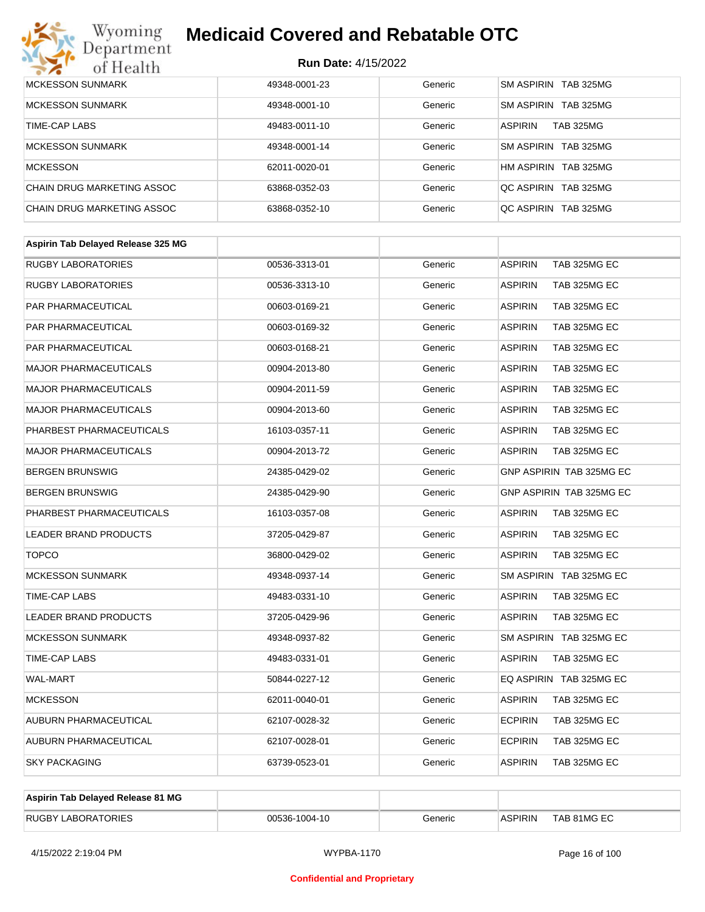| | | | |
|---|---|---|---|
| MCKESSON SUNMARK | 49348-0001-23 | Generic | SM ASPIRIN TAB 325MG |
| MCKESSON SUNMARK | 49348-0001-10 | Generic | SM ASPIRIN TAB 325MG |
| TIME-CAP LABS | 49483-0011-10 | Generic | ASPIRIN TAB 325MG |
| MCKESSON SUNMARK | 49348-0001-14 | Generic | SM ASPIRIN TAB 325MG |
| MCKESSON | 62011-0020-01 | Generic | HM ASPIRIN TAB 325MG |
| CHAIN DRUG MARKETING ASSOC | 63868-0352-03 | Generic | QC ASPIRIN TAB 325MG |
| CHAIN DRUG MARKETING ASSOC | 63868-0352-10 | Generic | QC ASPIRIN TAB 325MG |

| **Aspirin Tab Delayed Release 325 MG** | | | |
|---|---|---|---|
| RUGBY LABORATORIES | 00536-3313-01 | Generic | ASPIRIN TAB 325MG EC |
| RUGBY LABORATORIES | 00536-3313-10 | Generic | ASPIRIN TAB 325MG EC |
| PAR PHARMACEUTICAL | 00603-0169-21 | Generic | ASPIRIN TAB 325MG EC |
| PAR PHARMACEUTICAL | 00603-0169-32 | Generic | ASPIRIN TAB 325MG EC |
| PAR PHARMACEUTICAL | 00603-0168-21 | Generic | ASPIRIN TAB 325MG EC |
| MAJOR PHARMACEUTICALS | 00904-2013-80 | Generic | ASPIRIN TAB 325MG EC |
| MAJOR PHARMACEUTICALS | 00904-2011-59 | Generic | ASPIRIN TAB 325MG EC |
| MAJOR PHARMACEUTICALS | 00904-2013-60 | Generic | ASPIRIN TAB 325MG EC |
| PHARBEST PHARMACEUTICALS | 16103-0357-11 | Generic | ASPIRIN TAB 325MG EC |
| MAJOR PHARMACEUTICALS | 00904-2013-72 | Generic | ASPIRIN TAB 325MG EC |
| BERGEN BRUNSWIG | 24385-0429-02 | Generic | GNP ASPIRIN TAB 325MG EC |
| BERGEN BRUNSWIG | 24385-0429-90 | Generic | GNP ASPIRIN TAB 325MG EC |
| PHARBEST PHARMACEUTICALS | 16103-0357-08 | Generic | ASPIRIN TAB 325MG EC |
| LEADER BRAND PRODUCTS | 37205-0429-87 | Generic | ASPIRIN TAB 325MG EC |
| TOPCO | 36800-0429-02 | Generic | ASPIRIN TAB 325MG EC |
| MCKESSON SUNMARK | 49348-0937-14 | Generic | SM ASPIRIN TAB 325MG EC |
| TIME-CAP LABS | 49483-0331-10 | Generic | ASPIRIN TAB 325MG EC |
| LEADER BRAND PRODUCTS | 37205-0429-96 | Generic | ASPIRIN TAB 325MG EC |
| MCKESSON SUNMARK | 49348-0937-82 | Generic | SM ASPIRIN TAB 325MG EC |
| TIME-CAP LABS | 49483-0331-01 | Generic | ASPIRIN TAB 325MG EC |
| WAL-MART | 50844-0227-12 | Generic | EQ ASPIRIN TAB 325MG EC |
| MCKESSON | 62011-0040-01 | Generic | ASPIRIN TAB 325MG EC |
| AUBURN PHARMACEUTICAL | 62107-0028-32 | Generic | ECPIRIN TAB 325MG EC |
| AUBURN PHARMACEUTICAL | 62107-0028-01 | Generic | ECPIRIN TAB 325MG EC |
| SKY PACKAGING | 63739-0523-01 | Generic | ASPIRIN TAB 325MG EC |

| **Aspirin Tab Delayed Release 81 MG** | | | |
|---|---|---|---|
| RUGBY LABORATORIES | 00536-1004-10 | Generic | ASPIRIN TAB 81MG EC |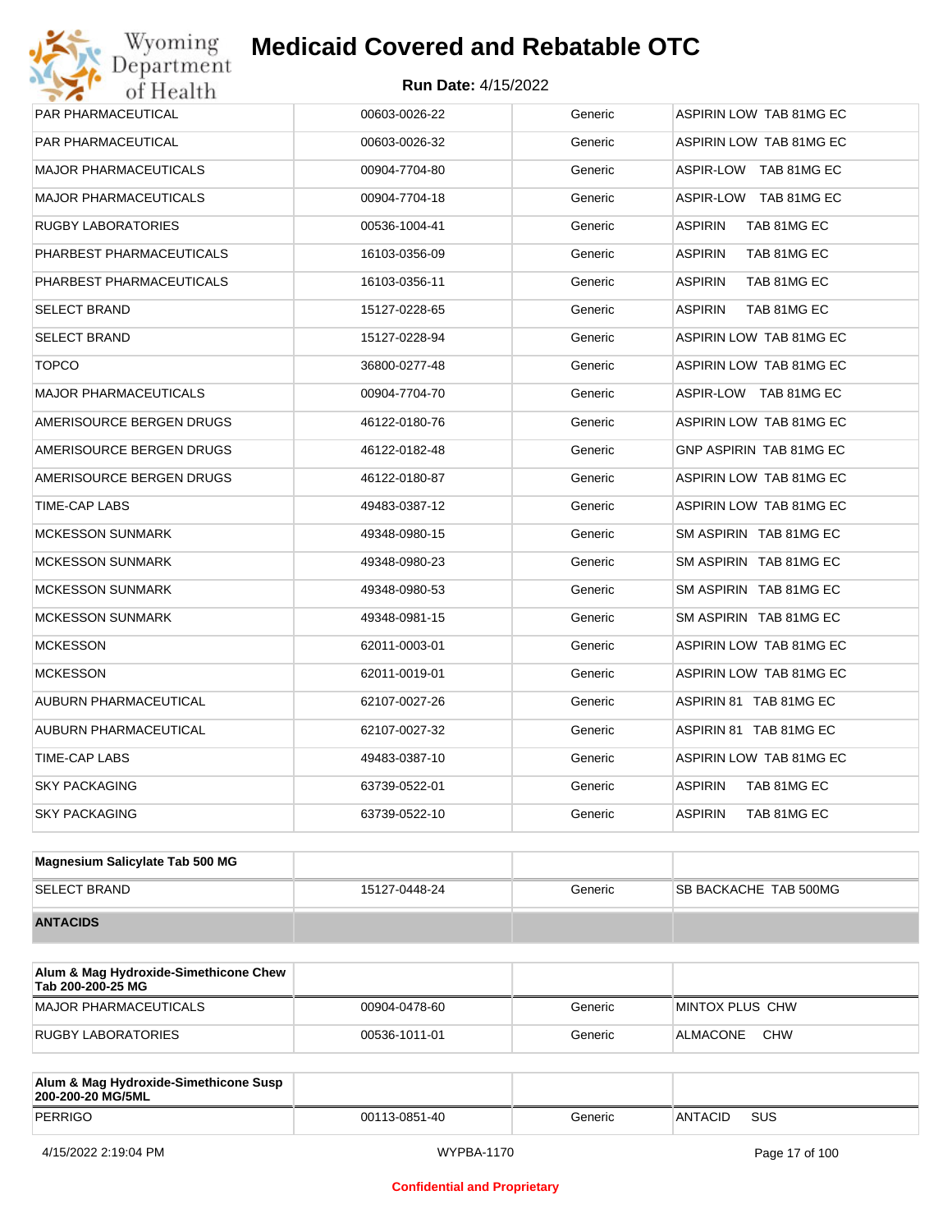| | | | |
|---|---|---|---|
| PAR PHARMACEUTICAL | 00603-0026-22 | Generic | ASPIRIN LOW TAB 81MG EC |
| PAR PHARMACEUTICAL | 00603-0026-32 | Generic | ASPIRIN LOW TAB 81MG EC |
| MAJOR PHARMACEUTICALS | 00904-7704-80 | Generic | ASPIR-LOW TAB 81MG EC |
| MAJOR PHARMACEUTICALS | 00904-7704-18 | Generic | ASPIR-LOW TAB 81MG EC |
| RUGBY LABORATORIES | 00536-1004-41 | Generic | ASPIRIN TAB 81MG EC |
| PHARBEST PHARMACEUTICALS | 16103-0356-09 | Generic | ASPIRIN TAB 81MG EC |
| PHARBEST PHARMACEUTICALS | 16103-0356-11 | Generic | ASPIRIN TAB 81MG EC |
| SELECT BRAND | 15127-0228-65 | Generic | ASPIRIN TAB 81MG EC |
| SELECT BRAND | 15127-0228-94 | Generic | ASPIRIN LOW TAB 81MG EC |
| TOPCO | 36800-0277-48 | Generic | ASPIRIN LOW TAB 81MG EC |
| MAJOR PHARMACEUTICALS | 00904-7704-70 | Generic | ASPIR-LOW TAB 81MG EC |
| AMERISOURCE BERGEN DRUGS | 46122-0180-76 | Generic | ASPIRIN LOW TAB 81MG EC |
| AMERISOURCE BERGEN DRUGS | 46122-0182-48 | Generic | GNP ASPIRIN TAB 81MG EC |
| AMERISOURCE BERGEN DRUGS | 46122-0180-87 | Generic | ASPIRIN LOW TAB 81MG EC |
| TIME-CAP LABS | 49483-0387-12 | Generic | ASPIRIN LOW TAB 81MG EC |
| MCKESSON SUNMARK | 49348-0980-15 | Generic | SM ASPIRIN TAB 81MG EC |
| MCKESSON SUNMARK | 49348-0980-23 | Generic | SM ASPIRIN TAB 81MG EC |
| MCKESSON SUNMARK | 49348-0980-53 | Generic | SM ASPIRIN TAB 81MG EC |
| MCKESSON SUNMARK | 49348-0981-15 | Generic | SM ASPIRIN TAB 81MG EC |
| MCKESSON | 62011-0003-01 | Generic | ASPIRIN LOW TAB 81MG EC |
| MCKESSON | 62011-0019-01 | Generic | ASPIRIN LOW TAB 81MG EC |
| AUBURN PHARMACEUTICAL | 62107-0027-26 | Generic | ASPIRIN 81 TAB 81MG EC |
| AUBURN PHARMACEUTICAL | 62107-0027-32 | Generic | ASPIRIN 81 TAB 81MG EC |
| TIME-CAP LABS | 49483-0387-10 | Generic | ASPIRIN LOW TAB 81MG EC |
| SKY PACKAGING | 63739-0522-01 | Generic | ASPIRIN TAB 81MG EC |
| SKY PACKAGING | 63739-0522-10 | Generic | ASPIRIN TAB 81MG EC |

| **Magnesium Salicylate Tab 500 MG** | | | |
|---|---|---|---|
| SELECT BRAND | 15127-0448-24 | Generic | SB BACKACHE TAB 500MG |
| **ANTACIDS** | | | |

| **Alum & Mag Hydroxide-Simethicone Chew Tab 200-200-25 MG** | | | |
|---|---|---|---|
| MAJOR PHARMACEUTICALS | 00904-0478-60 | Generic | MINTOX PLUS CHW |
| RUGBY LABORATORIES | 00536-1011-01 | Generic | ALMACONE CHW |

| **Alum & Mag Hydroxide-Simethicone Susp 200-200-20 MG/5ML** | | | |
|---|---|---|---|
| PERRIGO | 00113-0851-40 | Generic | ANTACID SUS |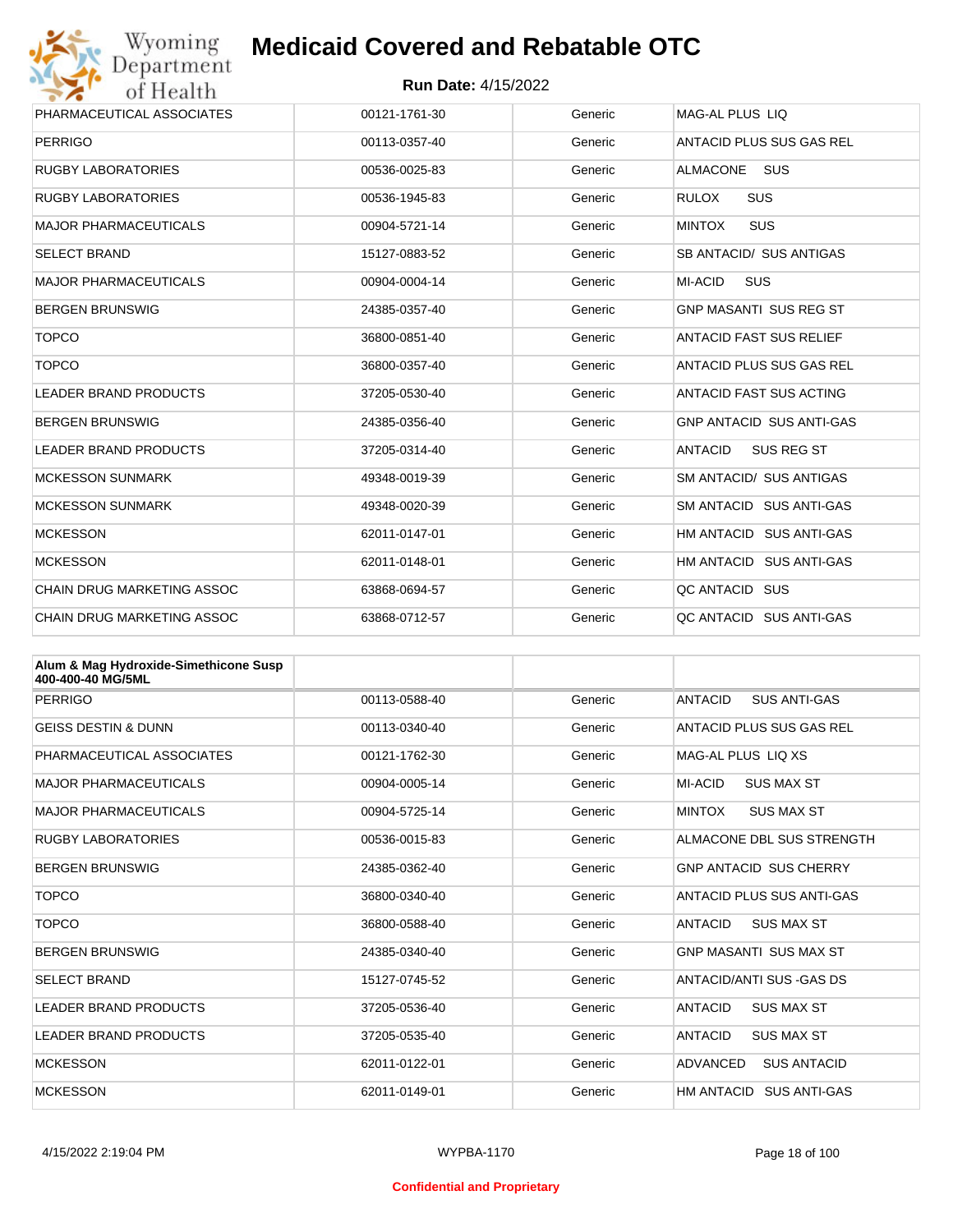| | | | |
|---|---|---|---|
| PHARMACEUTICAL ASSOCIATES | 00121-1761-30 | Generic | MAG-AL PLUS LIQ |
| PERRIGO | 00113-0357-40 | Generic | ANTACID PLUS SUS GAS REL |
| RUGBY LABORATORIES | 00536-0025-83 | Generic | ALMACONE SUS |
| RUGBY LABORATORIES | 00536-1945-83 | Generic | RULOX SUS |
| MAJOR PHARMACEUTICALS | 00904-5721-14 | Generic | MINTOX SUS |
| SELECT BRAND | 15127-0883-52 | Generic | SB ANTACID/ SUS ANTIGAS |
| MAJOR PHARMACEUTICALS | 00904-0004-14 | Generic | MI-ACID SUS |
| BERGEN BRUNSWIG | 24385-0357-40 | Generic | GNP MASANTI SUS REG ST |
| TOPCO | 36800-0851-40 | Generic | ANTACID FAST SUS RELIEF |
| TOPCO | 36800-0357-40 | Generic | ANTACID PLUS SUS GAS REL |
| LEADER BRAND PRODUCTS | 37205-0530-40 | Generic | ANTACID FAST SUS ACTING |
| BERGEN BRUNSWIG | 24385-0356-40 | Generic | GNP ANTACID SUS ANTI-GAS |
| LEADER BRAND PRODUCTS | 37205-0314-40 | Generic | ANTACID SUS REG ST |
| MCKESSON SUNMARK | 49348-0019-39 | Generic | SM ANTACID/ SUS ANTIGAS |
| MCKESSON SUNMARK | 49348-0020-39 | Generic | SM ANTACID SUS ANTI-GAS |
| MCKESSON | 62011-0147-01 | Generic | HM ANTACID SUS ANTI-GAS |
| MCKESSON | 62011-0148-01 | Generic | HM ANTACID SUS ANTI-GAS |
| CHAIN DRUG MARKETING ASSOC | 63868-0694-57 | Generic | QC ANTACID SUS |
| CHAIN DRUG MARKETING ASSOC | 63868-0712-57 | Generic | QC ANTACID SUS ANTI-GAS |

| **Alum & Mag Hydroxide-Simethicone Susp 400-400-40 MG/5ML** | | | |
|---|---|---|---|
| PERRIGO | 00113-0588-40 | Generic | ANTACID SUS ANTI-GAS |
| GEISS DESTIN & DUNN | 00113-0340-40 | Generic | ANTACID PLUS SUS GAS REL |
| PHARMACEUTICAL ASSOCIATES | 00121-1762-30 | Generic | MAG-AL PLUS LIQ XS |
| MAJOR PHARMACEUTICALS | 00904-0005-14 | Generic | MI-ACID SUS MAX ST |
| MAJOR PHARMACEUTICALS | 00904-5725-14 | Generic | MINTOX SUS MAX ST |
| RUGBY LABORATORIES | 00536-0015-83 | Generic | ALMACONE DBL SUS STRENGTH |
| BERGEN BRUNSWIG | 24385-0362-40 | Generic | GNP ANTACID SUS CHERRY |
| TOPCO | 36800-0340-40 | Generic | ANTACID PLUS SUS ANTI-GAS |
| TOPCO | 36800-0588-40 | Generic | ANTACID SUS MAX ST |
| BERGEN BRUNSWIG | 24385-0340-40 | Generic | GNP MASANTI SUS MAX ST |
| SELECT BRAND | 15127-0745-52 | Generic | ANTACID/ANTI SUS -GAS DS |
| LEADER BRAND PRODUCTS | 37205-0536-40 | Generic | ANTACID SUS MAX ST |
| LEADER BRAND PRODUCTS | 37205-0535-40 | Generic | ANTACID SUS MAX ST |
| MCKESSON | 62011-0122-01 | Generic | ADVANCED SUS ANTACID |
| MCKESSON | 62011-0149-01 | Generic | HM ANTACID SUS ANTI-GAS |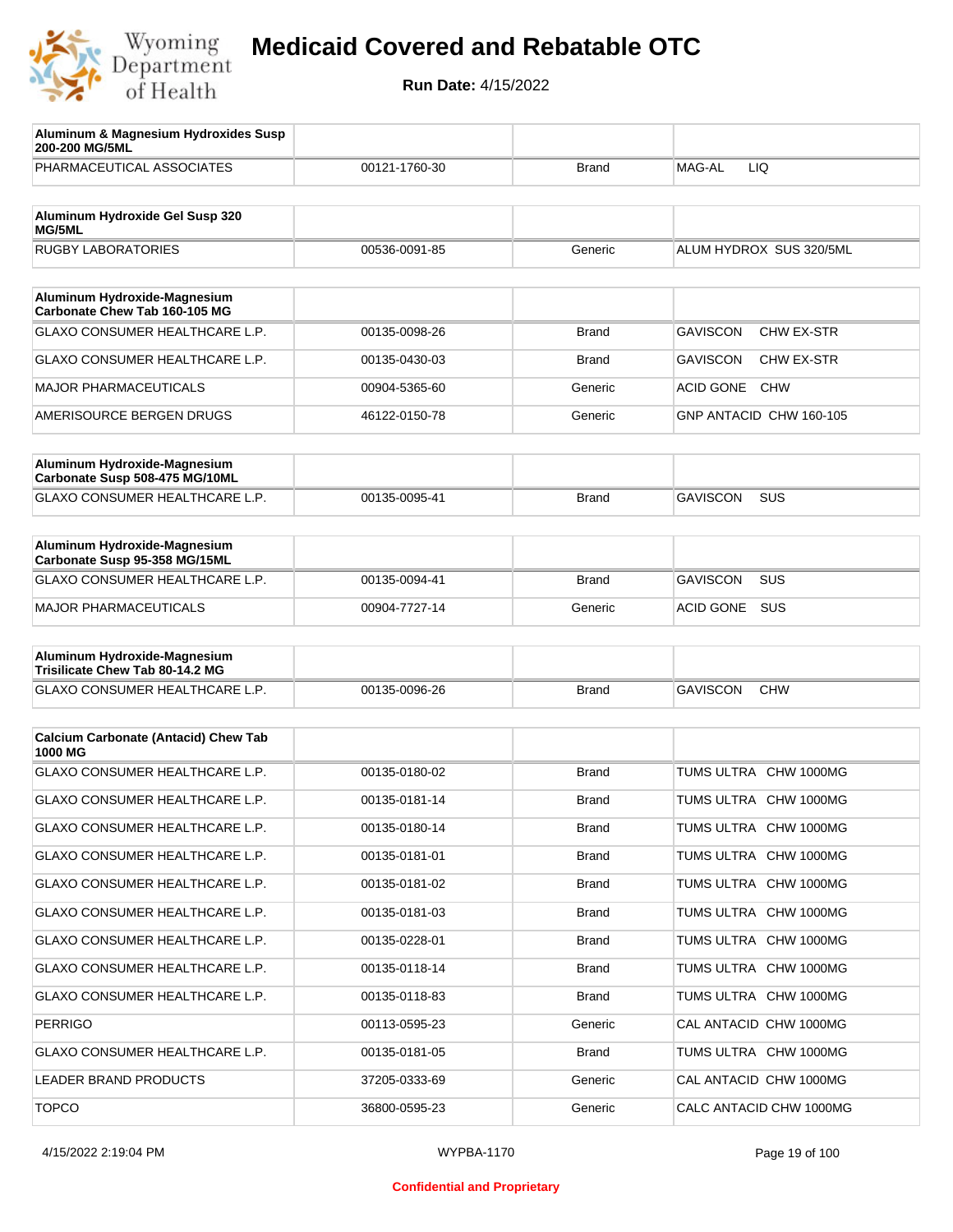# Medicaid Covered and Rebatable OTC

**Run Date:** 4/15/2022

| Aluminum & Magnesium Hydroxides Susp 200-200 MG/5ML | | | |
|---|---|---|---|
| PHARMACEUTICAL ASSOCIATES | 00121-1760-30 | Brand | MAG-AL LIQ |

| Aluminum Hydroxide Gel Susp 320 MG/5ML | | | |
|---|---|---|---|
| RUGBY LABORATORIES | 00536-0091-85 | Generic | ALUM HYDROX SUS 320/5ML |

| Aluminum Hydroxide-Magnesium Carbonate Chew Tab 160-105 MG | | | |
|---|---|---|---|
| GLAXO CONSUMER HEALTHCARE L.P. | 00135-0098-26 | Brand | GAVISCON CHW EX-STR |
| GLAXO CONSUMER HEALTHCARE L.P. | 00135-0430-03 | Brand | GAVISCON CHW EX-STR |
| MAJOR PHARMACEUTICALS | 00904-5365-60 | Generic | ACID GONE CHW |
| AMERISOURCE BERGEN DRUGS | 46122-0150-78 | Generic | GNP ANTACID CHW 160-105 |

| Aluminum Hydroxide-Magnesium Carbonate Susp 508-475 MG/10ML | | | |
|---|---|---|---|
| GLAXO CONSUMER HEALTHCARE L.P. | 00135-0095-41 | Brand | GAVISCON SUS |

| Aluminum Hydroxide-Magnesium Carbonate Susp 95-358 MG/15ML | | | |
|---|---|---|---|
| GLAXO CONSUMER HEALTHCARE L.P. | 00135-0094-41 | Brand | GAVISCON SUS |
| MAJOR PHARMACEUTICALS | 00904-7727-14 | Generic | ACID GONE SUS |

| Aluminum Hydroxide-Magnesium Trisilicate Chew Tab 80-14.2 MG | | | |
|---|---|---|---|
| GLAXO CONSUMER HEALTHCARE L.P. | 00135-0096-26 | Brand | GAVISCON CHW |

| Calcium Carbonate (Antacid) Chew Tab 1000 MG | | | |
|---|---|---|---|
| GLAXO CONSUMER HEALTHCARE L.P. | 00135-0180-02 | Brand | TUMS ULTRA CHW 1000MG |
| GLAXO CONSUMER HEALTHCARE L.P. | 00135-0181-14 | Brand | TUMS ULTRA CHW 1000MG |
| GLAXO CONSUMER HEALTHCARE L.P. | 00135-0180-14 | Brand | TUMS ULTRA CHW 1000MG |
| GLAXO CONSUMER HEALTHCARE L.P. | 00135-0181-01 | Brand | TUMS ULTRA CHW 1000MG |
| GLAXO CONSUMER HEALTHCARE L.P. | 00135-0181-02 | Brand | TUMS ULTRA CHW 1000MG |
| GLAXO CONSUMER HEALTHCARE L.P. | 00135-0181-03 | Brand | TUMS ULTRA CHW 1000MG |
| GLAXO CONSUMER HEALTHCARE L.P. | 00135-0228-01 | Brand | TUMS ULTRA CHW 1000MG |
| GLAXO CONSUMER HEALTHCARE L.P. | 00135-0118-14 | Brand | TUMS ULTRA CHW 1000MG |
| GLAXO CONSUMER HEALTHCARE L.P. | 00135-0118-83 | Brand | TUMS ULTRA CHW 1000MG |
| PERRIGO | 00113-0595-23 | Generic | CAL ANTACID CHW 1000MG |
| GLAXO CONSUMER HEALTHCARE L.P. | 00135-0181-05 | Brand | TUMS ULTRA CHW 1000MG |
| LEADER BRAND PRODUCTS | 37205-0333-69 | Generic | CAL ANTACID CHW 1000MG |
| TOPCO | 36800-0595-23 | Generic | CALC ANTACID CHW 1000MG |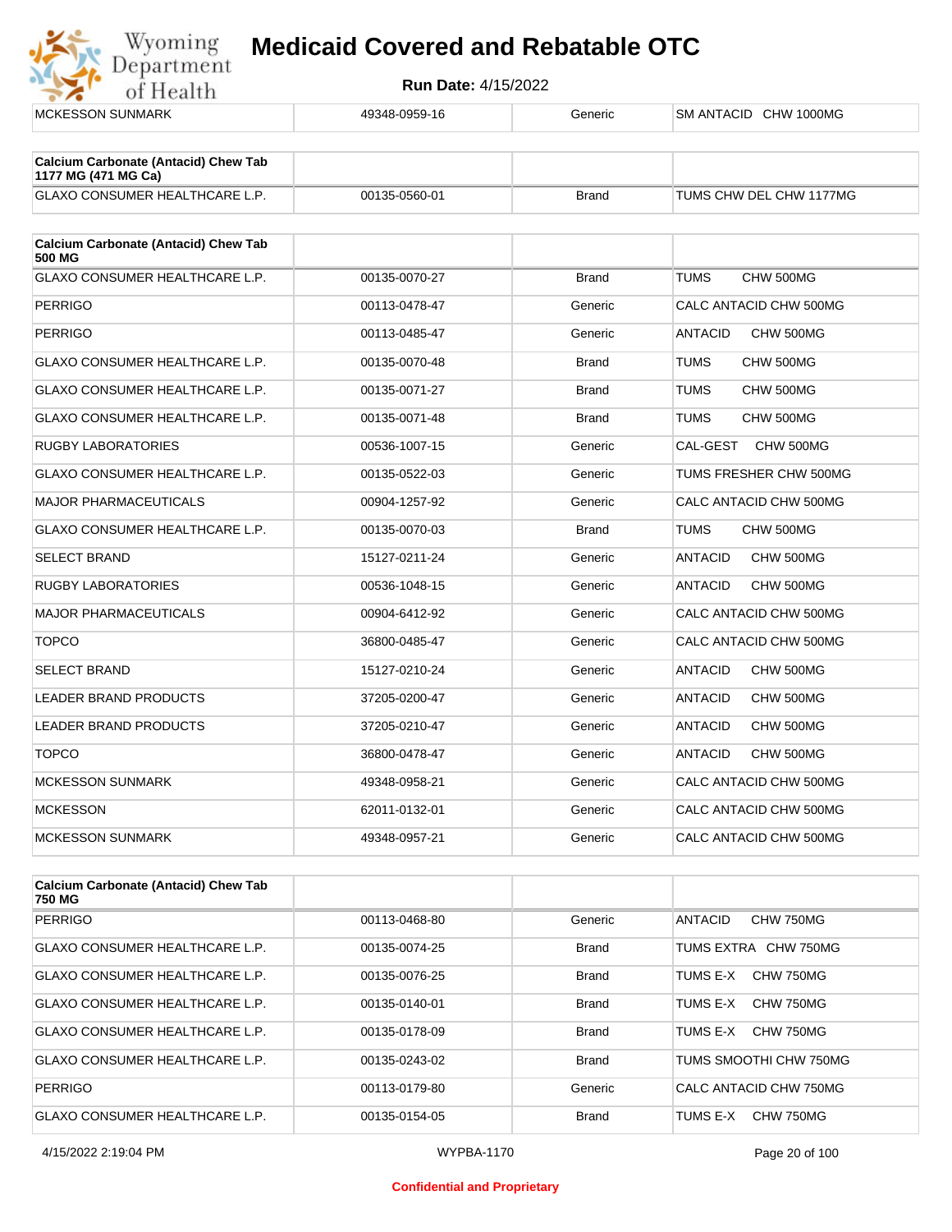| MCKESSON SUNMARK | 49348-0959-16 | Generic | SM ANTACID CHW 1000MG |
|---|---|---|---|

| Calcium Carbonate (Antacid) Chew Tab 1177 MG (471 MG Ca) | | | |
|---|---|---|---|
| GLAXO CONSUMER HEALTHCARE L.P. | 00135-0560-01 | Brand | TUMS CHW DEL CHW 1177MG |

| Calcium Carbonate (Antacid) Chew Tab 500 MG | | | |
|---|---|---|---|
| GLAXO CONSUMER HEALTHCARE L.P. | 00135-0070-27 | Brand | TUMS CHW 500MG |
| PERRIGO | 00113-0478-47 | Generic | CALC ANTACID CHW 500MG |
| PERRIGO | 00113-0485-47 | Generic | ANTACID CHW 500MG |
| GLAXO CONSUMER HEALTHCARE L.P. | 00135-0070-48 | Brand | TUMS CHW 500MG |
| GLAXO CONSUMER HEALTHCARE L.P. | 00135-0071-27 | Brand | TUMS CHW 500MG |
| GLAXO CONSUMER HEALTHCARE L.P. | 00135-0071-48 | Brand | TUMS CHW 500MG |
| RUGBY LABORATORIES | 00536-1007-15 | Generic | CAL-GEST CHW 500MG |
| GLAXO CONSUMER HEALTHCARE L.P. | 00135-0522-03 | Generic | TUMS FRESHER CHW 500MG |
| MAJOR PHARMACEUTICALS | 00904-1257-92 | Generic | CALC ANTACID CHW 500MG |
| GLAXO CONSUMER HEALTHCARE L.P. | 00135-0070-03 | Brand | TUMS CHW 500MG |
| SELECT BRAND | 15127-0211-24 | Generic | ANTACID CHW 500MG |
| RUGBY LABORATORIES | 00536-1048-15 | Generic | ANTACID CHW 500MG |
| MAJOR PHARMACEUTICALS | 00904-6412-92 | Generic | CALC ANTACID CHW 500MG |
| TOPCO | 36800-0485-47 | Generic | CALC ANTACID CHW 500MG |
| SELECT BRAND | 15127-0210-24 | Generic | ANTACID CHW 500MG |
| LEADER BRAND PRODUCTS | 37205-0200-47 | Generic | ANTACID CHW 500MG |
| LEADER BRAND PRODUCTS | 37205-0210-47 | Generic | ANTACID CHW 500MG |
| TOPCO | 36800-0478-47 | Generic | ANTACID CHW 500MG |
| MCKESSON SUNMARK | 49348-0958-21 | Generic | CALC ANTACID CHW 500MG |
| MCKESSON | 62011-0132-01 | Generic | CALC ANTACID CHW 500MG |
| MCKESSON SUNMARK | 49348-0957-21 | Generic | CALC ANTACID CHW 500MG |

| Calcium Carbonate (Antacid) Chew Tab 750 MG | | | |
|---|---|---|---|
| PERRIGO | 00113-0468-80 | Generic | ANTACID CHW 750MG |
| GLAXO CONSUMER HEALTHCARE L.P. | 00135-0074-25 | Brand | TUMS EXTRA CHW 750MG |
| GLAXO CONSUMER HEALTHCARE L.P. | 00135-0076-25 | Brand | TUMS E-X CHW 750MG |
| GLAXO CONSUMER HEALTHCARE L.P. | 00135-0140-01 | Brand | TUMS E-X CHW 750MG |
| GLAXO CONSUMER HEALTHCARE L.P. | 00135-0178-09 | Brand | TUMS E-X CHW 750MG |
| GLAXO CONSUMER HEALTHCARE L.P. | 00135-0243-02 | Brand | TUMS SMOOTHI CHW 750MG |
| PERRIGO | 00113-0179-80 | Generic | CALC ANTACID CHW 750MG |
| GLAXO CONSUMER HEALTHCARE L.P. | 00135-0154-05 | Brand | TUMS E-X CHW 750MG |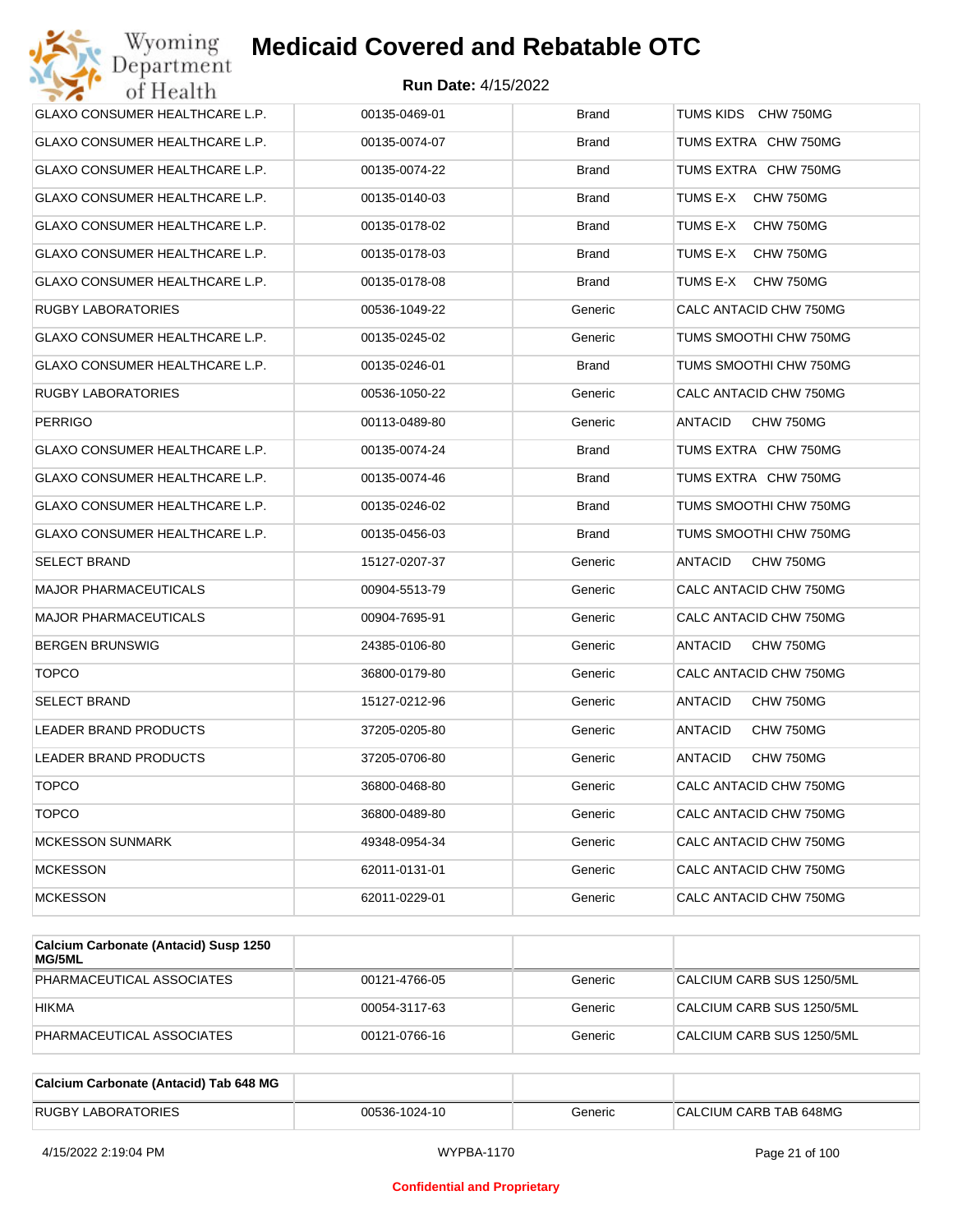# Medicaid Covered and Rebatable OTC

**Run Date:** 4/15/2022

| | | | |
|---|---|---|---|
| GLAXO CONSUMER HEALTHCARE L.P. | 00135-0469-01 | Brand | TUMS KIDS CHW 750MG |
| GLAXO CONSUMER HEALTHCARE L.P. | 00135-0074-07 | Brand | TUMS EXTRA CHW 750MG |
| GLAXO CONSUMER HEALTHCARE L.P. | 00135-0074-22 | Brand | TUMS EXTRA CHW 750MG |
| GLAXO CONSUMER HEALTHCARE L.P. | 00135-0140-03 | Brand | TUMS E-X CHW 750MG |
| GLAXO CONSUMER HEALTHCARE L.P. | 00135-0178-02 | Brand | TUMS E-X CHW 750MG |
| GLAXO CONSUMER HEALTHCARE L.P. | 00135-0178-03 | Brand | TUMS E-X CHW 750MG |
| GLAXO CONSUMER HEALTHCARE L.P. | 00135-0178-08 | Brand | TUMS E-X CHW 750MG |
| RUGBY LABORATORIES | 00536-1049-22 | Generic | CALC ANTACID CHW 750MG |
| GLAXO CONSUMER HEALTHCARE L.P. | 00135-0245-02 | Generic | TUMS SMOOTHI CHW 750MG |
| GLAXO CONSUMER HEALTHCARE L.P. | 00135-0246-01 | Brand | TUMS SMOOTHI CHW 750MG |
| RUGBY LABORATORIES | 00536-1050-22 | Generic | CALC ANTACID CHW 750MG |
| PERRIGO | 00113-0489-80 | Generic | ANTACID CHW 750MG |
| GLAXO CONSUMER HEALTHCARE L.P. | 00135-0074-24 | Brand | TUMS EXTRA CHW 750MG |
| GLAXO CONSUMER HEALTHCARE L.P. | 00135-0074-46 | Brand | TUMS EXTRA CHW 750MG |
| GLAXO CONSUMER HEALTHCARE L.P. | 00135-0246-02 | Brand | TUMS SMOOTHI CHW 750MG |
| GLAXO CONSUMER HEALTHCARE L.P. | 00135-0456-03 | Brand | TUMS SMOOTHI CHW 750MG |
| SELECT BRAND | 15127-0207-37 | Generic | ANTACID CHW 750MG |
| MAJOR PHARMACEUTICALS | 00904-5513-79 | Generic | CALC ANTACID CHW 750MG |
| MAJOR PHARMACEUTICALS | 00904-7695-91 | Generic | CALC ANTACID CHW 750MG |
| BERGEN BRUNSWIG | 24385-0106-80 | Generic | ANTACID CHW 750MG |
| TOPCO | 36800-0179-80 | Generic | CALC ANTACID CHW 750MG |
| SELECT BRAND | 15127-0212-96 | Generic | ANTACID CHW 750MG |
| LEADER BRAND PRODUCTS | 37205-0205-80 | Generic | ANTACID CHW 750MG |
| LEADER BRAND PRODUCTS | 37205-0706-80 | Generic | ANTACID CHW 750MG |
| TOPCO | 36800-0468-80 | Generic | CALC ANTACID CHW 750MG |
| TOPCO | 36800-0489-80 | Generic | CALC ANTACID CHW 750MG |
| MCKESSON SUNMARK | 49348-0954-34 | Generic | CALC ANTACID CHW 750MG |
| MCKESSON | 62011-0131-01 | Generic | CALC ANTACID CHW 750MG |
| MCKESSON | 62011-0229-01 | Generic | CALC ANTACID CHW 750MG |

| **Calcium Carbonate (Antacid) Susp 1250 MG/5ML** | | | |
|---|---|---|---|
| PHARMACEUTICAL ASSOCIATES | 00121-4766-05 | Generic | CALCIUM CARB SUS 1250/5ML |
| HIKMA | 00054-3117-63 | Generic | CALCIUM CARB SUS 1250/5ML |
| PHARMACEUTICAL ASSOCIATES | 00121-0766-16 | Generic | CALCIUM CARB SUS 1250/5ML |

| **Calcium Carbonate (Antacid) Tab 648 MG** | | | |
|---|---|---|---|
| RUGBY LABORATORIES | 00536-1024-10 | Generic | CALCIUM CARB TAB 648MG |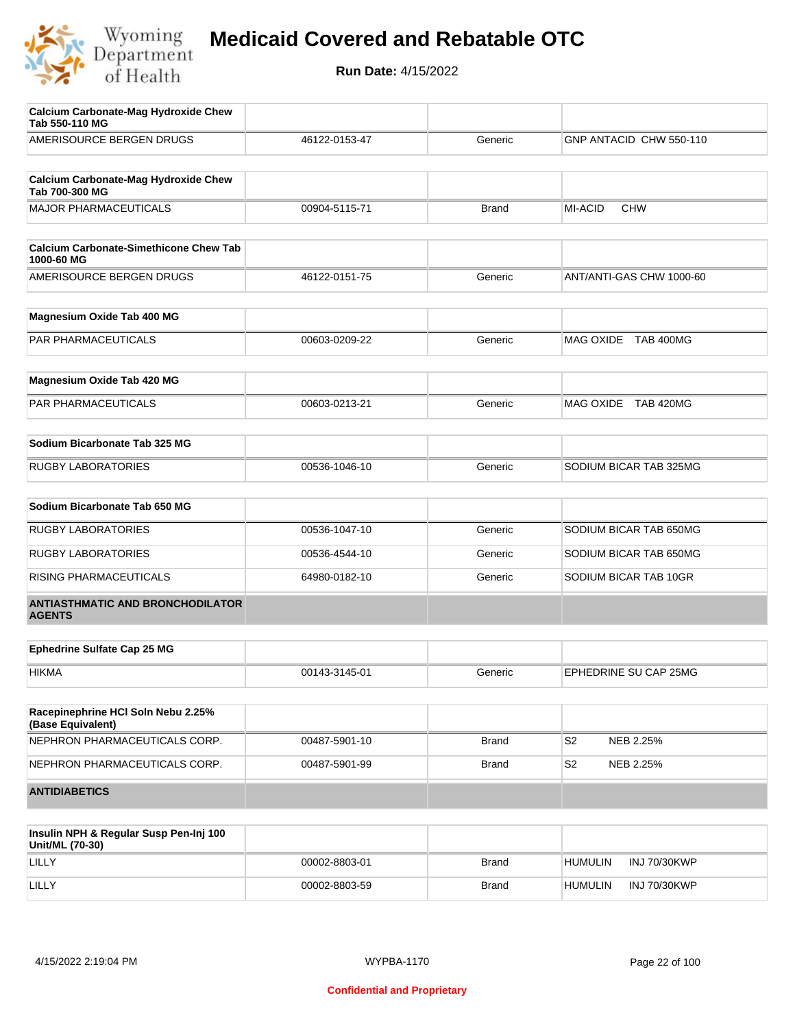| Calcium Carbonate-Mag Hydroxide Chew Tab 550-110 MG | | | |
|---|---|---|---|
| AMERISOURCE BERGEN DRUGS | 46122-0153-47 | Generic | GNP ANTACID CHW 550-110 |

| Calcium Carbonate-Mag Hydroxide Chew Tab 700-300 MG | | | |
|---|---|---|---|
| MAJOR PHARMACEUTICALS | 00904-5115-71 | Brand | MI-ACID CHW |

| Calcium Carbonate-Simethicone Chew Tab 1000-60 MG | | | |
|---|---|---|---|
| AMERISOURCE BERGEN DRUGS | 46122-0151-75 | Generic | ANT/ANTI-GAS CHW 1000-60 |

| Magnesium Oxide Tab 400 MG | | | |
|---|---|---|---|
| PAR PHARMACEUTICALS | 00603-0209-22 | Generic | MAG OXIDE TAB 400MG |

| Magnesium Oxide Tab 420 MG | | | |
|---|---|---|---|
| PAR PHARMACEUTICALS | 00603-0213-21 | Generic | MAG OXIDE TAB 420MG |

| Sodium Bicarbonate Tab 325 MG | | | |
|---|---|---|---|
| RUGBY LABORATORIES | 00536-1046-10 | Generic | SODIUM BICAR TAB 325MG |

| Sodium Bicarbonate Tab 650 MG | | | |
|---|---|---|---|
| RUGBY LABORATORIES | 00536-1047-10 | Generic | SODIUM BICAR TAB 650MG |
| RUGBY LABORATORIES | 00536-4544-10 | Generic | SODIUM BICAR TAB 650MG |
| RISING PHARMACEUTICALS | 64980-0182-10 | Generic | SODIUM BICAR TAB 10GR |

**ANTIASTHMATIC AND BRONCHODILATOR AGENTS**

| Ephedrine Sulfate Cap 25 MG | | | |
|---|---|---|---|
| HIKMA | 00143-3145-01 | Generic | EPHEDRINE SU CAP 25MG |

| Racepinephrine HCl Soln Nebu 2.25% (Base Equivalent) | | | |
|---|---|---|---|
| NEPHRON PHARMACEUTICALS CORP. | 00487-5901-10 | Brand | S2 NEB 2.25% |
| NEPHRON PHARMACEUTICALS CORP. | 00487-5901-99 | Brand | S2 NEB 2.25% |

**ANTIDIABETICS**

| Insulin NPH & Regular Susp Pen-Inj 100 Unit/ML (70-30) | | | |
|---|---|---|---|
| LILLY | 00002-8803-01 | Brand | HUMULIN INJ 70/30KWP |
| LILLY | 00002-8803-59 | Brand | HUMULIN INJ 70/30KWP |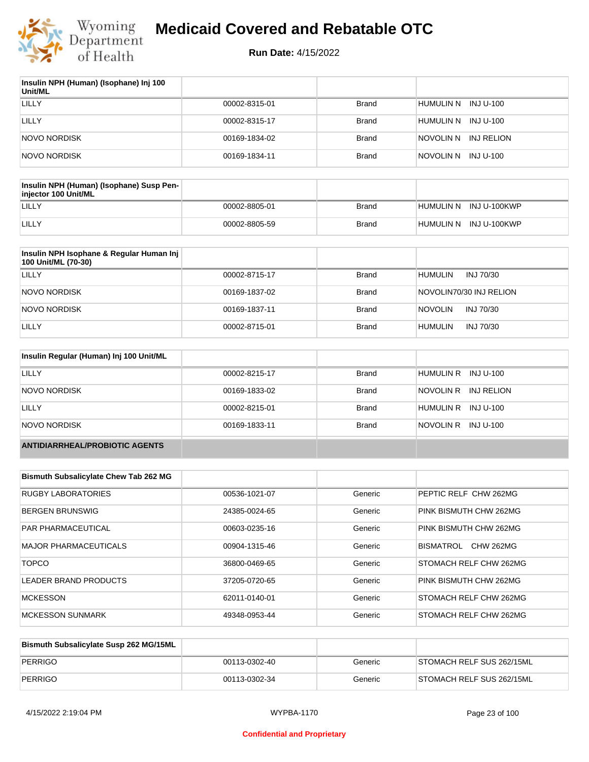# Medicaid Covered and Rebatable OTC

**Run Date:** 4/15/2022

| Insulin NPH (Human) (Isophane) Inj 100 Unit/ML | | | |
|---|---|---|---|
| LILLY | 00002-8315-01 | Brand | HUMULIN N INJ U-100 |
| LILLY | 00002-8315-17 | Brand | HUMULIN N INJ U-100 |
| NOVO NORDISK | 00169-1834-02 | Brand | NOVOLIN N INJ RELION |
| NOVO NORDISK | 00169-1834-11 | Brand | NOVOLIN N INJ U-100 |

| Insulin NPH (Human) (Isophane) Susp Pen-injector 100 Unit/ML | | | |
|---|---|---|---|
| LILLY | 00002-8805-01 | Brand | HUMULIN N INJ U-100KWP |
| LILLY | 00002-8805-59 | Brand | HUMULIN N INJ U-100KWP |

| Insulin NPH Isophane & Regular Human Inj 100 Unit/ML (70-30) | | | |
|---|---|---|---|
| LILLY | 00002-8715-17 | Brand | HUMULIN INJ 70/30 |
| NOVO NORDISK | 00169-1837-02 | Brand | NOVOLIN70/30 INJ RELION |
| NOVO NORDISK | 00169-1837-11 | Brand | NOVOLIN INJ 70/30 |
| LILLY | 00002-8715-01 | Brand | HUMULIN INJ 70/30 |

| Insulin Regular (Human) Inj 100 Unit/ML | | | |
|---|---|---|---|
| LILLY | 00002-8215-17 | Brand | HUMULIN R INJ U-100 |
| NOVO NORDISK | 00169-1833-02 | Brand | NOVOLIN R INJ RELION |
| LILLY | 00002-8215-01 | Brand | HUMULIN R INJ U-100 |
| NOVO NORDISK | 00169-1833-11 | Brand | NOVOLIN R INJ U-100 |
| **ANTIDIARRHEAL/PROBIOTIC AGENTS** | | | |

| Bismuth Subsalicylate Chew Tab 262 MG | | | |
|---|---|---|---|
| RUGBY LABORATORIES | 00536-1021-07 | Generic | PEPTIC RELF CHW 262MG |
| BERGEN BRUNSWIG | 24385-0024-65 | Generic | PINK BISMUTH CHW 262MG |
| PAR PHARMACEUTICAL | 00603-0235-16 | Generic | PINK BISMUTH CHW 262MG |
| MAJOR PHARMACEUTICALS | 00904-1315-46 | Generic | BISMATROL CHW 262MG |
| TOPCO | 36800-0469-65 | Generic | STOMACH RELF CHW 262MG |
| LEADER BRAND PRODUCTS | 37205-0720-65 | Generic | PINK BISMUTH CHW 262MG |
| MCKESSON | 62011-0140-01 | Generic | STOMACH RELF CHW 262MG |
| MCKESSON SUNMARK | 49348-0953-44 | Generic | STOMACH RELF CHW 262MG |

| Bismuth Subsalicylate Susp 262 MG/15ML | | | |
|---|---|---|---|
| PERRIGO | 00113-0302-40 | Generic | STOMACH RELF SUS 262/15ML |
| PERRIGO | 00113-0302-34 | Generic | STOMACH RELF SUS 262/15ML |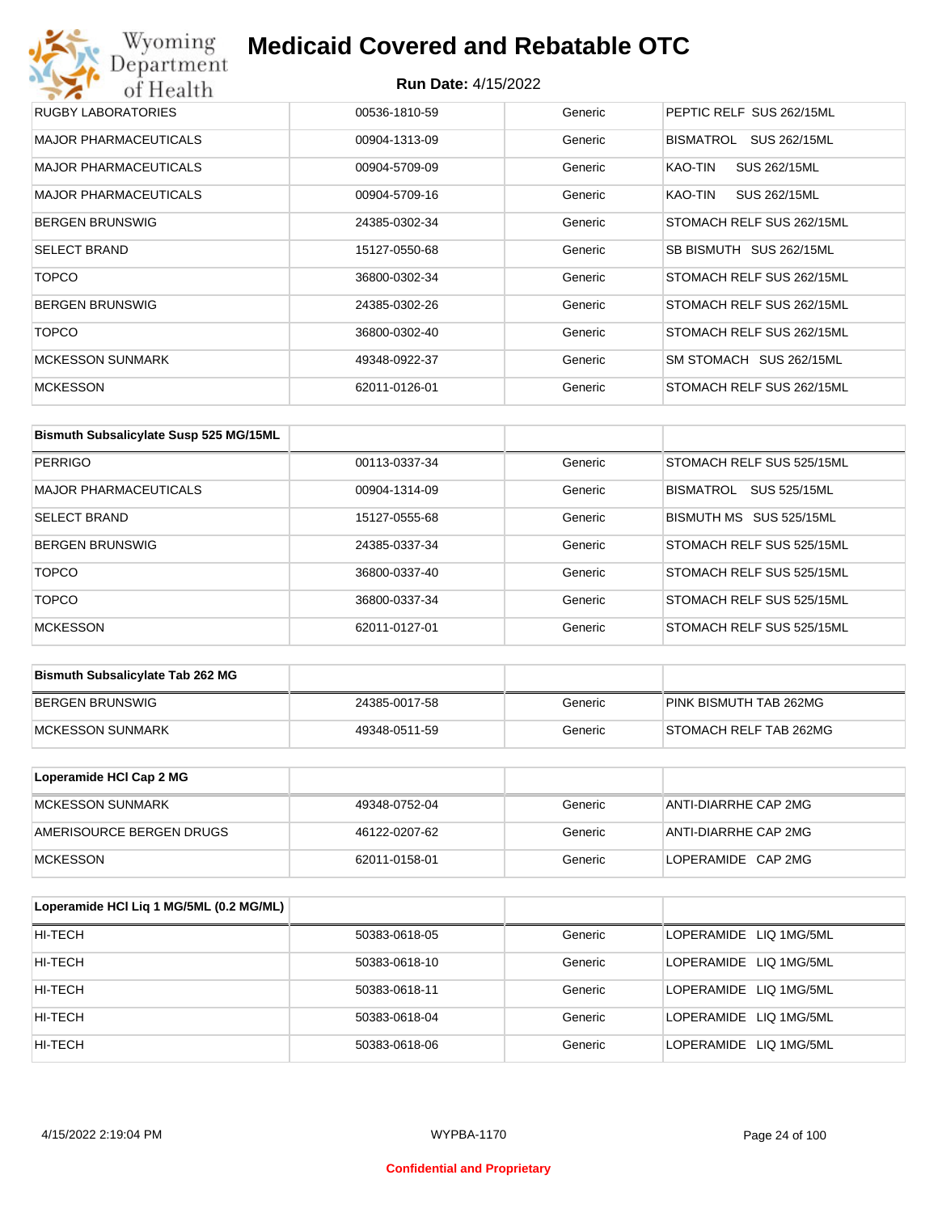| RUGBY LABORATORIES | 00536-1810-59 | Generic | PEPTIC RELF SUS 262/15ML |
|---|---|---|---|
| MAJOR PHARMACEUTICALS | 00904-1313-09 | Generic | BISMATROL SUS 262/15ML |
| MAJOR PHARMACEUTICALS | 00904-5709-09 | Generic | KAO-TIN SUS 262/15ML |
| MAJOR PHARMACEUTICALS | 00904-5709-16 | Generic | KAO-TIN SUS 262/15ML |
| BERGEN BRUNSWIG | 24385-0302-34 | Generic | STOMACH RELF SUS 262/15ML |
| SELECT BRAND | 15127-0550-68 | Generic | SB BISMUTH SUS 262/15ML |
| TOPCO | 36800-0302-34 | Generic | STOMACH RELF SUS 262/15ML |
| BERGEN BRUNSWIG | 24385-0302-26 | Generic | STOMACH RELF SUS 262/15ML |
| TOPCO | 36800-0302-40 | Generic | STOMACH RELF SUS 262/15ML |
| MCKESSON SUNMARK | 49348-0922-37 | Generic | SM STOMACH SUS 262/15ML |
| MCKESSON | 62011-0126-01 | Generic | STOMACH RELF SUS 262/15ML |

| Bismuth Subsalicylate Susp 525 MG/15ML | | | |
|---|---|---|---|
| PERRIGO | 00113-0337-34 | Generic | STOMACH RELF SUS 525/15ML |
| MAJOR PHARMACEUTICALS | 00904-1314-09 | Generic | BISMATROL SUS 525/15ML |
| SELECT BRAND | 15127-0555-68 | Generic | BISMUTH MS SUS 525/15ML |
| BERGEN BRUNSWIG | 24385-0337-34 | Generic | STOMACH RELF SUS 525/15ML |
| TOPCO | 36800-0337-40 | Generic | STOMACH RELF SUS 525/15ML |
| TOPCO | 36800-0337-34 | Generic | STOMACH RELF SUS 525/15ML |
| MCKESSON | 62011-0127-01 | Generic | STOMACH RELF SUS 525/15ML |

| Bismuth Subsalicylate Tab 262 MG | | | |
|---|---|---|---|
| BERGEN BRUNSWIG | 24385-0017-58 | Generic | PINK BISMUTH TAB 262MG |
| MCKESSON SUNMARK | 49348-0511-59 | Generic | STOMACH RELF TAB 262MG |

| Loperamide HCl Cap 2 MG | | | |
|---|---|---|---|
| MCKESSON SUNMARK | 49348-0752-04 | Generic | ANTI-DIARRHE CAP 2MG |
| AMERISOURCE BERGEN DRUGS | 46122-0207-62 | Generic | ANTI-DIARRHE CAP 2MG |
| MCKESSON | 62011-0158-01 | Generic | LOPERAMIDE CAP 2MG |

| Loperamide HCl Liq 1 MG/5ML (0.2 MG/ML) | | | |
|---|---|---|---|
| HI-TECH | 50383-0618-05 | Generic | LOPERAMIDE LIQ 1MG/5ML |
| HI-TECH | 50383-0618-10 | Generic | LOPERAMIDE LIQ 1MG/5ML |
| HI-TECH | 50383-0618-11 | Generic | LOPERAMIDE LIQ 1MG/5ML |
| HI-TECH | 50383-0618-04 | Generic | LOPERAMIDE LIQ 1MG/5ML |
| HI-TECH | 50383-0618-06 | Generic | LOPERAMIDE LIQ 1MG/5ML |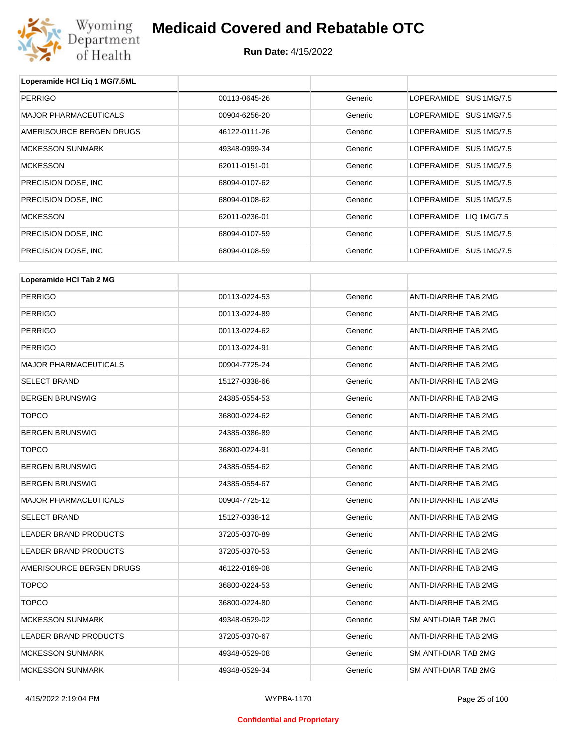# Medicaid Covered and Rebatable OTC

**Run Date:** 4/15/2022

| Loperamide HCl Liq 1 MG/7.5ML | | | |
|---|---|---|---|
| PERRIGO | 00113-0645-26 | Generic | LOPERAMIDE SUS 1MG/7.5 |
| MAJOR PHARMACEUTICALS | 00904-6256-20 | Generic | LOPERAMIDE SUS 1MG/7.5 |
| AMERISOURCE BERGEN DRUGS | 46122-0111-26 | Generic | LOPERAMIDE SUS 1MG/7.5 |
| MCKESSON SUNMARK | 49348-0999-34 | Generic | LOPERAMIDE SUS 1MG/7.5 |
| MCKESSON | 62011-0151-01 | Generic | LOPERAMIDE SUS 1MG/7.5 |
| PRECISION DOSE, INC | 68094-0107-62 | Generic | LOPERAMIDE SUS 1MG/7.5 |
| PRECISION DOSE, INC | 68094-0108-62 | Generic | LOPERAMIDE SUS 1MG/7.5 |
| MCKESSON | 62011-0236-01 | Generic | LOPERAMIDE LIQ 1MG/7.5 |
| PRECISION DOSE, INC | 68094-0107-59 | Generic | LOPERAMIDE SUS 1MG/7.5 |
| PRECISION DOSE, INC | 68094-0108-59 | Generic | LOPERAMIDE SUS 1MG/7.5 |

| Loperamide HCl Tab 2 MG | | | |
|---|---|---|---|
| PERRIGO | 00113-0224-53 | Generic | ANTI-DIARRHE TAB 2MG |
| PERRIGO | 00113-0224-89 | Generic | ANTI-DIARRHE TAB 2MG |
| PERRIGO | 00113-0224-62 | Generic | ANTI-DIARRHE TAB 2MG |
| PERRIGO | 00113-0224-91 | Generic | ANTI-DIARRHE TAB 2MG |
| MAJOR PHARMACEUTICALS | 00904-7725-24 | Generic | ANTI-DIARRHE TAB 2MG |
| SELECT BRAND | 15127-0338-66 | Generic | ANTI-DIARRHE TAB 2MG |
| BERGEN BRUNSWIG | 24385-0554-53 | Generic | ANTI-DIARRHE TAB 2MG |
| TOPCO | 36800-0224-62 | Generic | ANTI-DIARRHE TAB 2MG |
| BERGEN BRUNSWIG | 24385-0386-89 | Generic | ANTI-DIARRHE TAB 2MG |
| TOPCO | 36800-0224-91 | Generic | ANTI-DIARRHE TAB 2MG |
| BERGEN BRUNSWIG | 24385-0554-62 | Generic | ANTI-DIARRHE TAB 2MG |
| BERGEN BRUNSWIG | 24385-0554-67 | Generic | ANTI-DIARRHE TAB 2MG |
| MAJOR PHARMACEUTICALS | 00904-7725-12 | Generic | ANTI-DIARRHE TAB 2MG |
| SELECT BRAND | 15127-0338-12 | Generic | ANTI-DIARRHE TAB 2MG |
| LEADER BRAND PRODUCTS | 37205-0370-89 | Generic | ANTI-DIARRHE TAB 2MG |
| LEADER BRAND PRODUCTS | 37205-0370-53 | Generic | ANTI-DIARRHE TAB 2MG |
| AMERISOURCE BERGEN DRUGS | 46122-0169-08 | Generic | ANTI-DIARRHE TAB 2MG |
| TOPCO | 36800-0224-53 | Generic | ANTI-DIARRHE TAB 2MG |
| TOPCO | 36800-0224-80 | Generic | ANTI-DIARRHE TAB 2MG |
| MCKESSON SUNMARK | 49348-0529-02 | Generic | SM ANTI-DIAR TAB 2MG |
| LEADER BRAND PRODUCTS | 37205-0370-67 | Generic | ANTI-DIARRHE TAB 2MG |
| MCKESSON SUNMARK | 49348-0529-08 | Generic | SM ANTI-DIAR TAB 2MG |
| MCKESSON SUNMARK | 49348-0529-34 | Generic | SM ANTI-DIAR TAB 2MG |

4/15/2022 2:19:04 PM WYPBA-1170

Confidential and Proprietary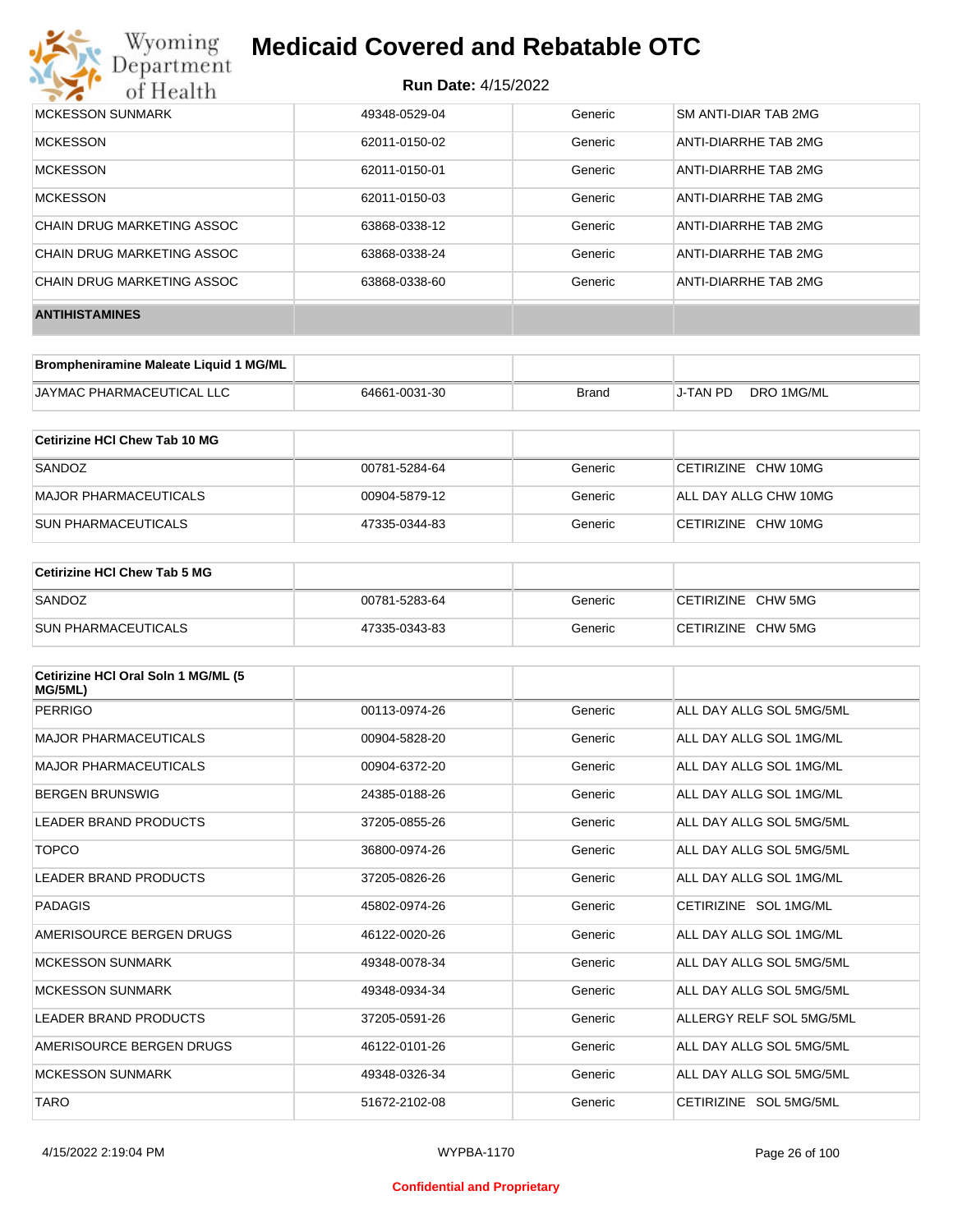| | | | |
|---|---|---|---|
| MCKESSON SUNMARK | 49348-0529-04 | Generic | SM ANTI-DIAR TAB 2MG |
| MCKESSON | 62011-0150-02 | Generic | ANTI-DIARRHE TAB 2MG |
| MCKESSON | 62011-0150-01 | Generic | ANTI-DIARRHE TAB 2MG |
| MCKESSON | 62011-0150-03 | Generic | ANTI-DIARRHE TAB 2MG |
| CHAIN DRUG MARKETING ASSOC | 63868-0338-12 | Generic | ANTI-DIARRHE TAB 2MG |
| CHAIN DRUG MARKETING ASSOC | 63868-0338-24 | Generic | ANTI-DIARRHE TAB 2MG |
| CHAIN DRUG MARKETING ASSOC | 63868-0338-60 | Generic | ANTI-DIARRHE TAB 2MG |

## ANTIHISTAMINES

| Brompheniramine Maleate Liquid 1 MG/ML | | | |
|---|---|---|---|
| JAYMAC PHARMACEUTICAL LLC | 64661-0031-30 | Brand | J-TAN PD DRO 1MG/ML |

| Cetirizine HCl Chew Tab 10 MG | | | |
|---|---|---|---|
| SANDOZ | 00781-5284-64 | Generic | CETIRIZINE CHW 10MG |
| MAJOR PHARMACEUTICALS | 00904-5879-12 | Generic | ALL DAY ALLG CHW 10MG |
| SUN PHARMACEUTICALS | 47335-0344-83 | Generic | CETIRIZINE CHW 10MG |

| Cetirizine HCl Chew Tab 5 MG | | | |
|---|---|---|---|
| SANDOZ | 00781-5283-64 | Generic | CETIRIZINE CHW 5MG |
| SUN PHARMACEUTICALS | 47335-0343-83 | Generic | CETIRIZINE CHW 5MG |

| Cetirizine HCl Oral Soln 1 MG/ML (5 MG/5ML) | | | |
|---|---|---|---|
| PERRIGO | 00113-0974-26 | Generic | ALL DAY ALLG SOL 5MG/5ML |
| MAJOR PHARMACEUTICALS | 00904-5828-20 | Generic | ALL DAY ALLG SOL 1MG/ML |
| MAJOR PHARMACEUTICALS | 00904-6372-20 | Generic | ALL DAY ALLG SOL 1MG/ML |
| BERGEN BRUNSWIG | 24385-0188-26 | Generic | ALL DAY ALLG SOL 1MG/ML |
| LEADER BRAND PRODUCTS | 37205-0855-26 | Generic | ALL DAY ALLG SOL 5MG/5ML |
| TOPCO | 36800-0974-26 | Generic | ALL DAY ALLG SOL 5MG/5ML |
| LEADER BRAND PRODUCTS | 37205-0826-26 | Generic | ALL DAY ALLG SOL 1MG/ML |
| PADAGIS | 45802-0974-26 | Generic | CETIRIZINE SOL 1MG/ML |
| AMERISOURCE BERGEN DRUGS | 46122-0020-26 | Generic | ALL DAY ALLG SOL 1MG/ML |
| MCKESSON SUNMARK | 49348-0078-34 | Generic | ALL DAY ALLG SOL 5MG/5ML |
| MCKESSON SUNMARK | 49348-0934-34 | Generic | ALL DAY ALLG SOL 5MG/5ML |
| LEADER BRAND PRODUCTS | 37205-0591-26 | Generic | ALLERGY RELF SOL 5MG/5ML |
| AMERISOURCE BERGEN DRUGS | 46122-0101-26 | Generic | ALL DAY ALLG SOL 5MG/5ML |
| MCKESSON SUNMARK | 49348-0326-34 | Generic | ALL DAY ALLG SOL 5MG/5ML |
| TARO | 51672-2102-08 | Generic | CETIRIZINE SOL 5MG/5ML |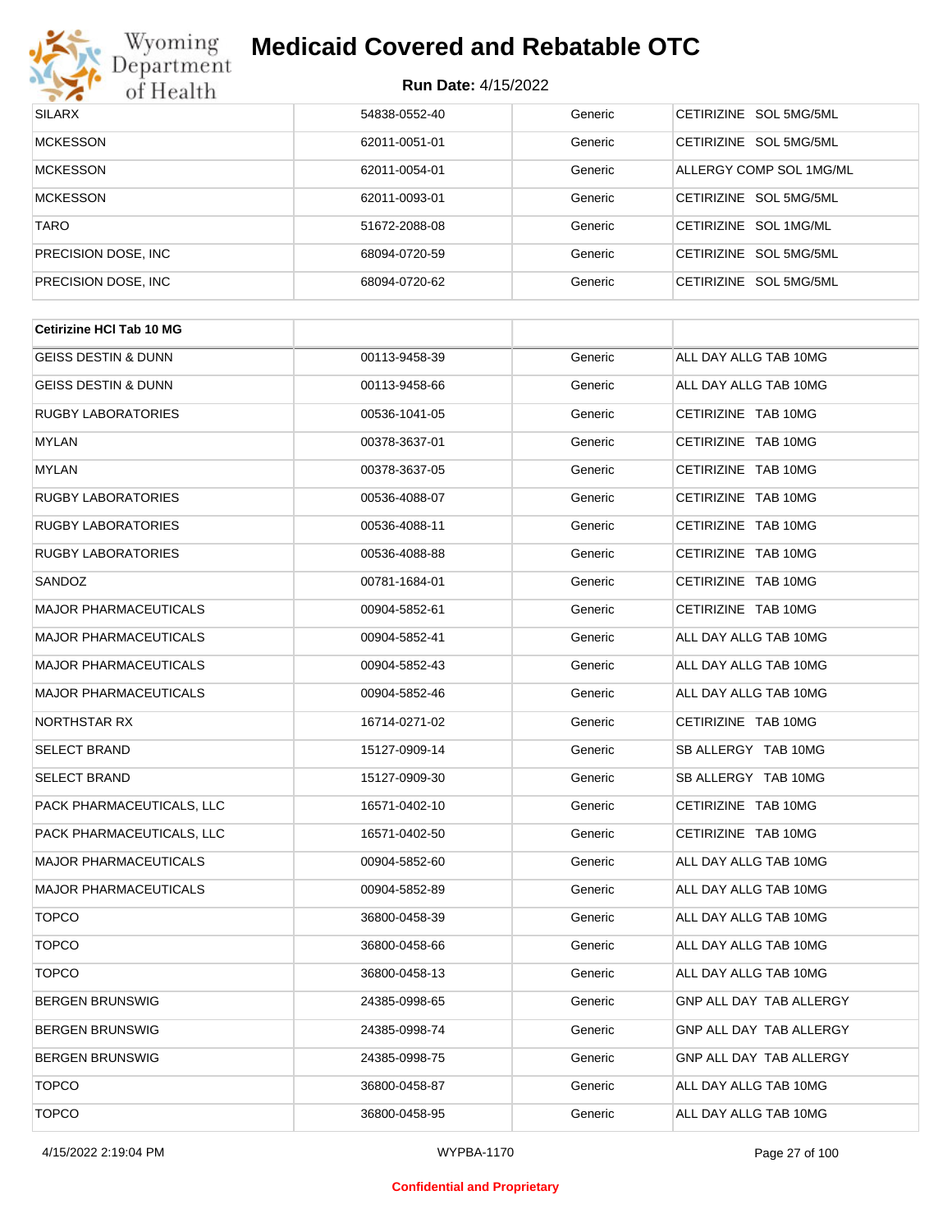| SILARX | 54838-0552-40 | Generic | CETIRIZINE SOL 5MG/5ML |
|---|---|---|---|
| MCKESSON | 62011-0051-01 | Generic | CETIRIZINE SOL 5MG/5ML |
| MCKESSON | 62011-0054-01 | Generic | ALLERGY COMP SOL 1MG/ML |
| MCKESSON | 62011-0093-01 | Generic | CETIRIZINE SOL 5MG/5ML |
| TARO | 51672-2088-08 | Generic | CETIRIZINE SOL 1MG/ML |
| PRECISION DOSE, INC | 68094-0720-59 | Generic | CETIRIZINE SOL 5MG/5ML |
| PRECISION DOSE, INC | 68094-0720-62 | Generic | CETIRIZINE SOL 5MG/5ML |

| **Cetirizine HCl Tab 10 MG** | | | |
|---|---|---|---|
| GEISS DESTIN & DUNN | 00113-9458-39 | Generic | ALL DAY ALLG TAB 10MG |
| GEISS DESTIN & DUNN | 00113-9458-66 | Generic | ALL DAY ALLG TAB 10MG |
| RUGBY LABORATORIES | 00536-1041-05 | Generic | CETIRIZINE TAB 10MG |
| MYLAN | 00378-3637-01 | Generic | CETIRIZINE TAB 10MG |
| MYLAN | 00378-3637-05 | Generic | CETIRIZINE TAB 10MG |
| RUGBY LABORATORIES | 00536-4088-07 | Generic | CETIRIZINE TAB 10MG |
| RUGBY LABORATORIES | 00536-4088-11 | Generic | CETIRIZINE TAB 10MG |
| RUGBY LABORATORIES | 00536-4088-88 | Generic | CETIRIZINE TAB 10MG |
| SANDOZ | 00781-1684-01 | Generic | CETIRIZINE TAB 10MG |
| MAJOR PHARMACEUTICALS | 00904-5852-61 | Generic | CETIRIZINE TAB 10MG |
| MAJOR PHARMACEUTICALS | 00904-5852-41 | Generic | ALL DAY ALLG TAB 10MG |
| MAJOR PHARMACEUTICALS | 00904-5852-43 | Generic | ALL DAY ALLG TAB 10MG |
| MAJOR PHARMACEUTICALS | 00904-5852-46 | Generic | ALL DAY ALLG TAB 10MG |
| NORTHSTAR RX | 16714-0271-02 | Generic | CETIRIZINE TAB 10MG |
| SELECT BRAND | 15127-0909-14 | Generic | SB ALLERGY TAB 10MG |
| SELECT BRAND | 15127-0909-30 | Generic | SB ALLERGY TAB 10MG |
| PACK PHARMACEUTICALS, LLC | 16571-0402-10 | Generic | CETIRIZINE TAB 10MG |
| PACK PHARMACEUTICALS, LLC | 16571-0402-50 | Generic | CETIRIZINE TAB 10MG |
| MAJOR PHARMACEUTICALS | 00904-5852-60 | Generic | ALL DAY ALLG TAB 10MG |
| MAJOR PHARMACEUTICALS | 00904-5852-89 | Generic | ALL DAY ALLG TAB 10MG |
| TOPCO | 36800-0458-39 | Generic | ALL DAY ALLG TAB 10MG |
| TOPCO | 36800-0458-66 | Generic | ALL DAY ALLG TAB 10MG |
| TOPCO | 36800-0458-13 | Generic | ALL DAY ALLG TAB 10MG |
| BERGEN BRUNSWIG | 24385-0998-65 | Generic | GNP ALL DAY TAB ALLERGY |
| BERGEN BRUNSWIG | 24385-0998-74 | Generic | GNP ALL DAY TAB ALLERGY |
| BERGEN BRUNSWIG | 24385-0998-75 | Generic | GNP ALL DAY TAB ALLERGY |
| TOPCO | 36800-0458-87 | Generic | ALL DAY ALLG TAB 10MG |
| TOPCO | 36800-0458-95 | Generic | ALL DAY ALLG TAB 10MG |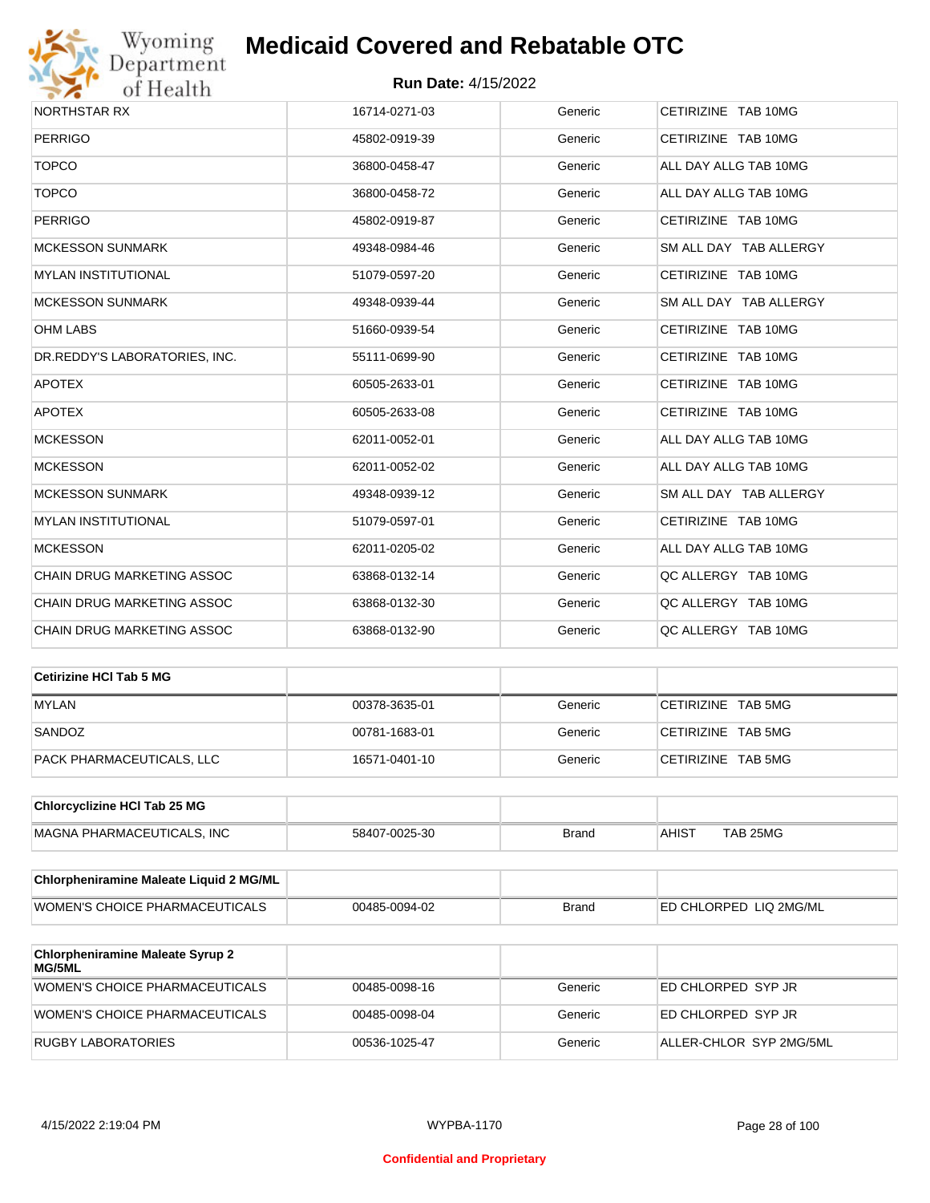# Medicaid Covered and Rebatable OTC

**Run Date:** 4/15/2022

| | | | |
|---|---|---|---|
| NORTHSTAR RX | 16714-0271-03 | Generic | CETIRIZINE TAB 10MG |
| PERRIGO | 45802-0919-39 | Generic | CETIRIZINE TAB 10MG |
| TOPCO | 36800-0458-47 | Generic | ALL DAY ALLG TAB 10MG |
| TOPCO | 36800-0458-72 | Generic | ALL DAY ALLG TAB 10MG |
| PERRIGO | 45802-0919-87 | Generic | CETIRIZINE TAB 10MG |
| MCKESSON SUNMARK | 49348-0984-46 | Generic | SM ALL DAY TAB ALLERGY |
| MYLAN INSTITUTIONAL | 51079-0597-20 | Generic | CETIRIZINE TAB 10MG |
| MCKESSON SUNMARK | 49348-0939-44 | Generic | SM ALL DAY TAB ALLERGY |
| OHM LABS | 51660-0939-54 | Generic | CETIRIZINE TAB 10MG |
| DR.REDDY'S LABORATORIES, INC. | 55111-0699-90 | Generic | CETIRIZINE TAB 10MG |
| APOTEX | 60505-2633-01 | Generic | CETIRIZINE TAB 10MG |
| APOTEX | 60505-2633-08 | Generic | CETIRIZINE TAB 10MG |
| MCKESSON | 62011-0052-01 | Generic | ALL DAY ALLG TAB 10MG |
| MCKESSON | 62011-0052-02 | Generic | ALL DAY ALLG TAB 10MG |
| MCKESSON SUNMARK | 49348-0939-12 | Generic | SM ALL DAY TAB ALLERGY |
| MYLAN INSTITUTIONAL | 51079-0597-01 | Generic | CETIRIZINE TAB 10MG |
| MCKESSON | 62011-0205-02 | Generic | ALL DAY ALLG TAB 10MG |
| CHAIN DRUG MARKETING ASSOC | 63868-0132-14 | Generic | QC ALLERGY TAB 10MG |
| CHAIN DRUG MARKETING ASSOC | 63868-0132-30 | Generic | QC ALLERGY TAB 10MG |
| CHAIN DRUG MARKETING ASSOC | 63868-0132-90 | Generic | QC ALLERGY TAB 10MG |

| **Cetirizine HCl Tab 5 MG** | | | |
|---|---|---|---|
| MYLAN | 00378-3635-01 | Generic | CETIRIZINE TAB 5MG |
| SANDOZ | 00781-1683-01 | Generic | CETIRIZINE TAB 5MG |
| PACK PHARMACEUTICALS, LLC | 16571-0401-10 | Generic | CETIRIZINE TAB 5MG |

| **Chlorcyclizine HCl Tab 25 MG** | | | |
|---|---|---|---|
| MAGNA PHARMACEUTICALS, INC | 58407-0025-30 | Brand | AHIST TAB 25MG |

| **Chlorpheniramine Maleate Liquid 2 MG/ML** | | | |
|---|---|---|---|
| WOMEN'S CHOICE PHARMACEUTICALS | 00485-0094-02 | Brand | ED CHLORPED LIQ 2MG/ML |

| **Chlorpheniramine Maleate Syrup 2 MG/5ML** | | | |
|---|---|---|---|
| WOMEN'S CHOICE PHARMACEUTICALS | 00485-0098-16 | Generic | ED CHLORPED SYP JR |
| WOMEN'S CHOICE PHARMACEUTICALS | 00485-0098-04 | Generic | ED CHLORPED SYP JR |
| RUGBY LABORATORIES | 00536-1025-47 | Generic | ALLER-CHLOR SYP 2MG/5ML |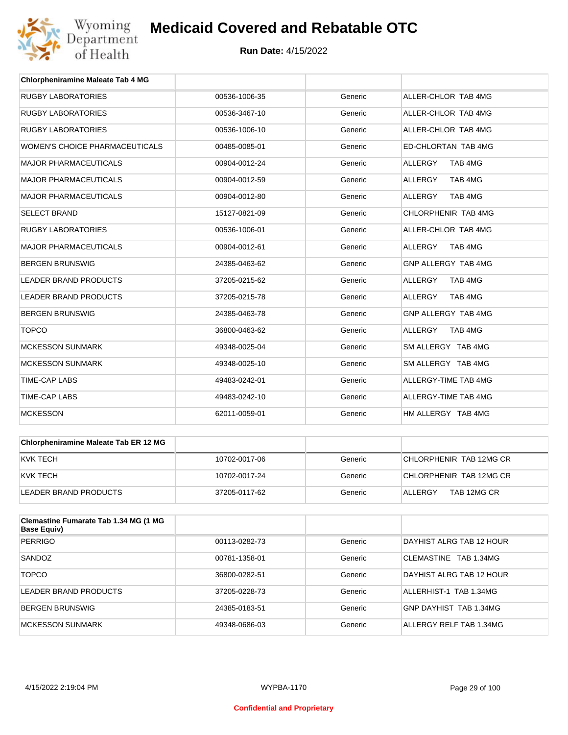# Medicaid Covered and Rebatable OTC

**Run Date:** 4/15/2022

| Chlorpheniramine Maleate Tab 4 MG | | | |
|---|---|---|---|
| RUGBY LABORATORIES | 00536-1006-35 | Generic | ALLER-CHLOR TAB 4MG |
| RUGBY LABORATORIES | 00536-3467-10 | Generic | ALLER-CHLOR TAB 4MG |
| RUGBY LABORATORIES | 00536-1006-10 | Generic | ALLER-CHLOR TAB 4MG |
| WOMEN'S CHOICE PHARMACEUTICALS | 00485-0085-01 | Generic | ED-CHLORTAN TAB 4MG |
| MAJOR PHARMACEUTICALS | 00904-0012-24 | Generic | ALLERGY TAB 4MG |
| MAJOR PHARMACEUTICALS | 00904-0012-59 | Generic | ALLERGY TAB 4MG |
| MAJOR PHARMACEUTICALS | 00904-0012-80 | Generic | ALLERGY TAB 4MG |
| SELECT BRAND | 15127-0821-09 | Generic | CHLORPHENIR TAB 4MG |
| RUGBY LABORATORIES | 00536-1006-01 | Generic | ALLER-CHLOR TAB 4MG |
| MAJOR PHARMACEUTICALS | 00904-0012-61 | Generic | ALLERGY TAB 4MG |
| BERGEN BRUNSWIG | 24385-0463-62 | Generic | GNP ALLERGY TAB 4MG |
| LEADER BRAND PRODUCTS | 37205-0215-62 | Generic | ALLERGY TAB 4MG |
| LEADER BRAND PRODUCTS | 37205-0215-78 | Generic | ALLERGY TAB 4MG |
| BERGEN BRUNSWIG | 24385-0463-78 | Generic | GNP ALLERGY TAB 4MG |
| TOPCO | 36800-0463-62 | Generic | ALLERGY TAB 4MG |
| MCKESSON SUNMARK | 49348-0025-04 | Generic | SM ALLERGY TAB 4MG |
| MCKESSON SUNMARK | 49348-0025-10 | Generic | SM ALLERGY TAB 4MG |
| TIME-CAP LABS | 49483-0242-01 | Generic | ALLERGY-TIME TAB 4MG |
| TIME-CAP LABS | 49483-0242-10 | Generic | ALLERGY-TIME TAB 4MG |
| MCKESSON | 62011-0059-01 | Generic | HM ALLERGY TAB 4MG |

| Chlorpheniramine Maleate Tab ER 12 MG | | | |
|---|---|---|---|
| KVK TECH | 10702-0017-06 | Generic | CHLORPHENIR TAB 12MG CR |
| KVK TECH | 10702-0017-24 | Generic | CHLORPHENIR TAB 12MG CR |
| LEADER BRAND PRODUCTS | 37205-0117-62 | Generic | ALLERGY TAB 12MG CR |

| Clemastine Fumarate Tab 1.34 MG (1 MG Base Equiv) | | | |
|---|---|---|---|
| PERRIGO | 00113-0282-73 | Generic | DAYHIST ALRG TAB 12 HOUR |
| SANDOZ | 00781-1358-01 | Generic | CLEMASTINE TAB 1.34MG |
| TOPCO | 36800-0282-51 | Generic | DAYHIST ALRG TAB 12 HOUR |
| LEADER BRAND PRODUCTS | 37205-0228-73 | Generic | ALLERHIST-1 TAB 1.34MG |
| BERGEN BRUNSWIG | 24385-0183-51 | Generic | GNP DAYHIST TAB 1.34MG |
| MCKESSON SUNMARK | 49348-0686-03 | Generic | ALLERGY RELF TAB 1.34MG |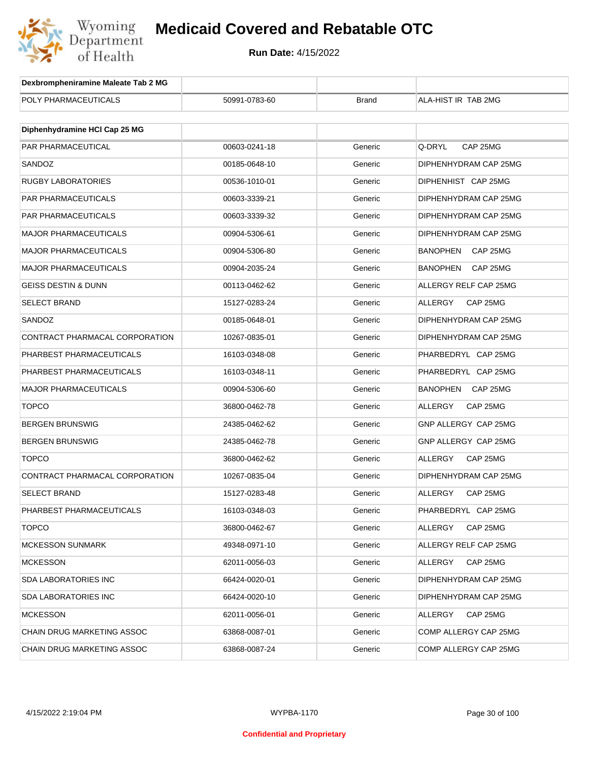# Medicaid Covered and Rebatable OTC

**Run Date:** 4/15/2022

| Dexbrompheniramine Maleate Tab 2 MG | | | |
|---|---|---|---|
| POLY PHARMACEUTICALS | 50991-0783-60 | Brand | ALA-HIST IR TAB 2MG |

| Diphenhydramine HCl Cap 25 MG | | | |
|---|---|---|---|
| PAR PHARMACEUTICAL | 00603-0241-18 | Generic | Q-DRYL CAP 25MG |
| SANDOZ | 00185-0648-10 | Generic | DIPHENHYDRAM CAP 25MG |
| RUGBY LABORATORIES | 00536-1010-01 | Generic | DIPHENHIST CAP 25MG |
| PAR PHARMACEUTICALS | 00603-3339-21 | Generic | DIPHENHYDRAM CAP 25MG |
| PAR PHARMACEUTICALS | 00603-3339-32 | Generic | DIPHENHYDRAM CAP 25MG |
| MAJOR PHARMACEUTICALS | 00904-5306-61 | Generic | DIPHENHYDRAM CAP 25MG |
| MAJOR PHARMACEUTICALS | 00904-5306-80 | Generic | BANOPHEN CAP 25MG |
| MAJOR PHARMACEUTICALS | 00904-2035-24 | Generic | BANOPHEN CAP 25MG |
| GEISS DESTIN & DUNN | 00113-0462-62 | Generic | ALLERGY RELF CAP 25MG |
| SELECT BRAND | 15127-0283-24 | Generic | ALLERGY CAP 25MG |
| SANDOZ | 00185-0648-01 | Generic | DIPHENHYDRAM CAP 25MG |
| CONTRACT PHARMACAL CORPORATION | 10267-0835-01 | Generic | DIPHENHYDRAM CAP 25MG |
| PHARBEST PHARMACEUTICALS | 16103-0348-08 | Generic | PHARBEDRYL CAP 25MG |
| PHARBEST PHARMACEUTICALS | 16103-0348-11 | Generic | PHARBEDRYL CAP 25MG |
| MAJOR PHARMACEUTICALS | 00904-5306-60 | Generic | BANOPHEN CAP 25MG |
| TOPCO | 36800-0462-78 | Generic | ALLERGY CAP 25MG |
| BERGEN BRUNSWIG | 24385-0462-62 | Generic | GNP ALLERGY CAP 25MG |
| BERGEN BRUNSWIG | 24385-0462-78 | Generic | GNP ALLERGY CAP 25MG |
| TOPCO | 36800-0462-62 | Generic | ALLERGY CAP 25MG |
| CONTRACT PHARMACAL CORPORATION | 10267-0835-04 | Generic | DIPHENHYDRAM CAP 25MG |
| SELECT BRAND | 15127-0283-48 | Generic | ALLERGY CAP 25MG |
| PHARBEST PHARMACEUTICALS | 16103-0348-03 | Generic | PHARBEDRYL CAP 25MG |
| TOPCO | 36800-0462-67 | Generic | ALLERGY CAP 25MG |
| MCKESSON SUNMARK | 49348-0971-10 | Generic | ALLERGY RELF CAP 25MG |
| MCKESSON | 62011-0056-03 | Generic | ALLERGY CAP 25MG |
| SDA LABORATORIES INC | 66424-0020-01 | Generic | DIPHENHYDRAM CAP 25MG |
| SDA LABORATORIES INC | 66424-0020-10 | Generic | DIPHENHYDRAM CAP 25MG |
| MCKESSON | 62011-0056-01 | Generic | ALLERGY CAP 25MG |
| CHAIN DRUG MARKETING ASSOC | 63868-0087-01 | Generic | COMP ALLERGY CAP 25MG |
| CHAIN DRUG MARKETING ASSOC | 63868-0087-24 | Generic | COMP ALLERGY CAP 25MG |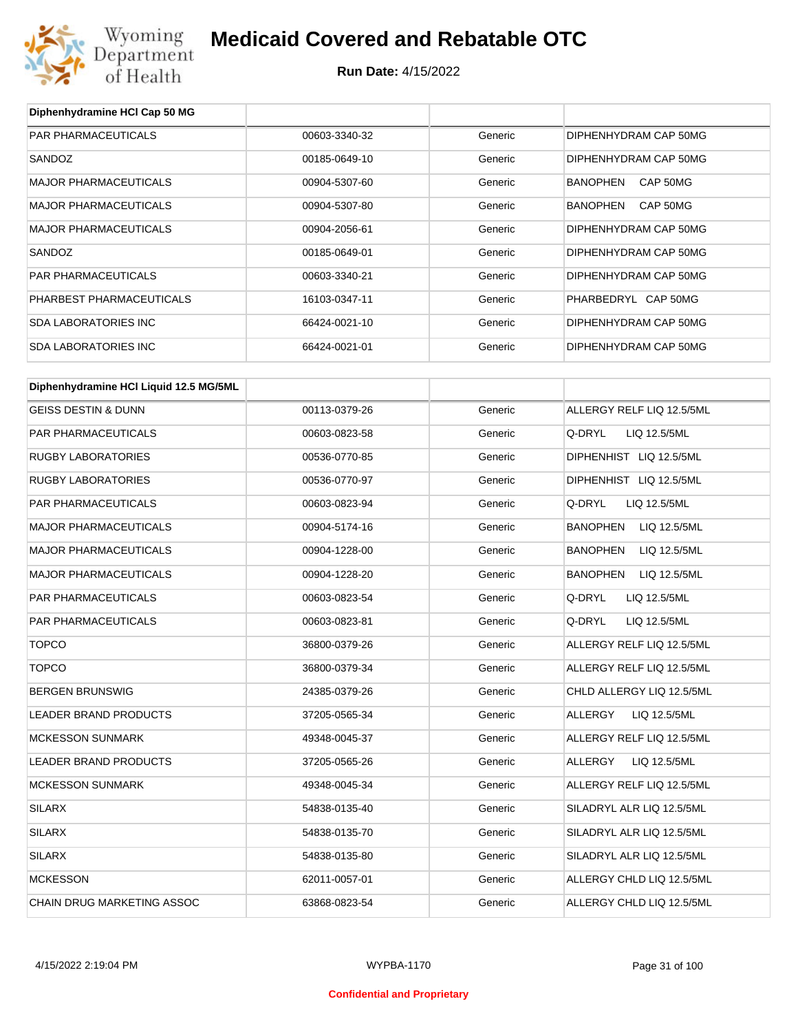| Diphenhydramine HCl Cap 50 MG | | | |
|---|---|---|---|
| PAR PHARMACEUTICALS | 00603-3340-32 | Generic | DIPHENHYDRAM CAP 50MG |
| SANDOZ | 00185-0649-10 | Generic | DIPHENHYDRAM CAP 50MG |
| MAJOR PHARMACEUTICALS | 00904-5307-60 | Generic | BANOPHEN CAP 50MG |
| MAJOR PHARMACEUTICALS | 00904-5307-80 | Generic | BANOPHEN CAP 50MG |
| MAJOR PHARMACEUTICALS | 00904-2056-61 | Generic | DIPHENHYDRAM CAP 50MG |
| SANDOZ | 00185-0649-01 | Generic | DIPHENHYDRAM CAP 50MG |
| PAR PHARMACEUTICALS | 00603-3340-21 | Generic | DIPHENHYDRAM CAP 50MG |
| PHARBEST PHARMACEUTICALS | 16103-0347-11 | Generic | PHARBEDRYL CAP 50MG |
| SDA LABORATORIES INC | 66424-0021-10 | Generic | DIPHENHYDRAM CAP 50MG |
| SDA LABORATORIES INC | 66424-0021-01 | Generic | DIPHENHYDRAM CAP 50MG |

| Diphenhydramine HCl Liquid 12.5 MG/5ML | | | |
|---|---|---|---|
| GEISS DESTIN & DUNN | 00113-0379-26 | Generic | ALLERGY RELF LIQ 12.5/5ML |
| PAR PHARMACEUTICALS | 00603-0823-58 | Generic | Q-DRYL LIQ 12.5/5ML |
| RUGBY LABORATORIES | 00536-0770-85 | Generic | DIPHENHIST LIQ 12.5/5ML |
| RUGBY LABORATORIES | 00536-0770-97 | Generic | DIPHENHIST LIQ 12.5/5ML |
| PAR PHARMACEUTICALS | 00603-0823-94 | Generic | Q-DRYL LIQ 12.5/5ML |
| MAJOR PHARMACEUTICALS | 00904-5174-16 | Generic | BANOPHEN LIQ 12.5/5ML |
| MAJOR PHARMACEUTICALS | 00904-1228-00 | Generic | BANOPHEN LIQ 12.5/5ML |
| MAJOR PHARMACEUTICALS | 00904-1228-20 | Generic | BANOPHEN LIQ 12.5/5ML |
| PAR PHARMACEUTICALS | 00603-0823-54 | Generic | Q-DRYL LIQ 12.5/5ML |
| PAR PHARMACEUTICALS | 00603-0823-81 | Generic | Q-DRYL LIQ 12.5/5ML |
| TOPCO | 36800-0379-26 | Generic | ALLERGY RELF LIQ 12.5/5ML |
| TOPCO | 36800-0379-34 | Generic | ALLERGY RELF LIQ 12.5/5ML |
| BERGEN BRUNSWIG | 24385-0379-26 | Generic | CHLD ALLERGY LIQ 12.5/5ML |
| LEADER BRAND PRODUCTS | 37205-0565-34 | Generic | ALLERGY LIQ 12.5/5ML |
| MCKESSON SUNMARK | 49348-0045-37 | Generic | ALLERGY RELF LIQ 12.5/5ML |
| LEADER BRAND PRODUCTS | 37205-0565-26 | Generic | ALLERGY LIQ 12.5/5ML |
| MCKESSON SUNMARK | 49348-0045-34 | Generic | ALLERGY RELF LIQ 12.5/5ML |
| SILARX | 54838-0135-40 | Generic | SILADRYL ALR LIQ 12.5/5ML |
| SILARX | 54838-0135-70 | Generic | SILADRYL ALR LIQ 12.5/5ML |
| SILARX | 54838-0135-80 | Generic | SILADRYL ALR LIQ 12.5/5ML |
| MCKESSON | 62011-0057-01 | Generic | ALLERGY CHLD LIQ 12.5/5ML |
| CHAIN DRUG MARKETING ASSOC | 63868-0823-54 | Generic | ALLERGY CHLD LIQ 12.5/5ML |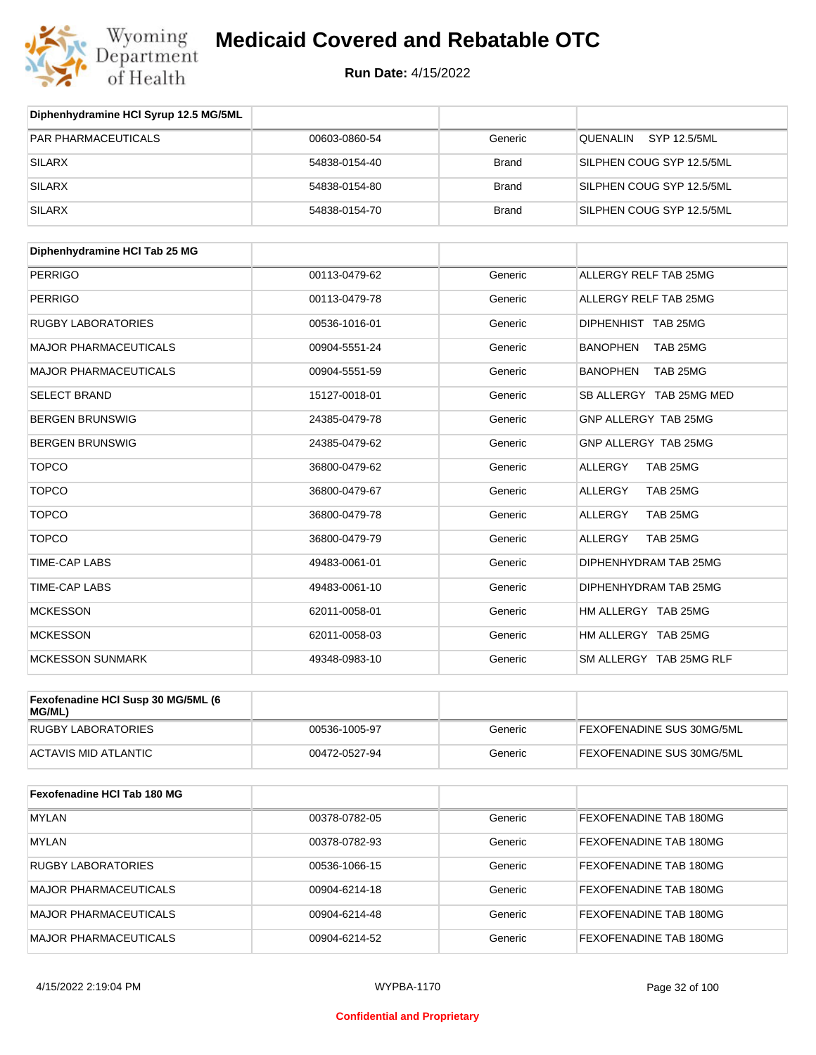# Medicaid Covered and Rebatable OTC

**Run Date:** 4/15/2022

| Diphenhydramine HCl Syrup 12.5 MG/5ML | | | |
|---|---|---|---|
| PAR PHARMACEUTICALS | 00603-0860-54 | Generic | QUENALIN SYP 12.5/5ML |
| SILARX | 54838-0154-40 | Brand | SILPHEN COUG SYP 12.5/5ML |
| SILARX | 54838-0154-80 | Brand | SILPHEN COUG SYP 12.5/5ML |
| SILARX | 54838-0154-70 | Brand | SILPHEN COUG SYP 12.5/5ML |

| Diphenhydramine HCl Tab 25 MG | | | |
|---|---|---|---|
| PERRIGO | 00113-0479-62 | Generic | ALLERGY RELF TAB 25MG |
| PERRIGO | 00113-0479-78 | Generic | ALLERGY RELF TAB 25MG |
| RUGBY LABORATORIES | 00536-1016-01 | Generic | DIPHENHIST TAB 25MG |
| MAJOR PHARMACEUTICALS | 00904-5551-24 | Generic | BANOPHEN TAB 25MG |
| MAJOR PHARMACEUTICALS | 00904-5551-59 | Generic | BANOPHEN TAB 25MG |
| SELECT BRAND | 15127-0018-01 | Generic | SB ALLERGY TAB 25MG MED |
| BERGEN BRUNSWIG | 24385-0479-78 | Generic | GNP ALLERGY TAB 25MG |
| BERGEN BRUNSWIG | 24385-0479-62 | Generic | GNP ALLERGY TAB 25MG |
| TOPCO | 36800-0479-62 | Generic | ALLERGY TAB 25MG |
| TOPCO | 36800-0479-67 | Generic | ALLERGY TAB 25MG |
| TOPCO | 36800-0479-78 | Generic | ALLERGY TAB 25MG |
| TOPCO | 36800-0479-79 | Generic | ALLERGY TAB 25MG |
| TIME-CAP LABS | 49483-0061-01 | Generic | DIPHENHYDRAM TAB 25MG |
| TIME-CAP LABS | 49483-0061-10 | Generic | DIPHENHYDRAM TAB 25MG |
| MCKESSON | 62011-0058-01 | Generic | HM ALLERGY TAB 25MG |
| MCKESSON | 62011-0058-03 | Generic | HM ALLERGY TAB 25MG |
| MCKESSON SUNMARK | 49348-0983-10 | Generic | SM ALLERGY TAB 25MG RLF |

| Fexofenadine HCl Susp 30 MG/5ML (6 MG/ML) | | | |
|---|---|---|---|
| RUGBY LABORATORIES | 00536-1005-97 | Generic | FEXOFENADINE SUS 30MG/5ML |
| ACTAVIS MID ATLANTIC | 00472-0527-94 | Generic | FEXOFENADINE SUS 30MG/5ML |

| Fexofenadine HCl Tab 180 MG | | | |
|---|---|---|---|
| MYLAN | 00378-0782-05 | Generic | FEXOFENADINE TAB 180MG |
| MYLAN | 00378-0782-93 | Generic | FEXOFENADINE TAB 180MG |
| RUGBY LABORATORIES | 00536-1066-15 | Generic | FEXOFENADINE TAB 180MG |
| MAJOR PHARMACEUTICALS | 00904-6214-18 | Generic | FEXOFENADINE TAB 180MG |
| MAJOR PHARMACEUTICALS | 00904-6214-48 | Generic | FEXOFENADINE TAB 180MG |
| MAJOR PHARMACEUTICALS | 00904-6214-52 | Generic | FEXOFENADINE TAB 180MG |

**Confidential and Proprietary**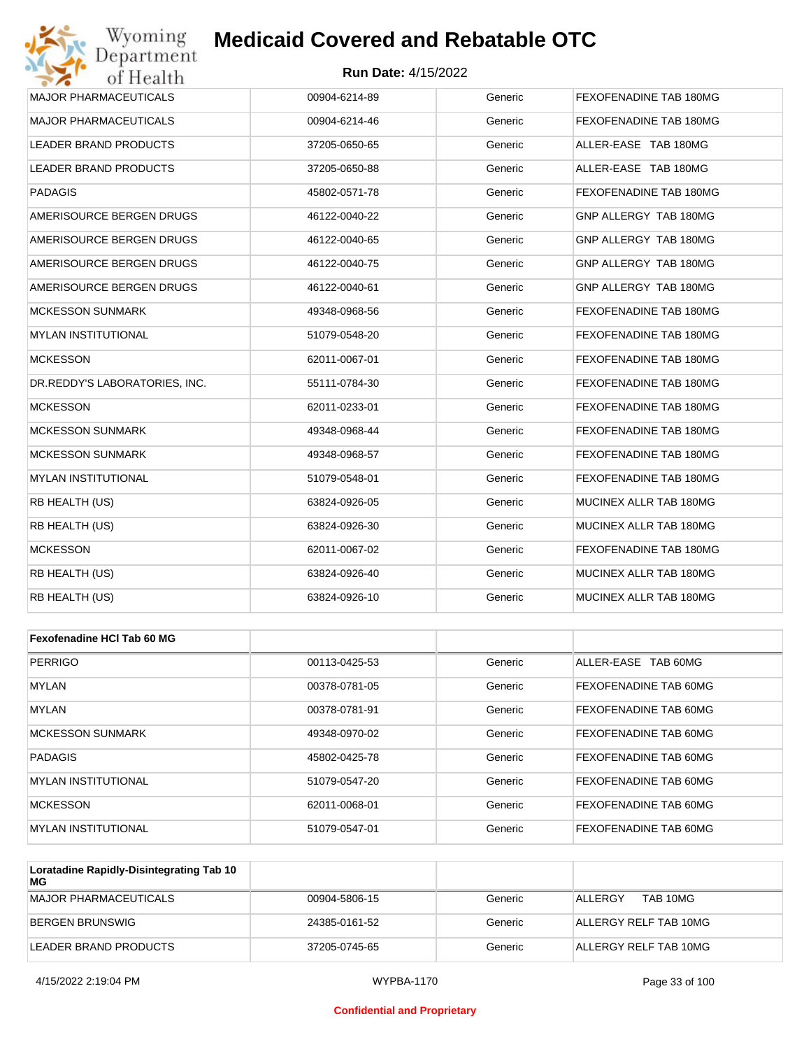| | | | |
|---|---|---|---|
| MAJOR PHARMACEUTICALS | 00904-6214-89 | Generic | FEXOFENADINE TAB 180MG |
| MAJOR PHARMACEUTICALS | 00904-6214-46 | Generic | FEXOFENADINE TAB 180MG |
| LEADER BRAND PRODUCTS | 37205-0650-65 | Generic | ALLER-EASE TAB 180MG |
| LEADER BRAND PRODUCTS | 37205-0650-88 | Generic | ALLER-EASE TAB 180MG |
| PADAGIS | 45802-0571-78 | Generic | FEXOFENADINE TAB 180MG |
| AMERISOURCE BERGEN DRUGS | 46122-0040-22 | Generic | GNP ALLERGY TAB 180MG |
| AMERISOURCE BERGEN DRUGS | 46122-0040-65 | Generic | GNP ALLERGY TAB 180MG |
| AMERISOURCE BERGEN DRUGS | 46122-0040-75 | Generic | GNP ALLERGY TAB 180MG |
| AMERISOURCE BERGEN DRUGS | 46122-0040-61 | Generic | GNP ALLERGY TAB 180MG |
| MCKESSON SUNMARK | 49348-0968-56 | Generic | FEXOFENADINE TAB 180MG |
| MYLAN INSTITUTIONAL | 51079-0548-20 | Generic | FEXOFENADINE TAB 180MG |
| MCKESSON | 62011-0067-01 | Generic | FEXOFENADINE TAB 180MG |
| DR.REDDY'S LABORATORIES, INC. | 55111-0784-30 | Generic | FEXOFENADINE TAB 180MG |
| MCKESSON | 62011-0233-01 | Generic | FEXOFENADINE TAB 180MG |
| MCKESSON SUNMARK | 49348-0968-44 | Generic | FEXOFENADINE TAB 180MG |
| MCKESSON SUNMARK | 49348-0968-57 | Generic | FEXOFENADINE TAB 180MG |
| MYLAN INSTITUTIONAL | 51079-0548-01 | Generic | FEXOFENADINE TAB 180MG |
| RB HEALTH (US) | 63824-0926-05 | Generic | MUCINEX ALLR TAB 180MG |
| RB HEALTH (US) | 63824-0926-30 | Generic | MUCINEX ALLR TAB 180MG |
| MCKESSON | 62011-0067-02 | Generic | FEXOFENADINE TAB 180MG |
| RB HEALTH (US) | 63824-0926-40 | Generic | MUCINEX ALLR TAB 180MG |
| RB HEALTH (US) | 63824-0926-10 | Generic | MUCINEX ALLR TAB 180MG |

| **Fexofenadine HCl Tab 60 MG** | | | |
|---|---|---|---|
| PERRIGO | 00113-0425-53 | Generic | ALLER-EASE TAB 60MG |
| MYLAN | 00378-0781-05 | Generic | FEXOFENADINE TAB 60MG |
| MYLAN | 00378-0781-91 | Generic | FEXOFENADINE TAB 60MG |
| MCKESSON SUNMARK | 49348-0970-02 | Generic | FEXOFENADINE TAB 60MG |
| PADAGIS | 45802-0425-78 | Generic | FEXOFENADINE TAB 60MG |
| MYLAN INSTITUTIONAL | 51079-0547-20 | Generic | FEXOFENADINE TAB 60MG |
| MCKESSON | 62011-0068-01 | Generic | FEXOFENADINE TAB 60MG |
| MYLAN INSTITUTIONAL | 51079-0547-01 | Generic | FEXOFENADINE TAB 60MG |

| **Loratadine Rapidly-Disintegrating Tab 10 MG** | | | |
|---|---|---|---|
| MAJOR PHARMACEUTICALS | 00904-5806-15 | Generic | ALLERGY TAB 10MG |
| BERGEN BRUNSWIG | 24385-0161-52 | Generic | ALLERGY RELF TAB 10MG |
| LEADER BRAND PRODUCTS | 37205-0745-65 | Generic | ALLERGY RELF TAB 10MG |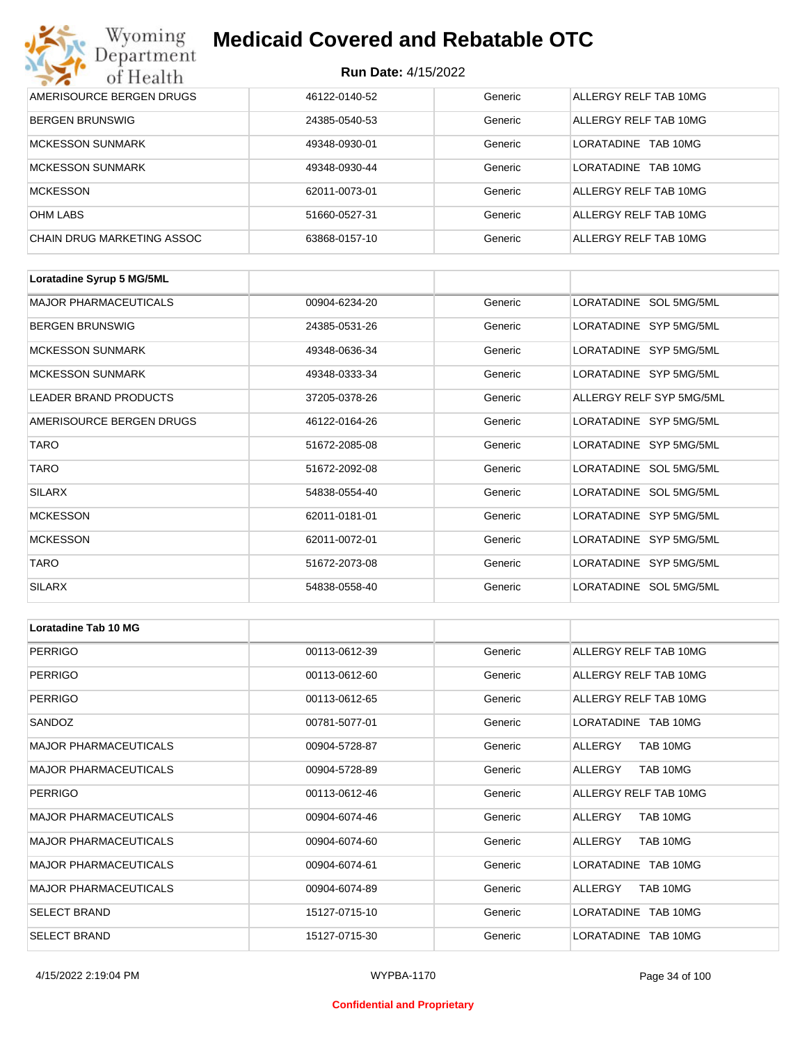| | | | |
|---|---|---|---|
| AMERISOURCE BERGEN DRUGS | 46122-0140-52 | Generic | ALLERGY RELF TAB 10MG |
| BERGEN BRUNSWIG | 24385-0540-53 | Generic | ALLERGY RELF TAB 10MG |
| MCKESSON SUNMARK | 49348-0930-01 | Generic | LORATADINE TAB 10MG |
| MCKESSON SUNMARK | 49348-0930-44 | Generic | LORATADINE TAB 10MG |
| MCKESSON | 62011-0073-01 | Generic | ALLERGY RELF TAB 10MG |
| OHM LABS | 51660-0527-31 | Generic | ALLERGY RELF TAB 10MG |
| CHAIN DRUG MARKETING ASSOC | 63868-0157-10 | Generic | ALLERGY RELF TAB 10MG |

| **Loratadine Syrup 5 MG/5ML** | | | |
|---|---|---|---|
| MAJOR PHARMACEUTICALS | 00904-6234-20 | Generic | LORATADINE SOL 5MG/5ML |
| BERGEN BRUNSWIG | 24385-0531-26 | Generic | LORATADINE SYP 5MG/5ML |
| MCKESSON SUNMARK | 49348-0636-34 | Generic | LORATADINE SYP 5MG/5ML |
| MCKESSON SUNMARK | 49348-0333-34 | Generic | LORATADINE SYP 5MG/5ML |
| LEADER BRAND PRODUCTS | 37205-0378-26 | Generic | ALLERGY RELF SYP 5MG/5ML |
| AMERISOURCE BERGEN DRUGS | 46122-0164-26 | Generic | LORATADINE SYP 5MG/5ML |
| TARO | 51672-2085-08 | Generic | LORATADINE SYP 5MG/5ML |
| TARO | 51672-2092-08 | Generic | LORATADINE SOL 5MG/5ML |
| SILARX | 54838-0554-40 | Generic | LORATADINE SOL 5MG/5ML |
| MCKESSON | 62011-0181-01 | Generic | LORATADINE SYP 5MG/5ML |
| MCKESSON | 62011-0072-01 | Generic | LORATADINE SYP 5MG/5ML |
| TARO | 51672-2073-08 | Generic | LORATADINE SYP 5MG/5ML |
| SILARX | 54838-0558-40 | Generic | LORATADINE SOL 5MG/5ML |

| **Loratadine Tab 10 MG** | | | |
|---|---|---|---|
| PERRIGO | 00113-0612-39 | Generic | ALLERGY RELF TAB 10MG |
| PERRIGO | 00113-0612-60 | Generic | ALLERGY RELF TAB 10MG |
| PERRIGO | 00113-0612-65 | Generic | ALLERGY RELF TAB 10MG |
| SANDOZ | 00781-5077-01 | Generic | LORATADINE TAB 10MG |
| MAJOR PHARMACEUTICALS | 00904-5728-87 | Generic | ALLERGY TAB 10MG |
| MAJOR PHARMACEUTICALS | 00904-5728-89 | Generic | ALLERGY TAB 10MG |
| PERRIGO | 00113-0612-46 | Generic | ALLERGY RELF TAB 10MG |
| MAJOR PHARMACEUTICALS | 00904-6074-46 | Generic | ALLERGY TAB 10MG |
| MAJOR PHARMACEUTICALS | 00904-6074-60 | Generic | ALLERGY TAB 10MG |
| MAJOR PHARMACEUTICALS | 00904-6074-61 | Generic | LORATADINE TAB 10MG |
| MAJOR PHARMACEUTICALS | 00904-6074-89 | Generic | ALLERGY TAB 10MG |
| SELECT BRAND | 15127-0715-10 | Generic | LORATADINE TAB 10MG |
| SELECT BRAND | 15127-0715-30 | Generic | LORATADINE TAB 10MG |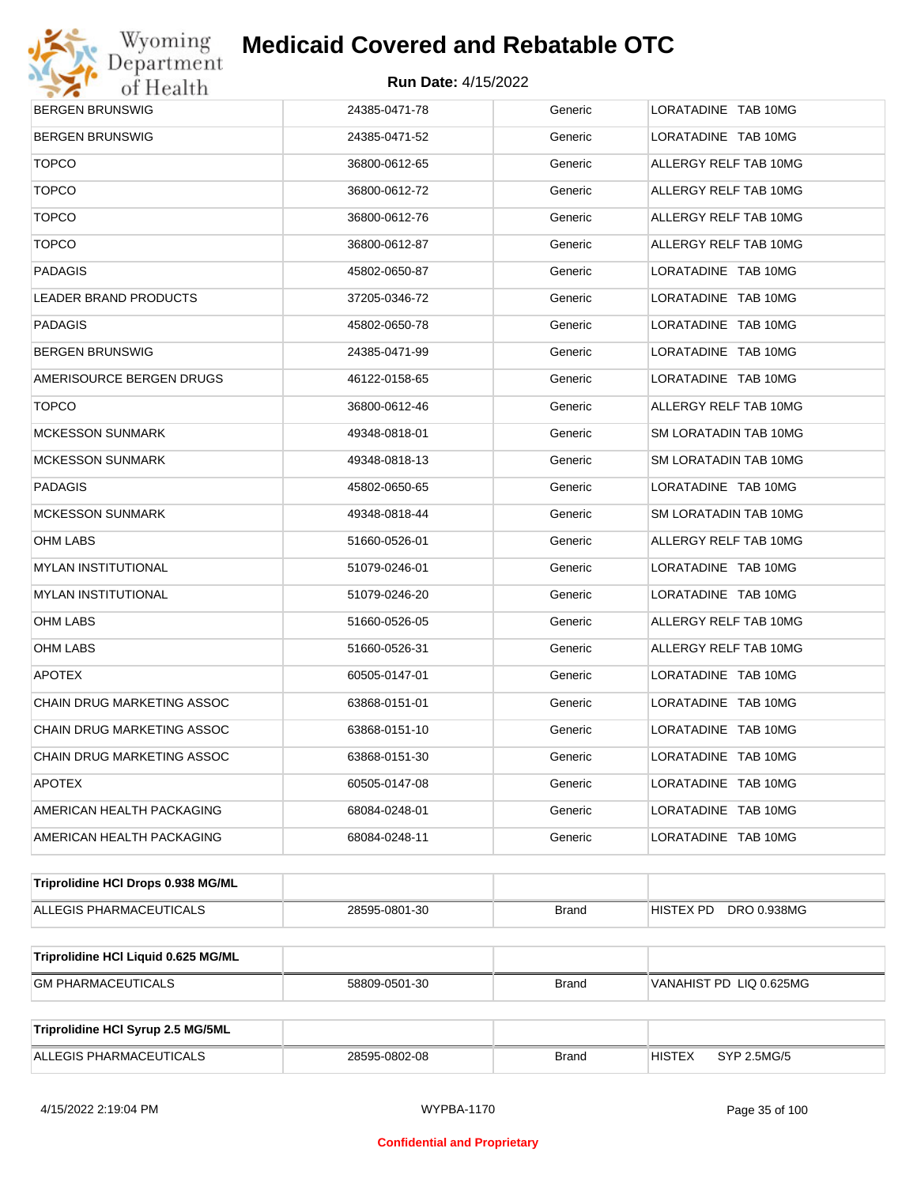| | | | |
|---|---|---|---|
| BERGEN BRUNSWIG | 24385-0471-78 | Generic | LORATADINE TAB 10MG |
| BERGEN BRUNSWIG | 24385-0471-52 | Generic | LORATADINE TAB 10MG |
| TOPCO | 36800-0612-65 | Generic | ALLERGY RELF TAB 10MG |
| TOPCO | 36800-0612-72 | Generic | ALLERGY RELF TAB 10MG |
| TOPCO | 36800-0612-76 | Generic | ALLERGY RELF TAB 10MG |
| TOPCO | 36800-0612-87 | Generic | ALLERGY RELF TAB 10MG |
| PADAGIS | 45802-0650-87 | Generic | LORATADINE TAB 10MG |
| LEADER BRAND PRODUCTS | 37205-0346-72 | Generic | LORATADINE TAB 10MG |
| PADAGIS | 45802-0650-78 | Generic | LORATADINE TAB 10MG |
| BERGEN BRUNSWIG | 24385-0471-99 | Generic | LORATADINE TAB 10MG |
| AMERISOURCE BERGEN DRUGS | 46122-0158-65 | Generic | LORATADINE TAB 10MG |
| TOPCO | 36800-0612-46 | Generic | ALLERGY RELF TAB 10MG |
| MCKESSON SUNMARK | 49348-0818-01 | Generic | SM LORATADIN TAB 10MG |
| MCKESSON SUNMARK | 49348-0818-13 | Generic | SM LORATADIN TAB 10MG |
| PADAGIS | 45802-0650-65 | Generic | LORATADINE TAB 10MG |
| MCKESSON SUNMARK | 49348-0818-44 | Generic | SM LORATADIN TAB 10MG |
| OHM LABS | 51660-0526-01 | Generic | ALLERGY RELF TAB 10MG |
| MYLAN INSTITUTIONAL | 51079-0246-01 | Generic | LORATADINE TAB 10MG |
| MYLAN INSTITUTIONAL | 51079-0246-20 | Generic | LORATADINE TAB 10MG |
| OHM LABS | 51660-0526-05 | Generic | ALLERGY RELF TAB 10MG |
| OHM LABS | 51660-0526-31 | Generic | ALLERGY RELF TAB 10MG |
| APOTEX | 60505-0147-01 | Generic | LORATADINE TAB 10MG |
| CHAIN DRUG MARKETING ASSOC | 63868-0151-01 | Generic | LORATADINE TAB 10MG |
| CHAIN DRUG MARKETING ASSOC | 63868-0151-10 | Generic | LORATADINE TAB 10MG |
| CHAIN DRUG MARKETING ASSOC | 63868-0151-30 | Generic | LORATADINE TAB 10MG |
| APOTEX | 60505-0147-08 | Generic | LORATADINE TAB 10MG |
| AMERICAN HEALTH PACKAGING | 68084-0248-01 | Generic | LORATADINE TAB 10MG |
| AMERICAN HEALTH PACKAGING | 68084-0248-11 | Generic | LORATADINE TAB 10MG |

| **Triprolidine HCl Drops 0.938 MG/ML** | | | |
|---|---|---|---|
| ALLEGIS PHARMACEUTICALS | 28595-0801-30 | Brand | HISTEX PD DRO 0.938MG |

| **Triprolidine HCl Liquid 0.625 MG/ML** | | | |
|---|---|---|---|
| GM PHARMACEUTICALS | 58809-0501-30 | Brand | VANAHIST PD LIQ 0.625MG |

| **Triprolidine HCl Syrup 2.5 MG/5ML** | | | |
|---|---|---|---|
| ALLEGIS PHARMACEUTICALS | 28595-0802-08 | Brand | HISTEX SYP 2.5MG/5 |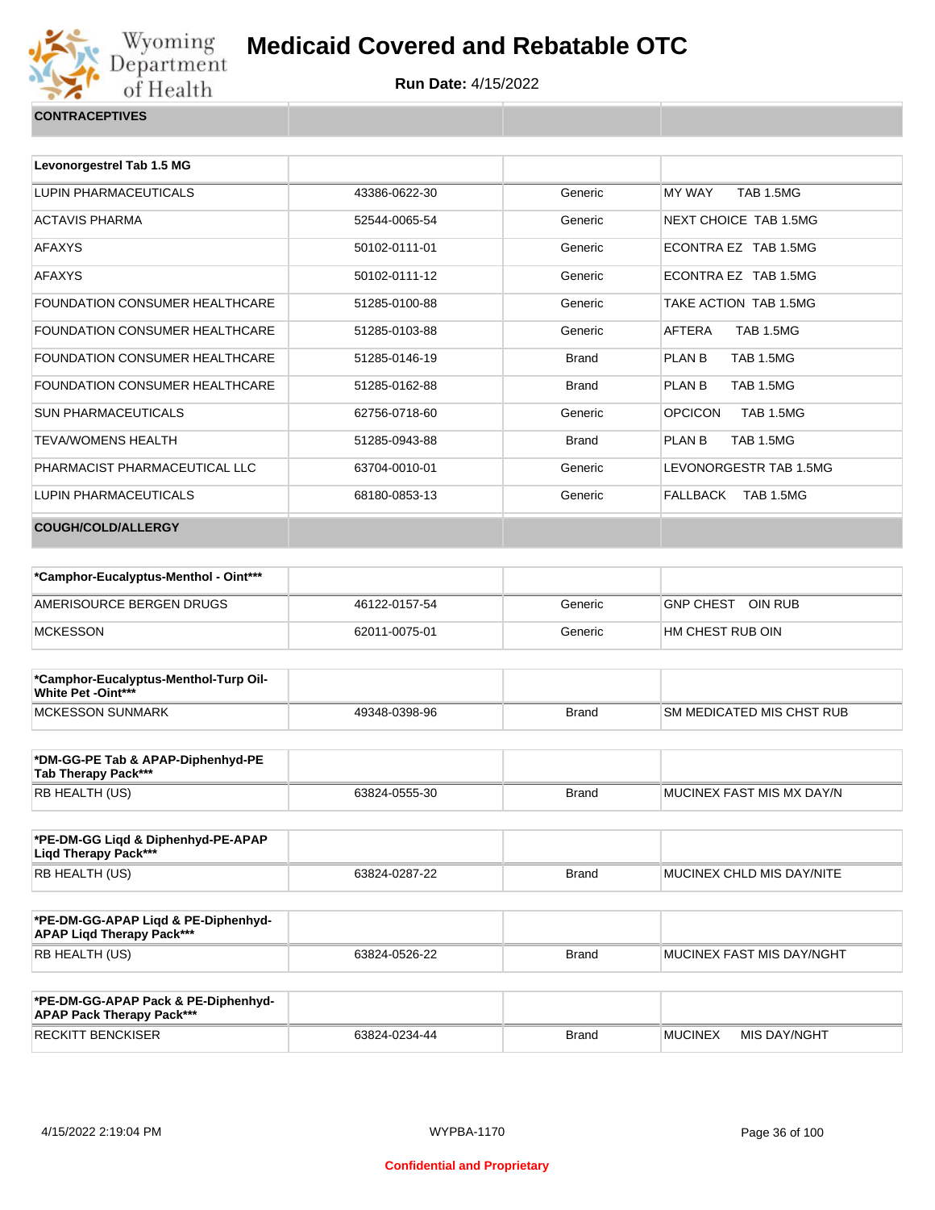# Medicaid Covered and Rebatable OTC

**Run Date:** 4/15/2022

| CONTRACEPTIVES | | | |
|---|---|---|---|

| Levonorgestrel Tab 1.5 MG | | | |
|---|---|---|---|
| LUPIN PHARMACEUTICALS | 43386-0622-30 | Generic | MY WAY TAB 1.5MG |
| ACTAVIS PHARMA | 52544-0065-54 | Generic | NEXT CHOICE TAB 1.5MG |
| AFAXYS | 50102-0111-01 | Generic | ECONTRA EZ TAB 1.5MG |
| AFAXYS | 50102-0111-12 | Generic | ECONTRA EZ TAB 1.5MG |
| FOUNDATION CONSUMER HEALTHCARE | 51285-0100-88 | Generic | TAKE ACTION TAB 1.5MG |
| FOUNDATION CONSUMER HEALTHCARE | 51285-0103-88 | Generic | AFTERA TAB 1.5MG |
| FOUNDATION CONSUMER HEALTHCARE | 51285-0146-19 | Brand | PLAN B TAB 1.5MG |
| FOUNDATION CONSUMER HEALTHCARE | 51285-0162-88 | Brand | PLAN B TAB 1.5MG |
| SUN PHARMACEUTICALS | 62756-0718-60 | Generic | OPCICON TAB 1.5MG |
| TEVA/WOMENS HEALTH | 51285-0943-88 | Brand | PLAN B TAB 1.5MG |
| PHARMACIST PHARMACEUTICAL LLC | 63704-0010-01 | Generic | LEVONORGESTR TAB 1.5MG |
| LUPIN PHARMACEUTICALS | 68180-0853-13 | Generic | FALLBACK TAB 1.5MG |

| COUGH/COLD/ALLERGY | | | |
|---|---|---|---|

| *Camphor-Eucalyptus-Menthol - Oint*** | | | |
|---|---|---|---|
| AMERISOURCE BERGEN DRUGS | 46122-0157-54 | Generic | GNP CHEST OIN RUB |
| MCKESSON | 62011-0075-01 | Generic | HM CHEST RUB OIN |

| *Camphor-Eucalyptus-Menthol-Turp Oil-White Pet -Oint*** | | | |
|---|---|---|---|
| MCKESSON SUNMARK | 49348-0398-96 | Brand | SM MEDICATED MIS CHST RUB |

| *DM-GG-PE Tab & APAP-Diphenhyd-PE Tab Therapy Pack*** | | | |
|---|---|---|---|
| RB HEALTH (US) | 63824-0555-30 | Brand | MUCINEX FAST MIS MX DAY/N |

| *PE-DM-GG Liqd & Diphenhyd-PE-APAP Liqd Therapy Pack*** | | | |
|---|---|---|---|
| RB HEALTH (US) | 63824-0287-22 | Brand | MUCINEX CHLD MIS DAY/NITE |

| *PE-DM-GG-APAP Liqd & PE-Diphenhyd-APAP Liqd Therapy Pack*** | | | |
|---|---|---|---|
| RB HEALTH (US) | 63824-0526-22 | Brand | MUCINEX FAST MIS DAY/NGHT |

| *PE-DM-GG-APAP Pack & PE-Diphenhyd-APAP Pack Therapy Pack*** | | | |
|---|---|---|---|
| RECKITT BENCKISER | 63824-0234-44 | Brand | MUCINEX MIS DAY/NGHT |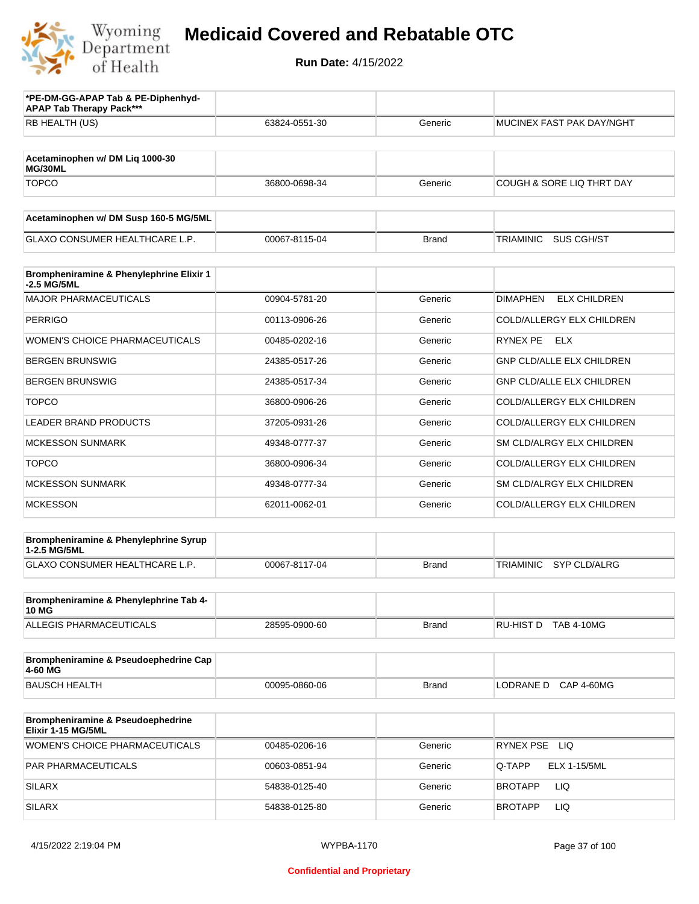# Medicaid Covered and Rebatable OTC

**Run Date:** 4/15/2022

| *PE-DM-GG-APAP Tab & PE-Diphenhyd-APAP Tab Therapy Pack*** | | | |
|---|---|---|---|
| RB HEALTH (US) | 63824-0551-30 | Generic | MUCINEX FAST PAK DAY/NGHT |

| Acetaminophen w/ DM Liq 1000-30 MG/30ML | | | |
|---|---|---|---|
| TOPCO | 36800-0698-34 | Generic | COUGH & SORE LIQ THRT DAY |

| Acetaminophen w/ DM Susp 160-5 MG/5ML | | | |
|---|---|---|---|
| GLAXO CONSUMER HEALTHCARE L.P. | 00067-8115-04 | Brand | TRIAMINIC SUS CGH/ST |

| Brompheniramine & Phenylephrine Elixir 1-2.5 MG/5ML | | | |
|---|---|---|---|
| MAJOR PHARMACEUTICALS | 00904-5781-20 | Generic | DIMAPHEN ELX CHILDREN |
| PERRIGO | 00113-0906-26 | Generic | COLD/ALLERGY ELX CHILDREN |
| WOMEN'S CHOICE PHARMACEUTICALS | 00485-0202-16 | Generic | RYNEX PE ELX |
| BERGEN BRUNSWIG | 24385-0517-26 | Generic | GNP CLD/ALLE ELX CHILDREN |
| BERGEN BRUNSWIG | 24385-0517-34 | Generic | GNP CLD/ALLE ELX CHILDREN |
| TOPCO | 36800-0906-26 | Generic | COLD/ALLERGY ELX CHILDREN |
| LEADER BRAND PRODUCTS | 37205-0931-26 | Generic | COLD/ALLERGY ELX CHILDREN |
| MCKESSON SUNMARK | 49348-0777-37 | Generic | SM CLD/ALRGY ELX CHILDREN |
| TOPCO | 36800-0906-34 | Generic | COLD/ALLERGY ELX CHILDREN |
| MCKESSON SUNMARK | 49348-0777-34 | Generic | SM CLD/ALRGY ELX CHILDREN |
| MCKESSON | 62011-0062-01 | Generic | COLD/ALLERGY ELX CHILDREN |

| Brompheniramine & Phenylephrine Syrup 1-2.5 MG/5ML | | | |
|---|---|---|---|
| GLAXO CONSUMER HEALTHCARE L.P. | 00067-8117-04 | Brand | TRIAMINIC SYP CLD/ALRG |

| Brompheniramine & Phenylephrine Tab 4-10 MG | | | |
|---|---|---|---|
| ALLEGIS PHARMACEUTICALS | 28595-0900-60 | Brand | RU-HIST D TAB 4-10MG |

| Brompheniramine & Pseudoephedrine Cap 4-60 MG | | | |
|---|---|---|---|
| BAUSCH HEALTH | 00095-0860-06 | Brand | LODRANE D CAP 4-60MG |

| Brompheniramine & Pseudoephedrine Elixir 1-15 MG/5ML | | | |
|---|---|---|---|
| WOMEN'S CHOICE PHARMACEUTICALS | 00485-0206-16 | Generic | RYNEX PSE LIQ |
| PAR PHARMACEUTICALS | 00603-0851-94 | Generic | Q-TAPP ELX 1-15/5ML |
| SILARX | 54838-0125-40 | Generic | BROTAPP LIQ |
| SILARX | 54838-0125-80 | Generic | BROTAPP LIQ |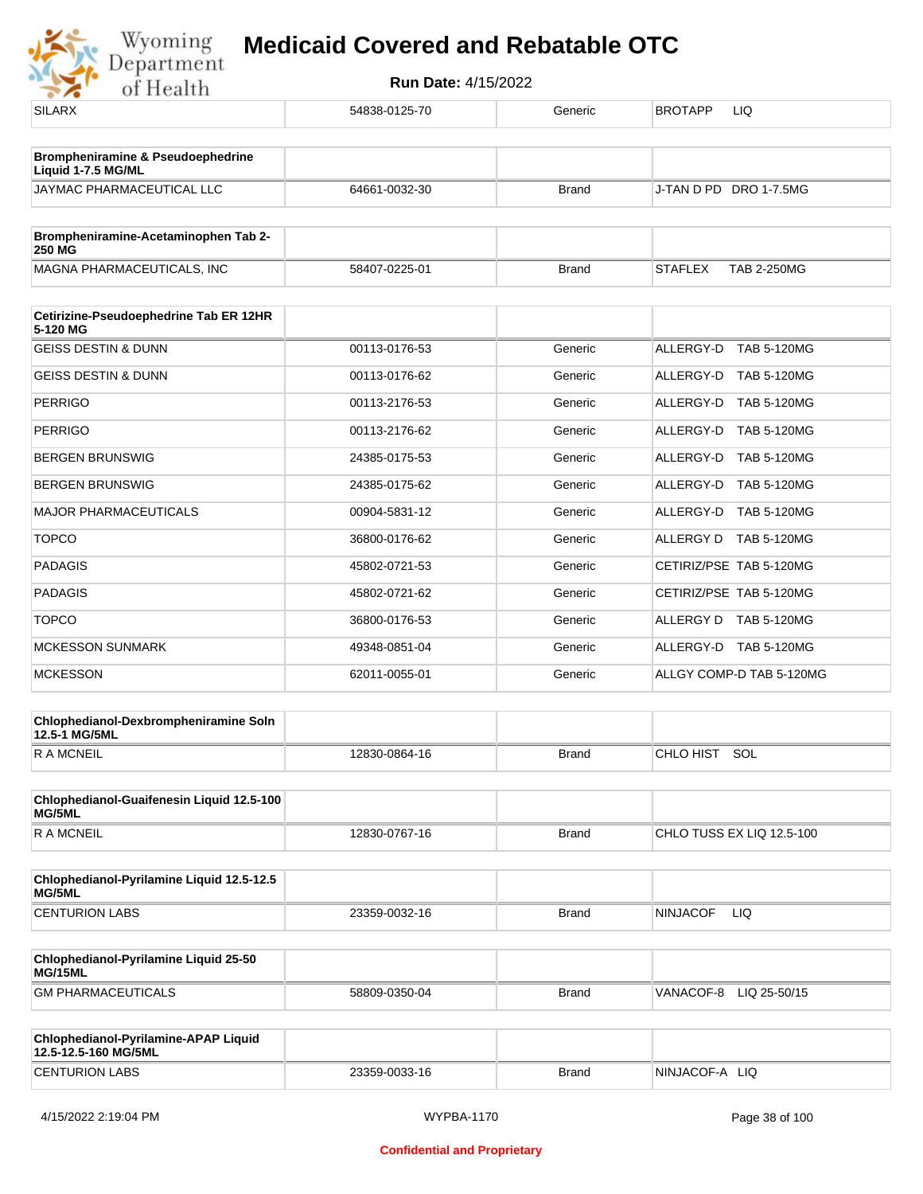| SILARX | 54838-0125-70 | Generic | BROTAPP LIQ |
|---|---|---|---|

| Brompheniramine & Pseudoephedrine Liquid 1-7.5 MG/ML | | | |
|---|---|---|---|
| JAYMAC PHARMACEUTICAL LLC | 64661-0032-30 | Brand | J-TAN D PD DRO 1-7.5MG |

| Brompheniramine-Acetaminophen Tab 2-250 MG | | | |
|---|---|---|---|
| MAGNA PHARMACEUTICALS, INC | 58407-0225-01 | Brand | STAFLEX TAB 2-250MG |

| Cetirizine-Pseudoephedrine Tab ER 12HR 5-120 MG | | | |
|---|---|---|---|
| GEISS DESTIN & DUNN | 00113-0176-53 | Generic | ALLERGY-D TAB 5-120MG |
| GEISS DESTIN & DUNN | 00113-0176-62 | Generic | ALLERGY-D TAB 5-120MG |
| PERRIGO | 00113-2176-53 | Generic | ALLERGY-D TAB 5-120MG |
| PERRIGO | 00113-2176-62 | Generic | ALLERGY-D TAB 5-120MG |
| BERGEN BRUNSWIG | 24385-0175-53 | Generic | ALLERGY-D TAB 5-120MG |
| BERGEN BRUNSWIG | 24385-0175-62 | Generic | ALLERGY-D TAB 5-120MG |
| MAJOR PHARMACEUTICALS | 00904-5831-12 | Generic | ALLERGY-D TAB 5-120MG |
| TOPCO | 36800-0176-62 | Generic | ALLERGY D TAB 5-120MG |
| PADAGIS | 45802-0721-53 | Generic | CETIRIZ/PSE TAB 5-120MG |
| PADAGIS | 45802-0721-62 | Generic | CETIRIZ/PSE TAB 5-120MG |
| TOPCO | 36800-0176-53 | Generic | ALLERGY D TAB 5-120MG |
| MCKESSON SUNMARK | 49348-0851-04 | Generic | ALLERGY-D TAB 5-120MG |
| MCKESSON | 62011-0055-01 | Generic | ALLGY COMP-D TAB 5-120MG |

| Chlophedianol-Dexbrompheniramine Soln 12.5-1 MG/5ML | | | |
|---|---|---|---|
| R A MCNEIL | 12830-0864-16 | Brand | CHLO HIST SOL |

| Chlophedianol-Guaifenesin Liquid 12.5-100 MG/5ML | | | |
|---|---|---|---|
| R A MCNEIL | 12830-0767-16 | Brand | CHLO TUSS EX LIQ 12.5-100 |

| Chlophedianol-Pyrilamine Liquid 12.5-12.5 MG/5ML | | | |
|---|---|---|---|
| CENTURION LABS | 23359-0032-16 | Brand | NINJACOF LIQ |

| Chlophedianol-Pyrilamine Liquid 25-50 MG/15ML | | | |
|---|---|---|---|
| GM PHARMACEUTICALS | 58809-0350-04 | Brand | VANACOF-8 LIQ 25-50/15 |

| Chlophedianol-Pyrilamine-APAP Liquid 12.5-12.5-160 MG/5ML | | | |
|---|---|---|---|
| CENTURION LABS | 23359-0033-16 | Brand | NINJACOF-A LIQ |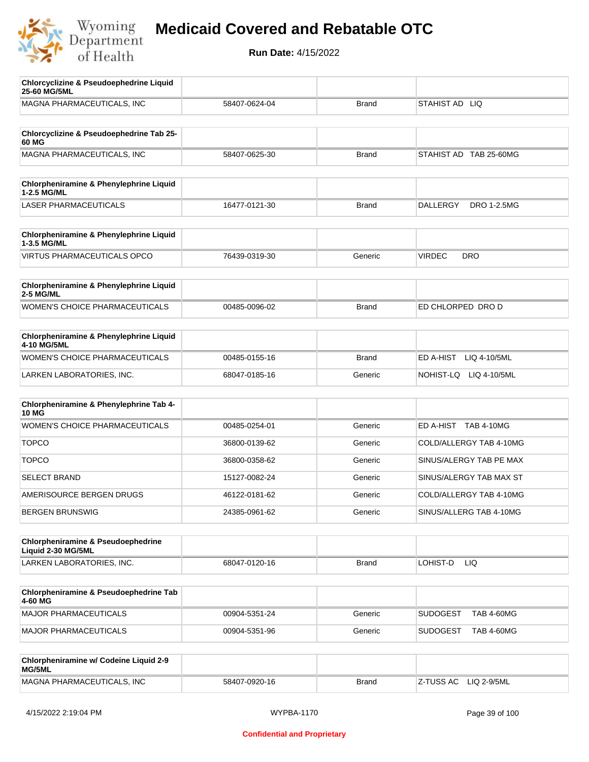# Medicaid Covered and Rebatable OTC

**Run Date:** 4/15/2022

| **Chlorcyclizine & Pseudoephedrine Liquid 25-60 MG/5ML** | | | |
|---|---|---|---|
| MAGNA PHARMACEUTICALS, INC | 58407-0624-04 | Brand | STAHIST AD LIQ |

| **Chlorcyclizine & Pseudoephedrine Tab 25-60 MG** | | | |
|---|---|---|---|
| MAGNA PHARMACEUTICALS, INC | 58407-0625-30 | Brand | STAHIST AD TAB 25-60MG |

| **Chlorpheniramine & Phenylephrine Liquid 1-2.5 MG/ML** | | | |
|---|---|---|---|
| LASER PHARMACEUTICALS | 16477-0121-30 | Brand | DALLERGY DRO 1-2.5MG |

| **Chlorpheniramine & Phenylephrine Liquid 1-3.5 MG/ML** | | | |
|---|---|---|---|
| VIRTUS PHARMACEUTICALS OPCO | 76439-0319-30 | Generic | VIRDEC DRO |

| **Chlorpheniramine & Phenylephrine Liquid 2-5 MG/ML** | | | |
|---|---|---|---|
| WOMEN'S CHOICE PHARMACEUTICALS | 00485-0096-02 | Brand | ED CHLORPED DRO D |

| **Chlorpheniramine & Phenylephrine Liquid 4-10 MG/5ML** | | | |
|---|---|---|---|
| WOMEN'S CHOICE PHARMACEUTICALS | 00485-0155-16 | Brand | ED A-HIST LIQ 4-10/5ML |
| LARKEN LABORATORIES, INC. | 68047-0185-16 | Generic | NOHIST-LQ LIQ 4-10/5ML |

| **Chlorpheniramine & Phenylephrine Tab 4-10 MG** | | | |
|---|---|---|---|
| WOMEN'S CHOICE PHARMACEUTICALS | 00485-0254-01 | Generic | ED A-HIST TAB 4-10MG |
| TOPCO | 36800-0139-62 | Generic | COLD/ALLERGY TAB 4-10MG |
| TOPCO | 36800-0358-62 | Generic | SINUS/ALERGY TAB PE MAX |
| SELECT BRAND | 15127-0082-24 | Generic | SINUS/ALERGY TAB MAX ST |
| AMERISOURCE BERGEN DRUGS | 46122-0181-62 | Generic | COLD/ALLERGY TAB 4-10MG |
| BERGEN BRUNSWIG | 24385-0961-62 | Generic | SINUS/ALLERG TAB 4-10MG |

| **Chlorpheniramine & Pseudoephedrine Liquid 2-30 MG/5ML** | | | |
|---|---|---|---|
| LARKEN LABORATORIES, INC. | 68047-0120-16 | Brand | LOHIST-D LIQ |

| **Chlorpheniramine & Pseudoephedrine Tab 4-60 MG** | | | |
|---|---|---|---|
| MAJOR PHARMACEUTICALS | 00904-5351-24 | Generic | SUDOGEST TAB 4-60MG |
| MAJOR PHARMACEUTICALS | 00904-5351-96 | Generic | SUDOGEST TAB 4-60MG |

| **Chlorpheniramine w/ Codeine Liquid 2-9 MG/5ML** | | | |
|---|---|---|---|
| MAGNA PHARMACEUTICALS, INC | 58407-0920-16 | Brand | Z-TUSS AC LIQ 2-9/5ML |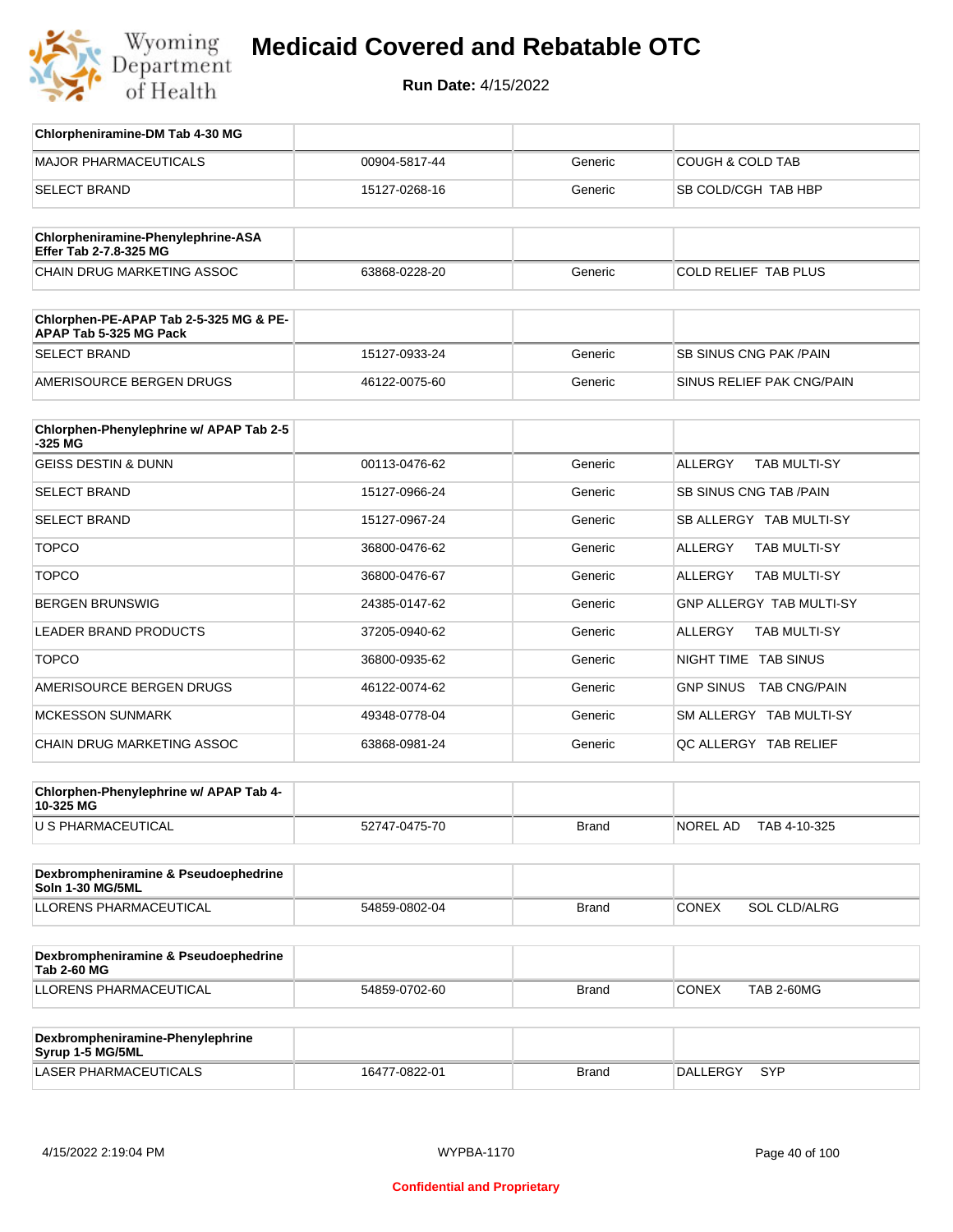# Medicaid Covered and Rebatable OTC

**Run Date:** 4/15/2022

| Chlorpheniramine-DM Tab 4-30 MG | | | |
|---|---|---|---|
| MAJOR PHARMACEUTICALS | 00904-5817-44 | Generic | COUGH & COLD TAB |
| SELECT BRAND | 15127-0268-16 | Generic | SB COLD/CGH TAB HBP |

| Chlorpheniramine-Phenylephrine-ASA Effer Tab 2-7.8-325 MG | | | |
|---|---|---|---|
| CHAIN DRUG MARKETING ASSOC | 63868-0228-20 | Generic | COLD RELIEF TAB PLUS |

| Chlorphen-PE-APAP Tab 2-5-325 MG & PE-APAP Tab 5-325 MG Pack | | | |
|---|---|---|---|
| SELECT BRAND | 15127-0933-24 | Generic | SB SINUS CNG PAK /PAIN |
| AMERISOURCE BERGEN DRUGS | 46122-0075-60 | Generic | SINUS RELIEF PAK CNG/PAIN |

| Chlorphen-Phenylephrine w/ APAP Tab 2-5-325 MG | | | |
|---|---|---|---|
| GEISS DESTIN & DUNN | 00113-0476-62 | Generic | ALLERGY TAB MULTI-SY |
| SELECT BRAND | 15127-0966-24 | Generic | SB SINUS CNG TAB /PAIN |
| SELECT BRAND | 15127-0967-24 | Generic | SB ALLERGY TAB MULTI-SY |
| TOPCO | 36800-0476-62 | Generic | ALLERGY TAB MULTI-SY |
| TOPCO | 36800-0476-67 | Generic | ALLERGY TAB MULTI-SY |
| BERGEN BRUNSWIG | 24385-0147-62 | Generic | GNP ALLERGY TAB MULTI-SY |
| LEADER BRAND PRODUCTS | 37205-0940-62 | Generic | ALLERGY TAB MULTI-SY |
| TOPCO | 36800-0935-62 | Generic | NIGHT TIME TAB SINUS |
| AMERISOURCE BERGEN DRUGS | 46122-0074-62 | Generic | GNP SINUS TAB CNG/PAIN |
| MCKESSON SUNMARK | 49348-0778-04 | Generic | SM ALLERGY TAB MULTI-SY |
| CHAIN DRUG MARKETING ASSOC | 63868-0981-24 | Generic | QC ALLERGY TAB RELIEF |

| Chlorphen-Phenylephrine w/ APAP Tab 4-10-325 MG | | | |
|---|---|---|---|
| U S PHARMACEUTICAL | 52747-0475-70 | Brand | NOREL AD TAB 4-10-325 |

| Dexbrompheniramine & Pseudoephedrine Soln 1-30 MG/5ML | | | |
|---|---|---|---|
| LLORENS PHARMACEUTICAL | 54859-0802-04 | Brand | CONEX SOL CLD/ALRG |

| Dexbrompheniramine & Pseudoephedrine Tab 2-60 MG | | | |
|---|---|---|---|
| LLORENS PHARMACEUTICAL | 54859-0702-60 | Brand | CONEX TAB 2-60MG |

| Dexbrompheniramine-Phenylephrine Syrup 1-5 MG/5ML | | | |
|---|---|---|---|
| LASER PHARMACEUTICALS | 16477-0822-01 | Brand | DALLERGY SYP |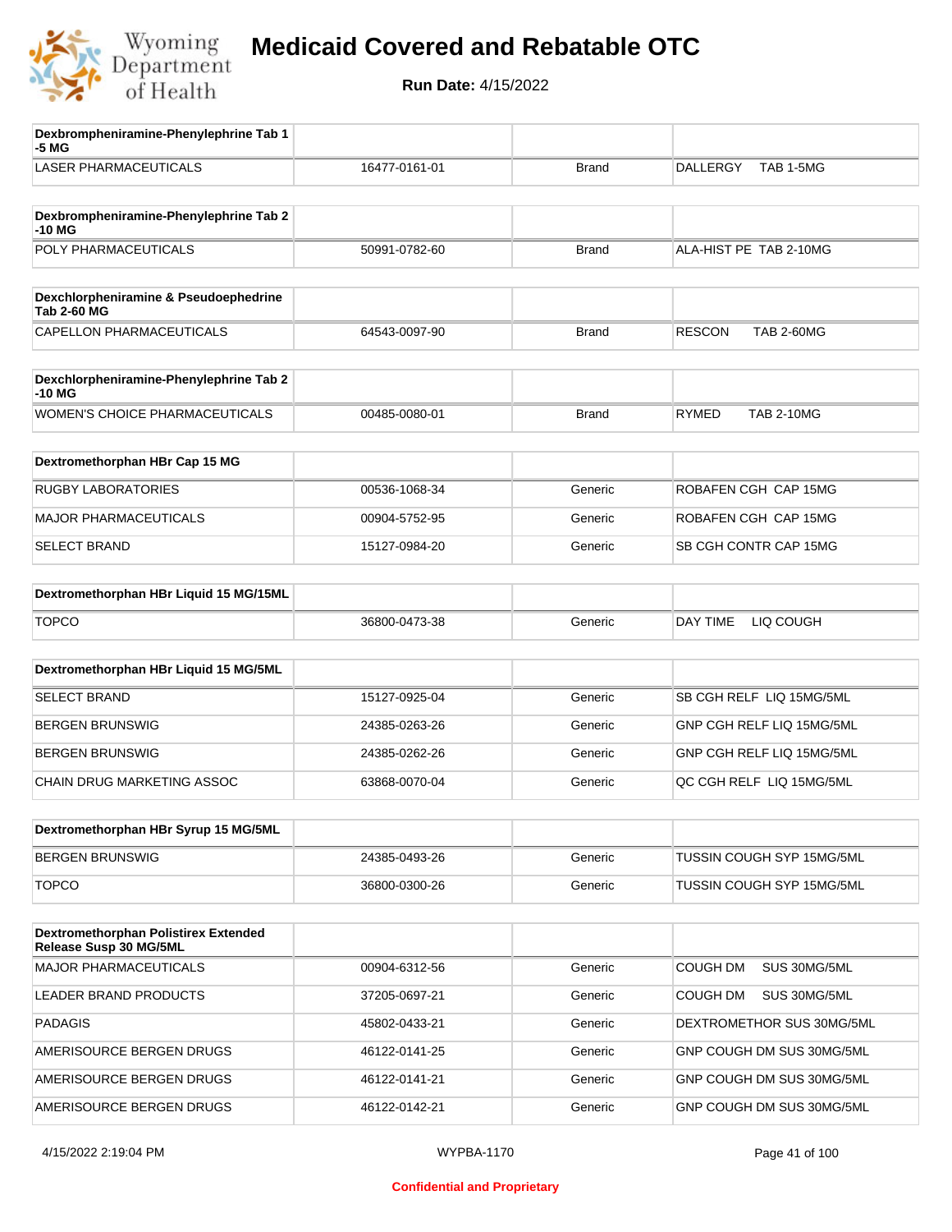# Medicaid Covered and Rebatable OTC

**Run Date:** 4/15/2022

| Dexbrompheniramine-Phenylephrine Tab 1-5 MG | | | |
|---|---|---|---|
| LASER PHARMACEUTICALS | 16477-0161-01 | Brand | DALLERGY TAB 1-5MG |

| Dexbrompheniramine-Phenylephrine Tab 2-10 MG | | | |
|---|---|---|---|
| POLY PHARMACEUTICALS | 50991-0782-60 | Brand | ALA-HIST PE TAB 2-10MG |

| Dexchlorpheniramine & Pseudoephedrine Tab 2-60 MG | | | |
|---|---|---|---|
| CAPELLON PHARMACEUTICALS | 64543-0097-90 | Brand | RESCON TAB 2-60MG |

| Dexchlorpheniramine-Phenylephrine Tab 2-10 MG | | | |
|---|---|---|---|
| WOMEN'S CHOICE PHARMACEUTICALS | 00485-0080-01 | Brand | RYMED TAB 2-10MG |

| Dextromethorphan HBr Cap 15 MG | | | |
|---|---|---|---|
| RUGBY LABORATORIES | 00536-1068-34 | Generic | ROBAFEN CGH CAP 15MG |
| MAJOR PHARMACEUTICALS | 00904-5752-95 | Generic | ROBAFEN CGH CAP 15MG |
| SELECT BRAND | 15127-0984-20 | Generic | SB CGH CONTR CAP 15MG |

| Dextromethorphan HBr Liquid 15 MG/15ML | | | |
|---|---|---|---|
| TOPCO | 36800-0473-38 | Generic | DAY TIME LIQ COUGH |

| Dextromethorphan HBr Liquid 15 MG/5ML | | | |
|---|---|---|---|
| SELECT BRAND | 15127-0925-04 | Generic | SB CGH RELF LIQ 15MG/5ML |
| BERGEN BRUNSWIG | 24385-0263-26 | Generic | GNP CGH RELF LIQ 15MG/5ML |
| BERGEN BRUNSWIG | 24385-0262-26 | Generic | GNP CGH RELF LIQ 15MG/5ML |
| CHAIN DRUG MARKETING ASSOC | 63868-0070-04 | Generic | QC CGH RELF LIQ 15MG/5ML |

| Dextromethorphan HBr Syrup 15 MG/5ML | | | |
|---|---|---|---|
| BERGEN BRUNSWIG | 24385-0493-26 | Generic | TUSSIN COUGH SYP 15MG/5ML |
| TOPCO | 36800-0300-26 | Generic | TUSSIN COUGH SYP 15MG/5ML |

| Dextromethorphan Polistirex Extended Release Susp 30 MG/5ML | | | |
|---|---|---|---|
| MAJOR PHARMACEUTICALS | 00904-6312-56 | Generic | COUGH DM SUS 30MG/5ML |
| LEADER BRAND PRODUCTS | 37205-0697-21 | Generic | COUGH DM SUS 30MG/5ML |
| PADAGIS | 45802-0433-21 | Generic | DEXTROMETHOR SUS 30MG/5ML |
| AMERISOURCE BERGEN DRUGS | 46122-0141-25 | Generic | GNP COUGH DM SUS 30MG/5ML |
| AMERISOURCE BERGEN DRUGS | 46122-0141-21 | Generic | GNP COUGH DM SUS 30MG/5ML |
| AMERISOURCE BERGEN DRUGS | 46122-0142-21 | Generic | GNP COUGH DM SUS 30MG/5ML |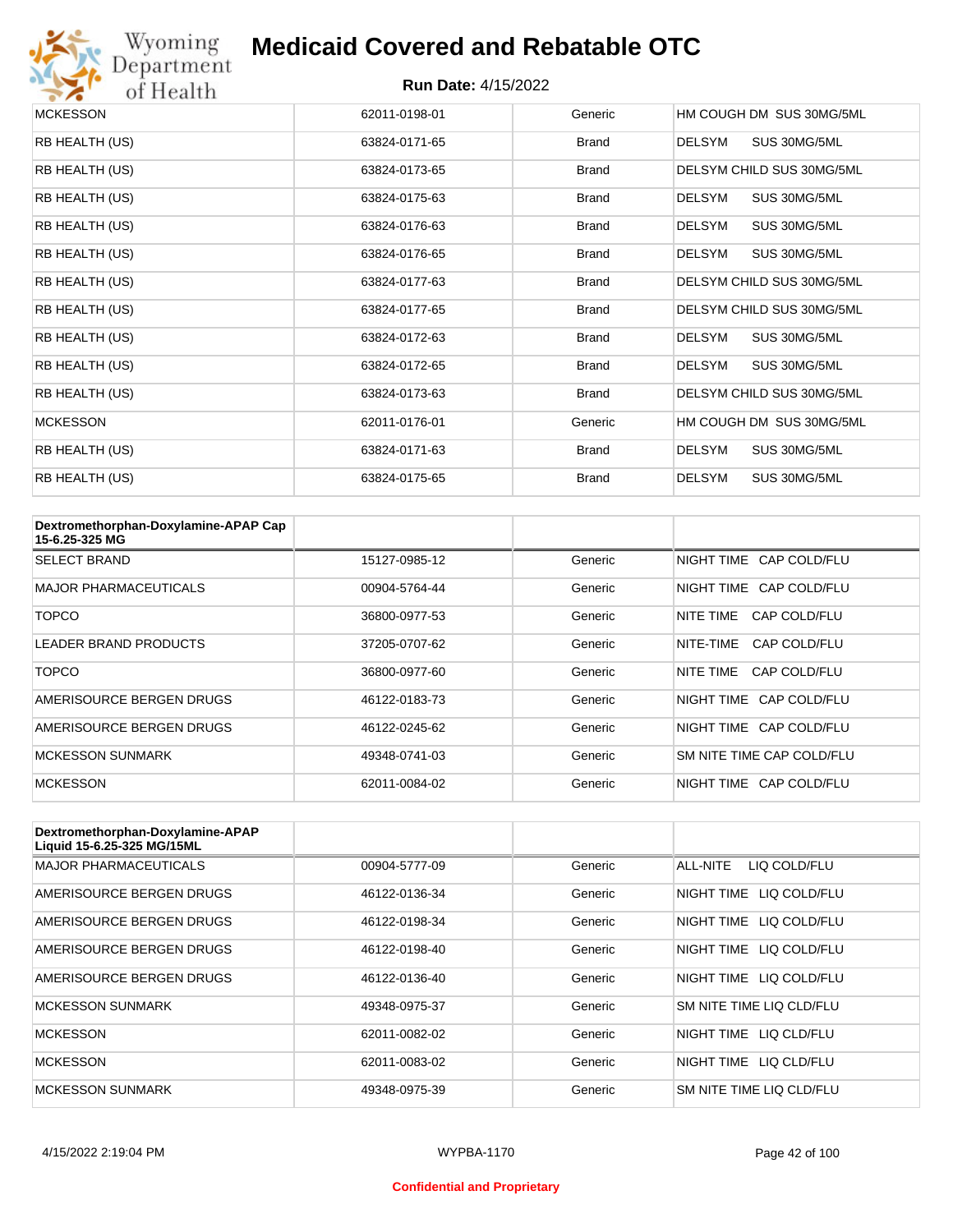# Medicaid Covered and Rebatable OTC

**Run Date:** 4/15/2022

| | | | |
|---|---|---|---|
| MCKESSON | 62011-0198-01 | Generic | HM COUGH DM SUS 30MG/5ML |
| RB HEALTH (US) | 63824-0171-65 | Brand | DELSYM SUS 30MG/5ML |
| RB HEALTH (US) | 63824-0173-65 | Brand | DELSYM CHILD SUS 30MG/5ML |
| RB HEALTH (US) | 63824-0175-63 | Brand | DELSYM SUS 30MG/5ML |
| RB HEALTH (US) | 63824-0176-63 | Brand | DELSYM SUS 30MG/5ML |
| RB HEALTH (US) | 63824-0176-65 | Brand | DELSYM SUS 30MG/5ML |
| RB HEALTH (US) | 63824-0177-63 | Brand | DELSYM CHILD SUS 30MG/5ML |
| RB HEALTH (US) | 63824-0177-65 | Brand | DELSYM CHILD SUS 30MG/5ML |
| RB HEALTH (US) | 63824-0172-63 | Brand | DELSYM SUS 30MG/5ML |
| RB HEALTH (US) | 63824-0172-65 | Brand | DELSYM SUS 30MG/5ML |
| RB HEALTH (US) | 63824-0173-63 | Brand | DELSYM CHILD SUS 30MG/5ML |
| MCKESSON | 62011-0176-01 | Generic | HM COUGH DM SUS 30MG/5ML |
| RB HEALTH (US) | 63824-0171-63 | Brand | DELSYM SUS 30MG/5ML |
| RB HEALTH (US) | 63824-0175-65 | Brand | DELSYM SUS 30MG/5ML |

| Dextromethorphan-Doxylamine-APAP Cap 15-6.25-325 MG | | | |
|---|---|---|---|
| SELECT BRAND | 15127-0985-12 | Generic | NIGHT TIME CAP COLD/FLU |
| MAJOR PHARMACEUTICALS | 00904-5764-44 | Generic | NIGHT TIME CAP COLD/FLU |
| TOPCO | 36800-0977-53 | Generic | NITE TIME CAP COLD/FLU |
| LEADER BRAND PRODUCTS | 37205-0707-62 | Generic | NITE-TIME CAP COLD/FLU |
| TOPCO | 36800-0977-60 | Generic | NITE TIME CAP COLD/FLU |
| AMERISOURCE BERGEN DRUGS | 46122-0183-73 | Generic | NIGHT TIME CAP COLD/FLU |
| AMERISOURCE BERGEN DRUGS | 46122-0245-62 | Generic | NIGHT TIME CAP COLD/FLU |
| MCKESSON SUNMARK | 49348-0741-03 | Generic | SM NITE TIME CAP COLD/FLU |
| MCKESSON | 62011-0084-02 | Generic | NIGHT TIME CAP COLD/FLU |

| Dextromethorphan-Doxylamine-APAP Liquid 15-6.25-325 MG/15ML | | | |
|---|---|---|---|
| MAJOR PHARMACEUTICALS | 00904-5777-09 | Generic | ALL-NITE LIQ COLD/FLU |
| AMERISOURCE BERGEN DRUGS | 46122-0136-34 | Generic | NIGHT TIME LIQ COLD/FLU |
| AMERISOURCE BERGEN DRUGS | 46122-0198-34 | Generic | NIGHT TIME LIQ COLD/FLU |
| AMERISOURCE BERGEN DRUGS | 46122-0198-40 | Generic | NIGHT TIME LIQ COLD/FLU |
| AMERISOURCE BERGEN DRUGS | 46122-0136-40 | Generic | NIGHT TIME LIQ COLD/FLU |
| MCKESSON SUNMARK | 49348-0975-37 | Generic | SM NITE TIME LIQ CLD/FLU |
| MCKESSON | 62011-0082-02 | Generic | NIGHT TIME LIQ CLD/FLU |
| MCKESSON | 62011-0083-02 | Generic | NIGHT TIME LIQ CLD/FLU |
| MCKESSON SUNMARK | 49348-0975-39 | Generic | SM NITE TIME LIQ CLD/FLU |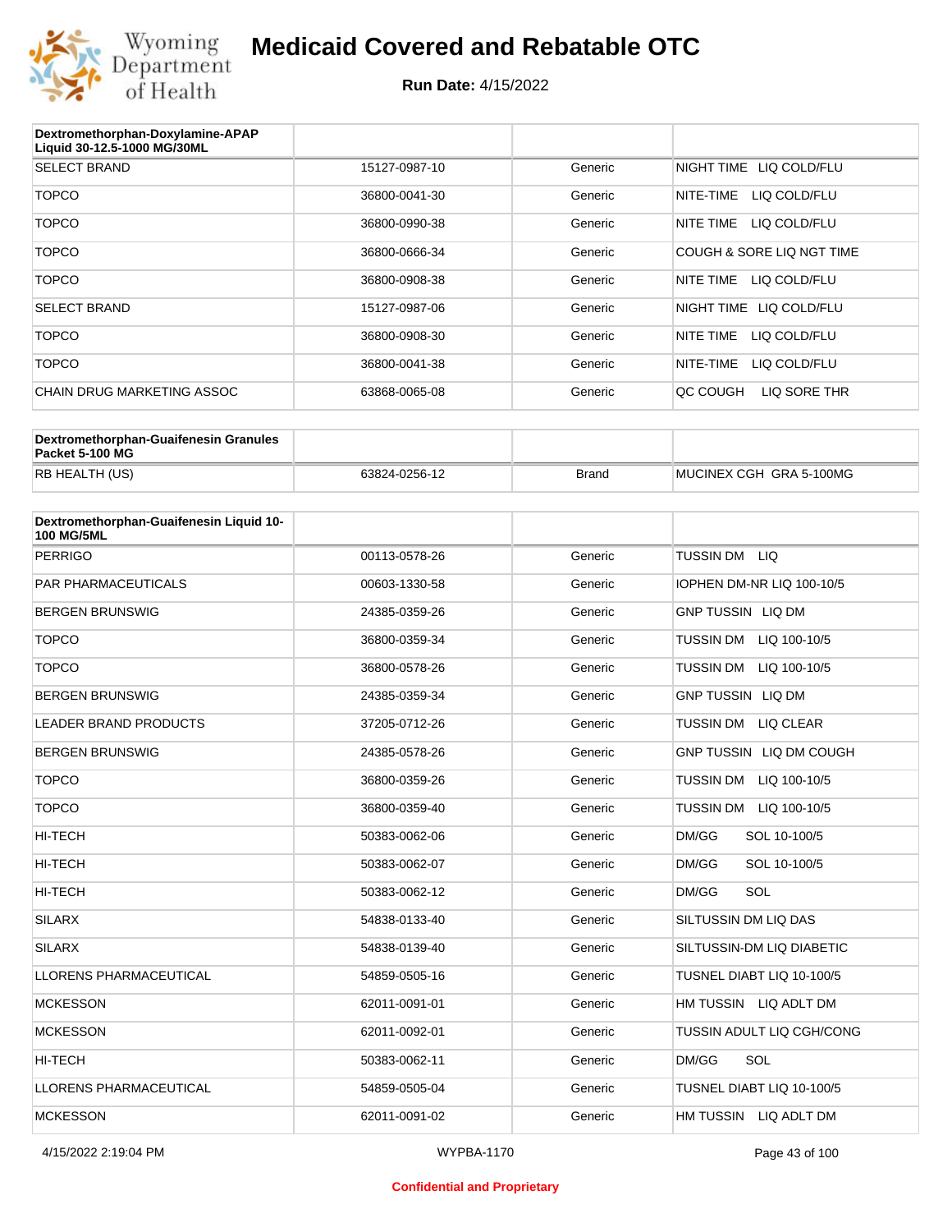# Medicaid Covered and Rebatable OTC

**Run Date:** 4/15/2022

| Dextromethorphan-Doxylamine-APAP Liquid 30-12.5-1000 MG/30ML | | | |
|---|---|---|---|
| SELECT BRAND | 15127-0987-10 | Generic | NIGHT TIME LIQ COLD/FLU |
| TOPCO | 36800-0041-30 | Generic | NITE-TIME LIQ COLD/FLU |
| TOPCO | 36800-0990-38 | Generic | NITE TIME LIQ COLD/FLU |
| TOPCO | 36800-0666-34 | Generic | COUGH & SORE LIQ NGT TIME |
| TOPCO | 36800-0908-38 | Generic | NITE TIME LIQ COLD/FLU |
| SELECT BRAND | 15127-0987-06 | Generic | NIGHT TIME LIQ COLD/FLU |
| TOPCO | 36800-0908-30 | Generic | NITE TIME LIQ COLD/FLU |
| TOPCO | 36800-0041-38 | Generic | NITE-TIME LIQ COLD/FLU |
| CHAIN DRUG MARKETING ASSOC | 63868-0065-08 | Generic | QC COUGH LIQ SORE THR |

| Dextromethorphan-Guaifenesin Granules Packet 5-100 MG | | | |
|---|---|---|---|
| RB HEALTH (US) | 63824-0256-12 | Brand | MUCINEX CGH GRA 5-100MG |

| Dextromethorphan-Guaifenesin Liquid 10-100 MG/5ML | | | |
|---|---|---|---|
| PERRIGO | 00113-0578-26 | Generic | TUSSIN DM LIQ |
| PAR PHARMACEUTICALS | 00603-1330-58 | Generic | IOPHEN DM-NR LIQ 100-10/5 |
| BERGEN BRUNSWIG | 24385-0359-26 | Generic | GNP TUSSIN LIQ DM |
| TOPCO | 36800-0359-34 | Generic | TUSSIN DM LIQ 100-10/5 |
| TOPCO | 36800-0578-26 | Generic | TUSSIN DM LIQ 100-10/5 |
| BERGEN BRUNSWIG | 24385-0359-34 | Generic | GNP TUSSIN LIQ DM |
| LEADER BRAND PRODUCTS | 37205-0712-26 | Generic | TUSSIN DM LIQ CLEAR |
| BERGEN BRUNSWIG | 24385-0578-26 | Generic | GNP TUSSIN LIQ DM COUGH |
| TOPCO | 36800-0359-26 | Generic | TUSSIN DM LIQ 100-10/5 |
| TOPCO | 36800-0359-40 | Generic | TUSSIN DM LIQ 100-10/5 |
| HI-TECH | 50383-0062-06 | Generic | DM/GG SOL 10-100/5 |
| HI-TECH | 50383-0062-07 | Generic | DM/GG SOL 10-100/5 |
| HI-TECH | 50383-0062-12 | Generic | DM/GG SOL |
| SILARX | 54838-0133-40 | Generic | SILTUSSIN DM LIQ DAS |
| SILARX | 54838-0139-40 | Generic | SILTUSSIN-DM LIQ DIABETIC |
| LLORENS PHARMACEUTICAL | 54859-0505-16 | Generic | TUSNEL DIABT LIQ 10-100/5 |
| MCKESSON | 62011-0091-01 | Generic | HM TUSSIN LIQ ADLT DM |
| MCKESSON | 62011-0092-01 | Generic | TUSSIN ADULT LIQ CGH/CONG |
| HI-TECH | 50383-0062-11 | Generic | DM/GG SOL |
| LLORENS PHARMACEUTICAL | 54859-0505-04 | Generic | TUSNEL DIABT LIQ 10-100/5 |
| MCKESSON | 62011-0091-02 | Generic | HM TUSSIN LIQ ADLT DM |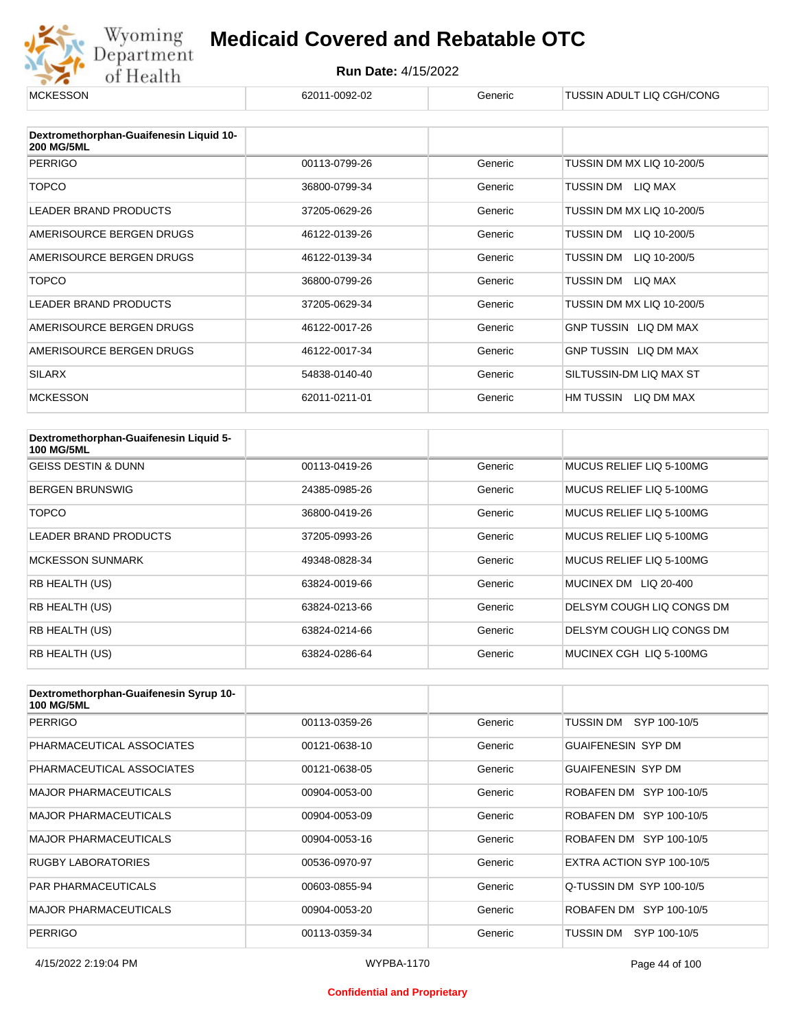| MCKESSON | 62011-0092-02 | Generic | TUSSIN ADULT LIQ CGH/CONG |
|---|---|---|---|

| Dextromethorphan-Guaifenesin Liquid 10-200 MG/5ML | | | |
|---|---|---|---|
| PERRIGO | 00113-0799-26 | Generic | TUSSIN DM MX LIQ 10-200/5 |
| TOPCO | 36800-0799-34 | Generic | TUSSIN DM LIQ MAX |
| LEADER BRAND PRODUCTS | 37205-0629-26 | Generic | TUSSIN DM MX LIQ 10-200/5 |
| AMERISOURCE BERGEN DRUGS | 46122-0139-26 | Generic | TUSSIN DM LIQ 10-200/5 |
| AMERISOURCE BERGEN DRUGS | 46122-0139-34 | Generic | TUSSIN DM LIQ 10-200/5 |
| TOPCO | 36800-0799-26 | Generic | TUSSIN DM LIQ MAX |
| LEADER BRAND PRODUCTS | 37205-0629-34 | Generic | TUSSIN DM MX LIQ 10-200/5 |
| AMERISOURCE BERGEN DRUGS | 46122-0017-26 | Generic | GNP TUSSIN LIQ DM MAX |
| AMERISOURCE BERGEN DRUGS | 46122-0017-34 | Generic | GNP TUSSIN LIQ DM MAX |
| SILARX | 54838-0140-40 | Generic | SILTUSSIN-DM LIQ MAX ST |
| MCKESSON | 62011-0211-01 | Generic | HM TUSSIN LIQ DM MAX |

| Dextromethorphan-Guaifenesin Liquid 5-100 MG/5ML | | | |
|---|---|---|---|
| GEISS DESTIN & DUNN | 00113-0419-26 | Generic | MUCUS RELIEF LIQ 5-100MG |
| BERGEN BRUNSWIG | 24385-0985-26 | Generic | MUCUS RELIEF LIQ 5-100MG |
| TOPCO | 36800-0419-26 | Generic | MUCUS RELIEF LIQ 5-100MG |
| LEADER BRAND PRODUCTS | 37205-0993-26 | Generic | MUCUS RELIEF LIQ 5-100MG |
| MCKESSON SUNMARK | 49348-0828-34 | Generic | MUCUS RELIEF LIQ 5-100MG |
| RB HEALTH (US) | 63824-0019-66 | Generic | MUCINEX DM LIQ 20-400 |
| RB HEALTH (US) | 63824-0213-66 | Generic | DELSYM COUGH LIQ CONGS DM |
| RB HEALTH (US) | 63824-0214-66 | Generic | DELSYM COUGH LIQ CONGS DM |
| RB HEALTH (US) | 63824-0286-64 | Generic | MUCINEX CGH LIQ 5-100MG |

| Dextromethorphan-Guaifenesin Syrup 10-100 MG/5ML | | | |
|---|---|---|---|
| PERRIGO | 00113-0359-26 | Generic | TUSSIN DM SYP 100-10/5 |
| PHARMACEUTICAL ASSOCIATES | 00121-0638-10 | Generic | GUAIFENESIN SYP DM |
| PHARMACEUTICAL ASSOCIATES | 00121-0638-05 | Generic | GUAIFENESIN SYP DM |
| MAJOR PHARMACEUTICALS | 00904-0053-00 | Generic | ROBAFEN DM SYP 100-10/5 |
| MAJOR PHARMACEUTICALS | 00904-0053-09 | Generic | ROBAFEN DM SYP 100-10/5 |
| MAJOR PHARMACEUTICALS | 00904-0053-16 | Generic | ROBAFEN DM SYP 100-10/5 |
| RUGBY LABORATORIES | 00536-0970-97 | Generic | EXTRA ACTION SYP 100-10/5 |
| PAR PHARMACEUTICALS | 00603-0855-94 | Generic | Q-TUSSIN DM SYP 100-10/5 |
| MAJOR PHARMACEUTICALS | 00904-0053-20 | Generic | ROBAFEN DM SYP 100-10/5 |
| PERRIGO | 00113-0359-34 | Generic | TUSSIN DM SYP 100-10/5 |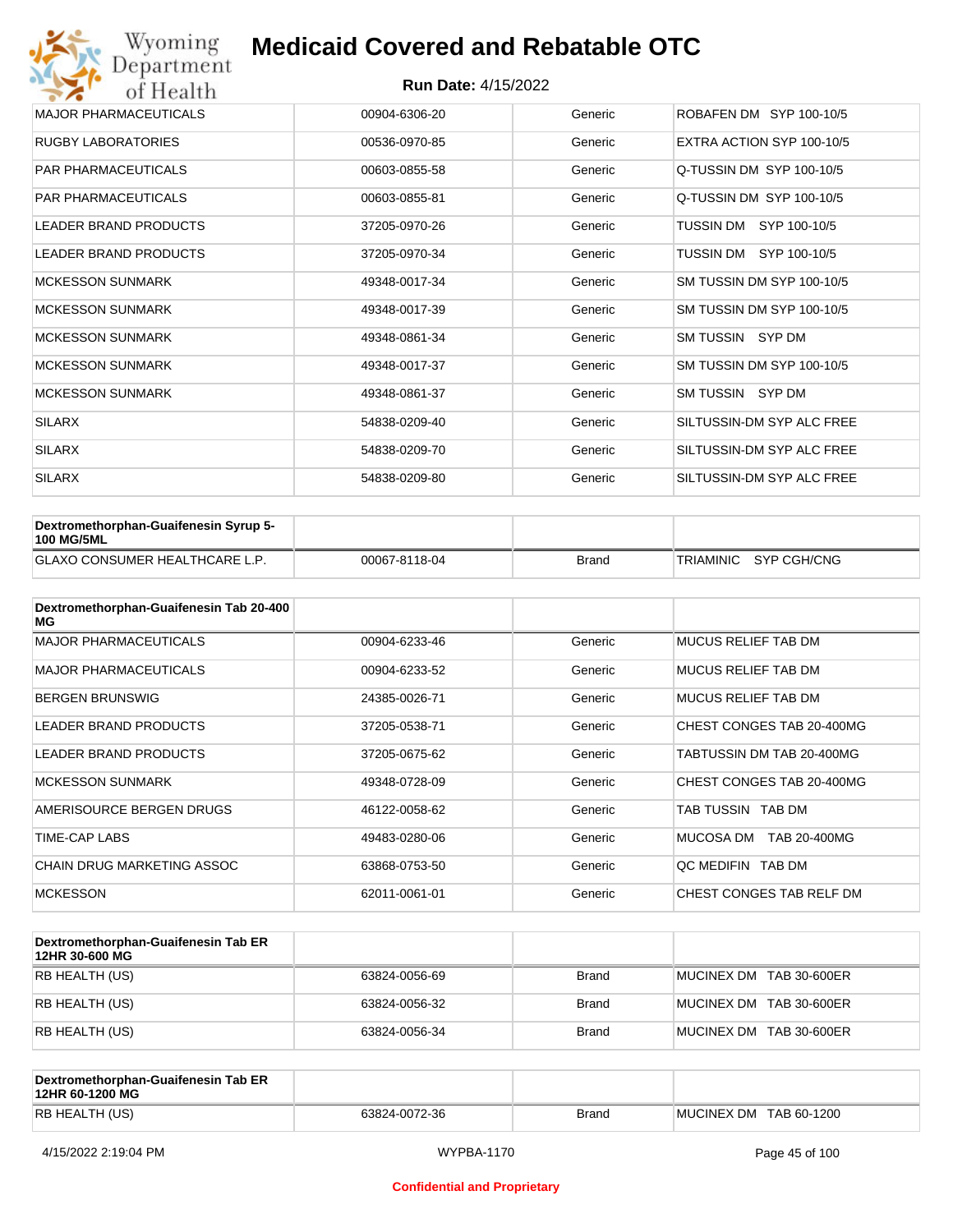| | | | |
|---|---|---|---|
| MAJOR PHARMACEUTICALS | 00904-6306-20 | Generic | ROBAFEN DM SYP 100-10/5 |
| RUGBY LABORATORIES | 00536-0970-85 | Generic | EXTRA ACTION SYP 100-10/5 |
| PAR PHARMACEUTICALS | 00603-0855-58 | Generic | Q-TUSSIN DM SYP 100-10/5 |
| PAR PHARMACEUTICALS | 00603-0855-81 | Generic | Q-TUSSIN DM SYP 100-10/5 |
| LEADER BRAND PRODUCTS | 37205-0970-26 | Generic | TUSSIN DM SYP 100-10/5 |
| LEADER BRAND PRODUCTS | 37205-0970-34 | Generic | TUSSIN DM SYP 100-10/5 |
| MCKESSON SUNMARK | 49348-0017-34 | Generic | SM TUSSIN DM SYP 100-10/5 |
| MCKESSON SUNMARK | 49348-0017-39 | Generic | SM TUSSIN DM SYP 100-10/5 |
| MCKESSON SUNMARK | 49348-0861-34 | Generic | SM TUSSIN SYP DM |
| MCKESSON SUNMARK | 49348-0017-37 | Generic | SM TUSSIN DM SYP 100-10/5 |
| MCKESSON SUNMARK | 49348-0861-37 | Generic | SM TUSSIN SYP DM |
| SILARX | 54838-0209-40 | Generic | SILTUSSIN-DM SYP ALC FREE |
| SILARX | 54838-0209-70 | Generic | SILTUSSIN-DM SYP ALC FREE |
| SILARX | 54838-0209-80 | Generic | SILTUSSIN-DM SYP ALC FREE |

| Dextromethorphan-Guaifenesin Syrup 5-100 MG/5ML | | | |
|---|---|---|---|
| GLAXO CONSUMER HEALTHCARE L.P. | 00067-8118-04 | Brand | TRIAMINIC SYP CGH/CNG |

| Dextromethorphan-Guaifenesin Tab 20-400 MG | | | |
|---|---|---|---|
| MAJOR PHARMACEUTICALS | 00904-6233-46 | Generic | MUCUS RELIEF TAB DM |
| MAJOR PHARMACEUTICALS | 00904-6233-52 | Generic | MUCUS RELIEF TAB DM |
| BERGEN BRUNSWIG | 24385-0026-71 | Generic | MUCUS RELIEF TAB DM |
| LEADER BRAND PRODUCTS | 37205-0538-71 | Generic | CHEST CONGES TAB 20-400MG |
| LEADER BRAND PRODUCTS | 37205-0675-62 | Generic | TABTUSSIN DM TAB 20-400MG |
| MCKESSON SUNMARK | 49348-0728-09 | Generic | CHEST CONGES TAB 20-400MG |
| AMERISOURCE BERGEN DRUGS | 46122-0058-62 | Generic | TAB TUSSIN TAB DM |
| TIME-CAP LABS | 49483-0280-06 | Generic | MUCOSA DM TAB 20-400MG |
| CHAIN DRUG MARKETING ASSOC | 63868-0753-50 | Generic | QC MEDIFIN TAB DM |
| MCKESSON | 62011-0061-01 | Generic | CHEST CONGES TAB RELF DM |

| Dextromethorphan-Guaifenesin Tab ER 12HR 30-600 MG | | | |
|---|---|---|---|
| RB HEALTH (US) | 63824-0056-69 | Brand | MUCINEX DM TAB 30-600ER |
| RB HEALTH (US) | 63824-0056-32 | Brand | MUCINEX DM TAB 30-600ER |
| RB HEALTH (US) | 63824-0056-34 | Brand | MUCINEX DM TAB 30-600ER |

| Dextromethorphan-Guaifenesin Tab ER 12HR 60-1200 MG | | | |
|---|---|---|---|
| RB HEALTH (US) | 63824-0072-36 | Brand | MUCINEX DM TAB 60-1200 |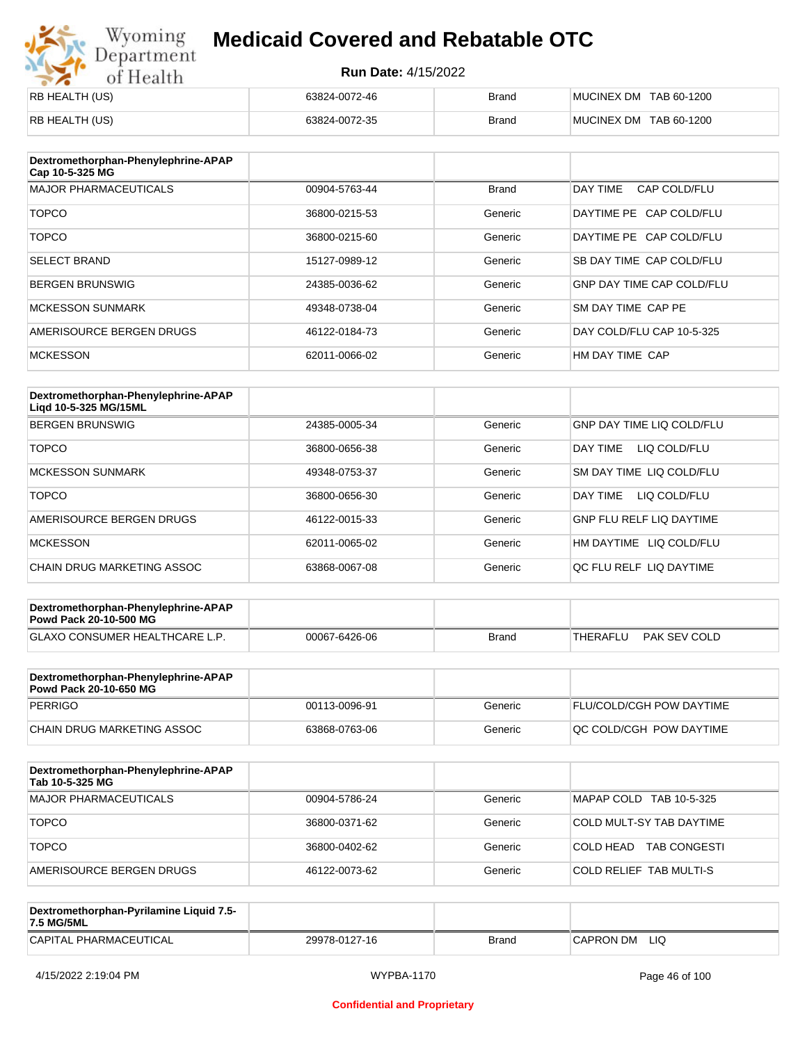| | | | |
|---|---|---|---|
| RB HEALTH (US) | 63824-0072-46 | Brand | MUCINEX DM TAB 60-1200 |
| RB HEALTH (US) | 63824-0072-35 | Brand | MUCINEX DM TAB 60-1200 |

| Dextromethorphan-Phenylephrine-APAP Cap 10-5-325 MG | | | |
|---|---|---|---|
| MAJOR PHARMACEUTICALS | 00904-5763-44 | Brand | DAY TIME CAP COLD/FLU |
| TOPCO | 36800-0215-53 | Generic | DAYTIME PE CAP COLD/FLU |
| TOPCO | 36800-0215-60 | Generic | DAYTIME PE CAP COLD/FLU |
| SELECT BRAND | 15127-0989-12 | Generic | SB DAY TIME CAP COLD/FLU |
| BERGEN BRUNSWIG | 24385-0036-62 | Generic | GNP DAY TIME CAP COLD/FLU |
| MCKESSON SUNMARK | 49348-0738-04 | Generic | SM DAY TIME CAP PE |
| AMERISOURCE BERGEN DRUGS | 46122-0184-73 | Generic | DAY COLD/FLU CAP 10-5-325 |
| MCKESSON | 62011-0066-02 | Generic | HM DAY TIME CAP |

| Dextromethorphan-Phenylephrine-APAP Liqd 10-5-325 MG/15ML | | | |
|---|---|---|---|
| BERGEN BRUNSWIG | 24385-0005-34 | Generic | GNP DAY TIME LIQ COLD/FLU |
| TOPCO | 36800-0656-38 | Generic | DAY TIME LIQ COLD/FLU |
| MCKESSON SUNMARK | 49348-0753-37 | Generic | SM DAY TIME LIQ COLD/FLU |
| TOPCO | 36800-0656-30 | Generic | DAY TIME LIQ COLD/FLU |
| AMERISOURCE BERGEN DRUGS | 46122-0015-33 | Generic | GNP FLU RELF LIQ DAYTIME |
| MCKESSON | 62011-0065-02 | Generic | HM DAYTIME LIQ COLD/FLU |
| CHAIN DRUG MARKETING ASSOC | 63868-0067-08 | Generic | QC FLU RELF LIQ DAYTIME |

| Dextromethorphan-Phenylephrine-APAP Powd Pack 20-10-500 MG | | | |
|---|---|---|---|
| GLAXO CONSUMER HEALTHCARE L.P. | 00067-6426-06 | Brand | THERAFLU PAK SEV COLD |

| Dextromethorphan-Phenylephrine-APAP Powd Pack 20-10-650 MG | | | |
|---|---|---|---|
| PERRIGO | 00113-0096-91 | Generic | FLU/COLD/CGH POW DAYTIME |
| CHAIN DRUG MARKETING ASSOC | 63868-0763-06 | Generic | QC COLD/CGH POW DAYTIME |

| Dextromethorphan-Phenylephrine-APAP Tab 10-5-325 MG | | | |
|---|---|---|---|
| MAJOR PHARMACEUTICALS | 00904-5786-24 | Generic | MAPAP COLD TAB 10-5-325 |
| TOPCO | 36800-0371-62 | Generic | COLD MULT-SY TAB DAYTIME |
| TOPCO | 36800-0402-62 | Generic | COLD HEAD TAB CONGESTI |
| AMERISOURCE BERGEN DRUGS | 46122-0073-62 | Generic | COLD RELIEF TAB MULTI-S |

| Dextromethorphan-Pyrilamine Liquid 7.5-7.5 MG/5ML | | | |
|---|---|---|---|
| CAPITAL PHARMACEUTICAL | 29978-0127-16 | Brand | CAPRON DM LIQ |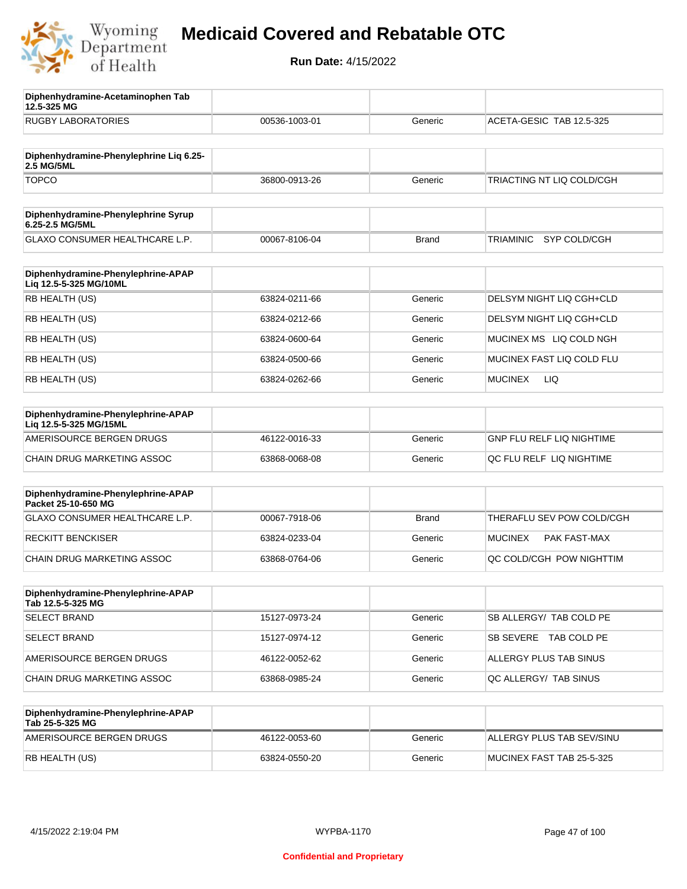# Medicaid Covered and Rebatable OTC

**Run Date:** 4/15/2022

| Diphenhydramine-Acetaminophen Tab 12.5-325 MG | | | |
|---|---|---|---|
| RUGBY LABORATORIES | 00536-1003-01 | Generic | ACETA-GESIC TAB 12.5-325 |

| Diphenhydramine-Phenylephrine Liq 6.25-2.5 MG/5ML | | | |
|---|---|---|---|
| TOPCO | 36800-0913-26 | Generic | TRIACTING NT LIQ COLD/CGH |

| Diphenhydramine-Phenylephrine Syrup 6.25-2.5 MG/5ML | | | |
|---|---|---|---|
| GLAXO CONSUMER HEALTHCARE L.P. | 00067-8106-04 | Brand | TRIAMINIC SYP COLD/CGH |

| Diphenhydramine-Phenylephrine-APAP Liq 12.5-5-325 MG/10ML | | | |
|---|---|---|---|
| RB HEALTH (US) | 63824-0211-66 | Generic | DELSYM NIGHT LIQ CGH+CLD |
| RB HEALTH (US) | 63824-0212-66 | Generic | DELSYM NIGHT LIQ CGH+CLD |
| RB HEALTH (US) | 63824-0600-64 | Generic | MUCINEX MS LIQ COLD NGH |
| RB HEALTH (US) | 63824-0500-66 | Generic | MUCINEX FAST LIQ COLD FLU |
| RB HEALTH (US) | 63824-0262-66 | Generic | MUCINEX LIQ |

| Diphenhydramine-Phenylephrine-APAP Liq 12.5-5-325 MG/15ML | | | |
|---|---|---|---|
| AMERISOURCE BERGEN DRUGS | 46122-0016-33 | Generic | GNP FLU RELF LIQ NIGHTIME |
| CHAIN DRUG MARKETING ASSOC | 63868-0068-08 | Generic | QC FLU RELF LIQ NIGHTIME |

| Diphenhydramine-Phenylephrine-APAP Packet 25-10-650 MG | | | |
|---|---|---|---|
| GLAXO CONSUMER HEALTHCARE L.P. | 00067-7918-06 | Brand | THERAFLU SEV POW COLD/CGH |
| RECKITT BENCKISER | 63824-0233-04 | Generic | MUCINEX PAK FAST-MAX |
| CHAIN DRUG MARKETING ASSOC | 63868-0764-06 | Generic | QC COLD/CGH POW NIGHTTIM |

| Diphenhydramine-Phenylephrine-APAP Tab 12.5-5-325 MG | | | |
|---|---|---|---|
| SELECT BRAND | 15127-0973-24 | Generic | SB ALLERGY/ TAB COLD PE |
| SELECT BRAND | 15127-0974-12 | Generic | SB SEVERE TAB COLD PE |
| AMERISOURCE BERGEN DRUGS | 46122-0052-62 | Generic | ALLERGY PLUS TAB SINUS |
| CHAIN DRUG MARKETING ASSOC | 63868-0985-24 | Generic | QC ALLERGY/ TAB SINUS |

| Diphenhydramine-Phenylephrine-APAP Tab 25-5-325 MG | | | |
|---|---|---|---|
| AMERISOURCE BERGEN DRUGS | 46122-0053-60 | Generic | ALLERGY PLUS TAB SEV/SINU |
| RB HEALTH (US) | 63824-0550-20 | Generic | MUCINEX FAST TAB 25-5-325 |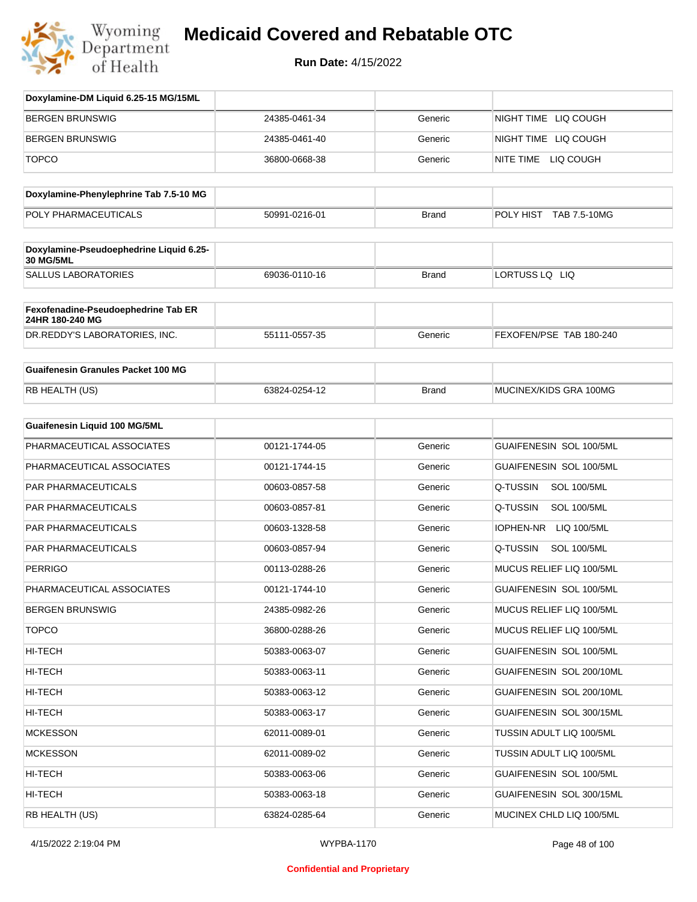# Medicaid Covered and Rebatable OTC

**Run Date:** 4/15/2022

| Doxylamine-DM Liquid 6.25-15 MG/15ML | | | |
|---|---|---|---|
| BERGEN BRUNSWIG | 24385-0461-34 | Generic | NIGHT TIME LIQ COUGH |
| BERGEN BRUNSWIG | 24385-0461-40 | Generic | NIGHT TIME LIQ COUGH |
| TOPCO | 36800-0668-38 | Generic | NITE TIME LIQ COUGH |

| Doxylamine-Phenylephrine Tab 7.5-10 MG | | | |
|---|---|---|---|
| POLY PHARMACEUTICALS | 50991-0216-01 | Brand | POLY HIST TAB 7.5-10MG |

| Doxylamine-Pseudoephedrine Liquid 6.25-30 MG/5ML | | | |
|---|---|---|---|
| SALLUS LABORATORIES | 69036-0110-16 | Brand | LORTUSS LQ LIQ |

| Fexofenadine-Pseudoephedrine Tab ER 24HR 180-240 MG | | | |
|---|---|---|---|
| DR.REDDY'S LABORATORIES, INC. | 55111-0557-35 | Generic | FEXOFEN/PSE TAB 180-240 |

| Guaifenesin Granules Packet 100 MG | | | |
|---|---|---|---|
| RB HEALTH (US) | 63824-0254-12 | Brand | MUCINEX/KIDS GRA 100MG |

| Guaifenesin Liquid 100 MG/5ML | | | |
|---|---|---|---|
| PHARMACEUTICAL ASSOCIATES | 00121-1744-05 | Generic | GUAIFENESIN SOL 100/5ML |
| PHARMACEUTICAL ASSOCIATES | 00121-1744-15 | Generic | GUAIFENESIN SOL 100/5ML |
| PAR PHARMACEUTICALS | 00603-0857-58 | Generic | Q-TUSSIN SOL 100/5ML |
| PAR PHARMACEUTICALS | 00603-0857-81 | Generic | Q-TUSSIN SOL 100/5ML |
| PAR PHARMACEUTICALS | 00603-1328-58 | Generic | IOPHEN-NR LIQ 100/5ML |
| PAR PHARMACEUTICALS | 00603-0857-94 | Generic | Q-TUSSIN SOL 100/5ML |
| PERRIGO | 00113-0288-26 | Generic | MUCUS RELIEF LIQ 100/5ML |
| PHARMACEUTICAL ASSOCIATES | 00121-1744-10 | Generic | GUAIFENESIN SOL 100/5ML |
| BERGEN BRUNSWIG | 24385-0982-26 | Generic | MUCUS RELIEF LIQ 100/5ML |
| TOPCO | 36800-0288-26 | Generic | MUCUS RELIEF LIQ 100/5ML |
| HI-TECH | 50383-0063-07 | Generic | GUAIFENESIN SOL 100/5ML |
| HI-TECH | 50383-0063-11 | Generic | GUAIFENESIN SOL 200/10ML |
| HI-TECH | 50383-0063-12 | Generic | GUAIFENESIN SOL 200/10ML |
| HI-TECH | 50383-0063-17 | Generic | GUAIFENESIN SOL 300/15ML |
| MCKESSON | 62011-0089-01 | Generic | TUSSIN ADULT LIQ 100/5ML |
| MCKESSON | 62011-0089-02 | Generic | TUSSIN ADULT LIQ 100/5ML |
| HI-TECH | 50383-0063-06 | Generic | GUAIFENESIN SOL 100/5ML |
| HI-TECH | 50383-0063-18 | Generic | GUAIFENESIN SOL 300/15ML |
| RB HEALTH (US) | 63824-0285-64 | Generic | MUCINEX CHLD LIQ 100/5ML |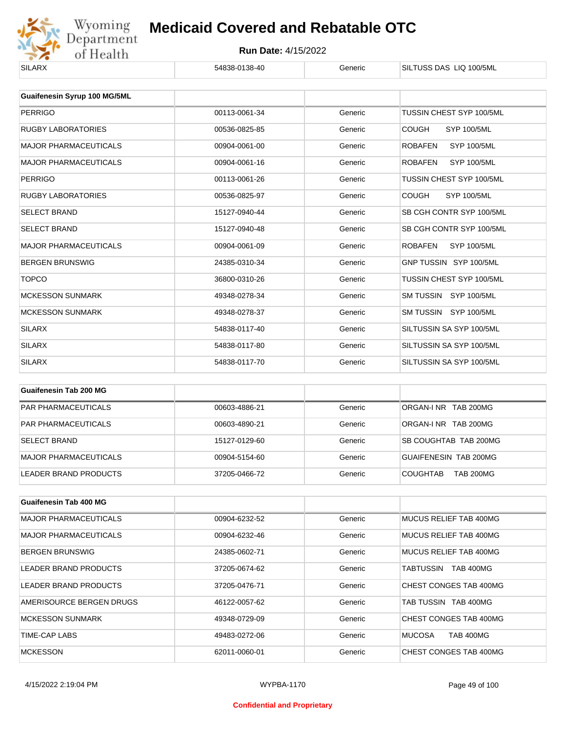# Medicaid Covered and Rebatable OTC

**Run Date:** 4/15/2022

| | | | |
|---|---|---|---|
| SILARX | 54838-0138-40 | Generic | SILTUSS DAS LIQ 100/5ML |

| Guaifenesin Syrup 100 MG/5ML | | | |
|---|---|---|---|
| PERRIGO | 00113-0061-34 | Generic | TUSSIN CHEST SYP 100/5ML |
| RUGBY LABORATORIES | 00536-0825-85 | Generic | COUGH SYP 100/5ML |
| MAJOR PHARMACEUTICALS | 00904-0061-00 | Generic | ROBAFEN SYP 100/5ML |
| MAJOR PHARMACEUTICALS | 00904-0061-16 | Generic | ROBAFEN SYP 100/5ML |
| PERRIGO | 00113-0061-26 | Generic | TUSSIN CHEST SYP 100/5ML |
| RUGBY LABORATORIES | 00536-0825-97 | Generic | COUGH SYP 100/5ML |
| SELECT BRAND | 15127-0940-44 | Generic | SB CGH CONTR SYP 100/5ML |
| SELECT BRAND | 15127-0940-48 | Generic | SB CGH CONTR SYP 100/5ML |
| MAJOR PHARMACEUTICALS | 00904-0061-09 | Generic | ROBAFEN SYP 100/5ML |
| BERGEN BRUNSWIG | 24385-0310-34 | Generic | GNP TUSSIN SYP 100/5ML |
| TOPCO | 36800-0310-26 | Generic | TUSSIN CHEST SYP 100/5ML |
| MCKESSON SUNMARK | 49348-0278-34 | Generic | SM TUSSIN SYP 100/5ML |
| MCKESSON SUNMARK | 49348-0278-37 | Generic | SM TUSSIN SYP 100/5ML |
| SILARX | 54838-0117-40 | Generic | SILTUSSIN SA SYP 100/5ML |
| SILARX | 54838-0117-80 | Generic | SILTUSSIN SA SYP 100/5ML |
| SILARX | 54838-0117-70 | Generic | SILTUSSIN SA SYP 100/5ML |

| Guaifenesin Tab 200 MG | | | |
|---|---|---|---|
| PAR PHARMACEUTICALS | 00603-4886-21 | Generic | ORGAN-I NR TAB 200MG |
| PAR PHARMACEUTICALS | 00603-4890-21 | Generic | ORGAN-I NR TAB 200MG |
| SELECT BRAND | 15127-0129-60 | Generic | SB COUGHTAB TAB 200MG |
| MAJOR PHARMACEUTICALS | 00904-5154-60 | Generic | GUAIFENESIN TAB 200MG |
| LEADER BRAND PRODUCTS | 37205-0466-72 | Generic | COUGHTAB TAB 200MG |

| Guaifenesin Tab 400 MG | | | |
|---|---|---|---|
| MAJOR PHARMACEUTICALS | 00904-6232-52 | Generic | MUCUS RELIEF TAB 400MG |
| MAJOR PHARMACEUTICALS | 00904-6232-46 | Generic | MUCUS RELIEF TAB 400MG |
| BERGEN BRUNSWIG | 24385-0602-71 | Generic | MUCUS RELIEF TAB 400MG |
| LEADER BRAND PRODUCTS | 37205-0674-62 | Generic | TABTUSSIN TAB 400MG |
| LEADER BRAND PRODUCTS | 37205-0476-71 | Generic | CHEST CONGES TAB 400MG |
| AMERISOURCE BERGEN DRUGS | 46122-0057-62 | Generic | TAB TUSSIN TAB 400MG |
| MCKESSON SUNMARK | 49348-0729-09 | Generic | CHEST CONGES TAB 400MG |
| TIME-CAP LABS | 49483-0272-06 | Generic | MUCOSA TAB 400MG |
| MCKESSON | 62011-0060-01 | Generic | CHEST CONGES TAB 400MG |

Confidential and Proprietary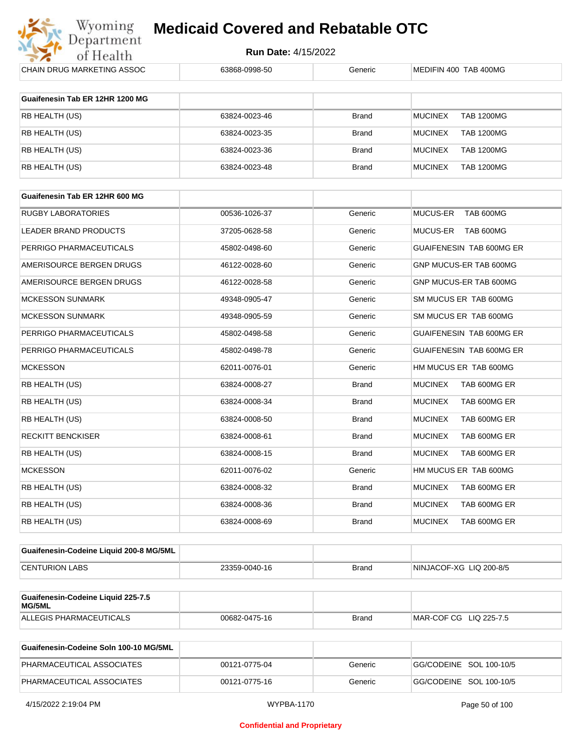# Medicaid Covered and Rebatable OTC

**Run Date:** 4/15/2022

| CHAIN DRUG MARKETING ASSOC | 63868-0998-50 | Generic | MEDIFIN 400 TAB 400MG |
|---|---|---|---|

| Guaifenesin Tab ER 12HR 1200 MG | | | |
|---|---|---|---|
| RB HEALTH (US) | 63824-0023-46 | Brand | MUCINEX TAB 1200MG |
| RB HEALTH (US) | 63824-0023-35 | Brand | MUCINEX TAB 1200MG |
| RB HEALTH (US) | 63824-0023-36 | Brand | MUCINEX TAB 1200MG |
| RB HEALTH (US) | 63824-0023-48 | Brand | MUCINEX TAB 1200MG |

| Guaifenesin Tab ER 12HR 600 MG | | | |
|---|---|---|---|
| RUGBY LABORATORIES | 00536-1026-37 | Generic | MUCUS-ER TAB 600MG |
| LEADER BRAND PRODUCTS | 37205-0628-58 | Generic | MUCUS-ER TAB 600MG |
| PERRIGO PHARMACEUTICALS | 45802-0498-60 | Generic | GUAIFENESIN TAB 600MG ER |
| AMERISOURCE BERGEN DRUGS | 46122-0028-60 | Generic | GNP MUCUS-ER TAB 600MG |
| AMERISOURCE BERGEN DRUGS | 46122-0028-58 | Generic | GNP MUCUS-ER TAB 600MG |
| MCKESSON SUNMARK | 49348-0905-47 | Generic | SM MUCUS ER TAB 600MG |
| MCKESSON SUNMARK | 49348-0905-59 | Generic | SM MUCUS ER TAB 600MG |
| PERRIGO PHARMACEUTICALS | 45802-0498-58 | Generic | GUAIFENESIN TAB 600MG ER |
| PERRIGO PHARMACEUTICALS | 45802-0498-78 | Generic | GUAIFENESIN TAB 600MG ER |
| MCKESSON | 62011-0076-01 | Generic | HM MUCUS ER TAB 600MG |
| RB HEALTH (US) | 63824-0008-27 | Brand | MUCINEX TAB 600MG ER |
| RB HEALTH (US) | 63824-0008-34 | Brand | MUCINEX TAB 600MG ER |
| RB HEALTH (US) | 63824-0008-50 | Brand | MUCINEX TAB 600MG ER |
| RECKITT BENCKISER | 63824-0008-61 | Brand | MUCINEX TAB 600MG ER |
| RB HEALTH (US) | 63824-0008-15 | Brand | MUCINEX TAB 600MG ER |
| MCKESSON | 62011-0076-02 | Generic | HM MUCUS ER TAB 600MG |
| RB HEALTH (US) | 63824-0008-32 | Brand | MUCINEX TAB 600MG ER |
| RB HEALTH (US) | 63824-0008-36 | Brand | MUCINEX TAB 600MG ER |
| RB HEALTH (US) | 63824-0008-69 | Brand | MUCINEX TAB 600MG ER |

| Guaifenesin-Codeine Liquid 200-8 MG/5ML | | | |
|---|---|---|---|
| CENTURION LABS | 23359-0040-16 | Brand | NINJACOF-XG LIQ 200-8/5 |

| Guaifenesin-Codeine Liquid 225-7.5 MG/5ML | | | |
|---|---|---|---|
| ALLEGIS PHARMACEUTICALS | 00682-0475-16 | Brand | MAR-COF CG LIQ 225-7.5 |

| Guaifenesin-Codeine Soln 100-10 MG/5ML | | | |
|---|---|---|---|
| PHARMACEUTICAL ASSOCIATES | 00121-0775-04 | Generic | GG/CODEINE SOL 100-10/5 |
| PHARMACEUTICAL ASSOCIATES | 00121-0775-16 | Generic | GG/CODEINE SOL 100-10/5 |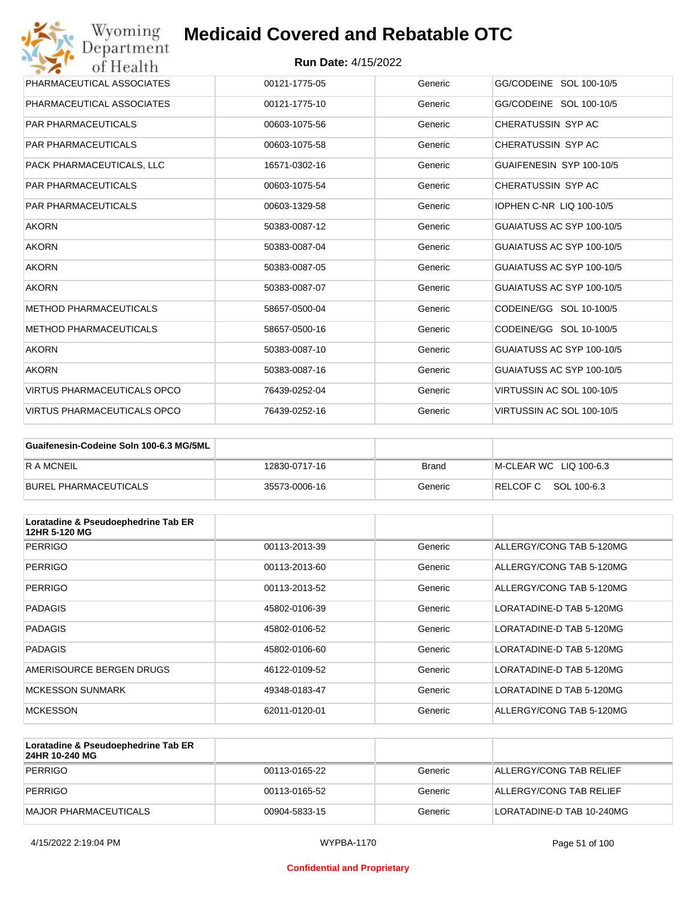# Medicaid Covered and Rebatable OTC

**Run Date:** 4/15/2022

| | | | |
|---|---|---|---|
| PHARMACEUTICAL ASSOCIATES | 00121-1775-05 | Generic | GG/CODEINE SOL 100-10/5 |
| PHARMACEUTICAL ASSOCIATES | 00121-1775-10 | Generic | GG/CODEINE SOL 100-10/5 |
| PAR PHARMACEUTICALS | 00603-1075-56 | Generic | CHERATUSSIN SYP AC |
| PAR PHARMACEUTICALS | 00603-1075-58 | Generic | CHERATUSSIN SYP AC |
| PACK PHARMACEUTICALS, LLC | 16571-0302-16 | Generic | GUAIFENESIN SYP 100-10/5 |
| PAR PHARMACEUTICALS | 00603-1075-54 | Generic | CHERATUSSIN SYP AC |
| PAR PHARMACEUTICALS | 00603-1329-58 | Generic | IOPHEN C-NR LIQ 100-10/5 |
| AKORN | 50383-0087-12 | Generic | GUAIATUSS AC SYP 100-10/5 |
| AKORN | 50383-0087-04 | Generic | GUAIATUSS AC SYP 100-10/5 |
| AKORN | 50383-0087-05 | Generic | GUAIATUSS AC SYP 100-10/5 |
| AKORN | 50383-0087-07 | Generic | GUAIATUSS AC SYP 100-10/5 |
| METHOD PHARMACEUTICALS | 58657-0500-04 | Generic | CODEINE/GG SOL 10-100/5 |
| METHOD PHARMACEUTICALS | 58657-0500-16 | Generic | CODEINE/GG SOL 10-100/5 |
| AKORN | 50383-0087-10 | Generic | GUAIATUSS AC SYP 100-10/5 |
| AKORN | 50383-0087-16 | Generic | GUAIATUSS AC SYP 100-10/5 |
| VIRTUS PHARMACEUTICALS OPCO | 76439-0252-04 | Generic | VIRTUSSIN AC SOL 100-10/5 |
| VIRTUS PHARMACEUTICALS OPCO | 76439-0252-16 | Generic | VIRTUSSIN AC SOL 100-10/5 |

| Guaifenesin-Codeine Soln 100-6.3 MG/5ML | | | |
|---|---|---|---|
| R A MCNEIL | 12830-0717-16 | Brand | M-CLEAR WC LIQ 100-6.3 |
| BUREL PHARMACEUTICALS | 35573-0006-16 | Generic | RELCOF C SOL 100-6.3 |

| Loratadine & Pseudoephedrine Tab ER 12HR 5-120 MG | | | |
|---|---|---|---|
| PERRIGO | 00113-2013-39 | Generic | ALLERGY/CONG TAB 5-120MG |
| PERRIGO | 00113-2013-60 | Generic | ALLERGY/CONG TAB 5-120MG |
| PERRIGO | 00113-2013-52 | Generic | ALLERGY/CONG TAB 5-120MG |
| PADAGIS | 45802-0106-39 | Generic | LORATADINE-D TAB 5-120MG |
| PADAGIS | 45802-0106-52 | Generic | LORATADINE-D TAB 5-120MG |
| PADAGIS | 45802-0106-60 | Generic | LORATADINE-D TAB 5-120MG |
| AMERISOURCE BERGEN DRUGS | 46122-0109-52 | Generic | LORATADINE-D TAB 5-120MG |
| MCKESSON SUNMARK | 49348-0183-47 | Generic | LORATADINE D TAB 5-120MG |
| MCKESSON | 62011-0120-01 | Generic | ALLERGY/CONG TAB 5-120MG |

| Loratadine & Pseudoephedrine Tab ER 24HR 10-240 MG | | | |
|---|---|---|---|
| PERRIGO | 00113-0165-22 | Generic | ALLERGY/CONG TAB RELIEF |
| PERRIGO | 00113-0165-52 | Generic | ALLERGY/CONG TAB RELIEF |
| MAJOR PHARMACEUTICALS | 00904-5833-15 | Generic | LORATADINE-D TAB 10-240MG |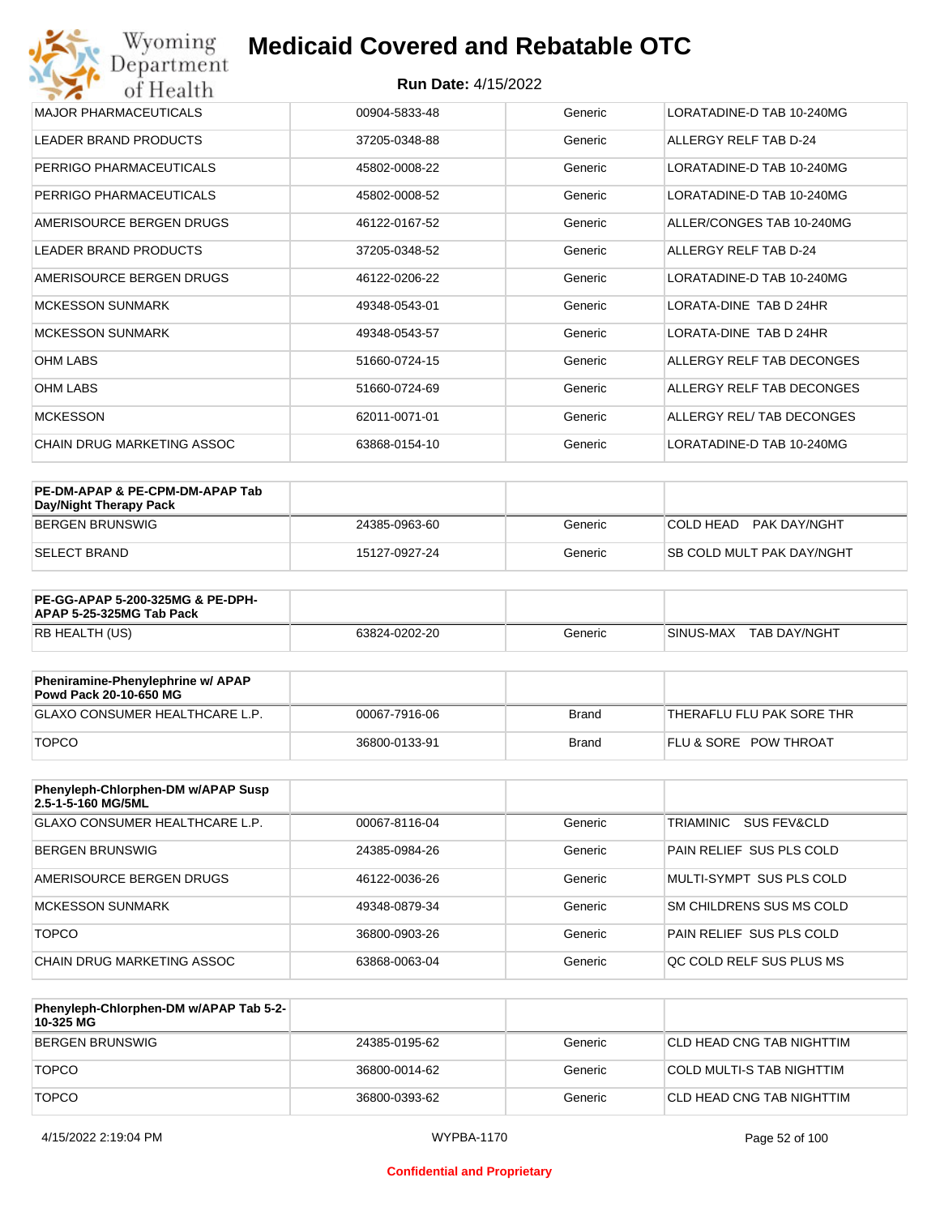| | | | |
|---|---|---|---|
| MAJOR PHARMACEUTICALS | 00904-5833-48 | Generic | LORATADINE-D TAB 10-240MG |
| LEADER BRAND PRODUCTS | 37205-0348-88 | Generic | ALLERGY RELF TAB D-24 |
| PERRIGO PHARMACEUTICALS | 45802-0008-22 | Generic | LORATADINE-D TAB 10-240MG |
| PERRIGO PHARMACEUTICALS | 45802-0008-52 | Generic | LORATADINE-D TAB 10-240MG |
| AMERISOURCE BERGEN DRUGS | 46122-0167-52 | Generic | ALLER/CONGES TAB 10-240MG |
| LEADER BRAND PRODUCTS | 37205-0348-52 | Generic | ALLERGY RELF TAB D-24 |
| AMERISOURCE BERGEN DRUGS | 46122-0206-22 | Generic | LORATADINE-D TAB 10-240MG |
| MCKESSON SUNMARK | 49348-0543-01 | Generic | LORATA-DINE TAB D 24HR |
| MCKESSON SUNMARK | 49348-0543-57 | Generic | LORATA-DINE TAB D 24HR |
| OHM LABS | 51660-0724-15 | Generic | ALLERGY RELF TAB DECONGES |
| OHM LABS | 51660-0724-69 | Generic | ALLERGY RELF TAB DECONGES |
| MCKESSON | 62011-0071-01 | Generic | ALLERGY REL/ TAB DECONGES |
| CHAIN DRUG MARKETING ASSOC | 63868-0154-10 | Generic | LORATADINE-D TAB 10-240MG |

| **PE-DM-APAP & PE-CPM-DM-APAP Tab Day/Night Therapy Pack** | | | |
|---|---|---|---|
| BERGEN BRUNSWIG | 24385-0963-60 | Generic | COLD HEAD PAK DAY/NGHT |
| SELECT BRAND | 15127-0927-24 | Generic | SB COLD MULT PAK DAY/NGHT |

| **PE-GG-APAP 5-200-325MG & PE-DPH-APAP 5-25-325MG Tab Pack** | | | |
|---|---|---|---|
| RB HEALTH (US) | 63824-0202-20 | Generic | SINUS-MAX TAB DAY/NGHT |

| **Pheniramine-Phenylephrine w/ APAP Powd Pack 20-10-650 MG** | | | |
|---|---|---|---|
| GLAXO CONSUMER HEALTHCARE L.P. | 00067-7916-06 | Brand | THERAFLU FLU PAK SORE THR |
| TOPCO | 36800-0133-91 | Brand | FLU & SORE POW THROAT |

| **Phenyleph-Chlorphen-DM w/APAP Susp 2.5-1-5-160 MG/5ML** | | | |
|---|---|---|---|
| GLAXO CONSUMER HEALTHCARE L.P. | 00067-8116-04 | Generic | TRIAMINIC SUS FEV&CLD |
| BERGEN BRUNSWIG | 24385-0984-26 | Generic | PAIN RELIEF SUS PLS COLD |
| AMERISOURCE BERGEN DRUGS | 46122-0036-26 | Generic | MULTI-SYMPT SUS PLS COLD |
| MCKESSON SUNMARK | 49348-0879-34 | Generic | SM CHILDRENS SUS MS COLD |
| TOPCO | 36800-0903-26 | Generic | PAIN RELIEF SUS PLS COLD |
| CHAIN DRUG MARKETING ASSOC | 63868-0063-04 | Generic | QC COLD RELF SUS PLUS MS |

| **Phenyleph-Chlorphen-DM w/APAP Tab 5-2-10-325 MG** | | | |
|---|---|---|---|
| BERGEN BRUNSWIG | 24385-0195-62 | Generic | CLD HEAD CNG TAB NIGHTTIM |
| TOPCO | 36800-0014-62 | Generic | COLD MULTI-S TAB NIGHTTIM |
| TOPCO | 36800-0393-62 | Generic | CLD HEAD CNG TAB NIGHTTIM |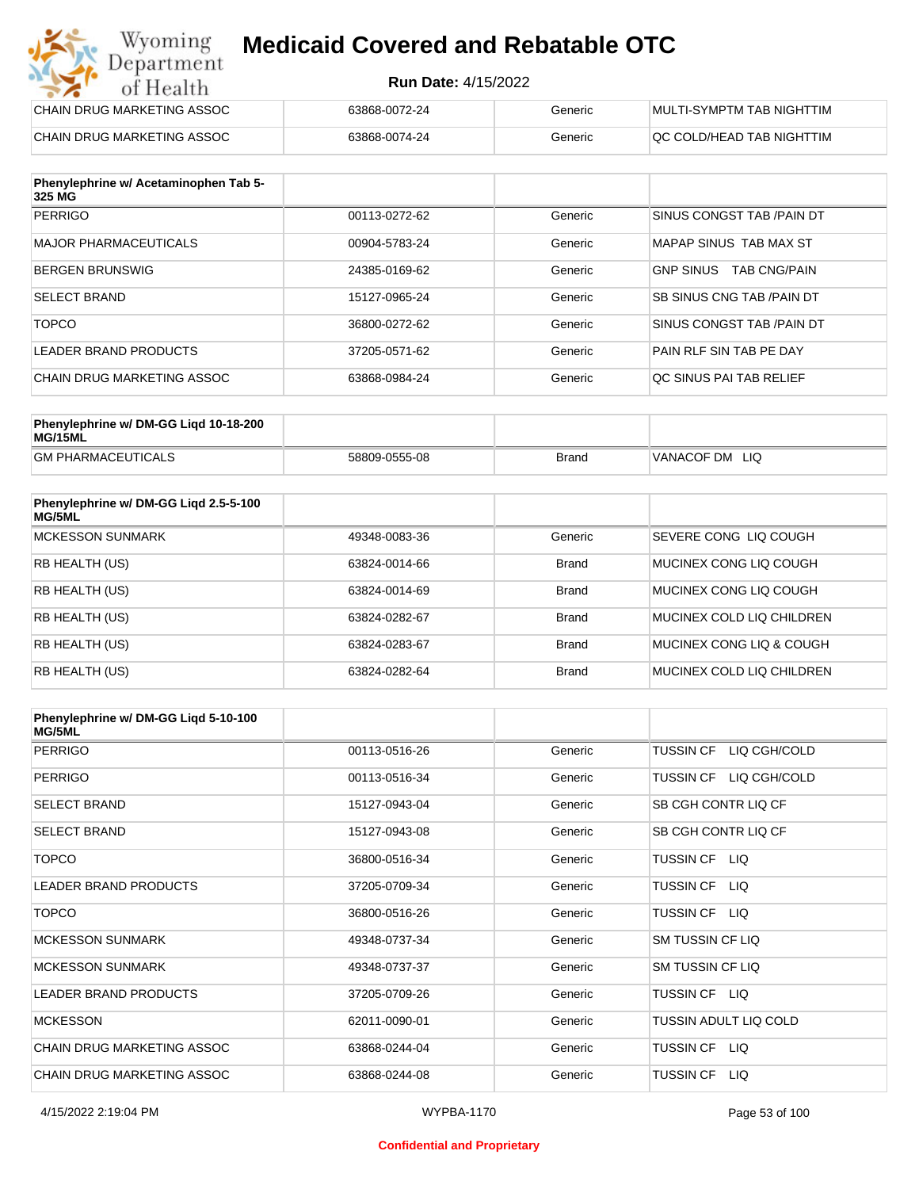| | | | |
|---|---|---|---|
| CHAIN DRUG MARKETING ASSOC | 63868-0072-24 | Generic | MULTI-SYMPTM TAB NIGHTTIM |
| CHAIN DRUG MARKETING ASSOC | 63868-0074-24 | Generic | QC COLD/HEAD TAB NIGHTTIM |

| Phenylephrine w/ Acetaminophen Tab 5-325 MG | | | |
|---|---|---|---|
| PERRIGO | 00113-0272-62 | Generic | SINUS CONGST TAB /PAIN DT |
| MAJOR PHARMACEUTICALS | 00904-5783-24 | Generic | MAPAP SINUS TAB MAX ST |
| BERGEN BRUNSWIG | 24385-0169-62 | Generic | GNP SINUS TAB CNG/PAIN |
| SELECT BRAND | 15127-0965-24 | Generic | SB SINUS CNG TAB /PAIN DT |
| TOPCO | 36800-0272-62 | Generic | SINUS CONGST TAB /PAIN DT |
| LEADER BRAND PRODUCTS | 37205-0571-62 | Generic | PAIN RLF SIN TAB PE DAY |
| CHAIN DRUG MARKETING ASSOC | 63868-0984-24 | Generic | QC SINUS PAI TAB RELIEF |

| Phenylephrine w/ DM-GG Liqd 10-18-200 MG/15ML | | | |
|---|---|---|---|
| GM PHARMACEUTICALS | 58809-0555-08 | Brand | VANACOF DM LIQ |

| Phenylephrine w/ DM-GG Liqd 2.5-5-100 MG/5ML | | | |
|---|---|---|---|
| MCKESSON SUNMARK | 49348-0083-36 | Generic | SEVERE CONG LIQ COUGH |
| RB HEALTH (US) | 63824-0014-66 | Brand | MUCINEX CONG LIQ COUGH |
| RB HEALTH (US) | 63824-0014-69 | Brand | MUCINEX CONG LIQ COUGH |
| RB HEALTH (US) | 63824-0282-67 | Brand | MUCINEX COLD LIQ CHILDREN |
| RB HEALTH (US) | 63824-0283-67 | Brand | MUCINEX CONG LIQ & COUGH |
| RB HEALTH (US) | 63824-0282-64 | Brand | MUCINEX COLD LIQ CHILDREN |

| Phenylephrine w/ DM-GG Liqd 5-10-100 MG/5ML | | | |
|---|---|---|---|
| PERRIGO | 00113-0516-26 | Generic | TUSSIN CF LIQ CGH/COLD |
| PERRIGO | 00113-0516-34 | Generic | TUSSIN CF LIQ CGH/COLD |
| SELECT BRAND | 15127-0943-04 | Generic | SB CGH CONTR LIQ CF |
| SELECT BRAND | 15127-0943-08 | Generic | SB CGH CONTR LIQ CF |
| TOPCO | 36800-0516-34 | Generic | TUSSIN CF LIQ |
| LEADER BRAND PRODUCTS | 37205-0709-34 | Generic | TUSSIN CF LIQ |
| TOPCO | 36800-0516-26 | Generic | TUSSIN CF LIQ |
| MCKESSON SUNMARK | 49348-0737-34 | Generic | SM TUSSIN CF LIQ |
| MCKESSON SUNMARK | 49348-0737-37 | Generic | SM TUSSIN CF LIQ |
| LEADER BRAND PRODUCTS | 37205-0709-26 | Generic | TUSSIN CF LIQ |
| MCKESSON | 62011-0090-01 | Generic | TUSSIN ADULT LIQ COLD |
| CHAIN DRUG MARKETING ASSOC | 63868-0244-04 | Generic | TUSSIN CF LIQ |
| CHAIN DRUG MARKETING ASSOC | 63868-0244-08 | Generic | TUSSIN CF LIQ |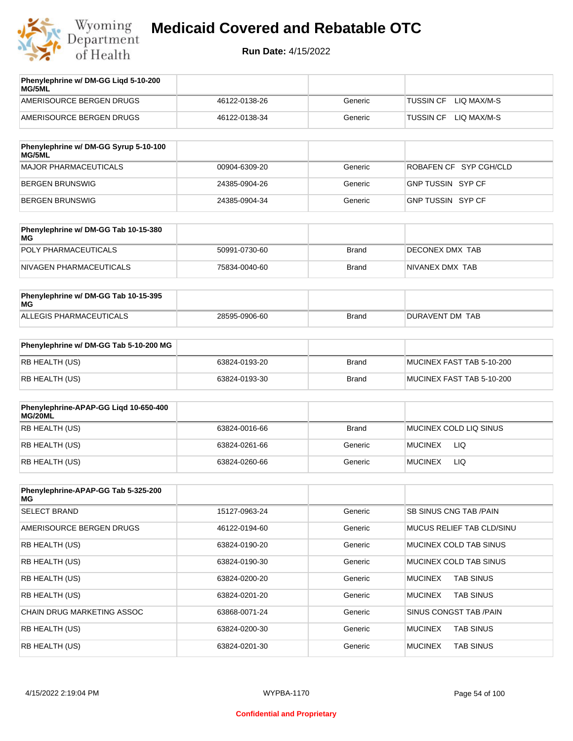# Medicaid Covered and Rebatable OTC

**Run Date:** 4/15/2022

| Phenylephrine w/ DM-GG Liqd 5-10-200 MG/5ML | | | |
|---|---|---|---|
| AMERISOURCE BERGEN DRUGS | 46122-0138-26 | Generic | TUSSIN CF LIQ MAX/M-S |
| AMERISOURCE BERGEN DRUGS | 46122-0138-34 | Generic | TUSSIN CF LIQ MAX/M-S |

| Phenylephrine w/ DM-GG Syrup 5-10-100 MG/5ML | | | |
|---|---|---|---|
| MAJOR PHARMACEUTICALS | 00904-6309-20 | Generic | ROBAFEN CF SYP CGH/CLD |
| BERGEN BRUNSWIG | 24385-0904-26 | Generic | GNP TUSSIN SYP CF |
| BERGEN BRUNSWIG | 24385-0904-34 | Generic | GNP TUSSIN SYP CF |

| Phenylephrine w/ DM-GG Tab 10-15-380 MG | | | |
|---|---|---|---|
| POLY PHARMACEUTICALS | 50991-0730-60 | Brand | DECONEX DMX TAB |
| NIVAGEN PHARMACEUTICALS | 75834-0040-60 | Brand | NIVANEX DMX TAB |

| Phenylephrine w/ DM-GG Tab 10-15-395 MG | | | |
|---|---|---|---|
| ALLEGIS PHARMACEUTICALS | 28595-0906-60 | Brand | DURAVENT DM TAB |

| Phenylephrine w/ DM-GG Tab 5-10-200 MG | | | |
|---|---|---|---|
| RB HEALTH (US) | 63824-0193-20 | Brand | MUCINEX FAST TAB 5-10-200 |
| RB HEALTH (US) | 63824-0193-30 | Brand | MUCINEX FAST TAB 5-10-200 |

| Phenylephrine-APAP-GG Liqd 10-650-400 MG/20ML | | | |
|---|---|---|---|
| RB HEALTH (US) | 63824-0016-66 | Brand | MUCINEX COLD LIQ SINUS |
| RB HEALTH (US) | 63824-0261-66 | Generic | MUCINEX LIQ |
| RB HEALTH (US) | 63824-0260-66 | Generic | MUCINEX LIQ |

| Phenylephrine-APAP-GG Tab 5-325-200 MG | | | |
|---|---|---|---|
| SELECT BRAND | 15127-0963-24 | Generic | SB SINUS CNG TAB /PAIN |
| AMERISOURCE BERGEN DRUGS | 46122-0194-60 | Generic | MUCUS RELIEF TAB CLD/SINU |
| RB HEALTH (US) | 63824-0190-20 | Generic | MUCINEX COLD TAB SINUS |
| RB HEALTH (US) | 63824-0190-30 | Generic | MUCINEX COLD TAB SINUS |
| RB HEALTH (US) | 63824-0200-20 | Generic | MUCINEX TAB SINUS |
| RB HEALTH (US) | 63824-0201-20 | Generic | MUCINEX TAB SINUS |
| CHAIN DRUG MARKETING ASSOC | 63868-0071-24 | Generic | SINUS CONGST TAB /PAIN |
| RB HEALTH (US) | 63824-0200-30 | Generic | MUCINEX TAB SINUS |
| RB HEALTH (US) | 63824-0201-30 | Generic | MUCINEX TAB SINUS |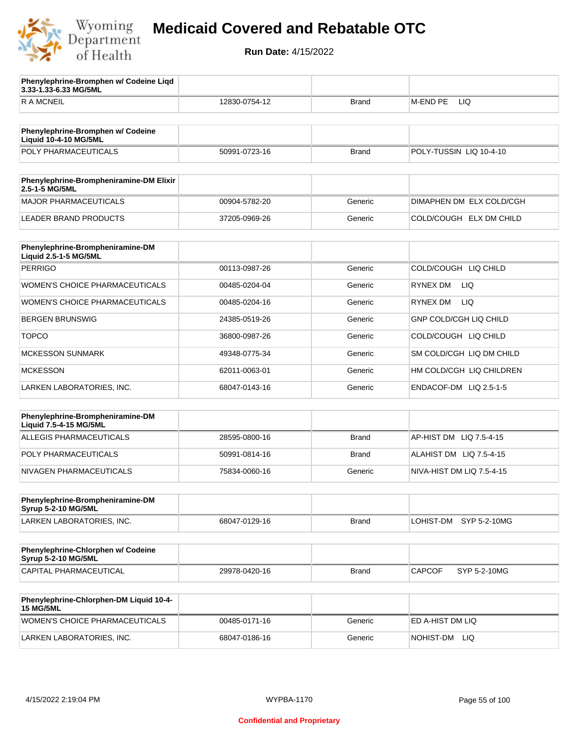# Medicaid Covered and Rebatable OTC

**Run Date:** 4/15/2022

| Phenylephrine-Bromphen w/ Codeine Liqd 3.33-1.33-6.33 MG/5ML | | | |
|---|---|---|---|
| R A MCNEIL | 12830-0754-12 | Brand | M-END PE LIQ |

| Phenylephrine-Bromphen w/ Codeine Liquid 10-4-10 MG/5ML | | | |
|---|---|---|---|
| POLY PHARMACEUTICALS | 50991-0723-16 | Brand | POLY-TUSSIN LIQ 10-4-10 |

| Phenylephrine-Brompheniramine-DM Elixir 2.5-1-5 MG/5ML | | | |
|---|---|---|---|
| MAJOR PHARMACEUTICALS | 00904-5782-20 | Generic | DIMAPHEN DM ELX COLD/CGH |
| LEADER BRAND PRODUCTS | 37205-0969-26 | Generic | COLD/COUGH ELX DM CHILD |

| Phenylephrine-Brompheniramine-DM Liquid 2.5-1-5 MG/5ML | | | |
|---|---|---|---|
| PERRIGO | 00113-0987-26 | Generic | COLD/COUGH LIQ CHILD |
| WOMEN'S CHOICE PHARMACEUTICALS | 00485-0204-04 | Generic | RYNEX DM LIQ |
| WOMEN'S CHOICE PHARMACEUTICALS | 00485-0204-16 | Generic | RYNEX DM LIQ |
| BERGEN BRUNSWIG | 24385-0519-26 | Generic | GNP COLD/CGH LIQ CHILD |
| TOPCO | 36800-0987-26 | Generic | COLD/COUGH LIQ CHILD |
| MCKESSON SUNMARK | 49348-0775-34 | Generic | SM COLD/CGH LIQ DM CHILD |
| MCKESSON | 62011-0063-01 | Generic | HM COLD/CGH LIQ CHILDREN |
| LARKEN LABORATORIES, INC. | 68047-0143-16 | Generic | ENDACOF-DM LIQ 2.5-1-5 |

| Phenylephrine-Brompheniramine-DM Liquid 7.5-4-15 MG/5ML | | | |
|---|---|---|---|
| ALLEGIS PHARMACEUTICALS | 28595-0800-16 | Brand | AP-HIST DM LIQ 7.5-4-15 |
| POLY PHARMACEUTICALS | 50991-0814-16 | Brand | ALAHIST DM LIQ 7.5-4-15 |
| NIVAGEN PHARMACEUTICALS | 75834-0060-16 | Generic | NIVA-HIST DM LIQ 7.5-4-15 |

| Phenylephrine-Brompheniramine-DM Syrup 5-2-10 MG/5ML | | | |
|---|---|---|---|
| LARKEN LABORATORIES, INC. | 68047-0129-16 | Brand | LOHIST-DM SYP 5-2-10MG |

| Phenylephrine-Chlorphen w/ Codeine Syrup 5-2-10 MG/5ML | | | |
|---|---|---|---|
| CAPITAL PHARMACEUTICAL | 29978-0420-16 | Brand | CAPCOF SYP 5-2-10MG |

| Phenylephrine-Chlorphen-DM Liquid 10-4-15 MG/5ML | | | |
|---|---|---|---|
| WOMEN'S CHOICE PHARMACEUTICALS | 00485-0171-16 | Generic | ED A-HIST DM LIQ |
| LARKEN LABORATORIES, INC. | 68047-0186-16 | Generic | NOHIST-DM LIQ |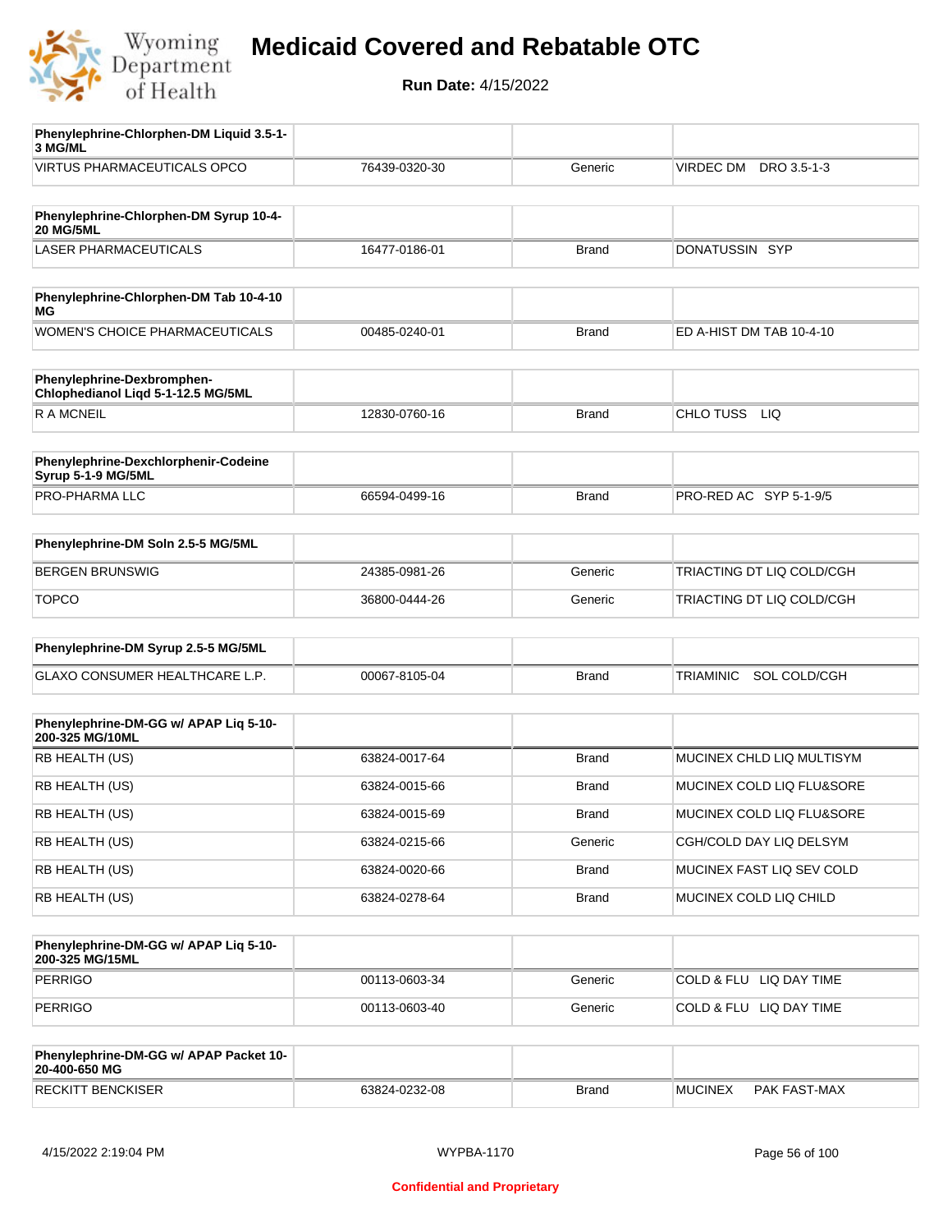| Phenylephrine-Chlorphen-DM Liquid 3.5-1-3 MG/ML | | | |
|---|---|---|---|
| VIRTUS PHARMACEUTICALS OPCO | 76439-0320-30 | Generic | VIRDEC DM DRO 3.5-1-3 |

| Phenylephrine-Chlorphen-DM Syrup 10-4-20 MG/5ML | | | |
|---|---|---|---|
| LASER PHARMACEUTICALS | 16477-0186-01 | Brand | DONATUSSIN SYP |

| Phenylephrine-Chlorphen-DM Tab 10-4-10 MG | | | |
|---|---|---|---|
| WOMEN'S CHOICE PHARMACEUTICALS | 00485-0240-01 | Brand | ED A-HIST DM TAB 10-4-10 |

| Phenylephrine-Dexbromphen-Chlophedianol Liqd 5-1-12.5 MG/5ML | | | |
|---|---|---|---|
| R A MCNEIL | 12830-0760-16 | Brand | CHLO TUSS LIQ |

| Phenylephrine-Dexchlorphenir-Codeine Syrup 5-1-9 MG/5ML | | | |
|---|---|---|---|
| PRO-PHARMA LLC | 66594-0499-16 | Brand | PRO-RED AC SYP 5-1-9/5 |

| Phenylephrine-DM Soln 2.5-5 MG/5ML | | | |
|---|---|---|---|
| BERGEN BRUNSWIG | 24385-0981-26 | Generic | TRIACTING DT LIQ COLD/CGH |
| TOPCO | 36800-0444-26 | Generic | TRIACTING DT LIQ COLD/CGH |

| Phenylephrine-DM Syrup 2.5-5 MG/5ML | | | |
|---|---|---|---|
| GLAXO CONSUMER HEALTHCARE L.P. | 00067-8105-04 | Brand | TRIAMINIC SOL COLD/CGH |

| Phenylephrine-DM-GG w/ APAP Liq 5-10-200-325 MG/10ML | | | |
|---|---|---|---|
| RB HEALTH (US) | 63824-0017-64 | Brand | MUCINEX CHLD LIQ MULTISYM |
| RB HEALTH (US) | 63824-0015-66 | Brand | MUCINEX COLD LIQ FLU&SORE |
| RB HEALTH (US) | 63824-0015-69 | Brand | MUCINEX COLD LIQ FLU&SORE |
| RB HEALTH (US) | 63824-0215-66 | Generic | CGH/COLD DAY LIQ DELSYM |
| RB HEALTH (US) | 63824-0020-66 | Brand | MUCINEX FAST LIQ SEV COLD |
| RB HEALTH (US) | 63824-0278-64 | Brand | MUCINEX COLD LIQ CHILD |

| Phenylephrine-DM-GG w/ APAP Liq 5-10-200-325 MG/15ML | | | |
|---|---|---|---|
| PERRIGO | 00113-0603-34 | Generic | COLD & FLU LIQ DAY TIME |
| PERRIGO | 00113-0603-40 | Generic | COLD & FLU LIQ DAY TIME |

| Phenylephrine-DM-GG w/ APAP Packet 10-20-400-650 MG | | | |
|---|---|---|---|
| RECKITT BENCKISER | 63824-0232-08 | Brand | MUCINEX PAK FAST-MAX |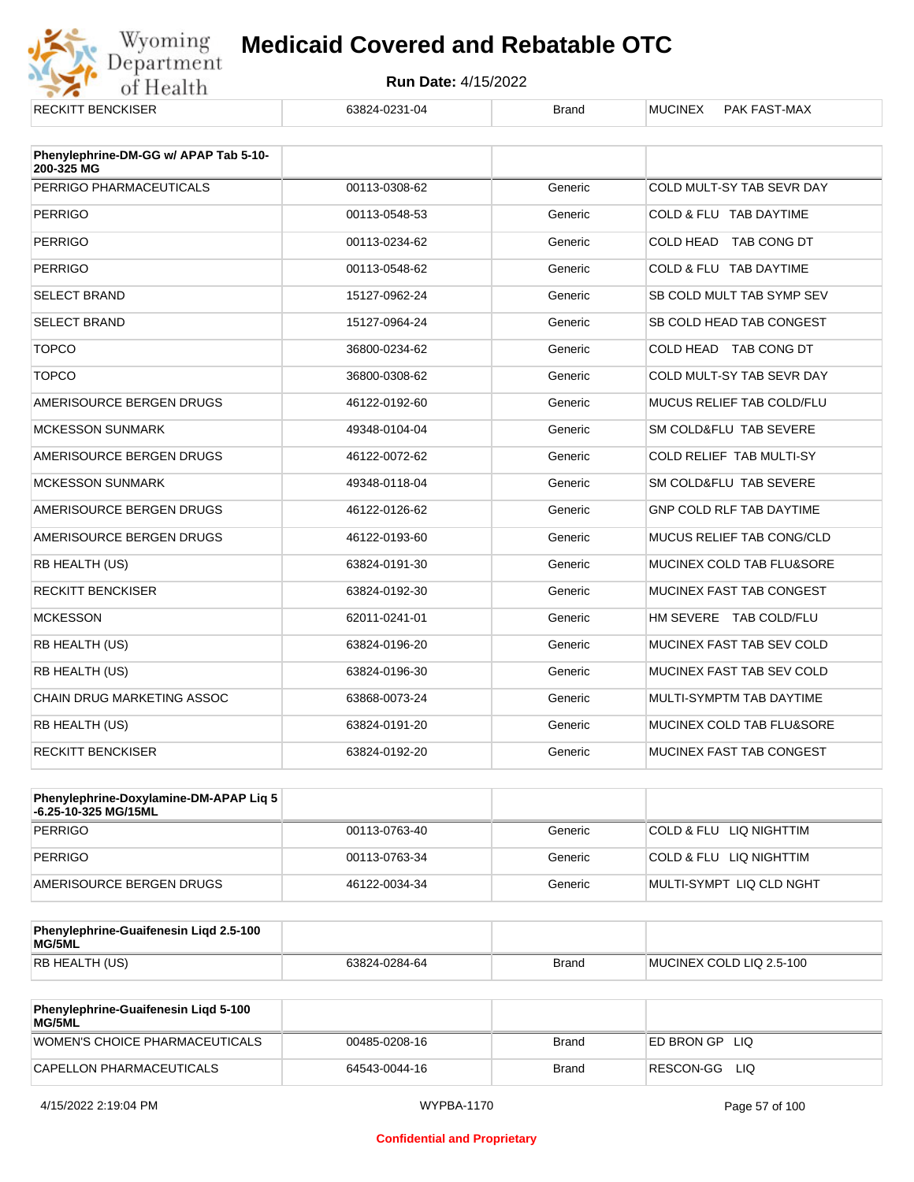| RECKITT BENCKISER | 63824-0231-04 | Brand | MUCINEX PAK FAST-MAX |
|---|---|---|---|

| Phenylephrine-DM-GG w/ APAP Tab 5-10-200-325 MG | | | |
|---|---|---|---|
| PERRIGO PHARMACEUTICALS | 00113-0308-62 | Generic | COLD MULT-SY TAB SEVR DAY |
| PERRIGO | 00113-0548-53 | Generic | COLD & FLU TAB DAYTIME |
| PERRIGO | 00113-0234-62 | Generic | COLD HEAD TAB CONG DT |
| PERRIGO | 00113-0548-62 | Generic | COLD & FLU TAB DAYTIME |
| SELECT BRAND | 15127-0962-24 | Generic | SB COLD MULT TAB SYMP SEV |
| SELECT BRAND | 15127-0964-24 | Generic | SB COLD HEAD TAB CONGEST |
| TOPCO | 36800-0234-62 | Generic | COLD HEAD TAB CONG DT |
| TOPCO | 36800-0308-62 | Generic | COLD MULT-SY TAB SEVR DAY |
| AMERISOURCE BERGEN DRUGS | 46122-0192-60 | Generic | MUCUS RELIEF TAB COLD/FLU |
| MCKESSON SUNMARK | 49348-0104-04 | Generic | SM COLD&FLU TAB SEVERE |
| AMERISOURCE BERGEN DRUGS | 46122-0072-62 | Generic | COLD RELIEF TAB MULTI-SY |
| MCKESSON SUNMARK | 49348-0118-04 | Generic | SM COLD&FLU TAB SEVERE |
| AMERISOURCE BERGEN DRUGS | 46122-0126-62 | Generic | GNP COLD RLF TAB DAYTIME |
| AMERISOURCE BERGEN DRUGS | 46122-0193-60 | Generic | MUCUS RELIEF TAB CONG/CLD |
| RB HEALTH (US) | 63824-0191-30 | Generic | MUCINEX COLD TAB FLU&SORE |
| RECKITT BENCKISER | 63824-0192-30 | Generic | MUCINEX FAST TAB CONGEST |
| MCKESSON | 62011-0241-01 | Generic | HM SEVERE TAB COLD/FLU |
| RB HEALTH (US) | 63824-0196-20 | Generic | MUCINEX FAST TAB SEV COLD |
| RB HEALTH (US) | 63824-0196-30 | Generic | MUCINEX FAST TAB SEV COLD |
| CHAIN DRUG MARKETING ASSOC | 63868-0073-24 | Generic | MULTI-SYMPTM TAB DAYTIME |
| RB HEALTH (US) | 63824-0191-20 | Generic | MUCINEX COLD TAB FLU&SORE |
| RECKITT BENCKISER | 63824-0192-20 | Generic | MUCINEX FAST TAB CONGEST |

| Phenylephrine-Doxylamine-DM-APAP Liq 5-6.25-10-325 MG/15ML | | | |
|---|---|---|---|
| PERRIGO | 00113-0763-40 | Generic | COLD & FLU LIQ NIGHTTIM |
| PERRIGO | 00113-0763-34 | Generic | COLD & FLU LIQ NIGHTTIM |
| AMERISOURCE BERGEN DRUGS | 46122-0034-34 | Generic | MULTI-SYMPT LIQ CLD NGHT |

| Phenylephrine-Guaifenesin Liqd 2.5-100 MG/5ML | | | |
|---|---|---|---|
| RB HEALTH (US) | 63824-0284-64 | Brand | MUCINEX COLD LIQ 2.5-100 |

| Phenylephrine-Guaifenesin Liqd 5-100 MG/5ML | | | |
|---|---|---|---|
| WOMEN'S CHOICE PHARMACEUTICALS | 00485-0208-16 | Brand | ED BRON GP LIQ |
| CAPELLON PHARMACEUTICALS | 64543-0044-16 | Brand | RESCON-GG LIQ |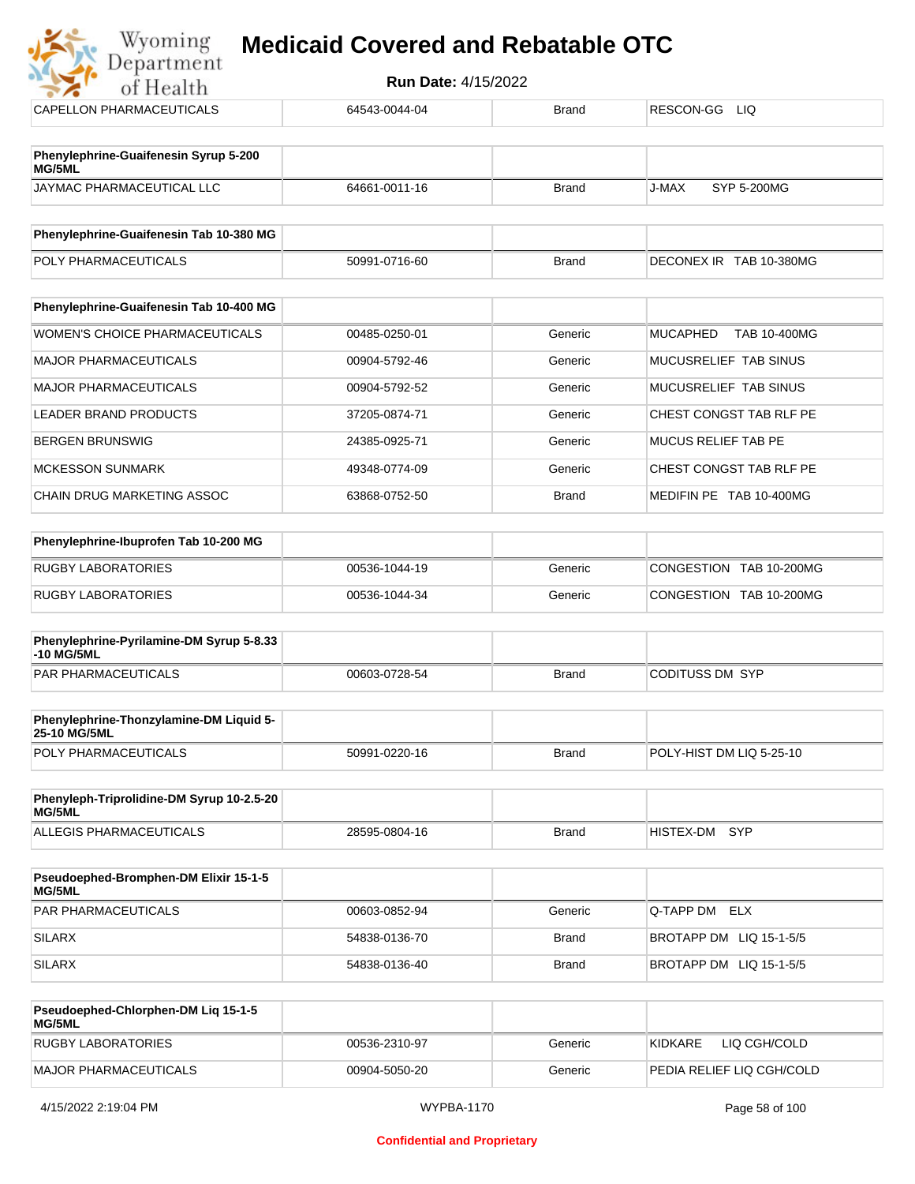| CAPELLON PHARMACEUTICALS | 64543-0044-04 | Brand | RESCON-GG LIQ |
|---|---|---|---|

| **Phenylephrine-Guaifenesin Syrup 5-200 MG/5ML** | | | |
|---|---|---|---|
| JAYMAC PHARMACEUTICAL LLC | 64661-0011-16 | Brand | J-MAX SYP 5-200MG |

| **Phenylephrine-Guaifenesin Tab 10-380 MG** | | | |
|---|---|---|---|
| POLY PHARMACEUTICALS | 50991-0716-60 | Brand | DECONEX IR TAB 10-380MG |

| **Phenylephrine-Guaifenesin Tab 10-400 MG** | | | |
|---|---|---|---|
| WOMEN'S CHOICE PHARMACEUTICALS | 00485-0250-01 | Generic | MUCAPHED TAB 10-400MG |
| MAJOR PHARMACEUTICALS | 00904-5792-46 | Generic | MUCUSRELIEF TAB SINUS |
| MAJOR PHARMACEUTICALS | 00904-5792-52 | Generic | MUCUSRELIEF TAB SINUS |
| LEADER BRAND PRODUCTS | 37205-0874-71 | Generic | CHEST CONGST TAB RLF PE |
| BERGEN BRUNSWIG | 24385-0925-71 | Generic | MUCUS RELIEF TAB PE |
| MCKESSON SUNMARK | 49348-0774-09 | Generic | CHEST CONGST TAB RLF PE |
| CHAIN DRUG MARKETING ASSOC | 63868-0752-50 | Brand | MEDIFIN PE TAB 10-400MG |

| **Phenylephrine-Ibuprofen Tab 10-200 MG** | | | |
|---|---|---|---|
| RUGBY LABORATORIES | 00536-1044-19 | Generic | CONGESTION TAB 10-200MG |
| RUGBY LABORATORIES | 00536-1044-34 | Generic | CONGESTION TAB 10-200MG |

| **Phenylephrine-Pyrilamine-DM Syrup 5-8.33 -10 MG/5ML** | | | |
|---|---|---|---|
| PAR PHARMACEUTICALS | 00603-0728-54 | Brand | CODITUSS DM SYP |

| **Phenylephrine-Thonzylamine-DM Liquid 5-25-10 MG/5ML** | | | |
|---|---|---|---|
| POLY PHARMACEUTICALS | 50991-0220-16 | Brand | POLY-HIST DM LIQ 5-25-10 |

| **Phenyleph-Triprolidine-DM Syrup 10-2.5-20 MG/5ML** | | | |
|---|---|---|---|
| ALLEGIS PHARMACEUTICALS | 28595-0804-16 | Brand | HISTEX-DM SYP |

| **Pseudoephed-Bromphen-DM Elixir 15-1-5 MG/5ML** | | | |
|---|---|---|---|
| PAR PHARMACEUTICALS | 00603-0852-94 | Generic | Q-TAPP DM ELX |
| SILARX | 54838-0136-70 | Brand | BROTAPP DM LIQ 15-1-5/5 |
| SILARX | 54838-0136-40 | Brand | BROTAPP DM LIQ 15-1-5/5 |

| **Pseudoephed-Chlorphen-DM Liq 15-1-5 MG/5ML** | | | |
|---|---|---|---|
| RUGBY LABORATORIES | 00536-2310-97 | Generic | KIDKARE LIQ CGH/COLD |
| MAJOR PHARMACEUTICALS | 00904-5050-20 | Generic | PEDIA RELIEF LIQ CGH/COLD |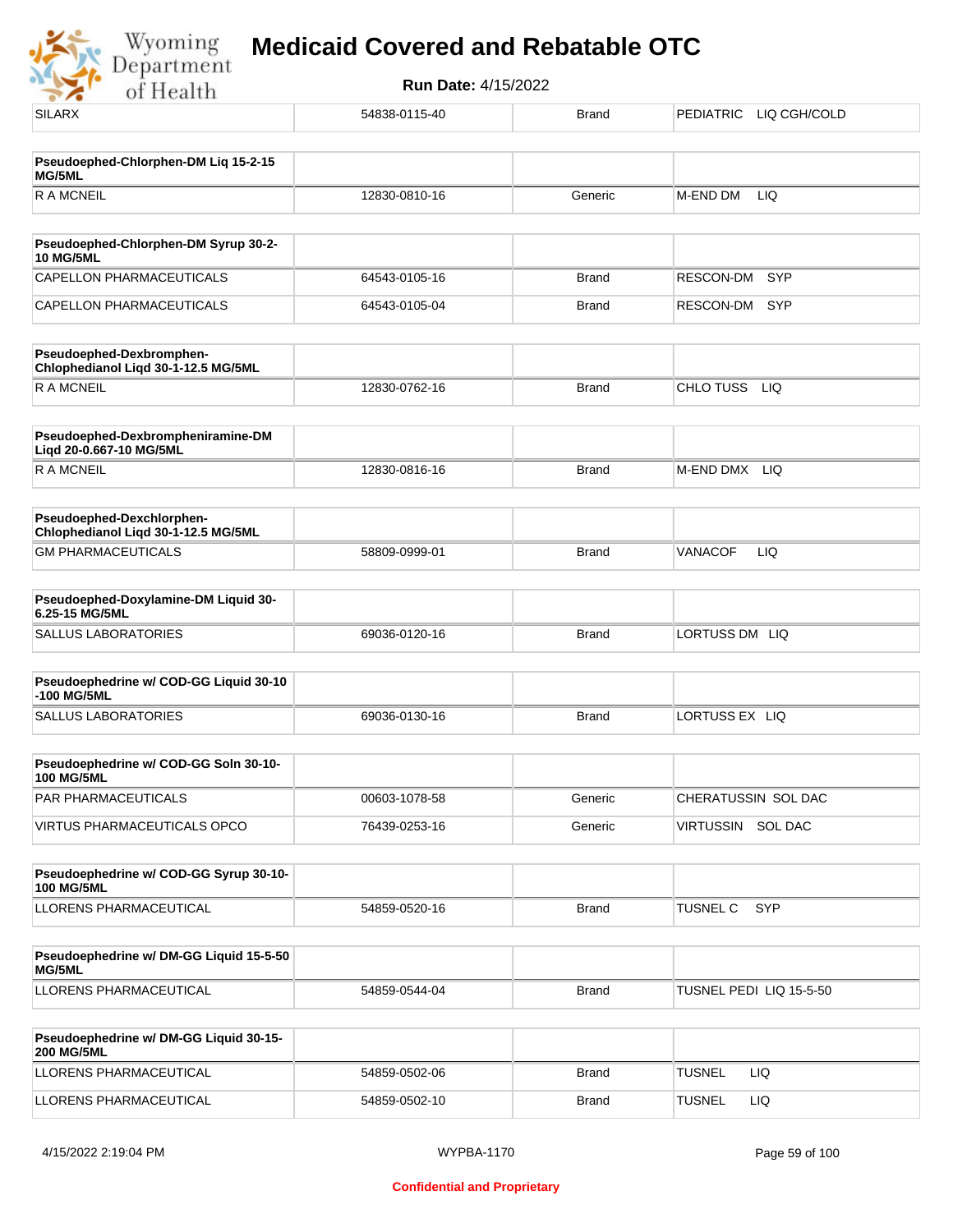| SILARX | 54838-0115-40 | Brand | PEDIATRIC LIQ CGH/COLD |
|---|---|---|---|

| Pseudoephed-Chlorphen-DM Liq 15-2-15 MG/5ML | | | |
|---|---|---|---|
| R A MCNEIL | 12830-0810-16 | Generic | M-END DM LIQ |

| Pseudoephed-Chlorphen-DM Syrup 30-2-10 MG/5ML | | | |
|---|---|---|---|
| CAPELLON PHARMACEUTICALS | 64543-0105-16 | Brand | RESCON-DM SYP |
| CAPELLON PHARMACEUTICALS | 64543-0105-04 | Brand | RESCON-DM SYP |

| Pseudoephed-Dexbromphen-Chlophedianol Liqd 30-1-12.5 MG/5ML | | | |
|---|---|---|---|
| R A MCNEIL | 12830-0762-16 | Brand | CHLO TUSS LIQ |

| Pseudoephed-Dexbrompheniramine-DM Liqd 20-0.667-10 MG/5ML | | | |
|---|---|---|---|
| R A MCNEIL | 12830-0816-16 | Brand | M-END DMX LIQ |

| Pseudoephed-Dexchlorphen-Chlophedianol Liqd 30-1-12.5 MG/5ML | | | |
|---|---|---|---|
| GM PHARMACEUTICALS | 58809-0999-01 | Brand | VANACOF LIQ |

| Pseudoephed-Doxylamine-DM Liquid 30-6.25-15 MG/5ML | | | |
|---|---|---|---|
| SALLUS LABORATORIES | 69036-0120-16 | Brand | LORTUSS DM LIQ |

| Pseudoephedrine w/ COD-GG Liquid 30-10-100 MG/5ML | | | |
|---|---|---|---|
| SALLUS LABORATORIES | 69036-0130-16 | Brand | LORTUSS EX LIQ |

| Pseudoephedrine w/ COD-GG Soln 30-10-100 MG/5ML | | | |
|---|---|---|---|
| PAR PHARMACEUTICALS | 00603-1078-58 | Generic | CHERATUSSIN SOL DAC |
| VIRTUS PHARMACEUTICALS OPCO | 76439-0253-16 | Generic | VIRTUSSIN SOL DAC |

| Pseudoephedrine w/ COD-GG Syrup 30-10-100 MG/5ML | | | |
|---|---|---|---|
| LLORENS PHARMACEUTICAL | 54859-0520-16 | Brand | TUSNEL C SYP |

| Pseudoephedrine w/ DM-GG Liquid 15-5-50 MG/5ML | | | |
|---|---|---|---|
| LLORENS PHARMACEUTICAL | 54859-0544-04 | Brand | TUSNEL PEDI LIQ 15-5-50 |

| Pseudoephedrine w/ DM-GG Liquid 30-15-200 MG/5ML | | | |
|---|---|---|---|
| LLORENS PHARMACEUTICAL | 54859-0502-06 | Brand | TUSNEL LIQ |
| LLORENS PHARMACEUTICAL | 54859-0502-10 | Brand | TUSNEL LIQ |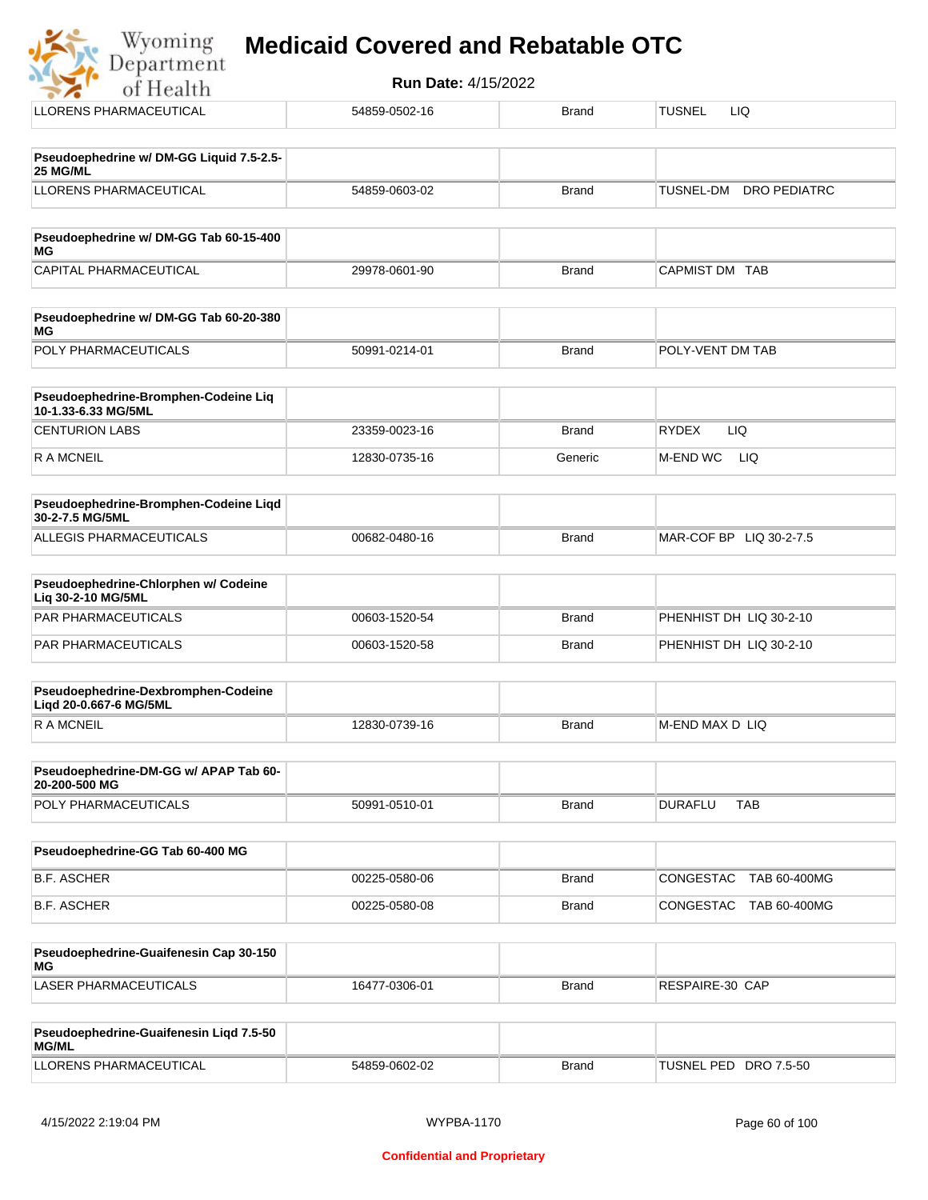| LLORENS PHARMACEUTICAL | 54859-0502-16 | Brand | TUSNEL LIQ |
|---|---|---|---|

| **Pseudoephedrine w/ DM-GG Liquid 7.5-2.5-25 MG/ML** | | | |
|---|---|---|---|
| LLORENS PHARMACEUTICAL | 54859-0603-02 | Brand | TUSNEL-DM DRO PEDIATRC |

| **Pseudoephedrine w/ DM-GG Tab 60-15-400 MG** | | | |
|---|---|---|---|
| CAPITAL PHARMACEUTICAL | 29978-0601-90 | Brand | CAPMIST DM TAB |

| **Pseudoephedrine w/ DM-GG Tab 60-20-380 MG** | | | |
|---|---|---|---|
| POLY PHARMACEUTICALS | 50991-0214-01 | Brand | POLY-VENT DM TAB |

| **Pseudoephedrine-Bromphen-Codeine Liq 10-1.33-6.33 MG/5ML** | | | |
|---|---|---|---|
| CENTURION LABS | 23359-0023-16 | Brand | RYDEX LIQ |
| R A MCNEIL | 12830-0735-16 | Generic | M-END WC LIQ |

| **Pseudoephedrine-Bromphen-Codeine Liqd 30-2-7.5 MG/5ML** | | | |
|---|---|---|---|
| ALLEGIS PHARMACEUTICALS | 00682-0480-16 | Brand | MAR-COF BP LIQ 30-2-7.5 |

| **Pseudoephedrine-Chlorphen w/ Codeine Liq 30-2-10 MG/5ML** | | | |
|---|---|---|---|
| PAR PHARMACEUTICALS | 00603-1520-54 | Brand | PHENHIST DH LIQ 30-2-10 |
| PAR PHARMACEUTICALS | 00603-1520-58 | Brand | PHENHIST DH LIQ 30-2-10 |

| **Pseudoephedrine-Dexbromphen-Codeine Liqd 20-0.667-6 MG/5ML** | | | |
|---|---|---|---|
| R A MCNEIL | 12830-0739-16 | Brand | M-END MAX D LIQ |

| **Pseudoephedrine-DM-GG w/ APAP Tab 60-20-200-500 MG** | | | |
|---|---|---|---|
| POLY PHARMACEUTICALS | 50991-0510-01 | Brand | DURAFLU TAB |

| **Pseudoephedrine-GG Tab 60-400 MG** | | | |
|---|---|---|---|
| B.F. ASCHER | 00225-0580-06 | Brand | CONGESTAC TAB 60-400MG |
| B.F. ASCHER | 00225-0580-08 | Brand | CONGESTAC TAB 60-400MG |

| **Pseudoephedrine-Guaifenesin Cap 30-150 MG** | | | |
|---|---|---|---|
| LASER PHARMACEUTICALS | 16477-0306-01 | Brand | RESPAIRE-30 CAP |

| **Pseudoephedrine-Guaifenesin Liqd 7.5-50 MG/ML** | | | |
|---|---|---|---|
| LLORENS PHARMACEUTICAL | 54859-0602-02 | Brand | TUSNEL PED DRO 7.5-50 |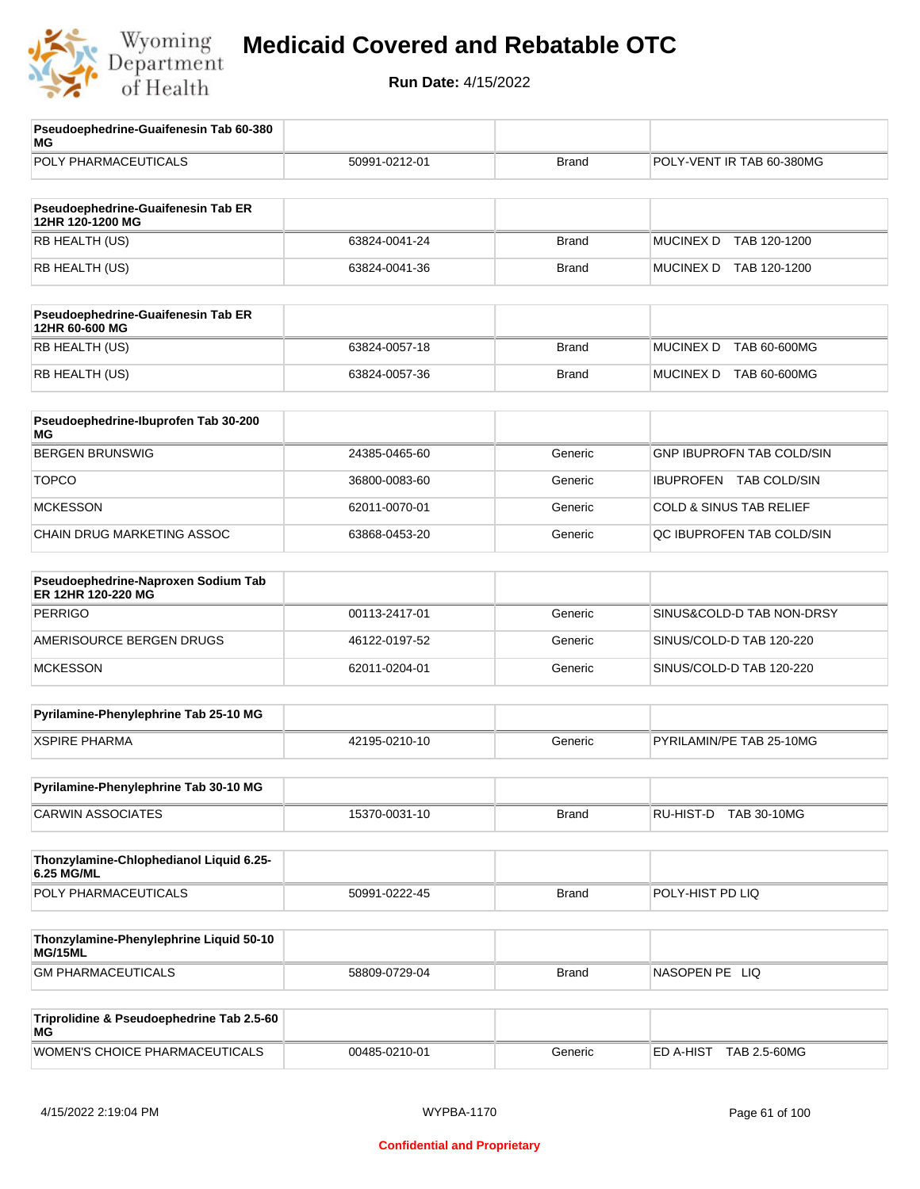| Pseudoephedrine-Guaifenesin Tab 60-380 MG | | | |
|---|---|---|---|
| POLY PHARMACEUTICALS | 50991-0212-01 | Brand | POLY-VENT IR TAB 60-380MG |

| Pseudoephedrine-Guaifenesin Tab ER 12HR 120-1200 MG | | | |
|---|---|---|---|
| RB HEALTH (US) | 63824-0041-24 | Brand | MUCINEX D TAB 120-1200 |
| RB HEALTH (US) | 63824-0041-36 | Brand | MUCINEX D TAB 120-1200 |

| Pseudoephedrine-Guaifenesin Tab ER 12HR 60-600 MG | | | |
|---|---|---|---|
| RB HEALTH (US) | 63824-0057-18 | Brand | MUCINEX D TAB 60-600MG |
| RB HEALTH (US) | 63824-0057-36 | Brand | MUCINEX D TAB 60-600MG |

| Pseudoephedrine-Ibuprofen Tab 30-200 MG | | | |
|---|---|---|---|
| BERGEN BRUNSWIG | 24385-0465-60 | Generic | GNP IBUPROFN TAB COLD/SIN |
| TOPCO | 36800-0083-60 | Generic | IBUPROFEN TAB COLD/SIN |
| MCKESSON | 62011-0070-01 | Generic | COLD & SINUS TAB RELIEF |
| CHAIN DRUG MARKETING ASSOC | 63868-0453-20 | Generic | QC IBUPROFEN TAB COLD/SIN |

| Pseudoephedrine-Naproxen Sodium Tab ER 12HR 120-220 MG | | | |
|---|---|---|---|
| PERRIGO | 00113-2417-01 | Generic | SINUS&COLD-D TAB NON-DRSY |
| AMERISOURCE BERGEN DRUGS | 46122-0197-52 | Generic | SINUS/COLD-D TAB 120-220 |
| MCKESSON | 62011-0204-01 | Generic | SINUS/COLD-D TAB 120-220 |

| Pyrilamine-Phenylephrine Tab 25-10 MG | | | |
|---|---|---|---|
| XSPIRE PHARMA | 42195-0210-10 | Generic | PYRILAMIN/PE TAB 25-10MG |

| Pyrilamine-Phenylephrine Tab 30-10 MG | | | |
|---|---|---|---|
| CARWIN ASSOCIATES | 15370-0031-10 | Brand | RU-HIST-D TAB 30-10MG |

| Thonzylamine-Chlophedianol Liquid 6.25-6.25 MG/ML | | | |
|---|---|---|---|
| POLY PHARMACEUTICALS | 50991-0222-45 | Brand | POLY-HIST PD LIQ |

| Thonzylamine-Phenylephrine Liquid 50-10 MG/15ML | | | |
|---|---|---|---|
| GM PHARMACEUTICALS | 58809-0729-04 | Brand | NASOPEN PE LIQ |

| Triprolidine & Pseudoephedrine Tab 2.5-60 MG | | | |
|---|---|---|---|
| WOMEN'S CHOICE PHARMACEUTICALS | 00485-0210-01 | Generic | ED A-HIST TAB 2.5-60MG |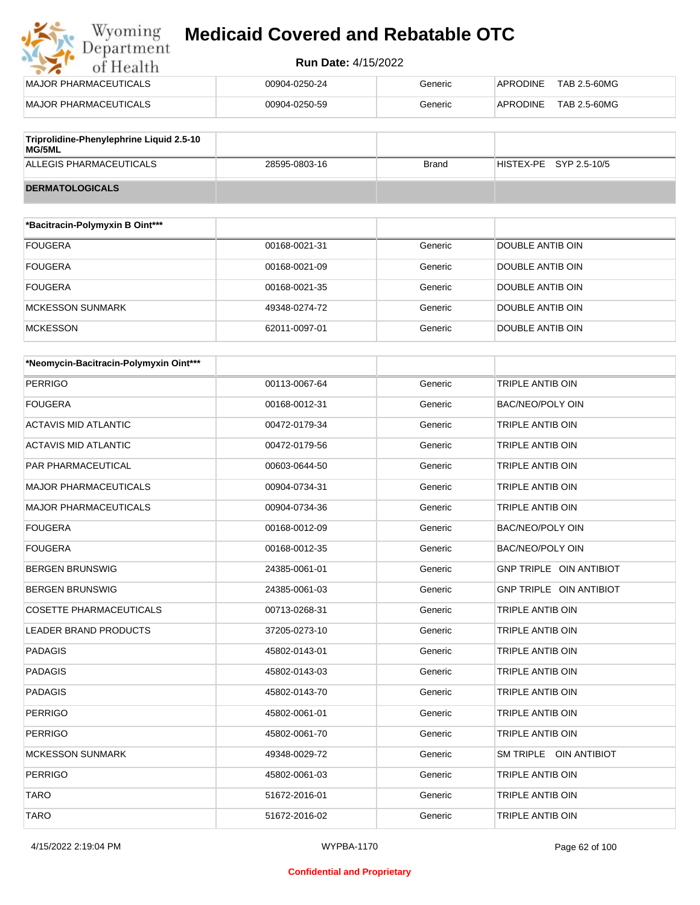| | | | |
|---|---|---|---|
| MAJOR PHARMACEUTICALS | 00904-0250-24 | Generic | APRODINE TAB 2.5-60MG |
| MAJOR PHARMACEUTICALS | 00904-0250-59 | Generic | APRODINE TAB 2.5-60MG |

| Triprolidine-Phenylephrine Liquid 2.5-10 MG/5ML | | | |
|---|---|---|---|
| ALLEGIS PHARMACEUTICALS | 28595-0803-16 | Brand | HISTEX-PE SYP 2.5-10/5 |
| **DERMATOLOGICALS** | | | |

| *Bacitracin-Polymyxin B Oint*** | | | |
|---|---|---|---|
| FOUGERA | 00168-0021-31 | Generic | DOUBLE ANTIB OIN |
| FOUGERA | 00168-0021-09 | Generic | DOUBLE ANTIB OIN |
| FOUGERA | 00168-0021-35 | Generic | DOUBLE ANTIB OIN |
| MCKESSON SUNMARK | 49348-0274-72 | Generic | DOUBLE ANTIB OIN |
| MCKESSON | 62011-0097-01 | Generic | DOUBLE ANTIB OIN |

| *Neomycin-Bacitracin-Polymyxin Oint*** | | | |
|---|---|---|---|
| PERRIGO | 00113-0067-64 | Generic | TRIPLE ANTIB OIN |
| FOUGERA | 00168-0012-31 | Generic | BAC/NEO/POLY OIN |
| ACTAVIS MID ATLANTIC | 00472-0179-34 | Generic | TRIPLE ANTIB OIN |
| ACTAVIS MID ATLANTIC | 00472-0179-56 | Generic | TRIPLE ANTIB OIN |
| PAR PHARMACEUTICAL | 00603-0644-50 | Generic | TRIPLE ANTIB OIN |
| MAJOR PHARMACEUTICALS | 00904-0734-31 | Generic | TRIPLE ANTIB OIN |
| MAJOR PHARMACEUTICALS | 00904-0734-36 | Generic | TRIPLE ANTIB OIN |
| FOUGERA | 00168-0012-09 | Generic | BAC/NEO/POLY OIN |
| FOUGERA | 00168-0012-35 | Generic | BAC/NEO/POLY OIN |
| BERGEN BRUNSWIG | 24385-0061-01 | Generic | GNP TRIPLE OIN ANTIBIOT |
| BERGEN BRUNSWIG | 24385-0061-03 | Generic | GNP TRIPLE OIN ANTIBIOT |
| COSETTE PHARMACEUTICALS | 00713-0268-31 | Generic | TRIPLE ANTIB OIN |
| LEADER BRAND PRODUCTS | 37205-0273-10 | Generic | TRIPLE ANTIB OIN |
| PADAGIS | 45802-0143-01 | Generic | TRIPLE ANTIB OIN |
| PADAGIS | 45802-0143-03 | Generic | TRIPLE ANTIB OIN |
| PADAGIS | 45802-0143-70 | Generic | TRIPLE ANTIB OIN |
| PERRIGO | 45802-0061-01 | Generic | TRIPLE ANTIB OIN |
| PERRIGO | 45802-0061-70 | Generic | TRIPLE ANTIB OIN |
| MCKESSON SUNMARK | 49348-0029-72 | Generic | SM TRIPLE OIN ANTIBIOT |
| PERRIGO | 45802-0061-03 | Generic | TRIPLE ANTIB OIN |
| TARO | 51672-2016-01 | Generic | TRIPLE ANTIB OIN |
| TARO | 51672-2016-02 | Generic | TRIPLE ANTIB OIN |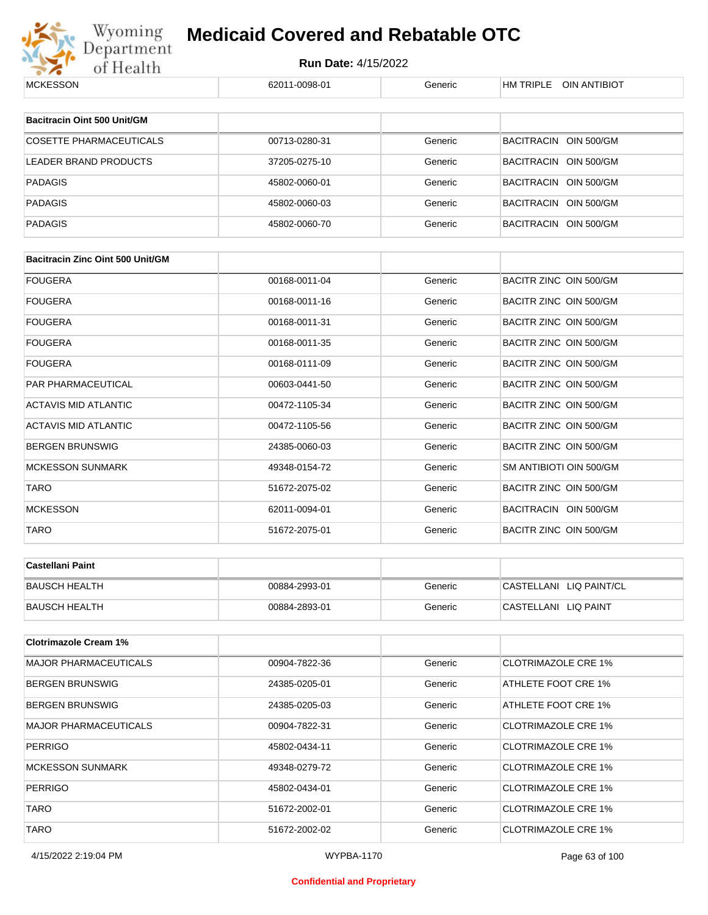| MCKESSON | 62011-0098-01 | Generic | HM TRIPLE OIN ANTIBIOT |
|---|---|---|---|

| Bacitracin Oint 500 Unit/GM | | | |
|---|---|---|---|
| COSETTE PHARMACEUTICALS | 00713-0280-31 | Generic | BACITRACIN OIN 500/GM |
| LEADER BRAND PRODUCTS | 37205-0275-10 | Generic | BACITRACIN OIN 500/GM |
| PADAGIS | 45802-0060-01 | Generic | BACITRACIN OIN 500/GM |
| PADAGIS | 45802-0060-03 | Generic | BACITRACIN OIN 500/GM |
| PADAGIS | 45802-0060-70 | Generic | BACITRACIN OIN 500/GM |

| Bacitracin Zinc Oint 500 Unit/GM | | | |
|---|---|---|---|
| FOUGERA | 00168-0011-04 | Generic | BACITR ZINC OIN 500/GM |
| FOUGERA | 00168-0011-16 | Generic | BACITR ZINC OIN 500/GM |
| FOUGERA | 00168-0011-31 | Generic | BACITR ZINC OIN 500/GM |
| FOUGERA | 00168-0011-35 | Generic | BACITR ZINC OIN 500/GM |
| FOUGERA | 00168-0111-09 | Generic | BACITR ZINC OIN 500/GM |
| PAR PHARMACEUTICAL | 00603-0441-50 | Generic | BACITR ZINC OIN 500/GM |
| ACTAVIS MID ATLANTIC | 00472-1105-34 | Generic | BACITR ZINC OIN 500/GM |
| ACTAVIS MID ATLANTIC | 00472-1105-56 | Generic | BACITR ZINC OIN 500/GM |
| BERGEN BRUNSWIG | 24385-0060-03 | Generic | BACITR ZINC OIN 500/GM |
| MCKESSON SUNMARK | 49348-0154-72 | Generic | SM ANTIBIOTI OIN 500/GM |
| TARO | 51672-2075-02 | Generic | BACITR ZINC OIN 500/GM |
| MCKESSON | 62011-0094-01 | Generic | BACITRACIN OIN 500/GM |
| TARO | 51672-2075-01 | Generic | BACITR ZINC OIN 500/GM |

| Castellani Paint | | | |
|---|---|---|---|
| BAUSCH HEALTH | 00884-2993-01 | Generic | CASTELLANI LIQ PAINT/CL |
| BAUSCH HEALTH | 00884-2893-01 | Generic | CASTELLANI LIQ PAINT |

| Clotrimazole Cream 1% | | | |
|---|---|---|---|
| MAJOR PHARMACEUTICALS | 00904-7822-36 | Generic | CLOTRIMAZOLE CRE 1% |
| BERGEN BRUNSWIG | 24385-0205-01 | Generic | ATHLETE FOOT CRE 1% |
| BERGEN BRUNSWIG | 24385-0205-03 | Generic | ATHLETE FOOT CRE 1% |
| MAJOR PHARMACEUTICALS | 00904-7822-31 | Generic | CLOTRIMAZOLE CRE 1% |
| PERRIGO | 45802-0434-11 | Generic | CLOTRIMAZOLE CRE 1% |
| MCKESSON SUNMARK | 49348-0279-72 | Generic | CLOTRIMAZOLE CRE 1% |
| PERRIGO | 45802-0434-01 | Generic | CLOTRIMAZOLE CRE 1% |
| TARO | 51672-2002-01 | Generic | CLOTRIMAZOLE CRE 1% |
| TARO | 51672-2002-02 | Generic | CLOTRIMAZOLE CRE 1% |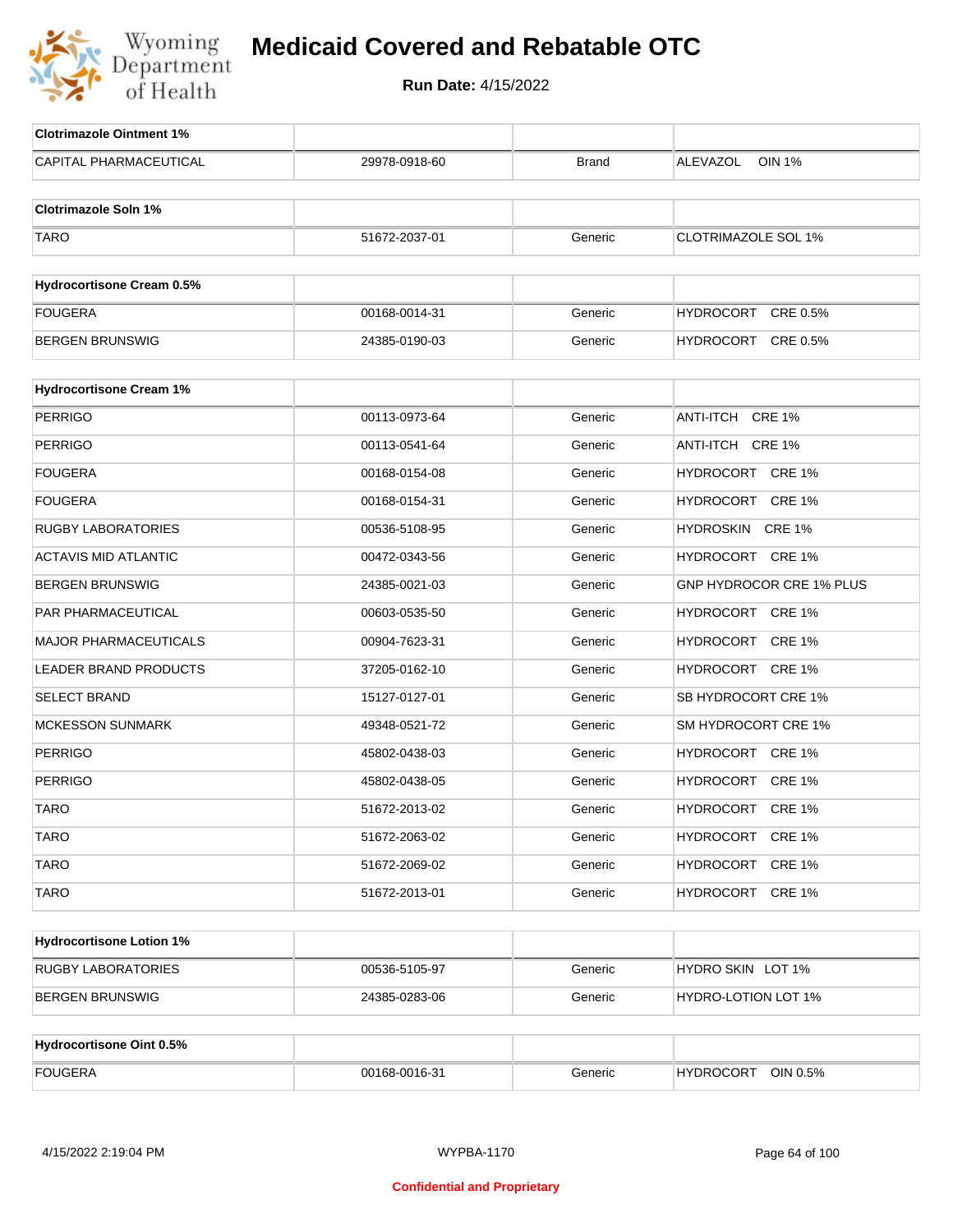# Medicaid Covered and Rebatable OTC

**Run Date:** 4/15/2022

| Clotrimazole Ointment 1% | | | |
|---|---|---|---|
| CAPITAL PHARMACEUTICAL | 29978-0918-60 | Brand | ALEVAZOL OIN 1% |

| Clotrimazole Soln 1% | | | |
|---|---|---|---|
| TARO | 51672-2037-01 | Generic | CLOTRIMAZOLE SOL 1% |

| Hydrocortisone Cream 0.5% | | | |
|---|---|---|---|
| FOUGERA | 00168-0014-31 | Generic | HYDROCORT CRE 0.5% |
| BERGEN BRUNSWIG | 24385-0190-03 | Generic | HYDROCORT CRE 0.5% |

| Hydrocortisone Cream 1% | | | |
|---|---|---|---|
| PERRIGO | 00113-0973-64 | Generic | ANTI-ITCH CRE 1% |
| PERRIGO | 00113-0541-64 | Generic | ANTI-ITCH CRE 1% |
| FOUGERA | 00168-0154-08 | Generic | HYDROCORT CRE 1% |
| FOUGERA | 00168-0154-31 | Generic | HYDROCORT CRE 1% |
| RUGBY LABORATORIES | 00536-5108-95 | Generic | HYDROSKIN CRE 1% |
| ACTAVIS MID ATLANTIC | 00472-0343-56 | Generic | HYDROCORT CRE 1% |
| BERGEN BRUNSWIG | 24385-0021-03 | Generic | GNP HYDROCOR CRE 1% PLUS |
| PAR PHARMACEUTICAL | 00603-0535-50 | Generic | HYDROCORT CRE 1% |
| MAJOR PHARMACEUTICALS | 00904-7623-31 | Generic | HYDROCORT CRE 1% |
| LEADER BRAND PRODUCTS | 37205-0162-10 | Generic | HYDROCORT CRE 1% |
| SELECT BRAND | 15127-0127-01 | Generic | SB HYDROCORT CRE 1% |
| MCKESSON SUNMARK | 49348-0521-72 | Generic | SM HYDROCORT CRE 1% |
| PERRIGO | 45802-0438-03 | Generic | HYDROCORT CRE 1% |
| PERRIGO | 45802-0438-05 | Generic | HYDROCORT CRE 1% |
| TARO | 51672-2013-02 | Generic | HYDROCORT CRE 1% |
| TARO | 51672-2063-02 | Generic | HYDROCORT CRE 1% |
| TARO | 51672-2069-02 | Generic | HYDROCORT CRE 1% |
| TARO | 51672-2013-01 | Generic | HYDROCORT CRE 1% |

| Hydrocortisone Lotion 1% | | | |
|---|---|---|---|
| RUGBY LABORATORIES | 00536-5105-97 | Generic | HYDRO SKIN LOT 1% |
| BERGEN BRUNSWIG | 24385-0283-06 | Generic | HYDRO-LOTION LOT 1% |

| Hydrocortisone Oint 0.5% | | | |
|---|---|---|---|
| FOUGERA | 00168-0016-31 | Generic | HYDROCORT OIN 0.5% |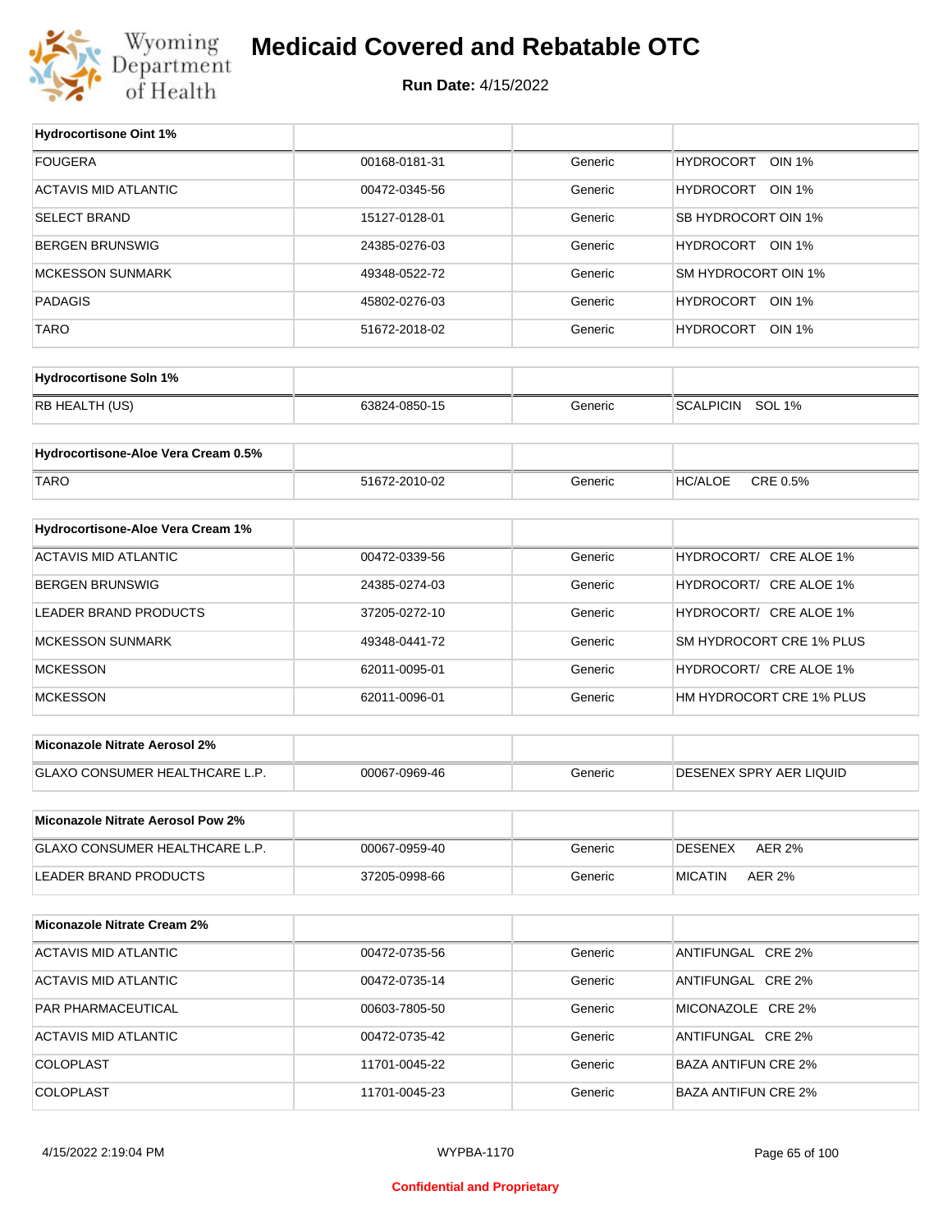# Medicaid Covered and Rebatable OTC

**Run Date:** 4/15/2022

| Hydrocortisone Oint 1% | | | |
|---|---|---|---|
| FOUGERA | 00168-0181-31 | Generic | HYDROCORT OIN 1% |
| ACTAVIS MID ATLANTIC | 00472-0345-56 | Generic | HYDROCORT OIN 1% |
| SELECT BRAND | 15127-0128-01 | Generic | SB HYDROCORT OIN 1% |
| BERGEN BRUNSWIG | 24385-0276-03 | Generic | HYDROCORT OIN 1% |
| MCKESSON SUNMARK | 49348-0522-72 | Generic | SM HYDROCORT OIN 1% |
| PADAGIS | 45802-0276-03 | Generic | HYDROCORT OIN 1% |
| TARO | 51672-2018-02 | Generic | HYDROCORT OIN 1% |

| Hydrocortisone Soln 1% | | | |
|---|---|---|---|
| RB HEALTH (US) | 63824-0850-15 | Generic | SCALPICIN SOL 1% |

| Hydrocortisone-Aloe Vera Cream 0.5% | | | |
|---|---|---|---|
| TARO | 51672-2010-02 | Generic | HC/ALOE CRE 0.5% |

| Hydrocortisone-Aloe Vera Cream 1% | | | |
|---|---|---|---|
| ACTAVIS MID ATLANTIC | 00472-0339-56 | Generic | HYDROCORT/ CRE ALOE 1% |
| BERGEN BRUNSWIG | 24385-0274-03 | Generic | HYDROCORT/ CRE ALOE 1% |
| LEADER BRAND PRODUCTS | 37205-0272-10 | Generic | HYDROCORT/ CRE ALOE 1% |
| MCKESSON SUNMARK | 49348-0441-72 | Generic | SM HYDROCORT CRE 1% PLUS |
| MCKESSON | 62011-0095-01 | Generic | HYDROCORT/ CRE ALOE 1% |
| MCKESSON | 62011-0096-01 | Generic | HM HYDROCORT CRE 1% PLUS |

| Miconazole Nitrate Aerosol 2% | | | |
|---|---|---|---|
| GLAXO CONSUMER HEALTHCARE L.P. | 00067-0969-46 | Generic | DESENEX SPRY AER LIQUID |

| Miconazole Nitrate Aerosol Pow 2% | | | |
|---|---|---|---|
| GLAXO CONSUMER HEALTHCARE L.P. | 00067-0959-40 | Generic | DESENEX AER 2% |
| LEADER BRAND PRODUCTS | 37205-0998-66 | Generic | MICATIN AER 2% |

| Miconazole Nitrate Cream 2% | | | |
|---|---|---|---|
| ACTAVIS MID ATLANTIC | 00472-0735-56 | Generic | ANTIFUNGAL CRE 2% |
| ACTAVIS MID ATLANTIC | 00472-0735-14 | Generic | ANTIFUNGAL CRE 2% |
| PAR PHARMACEUTICAL | 00603-7805-50 | Generic | MICONAZOLE CRE 2% |
| ACTAVIS MID ATLANTIC | 00472-0735-42 | Generic | ANTIFUNGAL CRE 2% |
| COLOPLAST | 11701-0045-22 | Generic | BAZA ANTIFUN CRE 2% |
| COLOPLAST | 11701-0045-23 | Generic | BAZA ANTIFUN CRE 2% |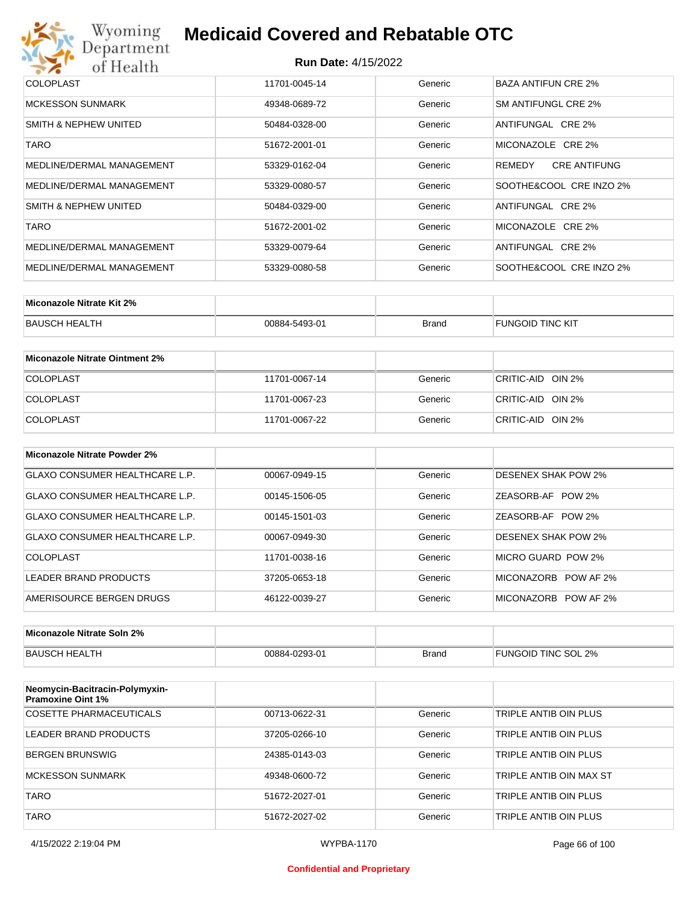| COLOPLAST | 11701-0045-14 | Generic | BAZA ANTIFUN CRE 2% |
|---|---|---|---|
| MCKESSON SUNMARK | 49348-0689-72 | Generic | SM ANTIFUNGL CRE 2% |
| SMITH & NEPHEW UNITED | 50484-0328-00 | Generic | ANTIFUNGAL CRE 2% |
| TARO | 51672-2001-01 | Generic | MICONAZOLE CRE 2% |
| MEDLINE/DERMAL MANAGEMENT | 53329-0162-04 | Generic | REMEDY CRE ANTIFUNG |
| MEDLINE/DERMAL MANAGEMENT | 53329-0080-57 | Generic | SOOTHE&COOL CRE INZO 2% |
| SMITH & NEPHEW UNITED | 50484-0329-00 | Generic | ANTIFUNGAL CRE 2% |
| TARO | 51672-2001-02 | Generic | MICONAZOLE CRE 2% |
| MEDLINE/DERMAL MANAGEMENT | 53329-0079-64 | Generic | ANTIFUNGAL CRE 2% |
| MEDLINE/DERMAL MANAGEMENT | 53329-0080-58 | Generic | SOOTHE&COOL CRE INZO 2% |

| Miconazole Nitrate Kit 2% | | | |
|---|---|---|---|
| BAUSCH HEALTH | 00884-5493-01 | Brand | FUNGOID TINC KIT |

| Miconazole Nitrate Ointment 2% | | | |
|---|---|---|---|
| COLOPLAST | 11701-0067-14 | Generic | CRITIC-AID OIN 2% |
| COLOPLAST | 11701-0067-23 | Generic | CRITIC-AID OIN 2% |
| COLOPLAST | 11701-0067-22 | Generic | CRITIC-AID OIN 2% |

| Miconazole Nitrate Powder 2% | | | |
|---|---|---|---|
| GLAXO CONSUMER HEALTHCARE L.P. | 00067-0949-15 | Generic | DESENEX SHAK POW 2% |
| GLAXO CONSUMER HEALTHCARE L.P. | 00145-1506-05 | Generic | ZEASORB-AF POW 2% |
| GLAXO CONSUMER HEALTHCARE L.P. | 00145-1501-03 | Generic | ZEASORB-AF POW 2% |
| GLAXO CONSUMER HEALTHCARE L.P. | 00067-0949-30 | Generic | DESENEX SHAK POW 2% |
| COLOPLAST | 11701-0038-16 | Generic | MICRO GUARD POW 2% |
| LEADER BRAND PRODUCTS | 37205-0653-18 | Generic | MICONAZORB POW AF 2% |
| AMERISOURCE BERGEN DRUGS | 46122-0039-27 | Generic | MICONAZORB POW AF 2% |

| Miconazole Nitrate Soln 2% | | | |
|---|---|---|---|
| BAUSCH HEALTH | 00884-0293-01 | Brand | FUNGOID TINC SOL 2% |

| Neomycin-Bacitracin-Polymyxin-Pramoxine Oint 1% | | | |
|---|---|---|---|
| COSETTE PHARMACEUTICALS | 00713-0622-31 | Generic | TRIPLE ANTIB OIN PLUS |
| LEADER BRAND PRODUCTS | 37205-0266-10 | Generic | TRIPLE ANTIB OIN PLUS |
| BERGEN BRUNSWIG | 24385-0143-03 | Generic | TRIPLE ANTIB OIN PLUS |
| MCKESSON SUNMARK | 49348-0600-72 | Generic | TRIPLE ANTIB OIN MAX ST |
| TARO | 51672-2027-01 | Generic | TRIPLE ANTIB OIN PLUS |
| TARO | 51672-2027-02 | Generic | TRIPLE ANTIB OIN PLUS |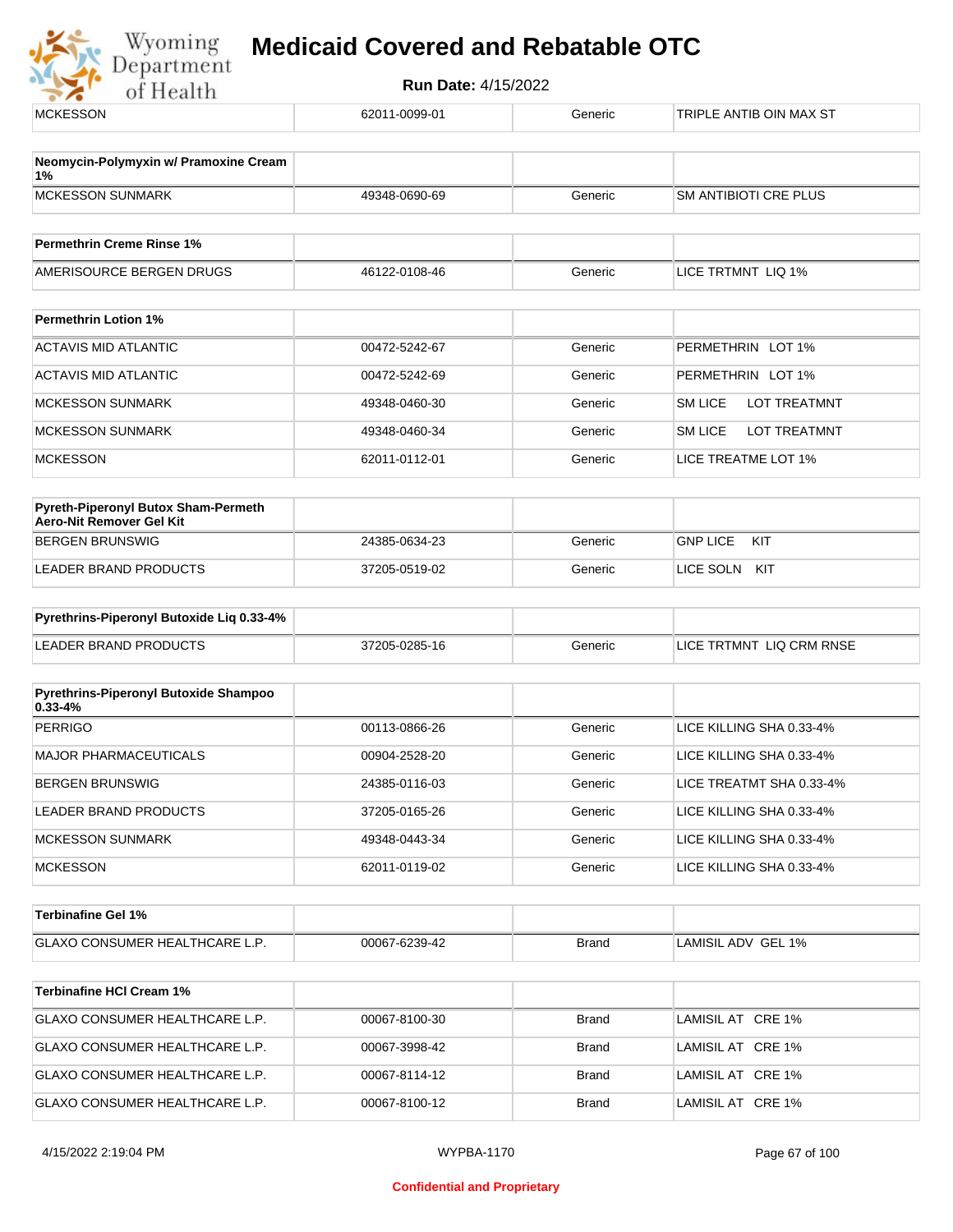| MCKESSON | 62011-0099-01 | Generic | TRIPLE ANTIB OIN MAX ST |
|---|---|---|---|

| Neomycin-Polymyxin w/ Pramoxine Cream 1% | | | |
|---|---|---|---|
| MCKESSON SUNMARK | 49348-0690-69 | Generic | SM ANTIBIOTI CRE PLUS |

| Permethrin Creme Rinse 1% | | | |
|---|---|---|---|
| AMERISOURCE BERGEN DRUGS | 46122-0108-46 | Generic | LICE TRTMNT LIQ 1% |

| Permethrin Lotion 1% | | | |
|---|---|---|---|
| ACTAVIS MID ATLANTIC | 00472-5242-67 | Generic | PERMETHRIN LOT 1% |
| ACTAVIS MID ATLANTIC | 00472-5242-69 | Generic | PERMETHRIN LOT 1% |
| MCKESSON SUNMARK | 49348-0460-30 | Generic | SM LICE LOT TREATMNT |
| MCKESSON SUNMARK | 49348-0460-34 | Generic | SM LICE LOT TREATMNT |
| MCKESSON | 62011-0112-01 | Generic | LICE TREATME LOT 1% |

| Pyreth-Piperonyl Butox Sham-Permeth Aero-Nit Remover Gel Kit | | | |
|---|---|---|---|
| BERGEN BRUNSWIG | 24385-0634-23 | Generic | GNP LICE KIT |
| LEADER BRAND PRODUCTS | 37205-0519-02 | Generic | LICE SOLN KIT |

| Pyrethrins-Piperonyl Butoxide Liq 0.33-4% | | | |
|---|---|---|---|
| LEADER BRAND PRODUCTS | 37205-0285-16 | Generic | LICE TRTMNT LIQ CRM RNSE |

| Pyrethrins-Piperonyl Butoxide Shampoo 0.33-4% | | | |
|---|---|---|---|
| PERRIGO | 00113-0866-26 | Generic | LICE KILLING SHA 0.33-4% |
| MAJOR PHARMACEUTICALS | 00904-2528-20 | Generic | LICE KILLING SHA 0.33-4% |
| BERGEN BRUNSWIG | 24385-0116-03 | Generic | LICE TREATMT SHA 0.33-4% |
| LEADER BRAND PRODUCTS | 37205-0165-26 | Generic | LICE KILLING SHA 0.33-4% |
| MCKESSON SUNMARK | 49348-0443-34 | Generic | LICE KILLING SHA 0.33-4% |
| MCKESSON | 62011-0119-02 | Generic | LICE KILLING SHA 0.33-4% |

| Terbinafine Gel 1% | | | |
|---|---|---|---|
| GLAXO CONSUMER HEALTHCARE L.P. | 00067-6239-42 | Brand | LAMISIL ADV GEL 1% |

| Terbinafine HCl Cream 1% | | | |
|---|---|---|---|
| GLAXO CONSUMER HEALTHCARE L.P. | 00067-8100-30 | Brand | LAMISIL AT CRE 1% |
| GLAXO CONSUMER HEALTHCARE L.P. | 00067-3998-42 | Brand | LAMISIL AT CRE 1% |
| GLAXO CONSUMER HEALTHCARE L.P. | 00067-8114-12 | Brand | LAMISIL AT CRE 1% |
| GLAXO CONSUMER HEALTHCARE L.P. | 00067-8100-12 | Brand | LAMISIL AT CRE 1% |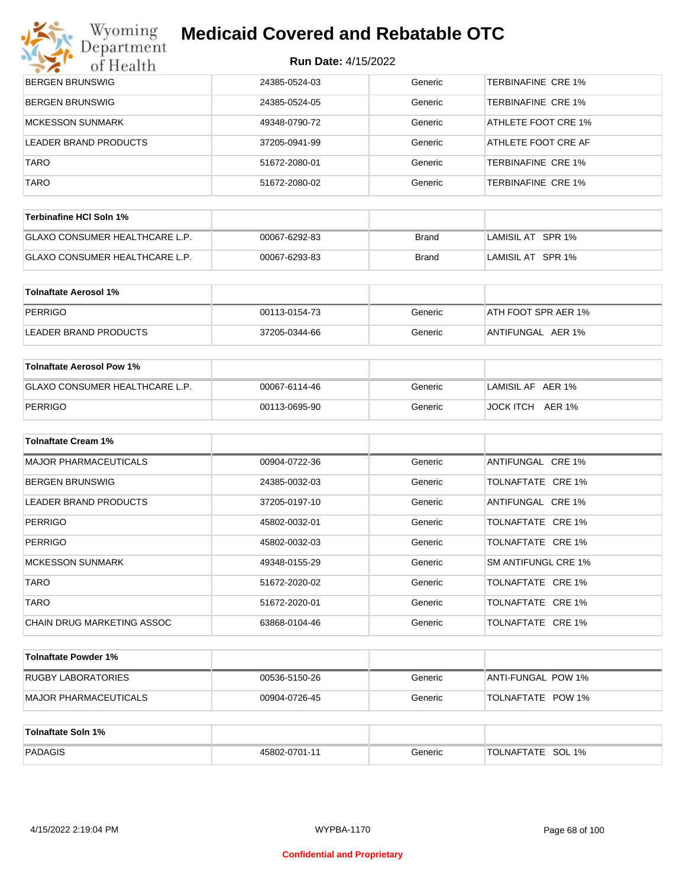# Medicaid Covered and Rebatable OTC

**Run Date:** 4/15/2022

| | | | |
|---|---|---|---|
| BERGEN BRUNSWIG | 24385-0524-03 | Generic | TERBINAFINE CRE 1% |
| BERGEN BRUNSWIG | 24385-0524-05 | Generic | TERBINAFINE CRE 1% |
| MCKESSON SUNMARK | 49348-0790-72 | Generic | ATHLETE FOOT CRE 1% |
| LEADER BRAND PRODUCTS | 37205-0941-99 | Generic | ATHLETE FOOT CRE AF |
| TARO | 51672-2080-01 | Generic | TERBINAFINE CRE 1% |
| TARO | 51672-2080-02 | Generic | TERBINAFINE CRE 1% |

| **Terbinafine HCl Soln 1%** | | | |
|---|---|---|---|
| GLAXO CONSUMER HEALTHCARE L.P. | 00067-6292-83 | Brand | LAMISIL AT SPR 1% |
| GLAXO CONSUMER HEALTHCARE L.P. | 00067-6293-83 | Brand | LAMISIL AT SPR 1% |

| **Tolnaftate Aerosol 1%** | | | |
|---|---|---|---|
| PERRIGO | 00113-0154-73 | Generic | ATH FOOT SPR AER 1% |
| LEADER BRAND PRODUCTS | 37205-0344-66 | Generic | ANTIFUNGAL AER 1% |

| **Tolnaftate Aerosol Pow 1%** | | | |
|---|---|---|---|
| GLAXO CONSUMER HEALTHCARE L.P. | 00067-6114-46 | Generic | LAMISIL AF AER 1% |
| PERRIGO | 00113-0695-90 | Generic | JOCK ITCH AER 1% |

| **Tolnaftate Cream 1%** | | | |
|---|---|---|---|
| MAJOR PHARMACEUTICALS | 00904-0722-36 | Generic | ANTIFUNGAL CRE 1% |
| BERGEN BRUNSWIG | 24385-0032-03 | Generic | TOLNAFTATE CRE 1% |
| LEADER BRAND PRODUCTS | 37205-0197-10 | Generic | ANTIFUNGAL CRE 1% |
| PERRIGO | 45802-0032-01 | Generic | TOLNAFTATE CRE 1% |
| PERRIGO | 45802-0032-03 | Generic | TOLNAFTATE CRE 1% |
| MCKESSON SUNMARK | 49348-0155-29 | Generic | SM ANTIFUNGL CRE 1% |
| TARO | 51672-2020-02 | Generic | TOLNAFTATE CRE 1% |
| TARO | 51672-2020-01 | Generic | TOLNAFTATE CRE 1% |
| CHAIN DRUG MARKETING ASSOC | 63868-0104-46 | Generic | TOLNAFTATE CRE 1% |

| **Tolnaftate Powder 1%** | | | |
|---|---|---|---|
| RUGBY LABORATORIES | 00536-5150-26 | Generic | ANTI-FUNGAL POW 1% |
| MAJOR PHARMACEUTICALS | 00904-0726-45 | Generic | TOLNAFTATE POW 1% |

| **Tolnaftate Soln 1%** | | | |
|---|---|---|---|
| PADAGIS | 45802-0701-11 | Generic | TOLNAFTATE SOL 1% |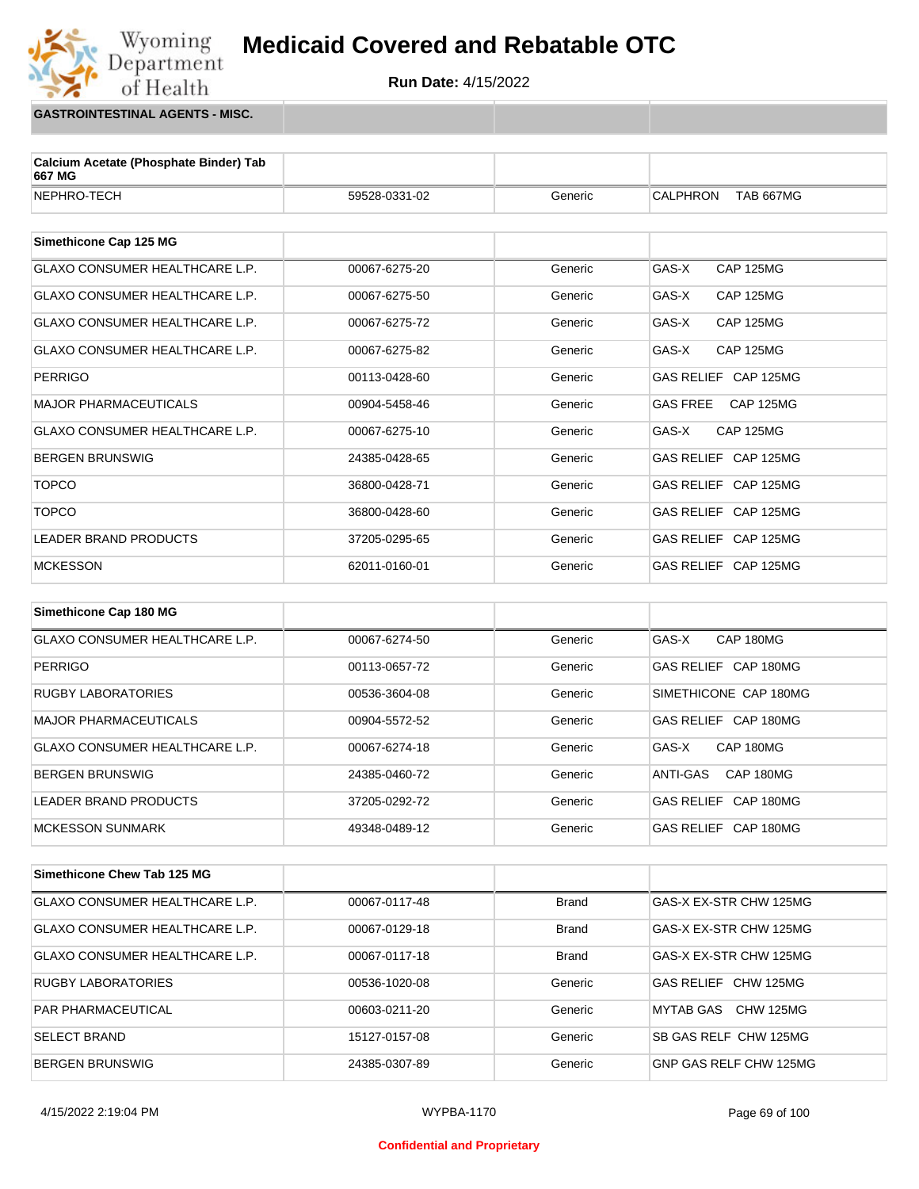# Medicaid Covered and Rebatable OTC

**Run Date:** 4/15/2022

**GASTROINTESTINAL AGENTS - MISC.**

| Calcium Acetate (Phosphate Binder) Tab 667 MG | | | |
|---|---|---|---|
| NEPHRO-TECH | 59528-0331-02 | Generic | CALPHRON TAB 667MG |

| Simethicone Cap 125 MG | | | |
|---|---|---|---|
| GLAXO CONSUMER HEALTHCARE L.P. | 00067-6275-20 | Generic | GAS-X CAP 125MG |
| GLAXO CONSUMER HEALTHCARE L.P. | 00067-6275-50 | Generic | GAS-X CAP 125MG |
| GLAXO CONSUMER HEALTHCARE L.P. | 00067-6275-72 | Generic | GAS-X CAP 125MG |
| GLAXO CONSUMER HEALTHCARE L.P. | 00067-6275-82 | Generic | GAS-X CAP 125MG |
| PERRIGO | 00113-0428-60 | Generic | GAS RELIEF CAP 125MG |
| MAJOR PHARMACEUTICALS | 00904-5458-46 | Generic | GAS FREE CAP 125MG |
| GLAXO CONSUMER HEALTHCARE L.P. | 00067-6275-10 | Generic | GAS-X CAP 125MG |
| BERGEN BRUNSWIG | 24385-0428-65 | Generic | GAS RELIEF CAP 125MG |
| TOPCO | 36800-0428-71 | Generic | GAS RELIEF CAP 125MG |
| TOPCO | 36800-0428-60 | Generic | GAS RELIEF CAP 125MG |
| LEADER BRAND PRODUCTS | 37205-0295-65 | Generic | GAS RELIEF CAP 125MG |
| MCKESSON | 62011-0160-01 | Generic | GAS RELIEF CAP 125MG |

| Simethicone Cap 180 MG | | | |
|---|---|---|---|
| GLAXO CONSUMER HEALTHCARE L.P. | 00067-6274-50 | Generic | GAS-X CAP 180MG |
| PERRIGO | 00113-0657-72 | Generic | GAS RELIEF CAP 180MG |
| RUGBY LABORATORIES | 00536-3604-08 | Generic | SIMETHICONE CAP 180MG |
| MAJOR PHARMACEUTICALS | 00904-5572-52 | Generic | GAS RELIEF CAP 180MG |
| GLAXO CONSUMER HEALTHCARE L.P. | 00067-6274-18 | Generic | GAS-X CAP 180MG |
| BERGEN BRUNSWIG | 24385-0460-72 | Generic | ANTI-GAS CAP 180MG |
| LEADER BRAND PRODUCTS | 37205-0292-72 | Generic | GAS RELIEF CAP 180MG |
| MCKESSON SUNMARK | 49348-0489-12 | Generic | GAS RELIEF CAP 180MG |

| Simethicone Chew Tab 125 MG | | | |
|---|---|---|---|
| GLAXO CONSUMER HEALTHCARE L.P. | 00067-0117-48 | Brand | GAS-X EX-STR CHW 125MG |
| GLAXO CONSUMER HEALTHCARE L.P. | 00067-0129-18 | Brand | GAS-X EX-STR CHW 125MG |
| GLAXO CONSUMER HEALTHCARE L.P. | 00067-0117-18 | Brand | GAS-X EX-STR CHW 125MG |
| RUGBY LABORATORIES | 00536-1020-08 | Generic | GAS RELIEF CHW 125MG |
| PAR PHARMACEUTICAL | 00603-0211-20 | Generic | MYTAB GAS CHW 125MG |
| SELECT BRAND | 15127-0157-08 | Generic | SB GAS RELF CHW 125MG |
| BERGEN BRUNSWIG | 24385-0307-89 | Generic | GNP GAS RELF CHW 125MG |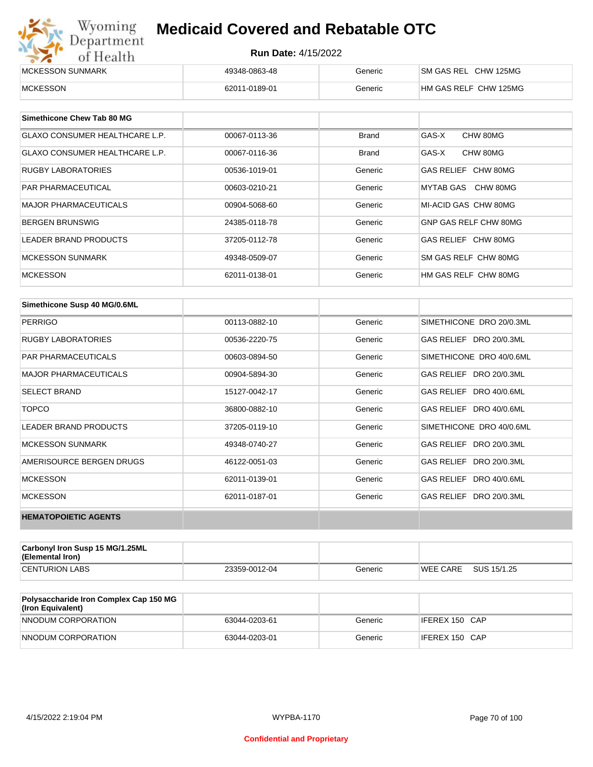| | | | |
|---|---|---|---|
| MCKESSON SUNMARK | 49348-0863-48 | Generic | SM GAS REL CHW 125MG |
| MCKESSON | 62011-0189-01 | Generic | HM GAS RELF CHW 125MG |

| Simethicone Chew Tab 80 MG | | | |
|---|---|---|---|
| GLAXO CONSUMER HEALTHCARE L.P. | 00067-0113-36 | Brand | GAS-X CHW 80MG |
| GLAXO CONSUMER HEALTHCARE L.P. | 00067-0116-36 | Brand | GAS-X CHW 80MG |
| RUGBY LABORATORIES | 00536-1019-01 | Generic | GAS RELIEF CHW 80MG |
| PAR PHARMACEUTICAL | 00603-0210-21 | Generic | MYTAB GAS CHW 80MG |
| MAJOR PHARMACEUTICALS | 00904-5068-60 | Generic | MI-ACID GAS CHW 80MG |
| BERGEN BRUNSWIG | 24385-0118-78 | Generic | GNP GAS RELF CHW 80MG |
| LEADER BRAND PRODUCTS | 37205-0112-78 | Generic | GAS RELIEF CHW 80MG |
| MCKESSON SUNMARK | 49348-0509-07 | Generic | SM GAS RELF CHW 80MG |
| MCKESSON | 62011-0138-01 | Generic | HM GAS RELF CHW 80MG |

| Simethicone Susp 40 MG/0.6ML | | | |
|---|---|---|---|
| PERRIGO | 00113-0882-10 | Generic | SIMETHICONE DRO 20/0.3ML |
| RUGBY LABORATORIES | 00536-2220-75 | Generic | GAS RELIEF DRO 20/0.3ML |
| PAR PHARMACEUTICALS | 00603-0894-50 | Generic | SIMETHICONE DRO 40/0.6ML |
| MAJOR PHARMACEUTICALS | 00904-5894-30 | Generic | GAS RELIEF DRO 20/0.3ML |
| SELECT BRAND | 15127-0042-17 | Generic | GAS RELIEF DRO 40/0.6ML |
| TOPCO | 36800-0882-10 | Generic | GAS RELIEF DRO 40/0.6ML |
| LEADER BRAND PRODUCTS | 37205-0119-10 | Generic | SIMETHICONE DRO 40/0.6ML |
| MCKESSON SUNMARK | 49348-0740-27 | Generic | GAS RELIEF DRO 20/0.3ML |
| AMERISOURCE BERGEN DRUGS | 46122-0051-03 | Generic | GAS RELIEF DRO 20/0.3ML |
| MCKESSON | 62011-0139-01 | Generic | GAS RELIEF DRO 40/0.6ML |
| MCKESSON | 62011-0187-01 | Generic | GAS RELIEF DRO 20/0.3ML |
| **HEMATOPOIETIC AGENTS** | | | |

| Carbonyl Iron Susp 15 MG/1.25ML (Elemental Iron) | | | |
|---|---|---|---|
| CENTURION LABS | 23359-0012-04 | Generic | WEE CARE SUS 15/1.25 |

| Polysaccharide Iron Complex Cap 150 MG (Iron Equivalent) | | | |
|---|---|---|---|
| NNODUM CORPORATION | 63044-0203-61 | Generic | IFEREX 150 CAP |
| NNODUM CORPORATION | 63044-0203-01 | Generic | IFEREX 150 CAP |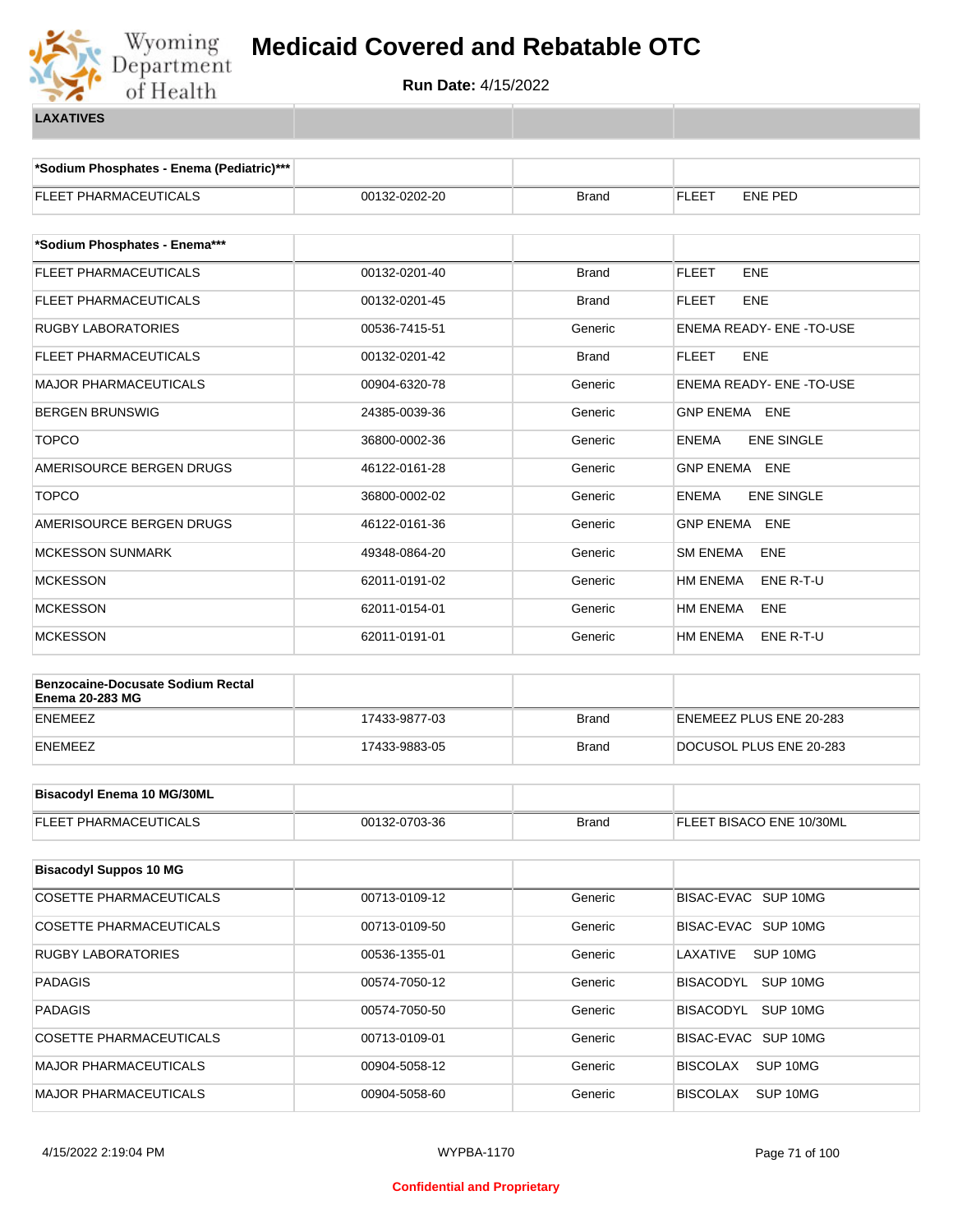# Medicaid Covered and Rebatable OTC

**Run Date:** 4/15/2022

## LAXATIVES

| *Sodium Phosphates - Enema (Pediatric)*** | | | |
|---|---|---|---|
| FLEET PHARMACEUTICALS | 00132-0202-20 | Brand | FLEET ENE PED |

| *Sodium Phosphates - Enema*** | | | |
|---|---|---|---|
| FLEET PHARMACEUTICALS | 00132-0201-40 | Brand | FLEET ENE |
| FLEET PHARMACEUTICALS | 00132-0201-45 | Brand | FLEET ENE |
| RUGBY LABORATORIES | 00536-7415-51 | Generic | ENEMA READY- ENE -TO-USE |
| FLEET PHARMACEUTICALS | 00132-0201-42 | Brand | FLEET ENE |
| MAJOR PHARMACEUTICALS | 00904-6320-78 | Generic | ENEMA READY- ENE -TO-USE |
| BERGEN BRUNSWIG | 24385-0039-36 | Generic | GNP ENEMA ENE |
| TOPCO | 36800-0002-36 | Generic | ENEMA ENE SINGLE |
| AMERISOURCE BERGEN DRUGS | 46122-0161-28 | Generic | GNP ENEMA ENE |
| TOPCO | 36800-0002-02 | Generic | ENEMA ENE SINGLE |
| AMERISOURCE BERGEN DRUGS | 46122-0161-36 | Generic | GNP ENEMA ENE |
| MCKESSON SUNMARK | 49348-0864-20 | Generic | SM ENEMA ENE |
| MCKESSON | 62011-0191-02 | Generic | HM ENEMA ENE R-T-U |
| MCKESSON | 62011-0154-01 | Generic | HM ENEMA ENE |
| MCKESSON | 62011-0191-01 | Generic | HM ENEMA ENE R-T-U |

| Benzocaine-Docusate Sodium Rectal Enema 20-283 MG | | | |
|---|---|---|---|
| ENEMEEZ | 17433-9877-03 | Brand | ENEMEEZ PLUS ENE 20-283 |
| ENEMEEZ | 17433-9883-05 | Brand | DOCUSOL PLUS ENE 20-283 |

| Bisacodyl Enema 10 MG/30ML | | | |
|---|---|---|---|
| FLEET PHARMACEUTICALS | 00132-0703-36 | Brand | FLEET BISACO ENE 10/30ML |

| Bisacodyl Suppos 10 MG | | | |
|---|---|---|---|
| COSETTE PHARMACEUTICALS | 00713-0109-12 | Generic | BISAC-EVAC SUP 10MG |
| COSETTE PHARMACEUTICALS | 00713-0109-50 | Generic | BISAC-EVAC SUP 10MG |
| RUGBY LABORATORIES | 00536-1355-01 | Generic | LAXATIVE SUP 10MG |
| PADAGIS | 00574-7050-12 | Generic | BISACODYL SUP 10MG |
| PADAGIS | 00574-7050-50 | Generic | BISACODYL SUP 10MG |
| COSETTE PHARMACEUTICALS | 00713-0109-01 | Generic | BISAC-EVAC SUP 10MG |
| MAJOR PHARMACEUTICALS | 00904-5058-12 | Generic | BISCOLAX SUP 10MG |
| MAJOR PHARMACEUTICALS | 00904-5058-60 | Generic | BISCOLAX SUP 10MG |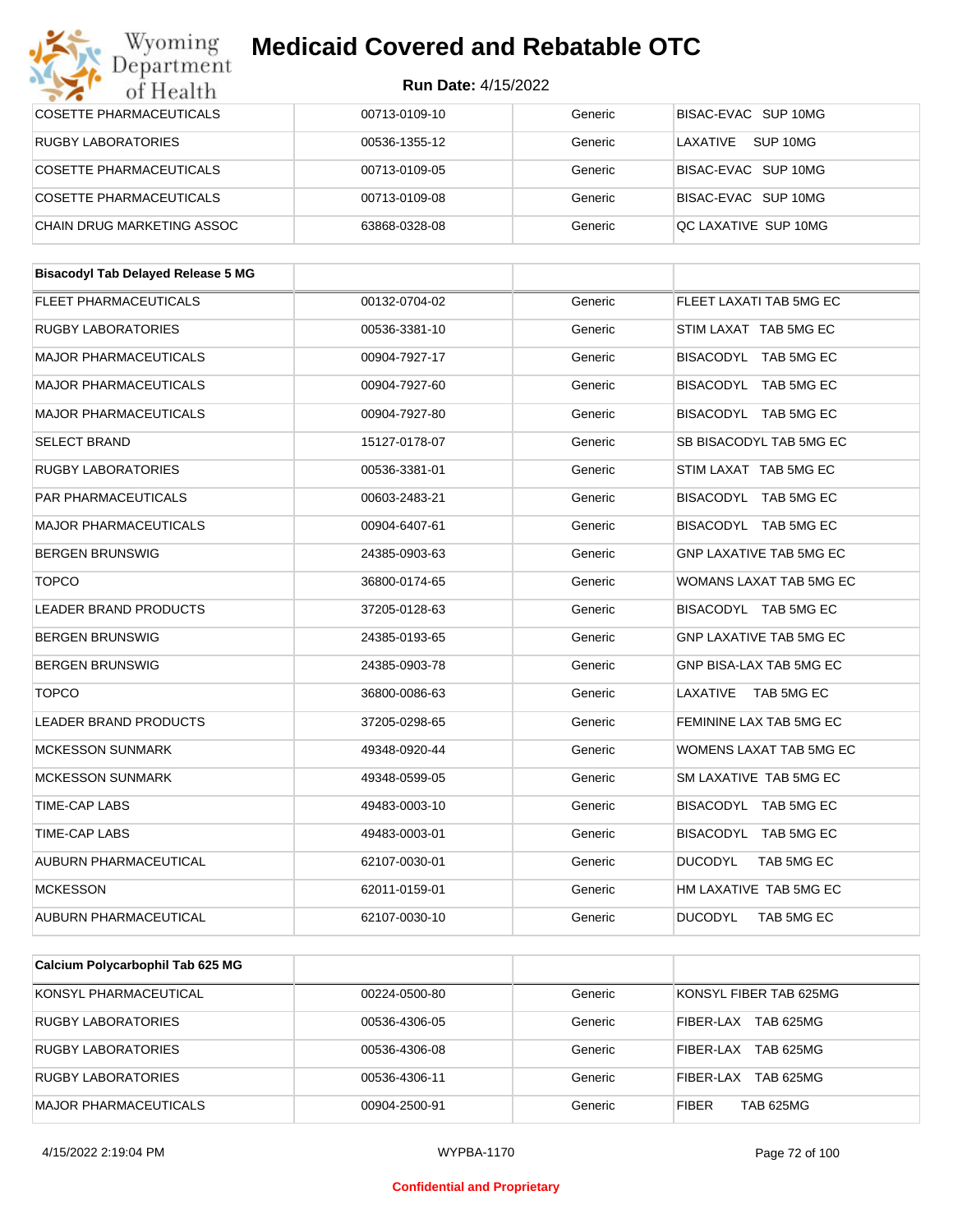# Medicaid Covered and Rebatable OTC

**Run Date:** 4/15/2022

| | | | |
|---|---|---|---|
| COSETTE PHARMACEUTICALS | 00713-0109-10 | Generic | BISAC-EVAC SUP 10MG |
| RUGBY LABORATORIES | 00536-1355-12 | Generic | LAXATIVE SUP 10MG |
| COSETTE PHARMACEUTICALS | 00713-0109-05 | Generic | BISAC-EVAC SUP 10MG |
| COSETTE PHARMACEUTICALS | 00713-0109-08 | Generic | BISAC-EVAC SUP 10MG |
| CHAIN DRUG MARKETING ASSOC | 63868-0328-08 | Generic | QC LAXATIVE SUP 10MG |

| **Bisacodyl Tab Delayed Release 5 MG** | | | |
|---|---|---|---|
| FLEET PHARMACEUTICALS | 00132-0704-02 | Generic | FLEET LAXATI TAB 5MG EC |
| RUGBY LABORATORIES | 00536-3381-10 | Generic | STIM LAXAT TAB 5MG EC |
| MAJOR PHARMACEUTICALS | 00904-7927-17 | Generic | BISACODYL TAB 5MG EC |
| MAJOR PHARMACEUTICALS | 00904-7927-60 | Generic | BISACODYL TAB 5MG EC |
| MAJOR PHARMACEUTICALS | 00904-7927-80 | Generic | BISACODYL TAB 5MG EC |
| SELECT BRAND | 15127-0178-07 | Generic | SB BISACODYL TAB 5MG EC |
| RUGBY LABORATORIES | 00536-3381-01 | Generic | STIM LAXAT TAB 5MG EC |
| PAR PHARMACEUTICALS | 00603-2483-21 | Generic | BISACODYL TAB 5MG EC |
| MAJOR PHARMACEUTICALS | 00904-6407-61 | Generic | BISACODYL TAB 5MG EC |
| BERGEN BRUNSWIG | 24385-0903-63 | Generic | GNP LAXATIVE TAB 5MG EC |
| TOPCO | 36800-0174-65 | Generic | WOMANS LAXAT TAB 5MG EC |
| LEADER BRAND PRODUCTS | 37205-0128-63 | Generic | BISACODYL TAB 5MG EC |
| BERGEN BRUNSWIG | 24385-0193-65 | Generic | GNP LAXATIVE TAB 5MG EC |
| BERGEN BRUNSWIG | 24385-0903-78 | Generic | GNP BISA-LAX TAB 5MG EC |
| TOPCO | 36800-0086-63 | Generic | LAXATIVE TAB 5MG EC |
| LEADER BRAND PRODUCTS | 37205-0298-65 | Generic | FEMININE LAX TAB 5MG EC |
| MCKESSON SUNMARK | 49348-0920-44 | Generic | WOMENS LAXAT TAB 5MG EC |
| MCKESSON SUNMARK | 49348-0599-05 | Generic | SM LAXATIVE TAB 5MG EC |
| TIME-CAP LABS | 49483-0003-10 | Generic | BISACODYL TAB 5MG EC |
| TIME-CAP LABS | 49483-0003-01 | Generic | BISACODYL TAB 5MG EC |
| AUBURN PHARMACEUTICAL | 62107-0030-01 | Generic | DUCODYL TAB 5MG EC |
| MCKESSON | 62011-0159-01 | Generic | HM LAXATIVE TAB 5MG EC |
| AUBURN PHARMACEUTICAL | 62107-0030-10 | Generic | DUCODYL TAB 5MG EC |

| **Calcium Polycarbophil Tab 625 MG** | | | |
|---|---|---|---|
| KONSYL PHARMACEUTICAL | 00224-0500-80 | Generic | KONSYL FIBER TAB 625MG |
| RUGBY LABORATORIES | 00536-4306-05 | Generic | FIBER-LAX TAB 625MG |
| RUGBY LABORATORIES | 00536-4306-08 | Generic | FIBER-LAX TAB 625MG |
| RUGBY LABORATORIES | 00536-4306-11 | Generic | FIBER-LAX TAB 625MG |
| MAJOR PHARMACEUTICALS | 00904-2500-91 | Generic | FIBER TAB 625MG |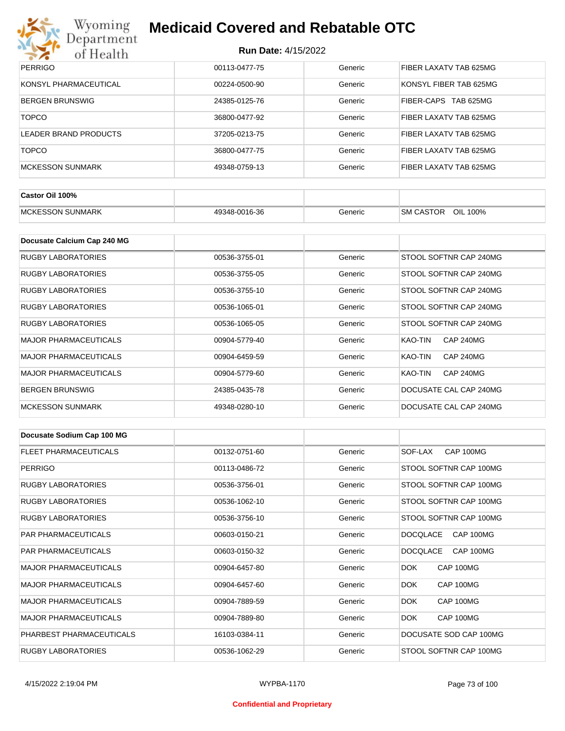# Medicaid Covered and Rebatable OTC

**Run Date:** 4/15/2022

| | | | |
|---|---|---|---|
| PERRIGO | 00113-0477-75 | Generic | FIBER LAXATV TAB 625MG |
| KONSYL PHARMACEUTICAL | 00224-0500-90 | Generic | KONSYL FIBER TAB 625MG |
| BERGEN BRUNSWIG | 24385-0125-76 | Generic | FIBER-CAPS TAB 625MG |
| TOPCO | 36800-0477-92 | Generic | FIBER LAXATV TAB 625MG |
| LEADER BRAND PRODUCTS | 37205-0213-75 | Generic | FIBER LAXATV TAB 625MG |
| TOPCO | 36800-0477-75 | Generic | FIBER LAXATV TAB 625MG |
| MCKESSON SUNMARK | 49348-0759-13 | Generic | FIBER LAXATV TAB 625MG |

| **Castor Oil 100%** | | | |
|---|---|---|---|
| MCKESSON SUNMARK | 49348-0016-36 | Generic | SM CASTOR OIL 100% |

| **Docusate Calcium Cap 240 MG** | | | |
|---|---|---|---|
| RUGBY LABORATORIES | 00536-3755-01 | Generic | STOOL SOFTNR CAP 240MG |
| RUGBY LABORATORIES | 00536-3755-05 | Generic | STOOL SOFTNR CAP 240MG |
| RUGBY LABORATORIES | 00536-3755-10 | Generic | STOOL SOFTNR CAP 240MG |
| RUGBY LABORATORIES | 00536-1065-01 | Generic | STOOL SOFTNR CAP 240MG |
| RUGBY LABORATORIES | 00536-1065-05 | Generic | STOOL SOFTNR CAP 240MG |
| MAJOR PHARMACEUTICALS | 00904-5779-40 | Generic | KAO-TIN CAP 240MG |
| MAJOR PHARMACEUTICALS | 00904-6459-59 | Generic | KAO-TIN CAP 240MG |
| MAJOR PHARMACEUTICALS | 00904-5779-60 | Generic | KAO-TIN CAP 240MG |
| BERGEN BRUNSWIG | 24385-0435-78 | Generic | DOCUSATE CAL CAP 240MG |
| MCKESSON SUNMARK | 49348-0280-10 | Generic | DOCUSATE CAL CAP 240MG |

| **Docusate Sodium Cap 100 MG** | | | |
|---|---|---|---|
| FLEET PHARMACEUTICALS | 00132-0751-60 | Generic | SOF-LAX CAP 100MG |
| PERRIGO | 00113-0486-72 | Generic | STOOL SOFTNR CAP 100MG |
| RUGBY LABORATORIES | 00536-3756-01 | Generic | STOOL SOFTNR CAP 100MG |
| RUGBY LABORATORIES | 00536-1062-10 | Generic | STOOL SOFTNR CAP 100MG |
| RUGBY LABORATORIES | 00536-3756-10 | Generic | STOOL SOFTNR CAP 100MG |
| PAR PHARMACEUTICALS | 00603-0150-21 | Generic | DOCQLACE CAP 100MG |
| PAR PHARMACEUTICALS | 00603-0150-32 | Generic | DOCQLACE CAP 100MG |
| MAJOR PHARMACEUTICALS | 00904-6457-80 | Generic | DOK CAP 100MG |
| MAJOR PHARMACEUTICALS | 00904-6457-60 | Generic | DOK CAP 100MG |
| MAJOR PHARMACEUTICALS | 00904-7889-59 | Generic | DOK CAP 100MG |
| MAJOR PHARMACEUTICALS | 00904-7889-80 | Generic | DOK CAP 100MG |
| PHARBEST PHARMACEUTICALS | 16103-0384-11 | Generic | DOCUSATE SOD CAP 100MG |
| RUGBY LABORATORIES | 00536-1062-29 | Generic | STOOL SOFTNR CAP 100MG |

Confidential and Proprietary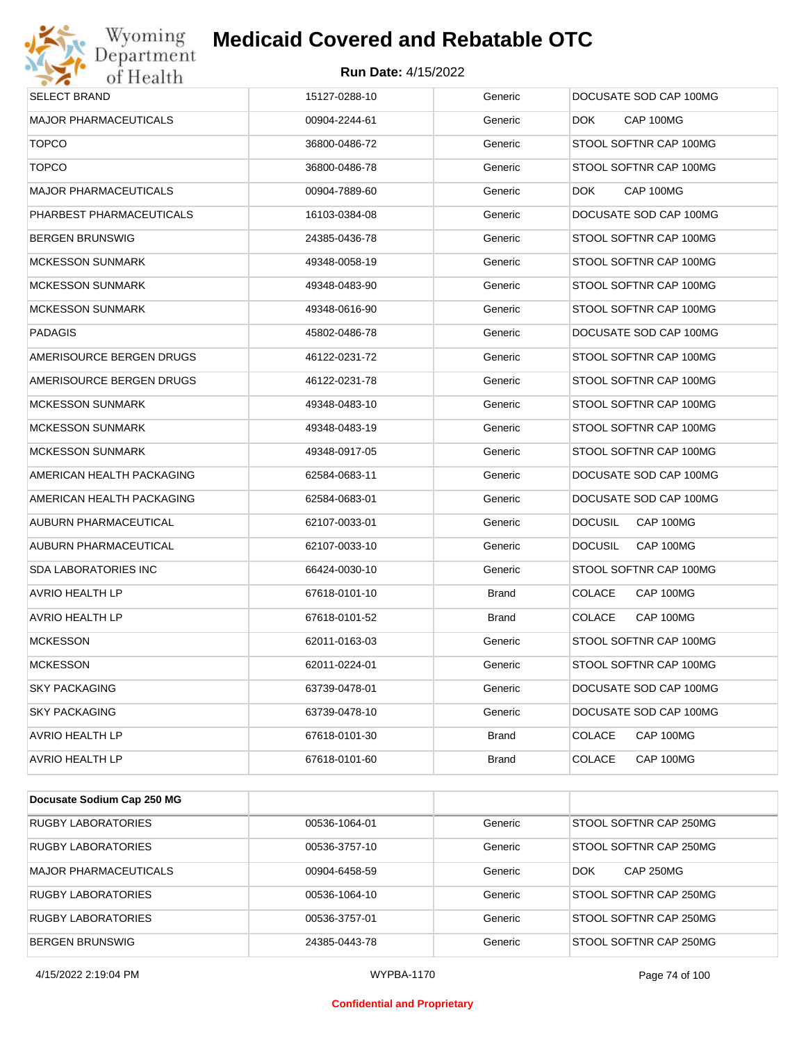| | | | |
|---|---|---|---|
| SELECT BRAND | 15127-0288-10 | Generic | DOCUSATE SOD CAP 100MG |
| MAJOR PHARMACEUTICALS | 00904-2244-61 | Generic | DOK CAP 100MG |
| TOPCO | 36800-0486-72 | Generic | STOOL SOFTNR CAP 100MG |
| TOPCO | 36800-0486-78 | Generic | STOOL SOFTNR CAP 100MG |
| MAJOR PHARMACEUTICALS | 00904-7889-60 | Generic | DOK CAP 100MG |
| PHARBEST PHARMACEUTICALS | 16103-0384-08 | Generic | DOCUSATE SOD CAP 100MG |
| BERGEN BRUNSWIG | 24385-0436-78 | Generic | STOOL SOFTNR CAP 100MG |
| MCKESSON SUNMARK | 49348-0058-19 | Generic | STOOL SOFTNR CAP 100MG |
| MCKESSON SUNMARK | 49348-0483-90 | Generic | STOOL SOFTNR CAP 100MG |
| MCKESSON SUNMARK | 49348-0616-90 | Generic | STOOL SOFTNR CAP 100MG |
| PADAGIS | 45802-0486-78 | Generic | DOCUSATE SOD CAP 100MG |
| AMERISOURCE BERGEN DRUGS | 46122-0231-72 | Generic | STOOL SOFTNR CAP 100MG |
| AMERISOURCE BERGEN DRUGS | 46122-0231-78 | Generic | STOOL SOFTNR CAP 100MG |
| MCKESSON SUNMARK | 49348-0483-10 | Generic | STOOL SOFTNR CAP 100MG |
| MCKESSON SUNMARK | 49348-0483-19 | Generic | STOOL SOFTNR CAP 100MG |
| MCKESSON SUNMARK | 49348-0917-05 | Generic | STOOL SOFTNR CAP 100MG |
| AMERICAN HEALTH PACKAGING | 62584-0683-11 | Generic | DOCUSATE SOD CAP 100MG |
| AMERICAN HEALTH PACKAGING | 62584-0683-01 | Generic | DOCUSATE SOD CAP 100MG |
| AUBURN PHARMACEUTICAL | 62107-0033-01 | Generic | DOCUSIL CAP 100MG |
| AUBURN PHARMACEUTICAL | 62107-0033-10 | Generic | DOCUSIL CAP 100MG |
| SDA LABORATORIES INC | 66424-0030-10 | Generic | STOOL SOFTNR CAP 100MG |
| AVRIO HEALTH LP | 67618-0101-10 | Brand | COLACE CAP 100MG |
| AVRIO HEALTH LP | 67618-0101-52 | Brand | COLACE CAP 100MG |
| MCKESSON | 62011-0163-03 | Generic | STOOL SOFTNR CAP 100MG |
| MCKESSON | 62011-0224-01 | Generic | STOOL SOFTNR CAP 100MG |
| SKY PACKAGING | 63739-0478-01 | Generic | DOCUSATE SOD CAP 100MG |
| SKY PACKAGING | 63739-0478-10 | Generic | DOCUSATE SOD CAP 100MG |
| AVRIO HEALTH LP | 67618-0101-30 | Brand | COLACE CAP 100MG |
| AVRIO HEALTH LP | 67618-0101-60 | Brand | COLACE CAP 100MG |

| **Docusate Sodium Cap 250 MG** | | | |
|---|---|---|---|
| RUGBY LABORATORIES | 00536-1064-01 | Generic | STOOL SOFTNR CAP 250MG |
| RUGBY LABORATORIES | 00536-3757-10 | Generic | STOOL SOFTNR CAP 250MG |
| MAJOR PHARMACEUTICALS | 00904-6458-59 | Generic | DOK CAP 250MG |
| RUGBY LABORATORIES | 00536-1064-10 | Generic | STOOL SOFTNR CAP 250MG |
| RUGBY LABORATORIES | 00536-3757-01 | Generic | STOOL SOFTNR CAP 250MG |
| BERGEN BRUNSWIG | 24385-0443-78 | Generic | STOOL SOFTNR CAP 250MG |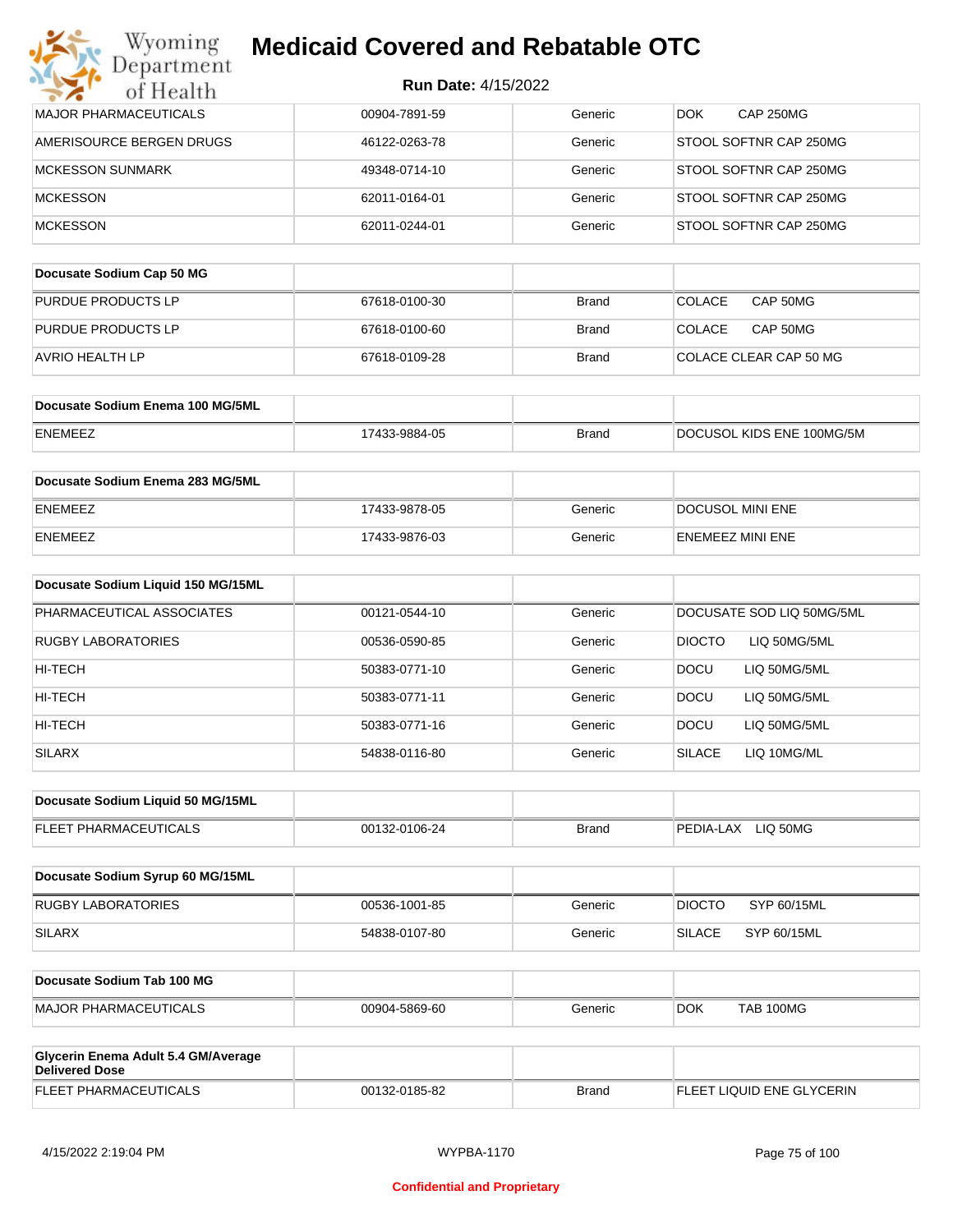# Medicaid Covered and Rebatable OTC

**Run Date:** 4/15/2022

| | | | |
|---|---|---|---|
| MAJOR PHARMACEUTICALS | 00904-7891-59 | Generic | DOK CAP 250MG |
| AMERISOURCE BERGEN DRUGS | 46122-0263-78 | Generic | STOOL SOFTNR CAP 250MG |
| MCKESSON SUNMARK | 49348-0714-10 | Generic | STOOL SOFTNR CAP 250MG |
| MCKESSON | 62011-0164-01 | Generic | STOOL SOFTNR CAP 250MG |
| MCKESSON | 62011-0244-01 | Generic | STOOL SOFTNR CAP 250MG |

| **Docusate Sodium Cap 50 MG** | | | |
|---|---|---|---|
| PURDUE PRODUCTS LP | 67618-0100-30 | Brand | COLACE CAP 50MG |
| PURDUE PRODUCTS LP | 67618-0100-60 | Brand | COLACE CAP 50MG |
| AVRIO HEALTH LP | 67618-0109-28 | Brand | COLACE CLEAR CAP 50 MG |

| **Docusate Sodium Enema 100 MG/5ML** | | | |
|---|---|---|---|
| ENEMEEZ | 17433-9884-05 | Brand | DOCUSOL KIDS ENE 100MG/5M |

| **Docusate Sodium Enema 283 MG/5ML** | | | |
|---|---|---|---|
| ENEMEEZ | 17433-9878-05 | Generic | DOCUSOL MINI ENE |
| ENEMEEZ | 17433-9876-03 | Generic | ENEMEEZ MINI ENE |

| **Docusate Sodium Liquid 150 MG/15ML** | | | |
|---|---|---|---|
| PHARMACEUTICAL ASSOCIATES | 00121-0544-10 | Generic | DOCUSATE SOD LIQ 50MG/5ML |
| RUGBY LABORATORIES | 00536-0590-85 | Generic | DIOCTO LIQ 50MG/5ML |
| HI-TECH | 50383-0771-10 | Generic | DOCU LIQ 50MG/5ML |
| HI-TECH | 50383-0771-11 | Generic | DOCU LIQ 50MG/5ML |
| HI-TECH | 50383-0771-16 | Generic | DOCU LIQ 50MG/5ML |
| SILARX | 54838-0116-80 | Generic | SILACE LIQ 10MG/ML |

| **Docusate Sodium Liquid 50 MG/15ML** | | | |
|---|---|---|---|
| FLEET PHARMACEUTICALS | 00132-0106-24 | Brand | PEDIA-LAX LIQ 50MG |

| **Docusate Sodium Syrup 60 MG/15ML** | | | |
|---|---|---|---|
| RUGBY LABORATORIES | 00536-1001-85 | Generic | DIOCTO SYP 60/15ML |
| SILARX | 54838-0107-80 | Generic | SILACE SYP 60/15ML |

| **Docusate Sodium Tab 100 MG** | | | |
|---|---|---|---|
| MAJOR PHARMACEUTICALS | 00904-5869-60 | Generic | DOK TAB 100MG |

| **Glycerin Enema Adult 5.4 GM/Average Delivered Dose** | | | |
|---|---|---|---|
| FLEET PHARMACEUTICALS | 00132-0185-82 | Brand | FLEET LIQUID ENE GLYCERIN |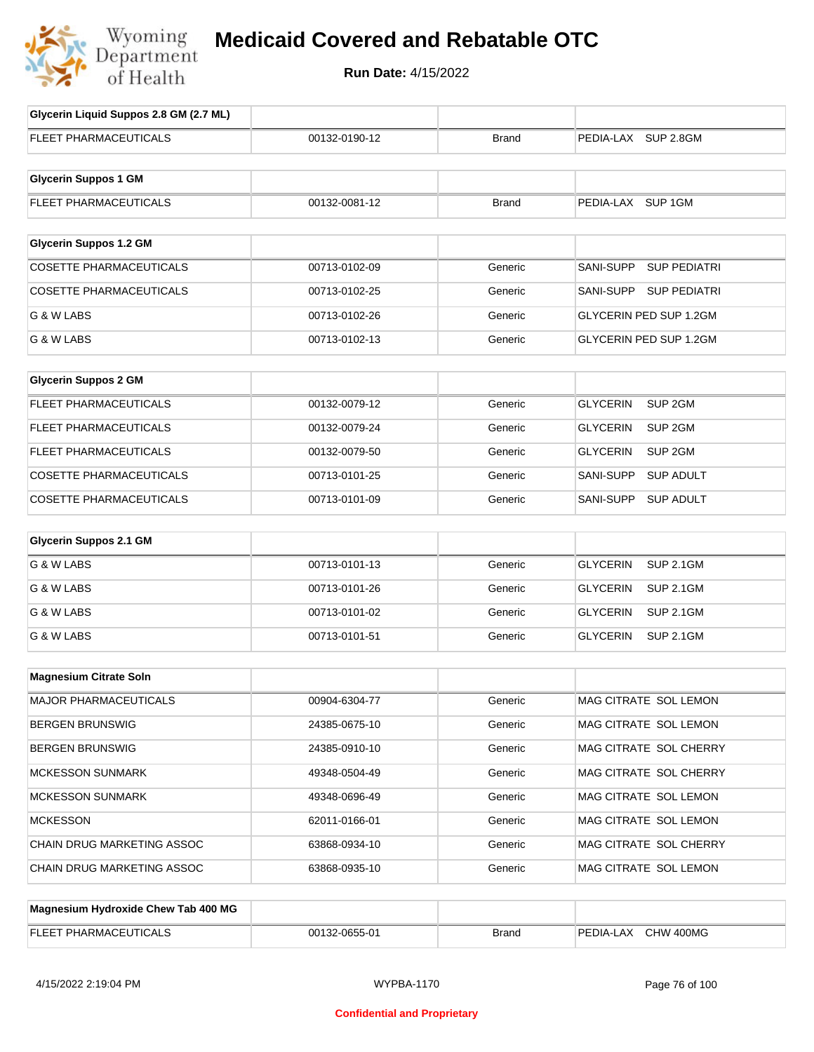# Medicaid Covered and Rebatable OTC

**Run Date:** 4/15/2022

| Glycerin Liquid Suppos 2.8 GM (2.7 ML) | | | |
|---|---|---|---|
| FLEET PHARMACEUTICALS | 00132-0190-12 | Brand | PEDIA-LAX SUP 2.8GM |

| Glycerin Suppos 1 GM | | | |
|---|---|---|---|
| FLEET PHARMACEUTICALS | 00132-0081-12 | Brand | PEDIA-LAX SUP 1GM |

| Glycerin Suppos 1.2 GM | | | |
|---|---|---|---|
| COSETTE PHARMACEUTICALS | 00713-0102-09 | Generic | SANI-SUPP SUP PEDIATRI |
| COSETTE PHARMACEUTICALS | 00713-0102-25 | Generic | SANI-SUPP SUP PEDIATRI |
| G & W LABS | 00713-0102-26 | Generic | GLYCERIN PED SUP 1.2GM |
| G & W LABS | 00713-0102-13 | Generic | GLYCERIN PED SUP 1.2GM |

| Glycerin Suppos 2 GM | | | |
|---|---|---|---|
| FLEET PHARMACEUTICALS | 00132-0079-12 | Generic | GLYCERIN SUP 2GM |
| FLEET PHARMACEUTICALS | 00132-0079-24 | Generic | GLYCERIN SUP 2GM |
| FLEET PHARMACEUTICALS | 00132-0079-50 | Generic | GLYCERIN SUP 2GM |
| COSETTE PHARMACEUTICALS | 00713-0101-25 | Generic | SANI-SUPP SUP ADULT |
| COSETTE PHARMACEUTICALS | 00713-0101-09 | Generic | SANI-SUPP SUP ADULT |

| Glycerin Suppos 2.1 GM | | | |
|---|---|---|---|
| G & W LABS | 00713-0101-13 | Generic | GLYCERIN SUP 2.1GM |
| G & W LABS | 00713-0101-26 | Generic | GLYCERIN SUP 2.1GM |
| G & W LABS | 00713-0101-02 | Generic | GLYCERIN SUP 2.1GM |
| G & W LABS | 00713-0101-51 | Generic | GLYCERIN SUP 2.1GM |

| Magnesium Citrate Soln | | | |
|---|---|---|---|
| MAJOR PHARMACEUTICALS | 00904-6304-77 | Generic | MAG CITRATE SOL LEMON |
| BERGEN BRUNSWIG | 24385-0675-10 | Generic | MAG CITRATE SOL LEMON |
| BERGEN BRUNSWIG | 24385-0910-10 | Generic | MAG CITRATE SOL CHERRY |
| MCKESSON SUNMARK | 49348-0504-49 | Generic | MAG CITRATE SOL CHERRY |
| MCKESSON SUNMARK | 49348-0696-49 | Generic | MAG CITRATE SOL LEMON |
| MCKESSON | 62011-0166-01 | Generic | MAG CITRATE SOL LEMON |
| CHAIN DRUG MARKETING ASSOC | 63868-0934-10 | Generic | MAG CITRATE SOL CHERRY |
| CHAIN DRUG MARKETING ASSOC | 63868-0935-10 | Generic | MAG CITRATE SOL LEMON |

| Magnesium Hydroxide Chew Tab 400 MG | | | |
|---|---|---|---|
| FLEET PHARMACEUTICALS | 00132-0655-01 | Brand | PEDIA-LAX CHW 400MG |

Confidential and Proprietary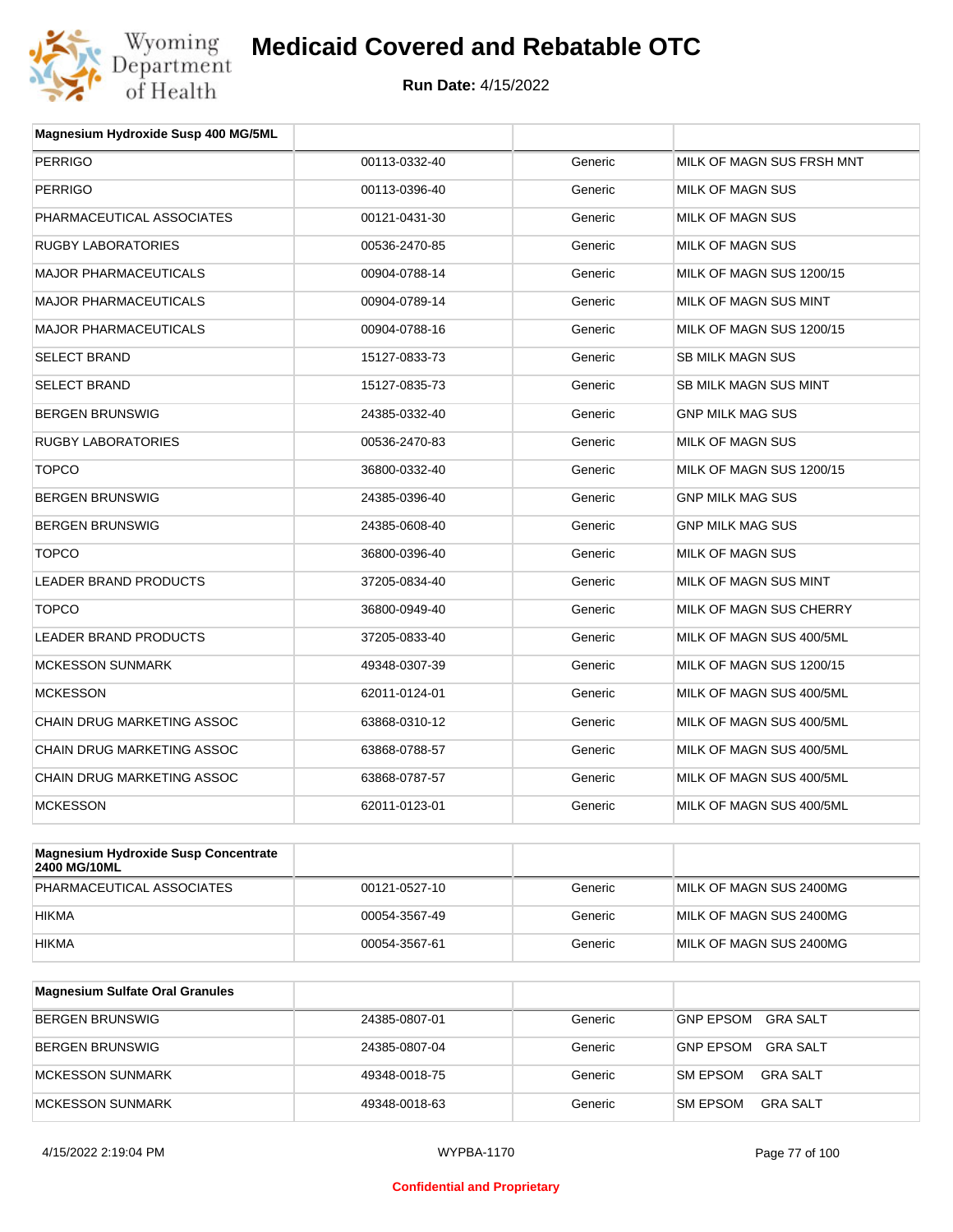# Medicaid Covered and Rebatable OTC

**Run Date:** 4/15/2022

| Magnesium Hydroxide Susp 400 MG/5ML | | | |
|---|---|---|---|
| PERRIGO | 00113-0332-40 | Generic | MILK OF MAGN SUS FRSH MNT |
| PERRIGO | 00113-0396-40 | Generic | MILK OF MAGN SUS |
| PHARMACEUTICAL ASSOCIATES | 00121-0431-30 | Generic | MILK OF MAGN SUS |
| RUGBY LABORATORIES | 00536-2470-85 | Generic | MILK OF MAGN SUS |
| MAJOR PHARMACEUTICALS | 00904-0788-14 | Generic | MILK OF MAGN SUS 1200/15 |
| MAJOR PHARMACEUTICALS | 00904-0789-14 | Generic | MILK OF MAGN SUS MINT |
| MAJOR PHARMACEUTICALS | 00904-0788-16 | Generic | MILK OF MAGN SUS 1200/15 |
| SELECT BRAND | 15127-0833-73 | Generic | SB MILK MAGN SUS |
| SELECT BRAND | 15127-0835-73 | Generic | SB MILK MAGN SUS MINT |
| BERGEN BRUNSWIG | 24385-0332-40 | Generic | GNP MILK MAG SUS |
| RUGBY LABORATORIES | 00536-2470-83 | Generic | MILK OF MAGN SUS |
| TOPCO | 36800-0332-40 | Generic | MILK OF MAGN SUS 1200/15 |
| BERGEN BRUNSWIG | 24385-0396-40 | Generic | GNP MILK MAG SUS |
| BERGEN BRUNSWIG | 24385-0608-40 | Generic | GNP MILK MAG SUS |
| TOPCO | 36800-0396-40 | Generic | MILK OF MAGN SUS |
| LEADER BRAND PRODUCTS | 37205-0834-40 | Generic | MILK OF MAGN SUS MINT |
| TOPCO | 36800-0949-40 | Generic | MILK OF MAGN SUS CHERRY |
| LEADER BRAND PRODUCTS | 37205-0833-40 | Generic | MILK OF MAGN SUS 400/5ML |
| MCKESSON SUNMARK | 49348-0307-39 | Generic | MILK OF MAGN SUS 1200/15 |
| MCKESSON | 62011-0124-01 | Generic | MILK OF MAGN SUS 400/5ML |
| CHAIN DRUG MARKETING ASSOC | 63868-0310-12 | Generic | MILK OF MAGN SUS 400/5ML |
| CHAIN DRUG MARKETING ASSOC | 63868-0788-57 | Generic | MILK OF MAGN SUS 400/5ML |
| CHAIN DRUG MARKETING ASSOC | 63868-0787-57 | Generic | MILK OF MAGN SUS 400/5ML |
| MCKESSON | 62011-0123-01 | Generic | MILK OF MAGN SUS 400/5ML |

| Magnesium Hydroxide Susp Concentrate 2400 MG/10ML | | | |
|---|---|---|---|
| PHARMACEUTICAL ASSOCIATES | 00121-0527-10 | Generic | MILK OF MAGN SUS 2400MG |
| HIKMA | 00054-3567-49 | Generic | MILK OF MAGN SUS 2400MG |
| HIKMA | 00054-3567-61 | Generic | MILK OF MAGN SUS 2400MG |

| Magnesium Sulfate Oral Granules | | | |
|---|---|---|---|
| BERGEN BRUNSWIG | 24385-0807-01 | Generic | GNP EPSOM GRA SALT |
| BERGEN BRUNSWIG | 24385-0807-04 | Generic | GNP EPSOM GRA SALT |
| MCKESSON SUNMARK | 49348-0018-75 | Generic | SM EPSOM GRA SALT |
| MCKESSON SUNMARK | 49348-0018-63 | Generic | SM EPSOM GRA SALT |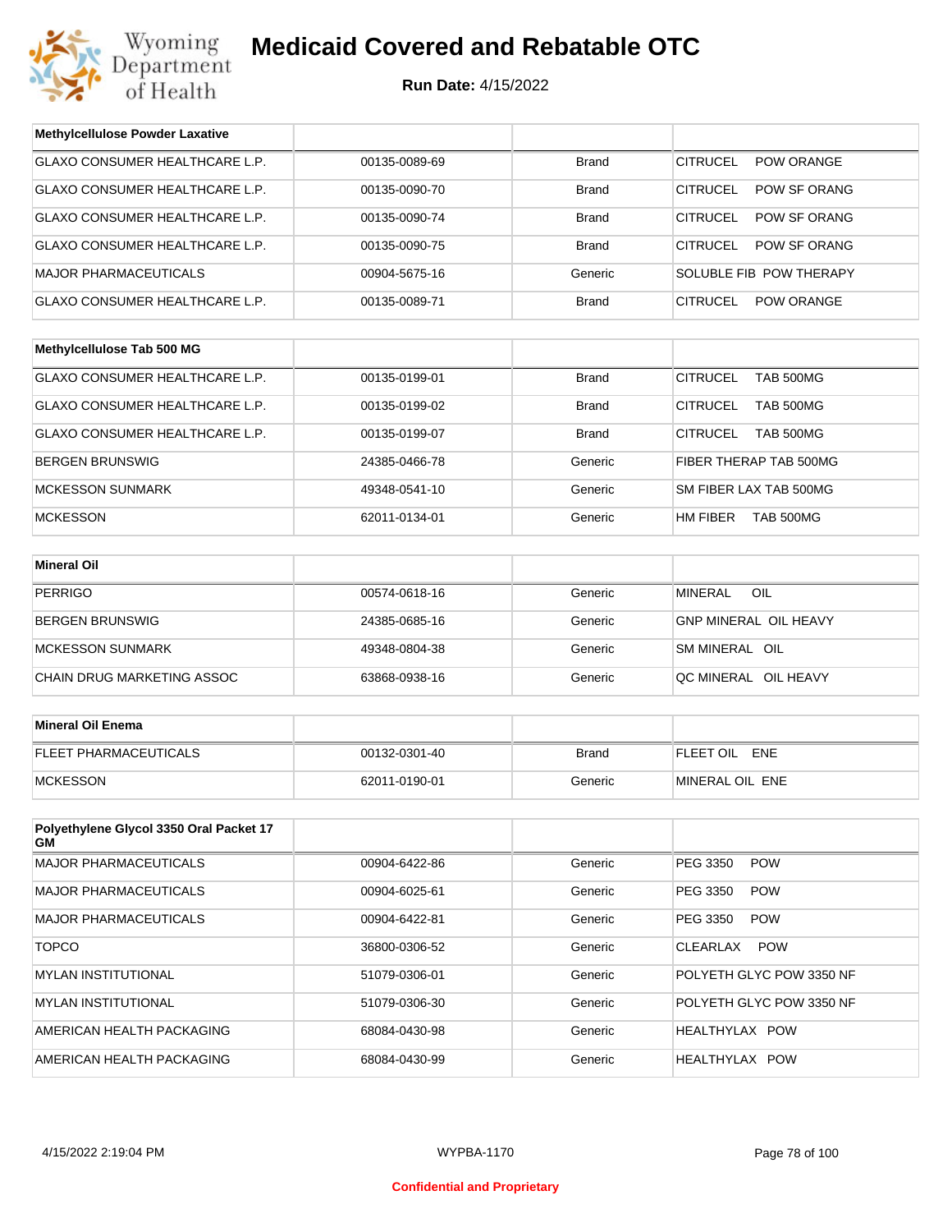# Medicaid Covered and Rebatable OTC

**Run Date:** 4/15/2022

| Methylcellulose Powder Laxative | | | |
|---|---|---|---|
| GLAXO CONSUMER HEALTHCARE L.P. | 00135-0089-69 | Brand | CITRUCEL POW ORANGE |
| GLAXO CONSUMER HEALTHCARE L.P. | 00135-0090-70 | Brand | CITRUCEL POW SF ORANG |
| GLAXO CONSUMER HEALTHCARE L.P. | 00135-0090-74 | Brand | CITRUCEL POW SF ORANG |
| GLAXO CONSUMER HEALTHCARE L.P. | 00135-0090-75 | Brand | CITRUCEL POW SF ORANG |
| MAJOR PHARMACEUTICALS | 00904-5675-16 | Generic | SOLUBLE FIB POW THERAPY |
| GLAXO CONSUMER HEALTHCARE L.P. | 00135-0089-71 | Brand | CITRUCEL POW ORANGE |

| Methylcellulose Tab 500 MG | | | |
|---|---|---|---|
| GLAXO CONSUMER HEALTHCARE L.P. | 00135-0199-01 | Brand | CITRUCEL TAB 500MG |
| GLAXO CONSUMER HEALTHCARE L.P. | 00135-0199-02 | Brand | CITRUCEL TAB 500MG |
| GLAXO CONSUMER HEALTHCARE L.P. | 00135-0199-07 | Brand | CITRUCEL TAB 500MG |
| BERGEN BRUNSWIG | 24385-0466-78 | Generic | FIBER THERAP TAB 500MG |
| MCKESSON SUNMARK | 49348-0541-10 | Generic | SM FIBER LAX TAB 500MG |
| MCKESSON | 62011-0134-01 | Generic | HM FIBER TAB 500MG |

| Mineral Oil | | | |
|---|---|---|---|
| PERRIGO | 00574-0618-16 | Generic | MINERAL OIL |
| BERGEN BRUNSWIG | 24385-0685-16 | Generic | GNP MINERAL OIL HEAVY |
| MCKESSON SUNMARK | 49348-0804-38 | Generic | SM MINERAL OIL |
| CHAIN DRUG MARKETING ASSOC | 63868-0938-16 | Generic | QC MINERAL OIL HEAVY |

| Mineral Oil Enema | | | |
|---|---|---|---|
| FLEET PHARMACEUTICALS | 00132-0301-40 | Brand | FLEET OIL ENE |
| MCKESSON | 62011-0190-01 | Generic | MINERAL OIL ENE |

| Polyethylene Glycol 3350 Oral Packet 17 GM | | | |
|---|---|---|---|
| MAJOR PHARMACEUTICALS | 00904-6422-86 | Generic | PEG 3350 POW |
| MAJOR PHARMACEUTICALS | 00904-6025-61 | Generic | PEG 3350 POW |
| MAJOR PHARMACEUTICALS | 00904-6422-81 | Generic | PEG 3350 POW |
| TOPCO | 36800-0306-52 | Generic | CLEARLAX POW |
| MYLAN INSTITUTIONAL | 51079-0306-01 | Generic | POLYETH GLYC POW 3350 NF |
| MYLAN INSTITUTIONAL | 51079-0306-30 | Generic | POLYETH GLYC POW 3350 NF |
| AMERICAN HEALTH PACKAGING | 68084-0430-98 | Generic | HEALTHYLAX POW |
| AMERICAN HEALTH PACKAGING | 68084-0430-99 | Generic | HEALTHYLAX POW |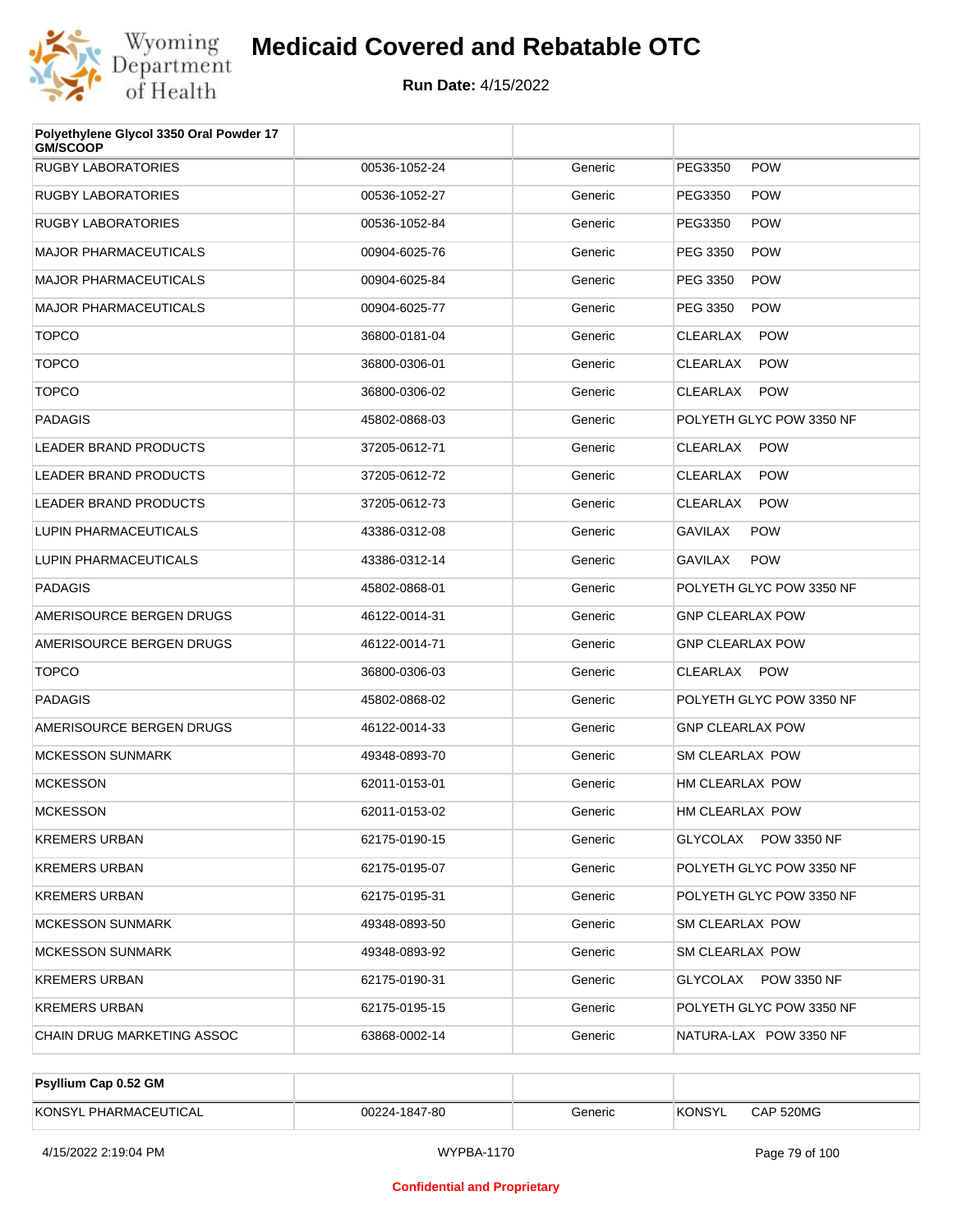# Medicaid Covered and Rebatable OTC

**Run Date:** 4/15/2022

| Polyethylene Glycol 3350 Oral Powder 17 GM/SCOOP | | | |
|---|---|---|---|
| RUGBY LABORATORIES | 00536-1052-24 | Generic | PEG3350 POW |
| RUGBY LABORATORIES | 00536-1052-27 | Generic | PEG3350 POW |
| RUGBY LABORATORIES | 00536-1052-84 | Generic | PEG3350 POW |
| MAJOR PHARMACEUTICALS | 00904-6025-76 | Generic | PEG 3350 POW |
| MAJOR PHARMACEUTICALS | 00904-6025-84 | Generic | PEG 3350 POW |
| MAJOR PHARMACEUTICALS | 00904-6025-77 | Generic | PEG 3350 POW |
| TOPCO | 36800-0181-04 | Generic | CLEARLAX POW |
| TOPCO | 36800-0306-01 | Generic | CLEARLAX POW |
| TOPCO | 36800-0306-02 | Generic | CLEARLAX POW |
| PADAGIS | 45802-0868-03 | Generic | POLYETH GLYC POW 3350 NF |
| LEADER BRAND PRODUCTS | 37205-0612-71 | Generic | CLEARLAX POW |
| LEADER BRAND PRODUCTS | 37205-0612-72 | Generic | CLEARLAX POW |
| LEADER BRAND PRODUCTS | 37205-0612-73 | Generic | CLEARLAX POW |
| LUPIN PHARMACEUTICALS | 43386-0312-08 | Generic | GAVILAX POW |
| LUPIN PHARMACEUTICALS | 43386-0312-14 | Generic | GAVILAX POW |
| PADAGIS | 45802-0868-01 | Generic | POLYETH GLYC POW 3350 NF |
| AMERISOURCE BERGEN DRUGS | 46122-0014-31 | Generic | GNP CLEARLAX POW |
| AMERISOURCE BERGEN DRUGS | 46122-0014-71 | Generic | GNP CLEARLAX POW |
| TOPCO | 36800-0306-03 | Generic | CLEARLAX POW |
| PADAGIS | 45802-0868-02 | Generic | POLYETH GLYC POW 3350 NF |
| AMERISOURCE BERGEN DRUGS | 46122-0014-33 | Generic | GNP CLEARLAX POW |
| MCKESSON SUNMARK | 49348-0893-70 | Generic | SM CLEARLAX POW |
| MCKESSON | 62011-0153-01 | Generic | HM CLEARLAX POW |
| MCKESSON | 62011-0153-02 | Generic | HM CLEARLAX POW |
| KREMERS URBAN | 62175-0190-15 | Generic | GLYCOLAX POW 3350 NF |
| KREMERS URBAN | 62175-0195-07 | Generic | POLYETH GLYC POW 3350 NF |
| KREMERS URBAN | 62175-0195-31 | Generic | POLYETH GLYC POW 3350 NF |
| MCKESSON SUNMARK | 49348-0893-50 | Generic | SM CLEARLAX POW |
| MCKESSON SUNMARK | 49348-0893-92 | Generic | SM CLEARLAX POW |
| KREMERS URBAN | 62175-0190-31 | Generic | GLYCOLAX POW 3350 NF |
| KREMERS URBAN | 62175-0195-15 | Generic | POLYETH GLYC POW 3350 NF |
| CHAIN DRUG MARKETING ASSOC | 63868-0002-14 | Generic | NATURA-LAX POW 3350 NF |

| Psyllium Cap 0.52 GM | | | |
|---|---|---|---|
| KONSYL PHARMACEUTICAL | 00224-1847-80 | Generic | KONSYL CAP 520MG |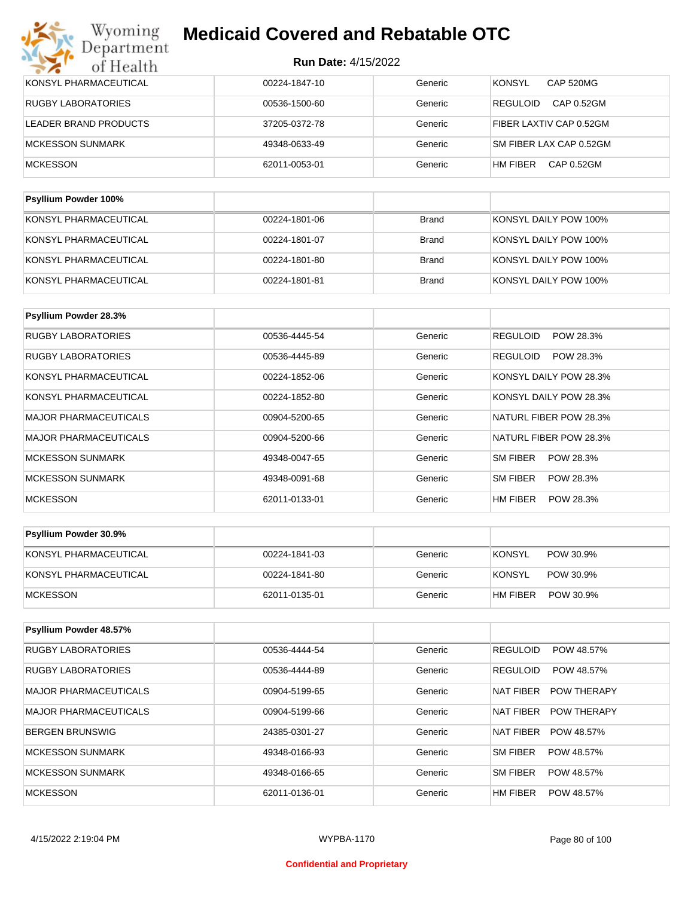# Medicaid Covered and Rebatable OTC

**Run Date:** 4/15/2022

| | | | |
|---|---|---|---|
| KONSYL PHARMACEUTICAL | 00224-1847-10 | Generic | KONSYL CAP 520MG |
| RUGBY LABORATORIES | 00536-1500-60 | Generic | REGULOID CAP 0.52GM |
| LEADER BRAND PRODUCTS | 37205-0372-78 | Generic | FIBER LAXTIV CAP 0.52GM |
| MCKESSON SUNMARK | 49348-0633-49 | Generic | SM FIBER LAX CAP 0.52GM |
| MCKESSON | 62011-0053-01 | Generic | HM FIBER CAP 0.52GM |

| Psyllium Powder 100% | | | |
|---|---|---|---|
| KONSYL PHARMACEUTICAL | 00224-1801-06 | Brand | KONSYL DAILY POW 100% |
| KONSYL PHARMACEUTICAL | 00224-1801-07 | Brand | KONSYL DAILY POW 100% |
| KONSYL PHARMACEUTICAL | 00224-1801-80 | Brand | KONSYL DAILY POW 100% |
| KONSYL PHARMACEUTICAL | 00224-1801-81 | Brand | KONSYL DAILY POW 100% |

| Psyllium Powder 28.3% | | | |
|---|---|---|---|
| RUGBY LABORATORIES | 00536-4445-54 | Generic | REGULOID POW 28.3% |
| RUGBY LABORATORIES | 00536-4445-89 | Generic | REGULOID POW 28.3% |
| KONSYL PHARMACEUTICAL | 00224-1852-06 | Generic | KONSYL DAILY POW 28.3% |
| KONSYL PHARMACEUTICAL | 00224-1852-80 | Generic | KONSYL DAILY POW 28.3% |
| MAJOR PHARMACEUTICALS | 00904-5200-65 | Generic | NATURL FIBER POW 28.3% |
| MAJOR PHARMACEUTICALS | 00904-5200-66 | Generic | NATURL FIBER POW 28.3% |
| MCKESSON SUNMARK | 49348-0047-65 | Generic | SM FIBER POW 28.3% |
| MCKESSON SUNMARK | 49348-0091-68 | Generic | SM FIBER POW 28.3% |
| MCKESSON | 62011-0133-01 | Generic | HM FIBER POW 28.3% |

| Psyllium Powder 30.9% | | | |
|---|---|---|---|
| KONSYL PHARMACEUTICAL | 00224-1841-03 | Generic | KONSYL POW 30.9% |
| KONSYL PHARMACEUTICAL | 00224-1841-80 | Generic | KONSYL POW 30.9% |
| MCKESSON | 62011-0135-01 | Generic | HM FIBER POW 30.9% |

| Psyllium Powder 48.57% | | | |
|---|---|---|---|
| RUGBY LABORATORIES | 00536-4444-54 | Generic | REGULOID POW 48.57% |
| RUGBY LABORATORIES | 00536-4444-89 | Generic | REGULOID POW 48.57% |
| MAJOR PHARMACEUTICALS | 00904-5199-65 | Generic | NAT FIBER POW THERAPY |
| MAJOR PHARMACEUTICALS | 00904-5199-66 | Generic | NAT FIBER POW THERAPY |
| BERGEN BRUNSWIG | 24385-0301-27 | Generic | NAT FIBER POW 48.57% |
| MCKESSON SUNMARK | 49348-0166-93 | Generic | SM FIBER POW 48.57% |
| MCKESSON SUNMARK | 49348-0166-65 | Generic | SM FIBER POW 48.57% |
| MCKESSON | 62011-0136-01 | Generic | HM FIBER POW 48.57% |

4/15/2022 2:19:04 PM WYPBA-1170

Confidential and Proprietary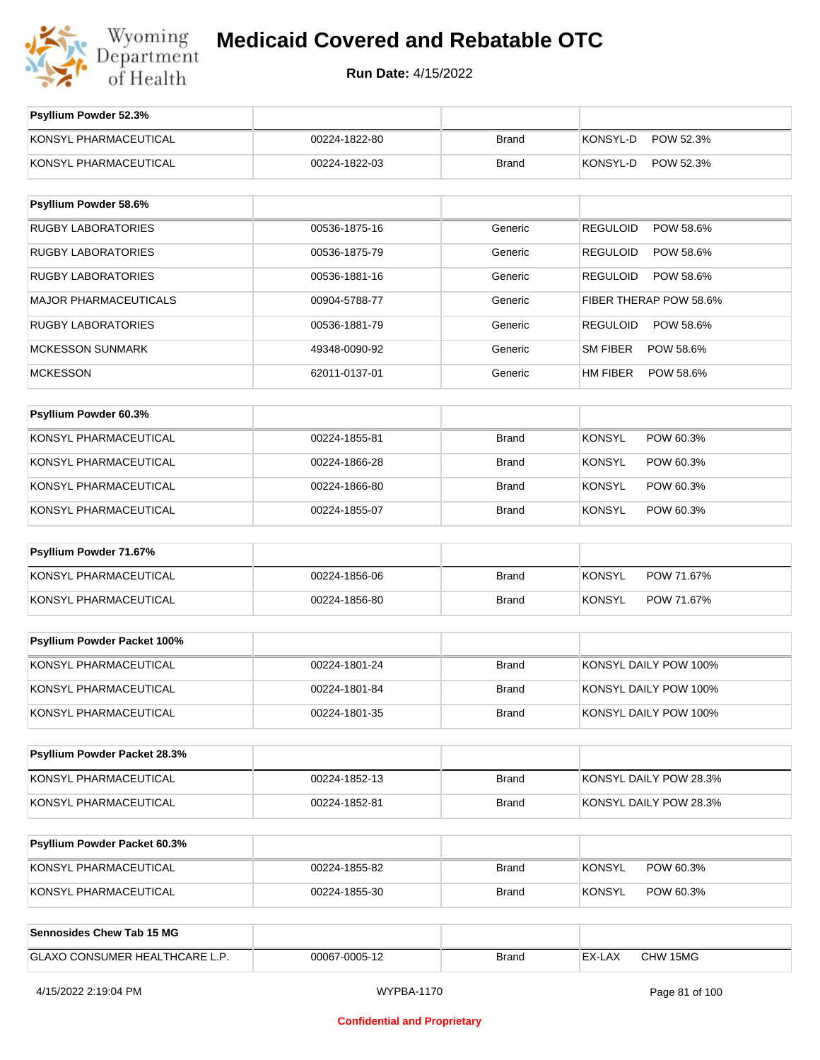# Medicaid Covered and Rebatable OTC

**Run Date:** 4/15/2022

| Psyllium Powder 52.3% | | | |
|---|---|---|---|
| KONSYL PHARMACEUTICAL | 00224-1822-80 | Brand | KONSYL-D POW 52.3% |
| KONSYL PHARMACEUTICAL | 00224-1822-03 | Brand | KONSYL-D POW 52.3% |

| Psyllium Powder 58.6% | | | |
|---|---|---|---|
| RUGBY LABORATORIES | 00536-1875-16 | Generic | REGULOID POW 58.6% |
| RUGBY LABORATORIES | 00536-1875-79 | Generic | REGULOID POW 58.6% |
| RUGBY LABORATORIES | 00536-1881-16 | Generic | REGULOID POW 58.6% |
| MAJOR PHARMACEUTICALS | 00904-5788-77 | Generic | FIBER THERAP POW 58.6% |
| RUGBY LABORATORIES | 00536-1881-79 | Generic | REGULOID POW 58.6% |
| MCKESSON SUNMARK | 49348-0090-92 | Generic | SM FIBER POW 58.6% |
| MCKESSON | 62011-0137-01 | Generic | HM FIBER POW 58.6% |

| Psyllium Powder 60.3% | | | |
|---|---|---|---|
| KONSYL PHARMACEUTICAL | 00224-1855-81 | Brand | KONSYL POW 60.3% |
| KONSYL PHARMACEUTICAL | 00224-1866-28 | Brand | KONSYL POW 60.3% |
| KONSYL PHARMACEUTICAL | 00224-1866-80 | Brand | KONSYL POW 60.3% |
| KONSYL PHARMACEUTICAL | 00224-1855-07 | Brand | KONSYL POW 60.3% |

| Psyllium Powder 71.67% | | | |
|---|---|---|---|
| KONSYL PHARMACEUTICAL | 00224-1856-06 | Brand | KONSYL POW 71.67% |
| KONSYL PHARMACEUTICAL | 00224-1856-80 | Brand | KONSYL POW 71.67% |

| Psyllium Powder Packet 100% | | | |
|---|---|---|---|
| KONSYL PHARMACEUTICAL | 00224-1801-24 | Brand | KONSYL DAILY POW 100% |
| KONSYL PHARMACEUTICAL | 00224-1801-84 | Brand | KONSYL DAILY POW 100% |
| KONSYL PHARMACEUTICAL | 00224-1801-35 | Brand | KONSYL DAILY POW 100% |

| Psyllium Powder Packet 28.3% | | | |
|---|---|---|---|
| KONSYL PHARMACEUTICAL | 00224-1852-13 | Brand | KONSYL DAILY POW 28.3% |
| KONSYL PHARMACEUTICAL | 00224-1852-81 | Brand | KONSYL DAILY POW 28.3% |

| Psyllium Powder Packet 60.3% | | | |
|---|---|---|---|
| KONSYL PHARMACEUTICAL | 00224-1855-82 | Brand | KONSYL POW 60.3% |
| KONSYL PHARMACEUTICAL | 00224-1855-30 | Brand | KONSYL POW 60.3% |

| Sennosides Chew Tab 15 MG | | | |
|---|---|---|---|
| GLAXO CONSUMER HEALTHCARE L.P. | 00067-0005-12 | Brand | EX-LAX CHW 15MG |

Confidential and Proprietary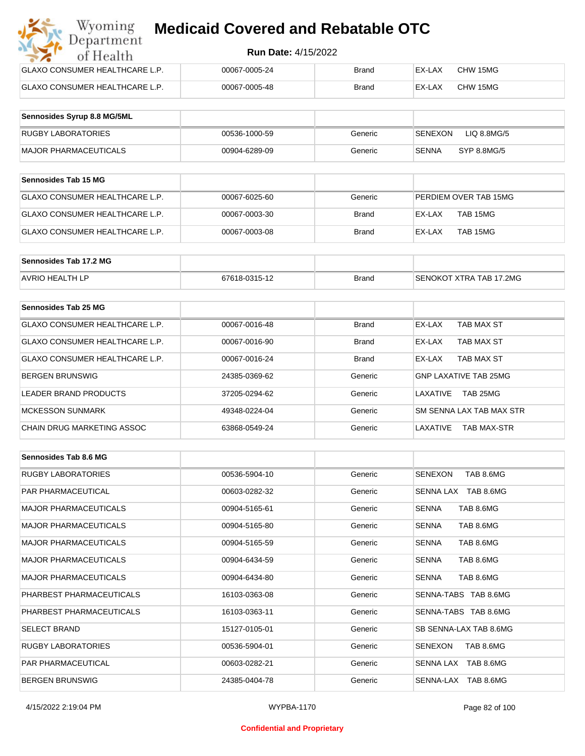| | | | |
|---|---|---|---|
| GLAXO CONSUMER HEALTHCARE L.P. | 00067-0005-24 | Brand | EX-LAX CHW 15MG |
| GLAXO CONSUMER HEALTHCARE L.P. | 00067-0005-48 | Brand | EX-LAX CHW 15MG |

| **Sennosides Syrup 8.8 MG/5ML** | | | |
|---|---|---|---|
| RUGBY LABORATORIES | 00536-1000-59 | Generic | SENEXON LIQ 8.8MG/5 |
| MAJOR PHARMACEUTICALS | 00904-6289-09 | Generic | SENNA SYP 8.8MG/5 |

| **Sennosides Tab 15 MG** | | | |
|---|---|---|---|
| GLAXO CONSUMER HEALTHCARE L.P. | 00067-6025-60 | Generic | PERDIEM OVER TAB 15MG |
| GLAXO CONSUMER HEALTHCARE L.P. | 00067-0003-30 | Brand | EX-LAX TAB 15MG |
| GLAXO CONSUMER HEALTHCARE L.P. | 00067-0003-08 | Brand | EX-LAX TAB 15MG |

| **Sennosides Tab 17.2 MG** | | | |
|---|---|---|---|
| AVRIO HEALTH LP | 67618-0315-12 | Brand | SENOKOT XTRA TAB 17.2MG |

| **Sennosides Tab 25 MG** | | | |
|---|---|---|---|
| GLAXO CONSUMER HEALTHCARE L.P. | 00067-0016-48 | Brand | EX-LAX TAB MAX ST |
| GLAXO CONSUMER HEALTHCARE L.P. | 00067-0016-90 | Brand | EX-LAX TAB MAX ST |
| GLAXO CONSUMER HEALTHCARE L.P. | 00067-0016-24 | Brand | EX-LAX TAB MAX ST |
| BERGEN BRUNSWIG | 24385-0369-62 | Generic | GNP LAXATIVE TAB 25MG |
| LEADER BRAND PRODUCTS | 37205-0294-62 | Generic | LAXATIVE TAB 25MG |
| MCKESSON SUNMARK | 49348-0224-04 | Generic | SM SENNA LAX TAB MAX STR |
| CHAIN DRUG MARKETING ASSOC | 63868-0549-24 | Generic | LAXATIVE TAB MAX-STR |

| **Sennosides Tab 8.6 MG** | | | |
|---|---|---|---|
| RUGBY LABORATORIES | 00536-5904-10 | Generic | SENEXON TAB 8.6MG |
| PAR PHARMACEUTICAL | 00603-0282-32 | Generic | SENNA LAX TAB 8.6MG |
| MAJOR PHARMACEUTICALS | 00904-5165-61 | Generic | SENNA TAB 8.6MG |
| MAJOR PHARMACEUTICALS | 00904-5165-80 | Generic | SENNA TAB 8.6MG |
| MAJOR PHARMACEUTICALS | 00904-5165-59 | Generic | SENNA TAB 8.6MG |
| MAJOR PHARMACEUTICALS | 00904-6434-59 | Generic | SENNA TAB 8.6MG |
| MAJOR PHARMACEUTICALS | 00904-6434-80 | Generic | SENNA TAB 8.6MG |
| PHARBEST PHARMACEUTICALS | 16103-0363-08 | Generic | SENNA-TABS TAB 8.6MG |
| PHARBEST PHARMACEUTICALS | 16103-0363-11 | Generic | SENNA-TABS TAB 8.6MG |
| SELECT BRAND | 15127-0105-01 | Generic | SB SENNA-LAX TAB 8.6MG |
| RUGBY LABORATORIES | 00536-5904-01 | Generic | SENEXON TAB 8.6MG |
| PAR PHARMACEUTICAL | 00603-0282-21 | Generic | SENNA LAX TAB 8.6MG |
| BERGEN BRUNSWIG | 24385-0404-78 | Generic | SENNA-LAX TAB 8.6MG |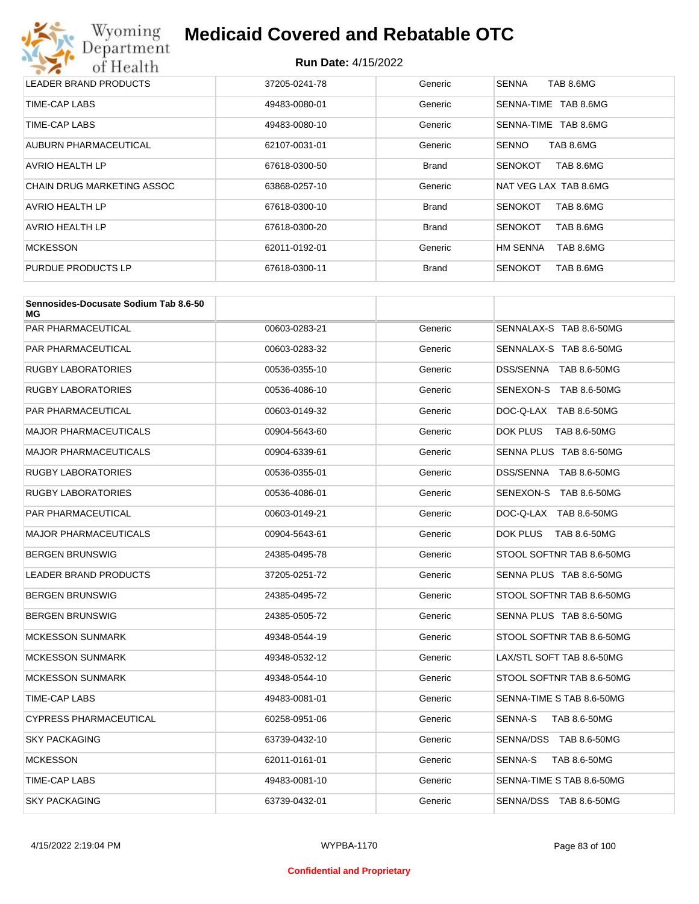| | | | |
|---|---|---|---|
| LEADER BRAND PRODUCTS | 37205-0241-78 | Generic | SENNA TAB 8.6MG |
| TIME-CAP LABS | 49483-0080-01 | Generic | SENNA-TIME TAB 8.6MG |
| TIME-CAP LABS | 49483-0080-10 | Generic | SENNA-TIME TAB 8.6MG |
| AUBURN PHARMACEUTICAL | 62107-0031-01 | Generic | SENNO TAB 8.6MG |
| AVRIO HEALTH LP | 67618-0300-50 | Brand | SENOKOT TAB 8.6MG |
| CHAIN DRUG MARKETING ASSOC | 63868-0257-10 | Generic | NAT VEG LAX TAB 8.6MG |
| AVRIO HEALTH LP | 67618-0300-10 | Brand | SENOKOT TAB 8.6MG |
| AVRIO HEALTH LP | 67618-0300-20 | Brand | SENOKOT TAB 8.6MG |
| MCKESSON | 62011-0192-01 | Generic | HM SENNA TAB 8.6MG |
| PURDUE PRODUCTS LP | 67618-0300-11 | Brand | SENOKOT TAB 8.6MG |

| **Sennosides-Docusate Sodium Tab 8.6-50 MG** | | | |
|---|---|---|---|
| PAR PHARMACEUTICAL | 00603-0283-21 | Generic | SENNALAX-S TAB 8.6-50MG |
| PAR PHARMACEUTICAL | 00603-0283-32 | Generic | SENNALAX-S TAB 8.6-50MG |
| RUGBY LABORATORIES | 00536-0355-10 | Generic | DSS/SENNA TAB 8.6-50MG |
| RUGBY LABORATORIES | 00536-4086-10 | Generic | SENEXON-S TAB 8.6-50MG |
| PAR PHARMACEUTICAL | 00603-0149-32 | Generic | DOC-Q-LAX TAB 8.6-50MG |
| MAJOR PHARMACEUTICALS | 00904-5643-60 | Generic | DOK PLUS TAB 8.6-50MG |
| MAJOR PHARMACEUTICALS | 00904-6339-61 | Generic | SENNA PLUS TAB 8.6-50MG |
| RUGBY LABORATORIES | 00536-0355-01 | Generic | DSS/SENNA TAB 8.6-50MG |
| RUGBY LABORATORIES | 00536-4086-01 | Generic | SENEXON-S TAB 8.6-50MG |
| PAR PHARMACEUTICAL | 00603-0149-21 | Generic | DOC-Q-LAX TAB 8.6-50MG |
| MAJOR PHARMACEUTICALS | 00904-5643-61 | Generic | DOK PLUS TAB 8.6-50MG |
| BERGEN BRUNSWIG | 24385-0495-78 | Generic | STOOL SOFTNR TAB 8.6-50MG |
| LEADER BRAND PRODUCTS | 37205-0251-72 | Generic | SENNA PLUS TAB 8.6-50MG |
| BERGEN BRUNSWIG | 24385-0495-72 | Generic | STOOL SOFTNR TAB 8.6-50MG |
| BERGEN BRUNSWIG | 24385-0505-72 | Generic | SENNA PLUS TAB 8.6-50MG |
| MCKESSON SUNMARK | 49348-0544-19 | Generic | STOOL SOFTNR TAB 8.6-50MG |
| MCKESSON SUNMARK | 49348-0532-12 | Generic | LAX/STL SOFT TAB 8.6-50MG |
| MCKESSON SUNMARK | 49348-0544-10 | Generic | STOOL SOFTNR TAB 8.6-50MG |
| TIME-CAP LABS | 49483-0081-01 | Generic | SENNA-TIME S TAB 8.6-50MG |
| CYPRESS PHARMACEUTICAL | 60258-0951-06 | Generic | SENNA-S TAB 8.6-50MG |
| SKY PACKAGING | 63739-0432-10 | Generic | SENNA/DSS TAB 8.6-50MG |
| MCKESSON | 62011-0161-01 | Generic | SENNA-S TAB 8.6-50MG |
| TIME-CAP LABS | 49483-0081-10 | Generic | SENNA-TIME S TAB 8.6-50MG |
| SKY PACKAGING | 63739-0432-01 | Generic | SENNA/DSS TAB 8.6-50MG |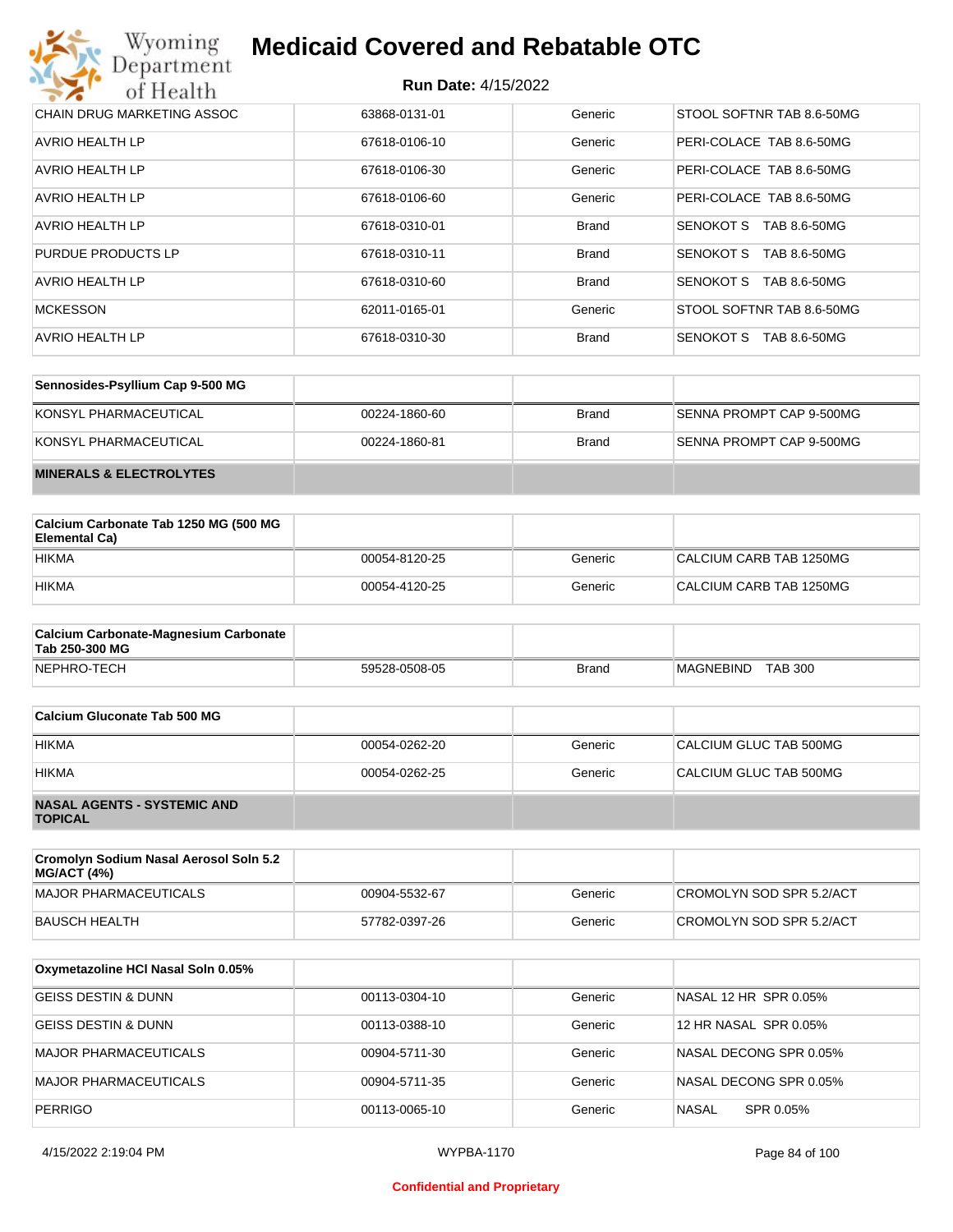| | | | |
|---|---|---|---|
| CHAIN DRUG MARKETING ASSOC | 63868-0131-01 | Generic | STOOL SOFTNR TAB 8.6-50MG |
| AVRIO HEALTH LP | 67618-0106-10 | Generic | PERI-COLACE TAB 8.6-50MG |
| AVRIO HEALTH LP | 67618-0106-30 | Generic | PERI-COLACE TAB 8.6-50MG |
| AVRIO HEALTH LP | 67618-0106-60 | Generic | PERI-COLACE TAB 8.6-50MG |
| AVRIO HEALTH LP | 67618-0310-01 | Brand | SENOKOT S TAB 8.6-50MG |
| PURDUE PRODUCTS LP | 67618-0310-11 | Brand | SENOKOT S TAB 8.6-50MG |
| AVRIO HEALTH LP | 67618-0310-60 | Brand | SENOKOT S TAB 8.6-50MG |
| MCKESSON | 62011-0165-01 | Generic | STOOL SOFTNR TAB 8.6-50MG |
| AVRIO HEALTH LP | 67618-0310-30 | Brand | SENOKOT S TAB 8.6-50MG |

| Sennosides-Psyllium Cap 9-500 MG | | | |
|---|---|---|---|
| KONSYL PHARMACEUTICAL | 00224-1860-60 | Brand | SENNA PROMPT CAP 9-500MG |
| KONSYL PHARMACEUTICAL | 00224-1860-81 | Brand | SENNA PROMPT CAP 9-500MG |
| **MINERALS & ELECTROLYTES** | | | |

| Calcium Carbonate Tab 1250 MG (500 MG Elemental Ca) | | | |
|---|---|---|---|
| HIKMA | 00054-8120-25 | Generic | CALCIUM CARB TAB 1250MG |
| HIKMA | 00054-4120-25 | Generic | CALCIUM CARB TAB 1250MG |

| Calcium Carbonate-Magnesium Carbonate Tab 250-300 MG | | | |
|---|---|---|---|
| NEPHRO-TECH | 59528-0508-05 | Brand | MAGNEBIND TAB 300 |

| Calcium Gluconate Tab 500 MG | | | |
|---|---|---|---|
| HIKMA | 00054-0262-20 | Generic | CALCIUM GLUC TAB 500MG |
| HIKMA | 00054-0262-25 | Generic | CALCIUM GLUC TAB 500MG |
| **NASAL AGENTS - SYSTEMIC AND TOPICAL** | | | |

| Cromolyn Sodium Nasal Aerosol Soln 5.2 MG/ACT (4%) | | | |
|---|---|---|---|
| MAJOR PHARMACEUTICALS | 00904-5532-67 | Generic | CROMOLYN SOD SPR 5.2/ACT |
| BAUSCH HEALTH | 57782-0397-26 | Generic | CROMOLYN SOD SPR 5.2/ACT |

| Oxymetazoline HCl Nasal Soln 0.05% | | | |
|---|---|---|---|
| GEISS DESTIN & DUNN | 00113-0304-10 | Generic | NASAL 12 HR SPR 0.05% |
| GEISS DESTIN & DUNN | 00113-0388-10 | Generic | 12 HR NASAL SPR 0.05% |
| MAJOR PHARMACEUTICALS | 00904-5711-30 | Generic | NASAL DECONG SPR 0.05% |
| MAJOR PHARMACEUTICALS | 00904-5711-35 | Generic | NASAL DECONG SPR 0.05% |
| PERRIGO | 00113-0065-10 | Generic | NASAL SPR 0.05% |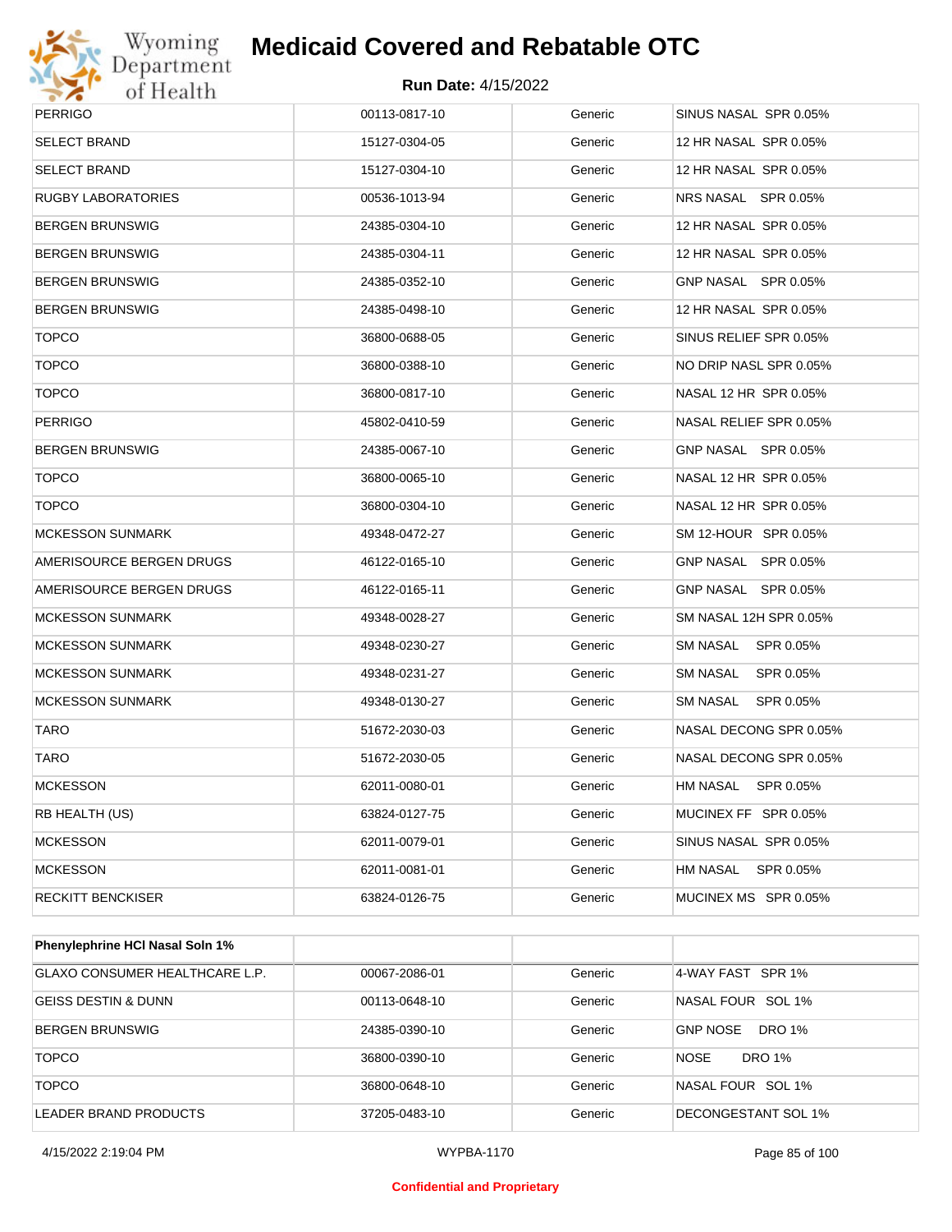# Medicaid Covered and Rebatable OTC

**Run Date:** 4/15/2022

| | | | |
|---|---|---|---|
| PERRIGO | 00113-0817-10 | Generic | SINUS NASAL SPR 0.05% |
| SELECT BRAND | 15127-0304-05 | Generic | 12 HR NASAL SPR 0.05% |
| SELECT BRAND | 15127-0304-10 | Generic | 12 HR NASAL SPR 0.05% |
| RUGBY LABORATORIES | 00536-1013-94 | Generic | NRS NASAL SPR 0.05% |
| BERGEN BRUNSWIG | 24385-0304-10 | Generic | 12 HR NASAL SPR 0.05% |
| BERGEN BRUNSWIG | 24385-0304-11 | Generic | 12 HR NASAL SPR 0.05% |
| BERGEN BRUNSWIG | 24385-0352-10 | Generic | GNP NASAL SPR 0.05% |
| BERGEN BRUNSWIG | 24385-0498-10 | Generic | 12 HR NASAL SPR 0.05% |
| TOPCO | 36800-0688-05 | Generic | SINUS RELIEF SPR 0.05% |
| TOPCO | 36800-0388-10 | Generic | NO DRIP NASL SPR 0.05% |
| TOPCO | 36800-0817-10 | Generic | NASAL 12 HR SPR 0.05% |
| PERRIGO | 45802-0410-59 | Generic | NASAL RELIEF SPR 0.05% |
| BERGEN BRUNSWIG | 24385-0067-10 | Generic | GNP NASAL SPR 0.05% |
| TOPCO | 36800-0065-10 | Generic | NASAL 12 HR SPR 0.05% |
| TOPCO | 36800-0304-10 | Generic | NASAL 12 HR SPR 0.05% |
| MCKESSON SUNMARK | 49348-0472-27 | Generic | SM 12-HOUR SPR 0.05% |
| AMERISOURCE BERGEN DRUGS | 46122-0165-10 | Generic | GNP NASAL SPR 0.05% |
| AMERISOURCE BERGEN DRUGS | 46122-0165-11 | Generic | GNP NASAL SPR 0.05% |
| MCKESSON SUNMARK | 49348-0028-27 | Generic | SM NASAL 12H SPR 0.05% |
| MCKESSON SUNMARK | 49348-0230-27 | Generic | SM NASAL SPR 0.05% |
| MCKESSON SUNMARK | 49348-0231-27 | Generic | SM NASAL SPR 0.05% |
| MCKESSON SUNMARK | 49348-0130-27 | Generic | SM NASAL SPR 0.05% |
| TARO | 51672-2030-03 | Generic | NASAL DECONG SPR 0.05% |
| TARO | 51672-2030-05 | Generic | NASAL DECONG SPR 0.05% |
| MCKESSON | 62011-0080-01 | Generic | HM NASAL SPR 0.05% |
| RB HEALTH (US) | 63824-0127-75 | Generic | MUCINEX FF SPR 0.05% |
| MCKESSON | 62011-0079-01 | Generic | SINUS NASAL SPR 0.05% |
| MCKESSON | 62011-0081-01 | Generic | HM NASAL SPR 0.05% |
| RECKITT BENCKISER | 63824-0126-75 | Generic | MUCINEX MS SPR 0.05% |

| **Phenylephrine HCl Nasal Soln 1%** | | | |
|---|---|---|---|
| GLAXO CONSUMER HEALTHCARE L.P. | 00067-2086-01 | Generic | 4-WAY FAST SPR 1% |
| GEISS DESTIN & DUNN | 00113-0648-10 | Generic | NASAL FOUR SOL 1% |
| BERGEN BRUNSWIG | 24385-0390-10 | Generic | GNP NOSE DRO 1% |
| TOPCO | 36800-0390-10 | Generic | NOSE DRO 1% |
| TOPCO | 36800-0648-10 | Generic | NASAL FOUR SOL 1% |
| LEADER BRAND PRODUCTS | 37205-0483-10 | Generic | DECONGESTANT SOL 1% |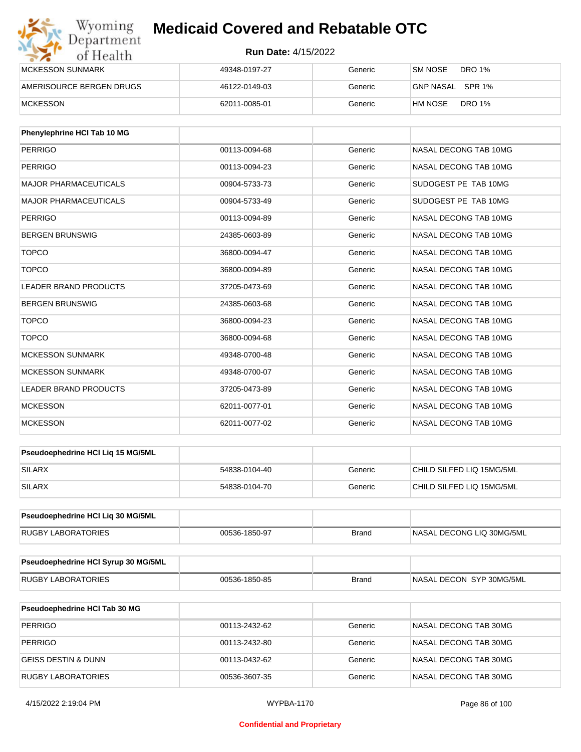| | | | |
|---|---|---|---|
| MCKESSON SUNMARK | 49348-0197-27 | Generic | SM NOSE DRO 1% |
| AMERISOURCE BERGEN DRUGS | 46122-0149-03 | Generic | GNP NASAL SPR 1% |
| MCKESSON | 62011-0085-01 | Generic | HM NOSE DRO 1% |

| Phenylephrine HCl Tab 10 MG | | | |
|---|---|---|---|
| PERRIGO | 00113-0094-68 | Generic | NASAL DECONG TAB 10MG |
| PERRIGO | 00113-0094-23 | Generic | NASAL DECONG TAB 10MG |
| MAJOR PHARMACEUTICALS | 00904-5733-73 | Generic | SUDOGEST PE TAB 10MG |
| MAJOR PHARMACEUTICALS | 00904-5733-49 | Generic | SUDOGEST PE TAB 10MG |
| PERRIGO | 00113-0094-89 | Generic | NASAL DECONG TAB 10MG |
| BERGEN BRUNSWIG | 24385-0603-89 | Generic | NASAL DECONG TAB 10MG |
| TOPCO | 36800-0094-47 | Generic | NASAL DECONG TAB 10MG |
| TOPCO | 36800-0094-89 | Generic | NASAL DECONG TAB 10MG |
| LEADER BRAND PRODUCTS | 37205-0473-69 | Generic | NASAL DECONG TAB 10MG |
| BERGEN BRUNSWIG | 24385-0603-68 | Generic | NASAL DECONG TAB 10MG |
| TOPCO | 36800-0094-23 | Generic | NASAL DECONG TAB 10MG |
| TOPCO | 36800-0094-68 | Generic | NASAL DECONG TAB 10MG |
| MCKESSON SUNMARK | 49348-0700-48 | Generic | NASAL DECONG TAB 10MG |
| MCKESSON SUNMARK | 49348-0700-07 | Generic | NASAL DECONG TAB 10MG |
| LEADER BRAND PRODUCTS | 37205-0473-89 | Generic | NASAL DECONG TAB 10MG |
| MCKESSON | 62011-0077-01 | Generic | NASAL DECONG TAB 10MG |
| MCKESSON | 62011-0077-02 | Generic | NASAL DECONG TAB 10MG |

| Pseudoephedrine HCl Liq 15 MG/5ML | | | |
|---|---|---|---|
| SILARX | 54838-0104-40 | Generic | CHILD SILFED LIQ 15MG/5ML |
| SILARX | 54838-0104-70 | Generic | CHILD SILFED LIQ 15MG/5ML |

| Pseudoephedrine HCl Liq 30 MG/5ML | | | |
|---|---|---|---|
| RUGBY LABORATORIES | 00536-1850-97 | Brand | NASAL DECONG LIQ 30MG/5ML |

| Pseudoephedrine HCl Syrup 30 MG/5ML | | | |
|---|---|---|---|
| RUGBY LABORATORIES | 00536-1850-85 | Brand | NASAL DECON SYP 30MG/5ML |

| Pseudoephedrine HCl Tab 30 MG | | | |
|---|---|---|---|
| PERRIGO | 00113-2432-62 | Generic | NASAL DECONG TAB 30MG |
| PERRIGO | 00113-2432-80 | Generic | NASAL DECONG TAB 30MG |
| GEISS DESTIN & DUNN | 00113-0432-62 | Generic | NASAL DECONG TAB 30MG |
| RUGBY LABORATORIES | 00536-3607-35 | Generic | NASAL DECONG TAB 30MG |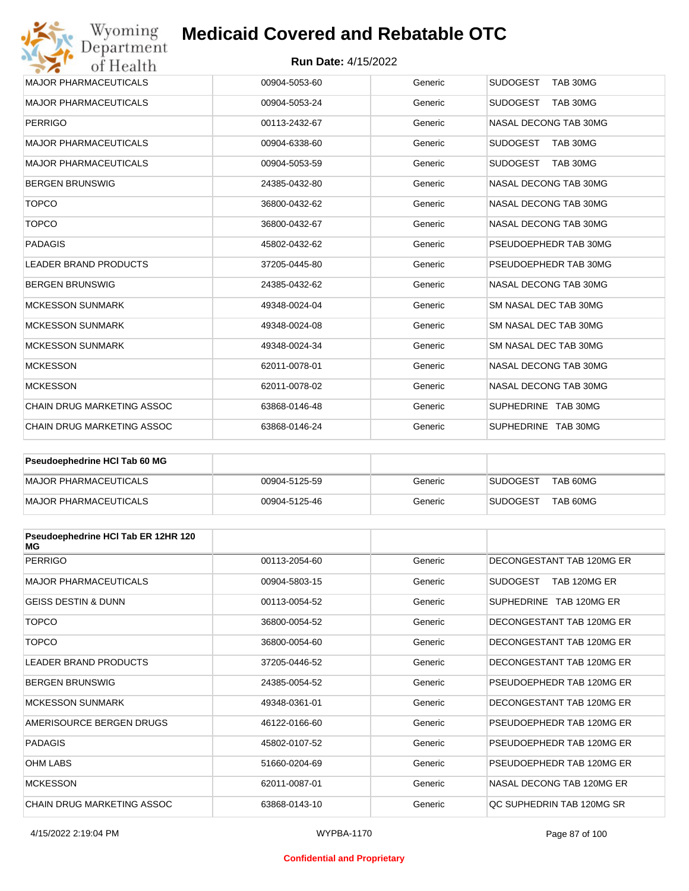| | | | |
|---|---|---|---|
| MAJOR PHARMACEUTICALS | 00904-5053-60 | Generic | SUDOGEST TAB 30MG |
| MAJOR PHARMACEUTICALS | 00904-5053-24 | Generic | SUDOGEST TAB 30MG |
| PERRIGO | 00113-2432-67 | Generic | NASAL DECONG TAB 30MG |
| MAJOR PHARMACEUTICALS | 00904-6338-60 | Generic | SUDOGEST TAB 30MG |
| MAJOR PHARMACEUTICALS | 00904-5053-59 | Generic | SUDOGEST TAB 30MG |
| BERGEN BRUNSWIG | 24385-0432-80 | Generic | NASAL DECONG TAB 30MG |
| TOPCO | 36800-0432-62 | Generic | NASAL DECONG TAB 30MG |
| TOPCO | 36800-0432-67 | Generic | NASAL DECONG TAB 30MG |
| PADAGIS | 45802-0432-62 | Generic | PSEUDOEPHEDR TAB 30MG |
| LEADER BRAND PRODUCTS | 37205-0445-80 | Generic | PSEUDOEPHEDR TAB 30MG |
| BERGEN BRUNSWIG | 24385-0432-62 | Generic | NASAL DECONG TAB 30MG |
| MCKESSON SUNMARK | 49348-0024-04 | Generic | SM NASAL DEC TAB 30MG |
| MCKESSON SUNMARK | 49348-0024-08 | Generic | SM NASAL DEC TAB 30MG |
| MCKESSON SUNMARK | 49348-0024-34 | Generic | SM NASAL DEC TAB 30MG |
| MCKESSON | 62011-0078-01 | Generic | NASAL DECONG TAB 30MG |
| MCKESSON | 62011-0078-02 | Generic | NASAL DECONG TAB 30MG |
| CHAIN DRUG MARKETING ASSOC | 63868-0146-48 | Generic | SUPHEDRINE TAB 30MG |
| CHAIN DRUG MARKETING ASSOC | 63868-0146-24 | Generic | SUPHEDRINE TAB 30MG |

| **Pseudoephedrine HCl Tab 60 MG** | | | |
|---|---|---|---|
| MAJOR PHARMACEUTICALS | 00904-5125-59 | Generic | SUDOGEST TAB 60MG |
| MAJOR PHARMACEUTICALS | 00904-5125-46 | Generic | SUDOGEST TAB 60MG |

| **Pseudoephedrine HCl Tab ER 12HR 120 MG** | | | |
|---|---|---|---|
| PERRIGO | 00113-2054-60 | Generic | DECONGESTANT TAB 120MG ER |
| MAJOR PHARMACEUTICALS | 00904-5803-15 | Generic | SUDOGEST TAB 120MG ER |
| GEISS DESTIN & DUNN | 00113-0054-52 | Generic | SUPHEDRINE TAB 120MG ER |
| TOPCO | 36800-0054-52 | Generic | DECONGESTANT TAB 120MG ER |
| TOPCO | 36800-0054-60 | Generic | DECONGESTANT TAB 120MG ER |
| LEADER BRAND PRODUCTS | 37205-0446-52 | Generic | DECONGESTANT TAB 120MG ER |
| BERGEN BRUNSWIG | 24385-0054-52 | Generic | PSEUDOEPHEDR TAB 120MG ER |
| MCKESSON SUNMARK | 49348-0361-01 | Generic | DECONGESTANT TAB 120MG ER |
| AMERISOURCE BERGEN DRUGS | 46122-0166-60 | Generic | PSEUDOEPHEDR TAB 120MG ER |
| PADAGIS | 45802-0107-52 | Generic | PSEUDOEPHEDR TAB 120MG ER |
| OHM LABS | 51660-0204-69 | Generic | PSEUDOEPHEDR TAB 120MG ER |
| MCKESSON | 62011-0087-01 | Generic | NASAL DECONG TAB 120MG ER |
| CHAIN DRUG MARKETING ASSOC | 63868-0143-10 | Generic | QC SUPHEDRIN TAB 120MG SR |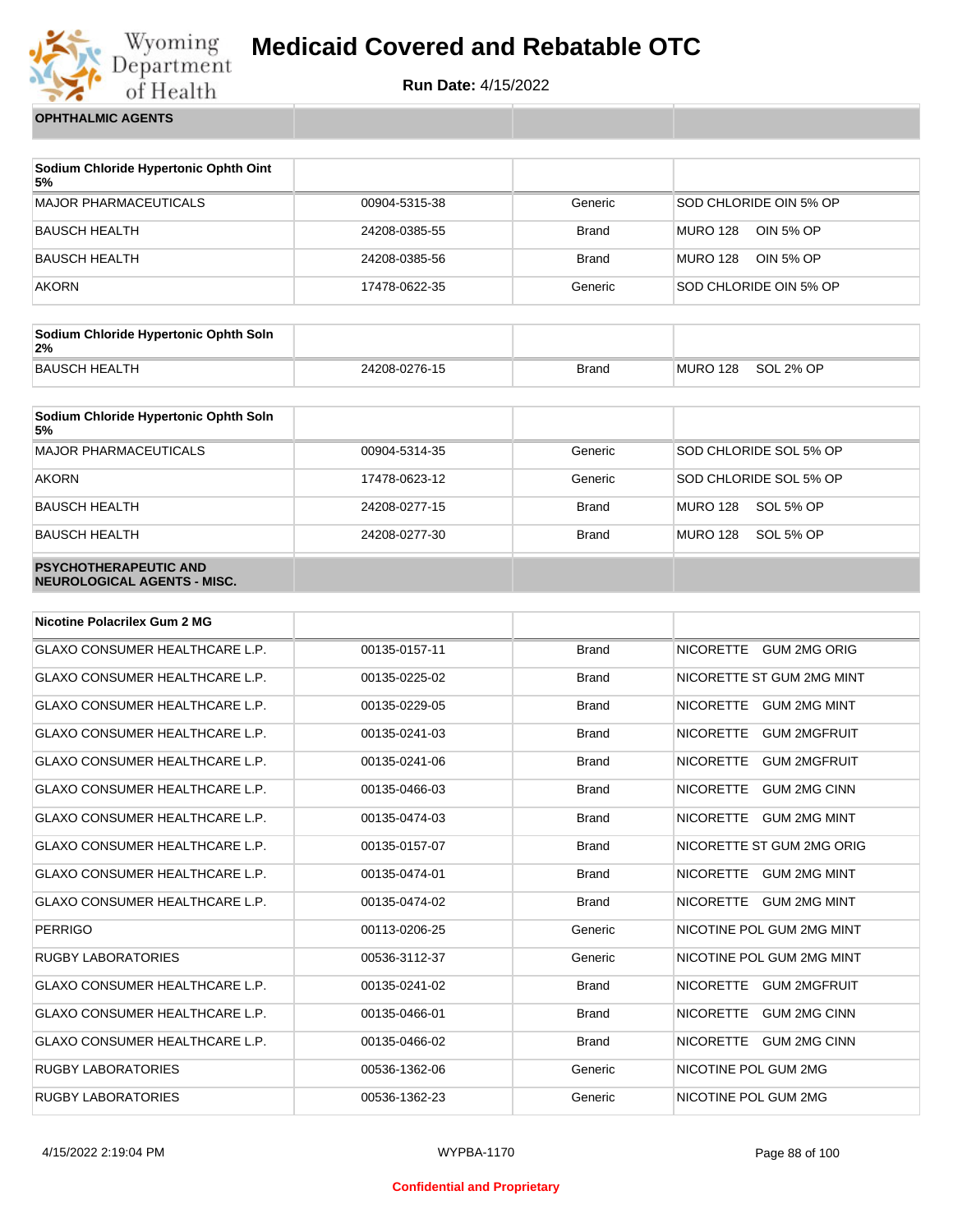| OPHTHALMIC AGENTS | | | |
|---|---|---|---|

| Sodium Chloride Hypertonic Ophth Oint 5% | | | |
|---|---|---|---|
| MAJOR PHARMACEUTICALS | 00904-5315-38 | Generic | SOD CHLORIDE OIN 5% OP |
| BAUSCH HEALTH | 24208-0385-55 | Brand | MURO 128 OIN 5% OP |
| BAUSCH HEALTH | 24208-0385-56 | Brand | MURO 128 OIN 5% OP |
| AKORN | 17478-0622-35 | Generic | SOD CHLORIDE OIN 5% OP |

| Sodium Chloride Hypertonic Ophth Soln 2% | | | |
|---|---|---|---|
| BAUSCH HEALTH | 24208-0276-15 | Brand | MURO 128 SOL 2% OP |

| Sodium Chloride Hypertonic Ophth Soln 5% | | | |
|---|---|---|---|
| MAJOR PHARMACEUTICALS | 00904-5314-35 | Generic | SOD CHLORIDE SOL 5% OP |
| AKORN | 17478-0623-12 | Generic | SOD CHLORIDE SOL 5% OP |
| BAUSCH HEALTH | 24208-0277-15 | Brand | MURO 128 SOL 5% OP |
| BAUSCH HEALTH | 24208-0277-30 | Brand | MURO 128 SOL 5% OP |

| PSYCHOTHERAPEUTIC AND NEUROLOGICAL AGENTS - MISC. | | | |
|---|---|---|---|

| Nicotine Polacrilex Gum 2 MG | | | |
|---|---|---|---|
| GLAXO CONSUMER HEALTHCARE L.P. | 00135-0157-11 | Brand | NICORETTE GUM 2MG ORIG |
| GLAXO CONSUMER HEALTHCARE L.P. | 00135-0225-02 | Brand | NICORETTE ST GUM 2MG MINT |
| GLAXO CONSUMER HEALTHCARE L.P. | 00135-0229-05 | Brand | NICORETTE GUM 2MG MINT |
| GLAXO CONSUMER HEALTHCARE L.P. | 00135-0241-03 | Brand | NICORETTE GUM 2MGFRUIT |
| GLAXO CONSUMER HEALTHCARE L.P. | 00135-0241-06 | Brand | NICORETTE GUM 2MGFRUIT |
| GLAXO CONSUMER HEALTHCARE L.P. | 00135-0466-03 | Brand | NICORETTE GUM 2MG CINN |
| GLAXO CONSUMER HEALTHCARE L.P. | 00135-0474-03 | Brand | NICORETTE GUM 2MG MINT |
| GLAXO CONSUMER HEALTHCARE L.P. | 00135-0157-07 | Brand | NICORETTE ST GUM 2MG ORIG |
| GLAXO CONSUMER HEALTHCARE L.P. | 00135-0474-01 | Brand | NICORETTE GUM 2MG MINT |
| GLAXO CONSUMER HEALTHCARE L.P. | 00135-0474-02 | Brand | NICORETTE GUM 2MG MINT |
| PERRIGO | 00113-0206-25 | Generic | NICOTINE POL GUM 2MG MINT |
| RUGBY LABORATORIES | 00536-3112-37 | Generic | NICOTINE POL GUM 2MG MINT |
| GLAXO CONSUMER HEALTHCARE L.P. | 00135-0241-02 | Brand | NICORETTE GUM 2MGFRUIT |
| GLAXO CONSUMER HEALTHCARE L.P. | 00135-0466-01 | Brand | NICORETTE GUM 2MG CINN |
| GLAXO CONSUMER HEALTHCARE L.P. | 00135-0466-02 | Brand | NICORETTE GUM 2MG CINN |
| RUGBY LABORATORIES | 00536-1362-06 | Generic | NICOTINE POL GUM 2MG |
| RUGBY LABORATORIES | 00536-1362-23 | Generic | NICOTINE POL GUM 2MG |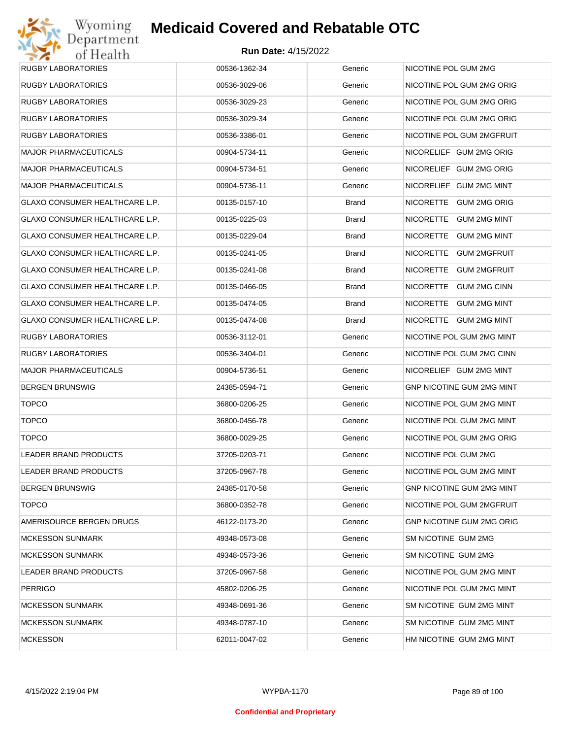# Medicaid Covered and Rebatable OTC

**Run Date:** 4/15/2022

| | | | |
|---|---|---|---|
| RUGBY LABORATORIES | 00536-1362-34 | Generic | NICOTINE POL GUM 2MG |
| RUGBY LABORATORIES | 00536-3029-06 | Generic | NICOTINE POL GUM 2MG ORIG |
| RUGBY LABORATORIES | 00536-3029-23 | Generic | NICOTINE POL GUM 2MG ORIG |
| RUGBY LABORATORIES | 00536-3029-34 | Generic | NICOTINE POL GUM 2MG ORIG |
| RUGBY LABORATORIES | 00536-3386-01 | Generic | NICOTINE POL GUM 2MGFRUIT |
| MAJOR PHARMACEUTICALS | 00904-5734-11 | Generic | NICORELIEF GUM 2MG ORIG |
| MAJOR PHARMACEUTICALS | 00904-5734-51 | Generic | NICORELIEF GUM 2MG ORIG |
| MAJOR PHARMACEUTICALS | 00904-5736-11 | Generic | NICORELIEF GUM 2MG MINT |
| GLAXO CONSUMER HEALTHCARE L.P. | 00135-0157-10 | Brand | NICORETTE GUM 2MG ORIG |
| GLAXO CONSUMER HEALTHCARE L.P. | 00135-0225-03 | Brand | NICORETTE GUM 2MG MINT |
| GLAXO CONSUMER HEALTHCARE L.P. | 00135-0229-04 | Brand | NICORETTE GUM 2MG MINT |
| GLAXO CONSUMER HEALTHCARE L.P. | 00135-0241-05 | Brand | NICORETTE GUM 2MGFRUIT |
| GLAXO CONSUMER HEALTHCARE L.P. | 00135-0241-08 | Brand | NICORETTE GUM 2MGFRUIT |
| GLAXO CONSUMER HEALTHCARE L.P. | 00135-0466-05 | Brand | NICORETTE GUM 2MG CINN |
| GLAXO CONSUMER HEALTHCARE L.P. | 00135-0474-05 | Brand | NICORETTE GUM 2MG MINT |
| GLAXO CONSUMER HEALTHCARE L.P. | 00135-0474-08 | Brand | NICORETTE GUM 2MG MINT |
| RUGBY LABORATORIES | 00536-3112-01 | Generic | NICOTINE POL GUM 2MG MINT |
| RUGBY LABORATORIES | 00536-3404-01 | Generic | NICOTINE POL GUM 2MG CINN |
| MAJOR PHARMACEUTICALS | 00904-5736-51 | Generic | NICORELIEF GUM 2MG MINT |
| BERGEN BRUNSWIG | 24385-0594-71 | Generic | GNP NICOTINE GUM 2MG MINT |
| TOPCO | 36800-0206-25 | Generic | NICOTINE POL GUM 2MG MINT |
| TOPCO | 36800-0456-78 | Generic | NICOTINE POL GUM 2MG MINT |
| TOPCO | 36800-0029-25 | Generic | NICOTINE POL GUM 2MG ORIG |
| LEADER BRAND PRODUCTS | 37205-0203-71 | Generic | NICOTINE POL GUM 2MG |
| LEADER BRAND PRODUCTS | 37205-0967-78 | Generic | NICOTINE POL GUM 2MG MINT |
| BERGEN BRUNSWIG | 24385-0170-58 | Generic | GNP NICOTINE GUM 2MG MINT |
| TOPCO | 36800-0352-78 | Generic | NICOTINE POL GUM 2MGFRUIT |
| AMERISOURCE BERGEN DRUGS | 46122-0173-20 | Generic | GNP NICOTINE GUM 2MG ORIG |
| MCKESSON SUNMARK | 49348-0573-08 | Generic | SM NICOTINE GUM 2MG |
| MCKESSON SUNMARK | 49348-0573-36 | Generic | SM NICOTINE GUM 2MG |
| LEADER BRAND PRODUCTS | 37205-0967-58 | Generic | NICOTINE POL GUM 2MG MINT |
| PERRIGO | 45802-0206-25 | Generic | NICOTINE POL GUM 2MG MINT |
| MCKESSON SUNMARK | 49348-0691-36 | Generic | SM NICOTINE GUM 2MG MINT |
| MCKESSON SUNMARK | 49348-0787-10 | Generic | SM NICOTINE GUM 2MG MINT |
| MCKESSON | 62011-0047-02 | Generic | HM NICOTINE GUM 2MG MINT |

Confidential and Proprietary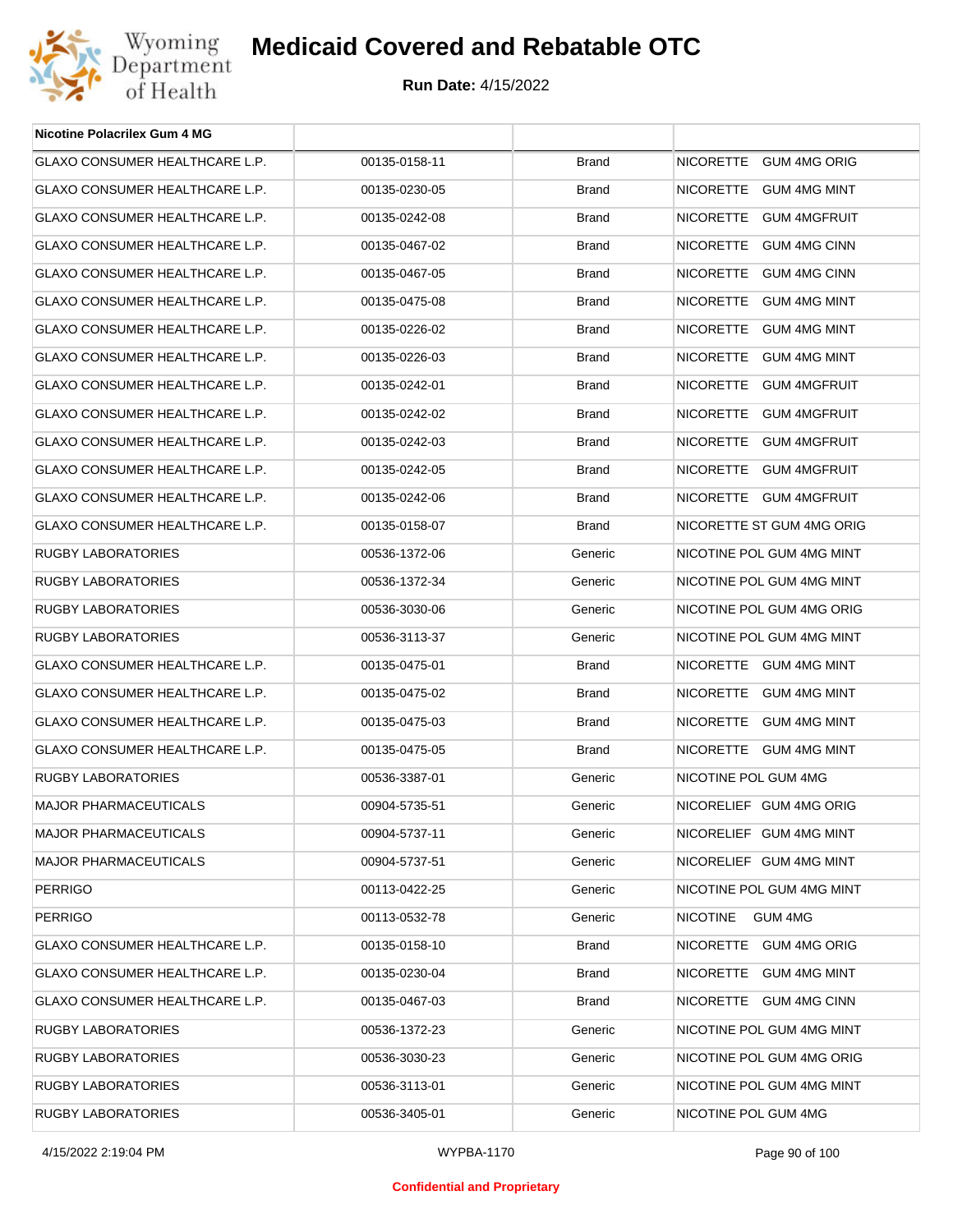| Nicotine Polacrilex Gum 4 MG | | | |
|---|---|---|---|
| GLAXO CONSUMER HEALTHCARE L.P. | 00135-0158-11 | Brand | NICORETTE GUM 4MG ORIG |
| GLAXO CONSUMER HEALTHCARE L.P. | 00135-0230-05 | Brand | NICORETTE GUM 4MG MINT |
| GLAXO CONSUMER HEALTHCARE L.P. | 00135-0242-08 | Brand | NICORETTE GUM 4MGFRUIT |
| GLAXO CONSUMER HEALTHCARE L.P. | 00135-0467-02 | Brand | NICORETTE GUM 4MG CINN |
| GLAXO CONSUMER HEALTHCARE L.P. | 00135-0467-05 | Brand | NICORETTE GUM 4MG CINN |
| GLAXO CONSUMER HEALTHCARE L.P. | 00135-0475-08 | Brand | NICORETTE GUM 4MG MINT |
| GLAXO CONSUMER HEALTHCARE L.P. | 00135-0226-02 | Brand | NICORETTE GUM 4MG MINT |
| GLAXO CONSUMER HEALTHCARE L.P. | 00135-0226-03 | Brand | NICORETTE GUM 4MG MINT |
| GLAXO CONSUMER HEALTHCARE L.P. | 00135-0242-01 | Brand | NICORETTE GUM 4MGFRUIT |
| GLAXO CONSUMER HEALTHCARE L.P. | 00135-0242-02 | Brand | NICORETTE GUM 4MGFRUIT |
| GLAXO CONSUMER HEALTHCARE L.P. | 00135-0242-03 | Brand | NICORETTE GUM 4MGFRUIT |
| GLAXO CONSUMER HEALTHCARE L.P. | 00135-0242-05 | Brand | NICORETTE GUM 4MGFRUIT |
| GLAXO CONSUMER HEALTHCARE L.P. | 00135-0242-06 | Brand | NICORETTE GUM 4MGFRUIT |
| GLAXO CONSUMER HEALTHCARE L.P. | 00135-0158-07 | Brand | NICORETTE ST GUM 4MG ORIG |
| RUGBY LABORATORIES | 00536-1372-06 | Generic | NICOTINE POL GUM 4MG MINT |
| RUGBY LABORATORIES | 00536-1372-34 | Generic | NICOTINE POL GUM 4MG MINT |
| RUGBY LABORATORIES | 00536-3030-06 | Generic | NICOTINE POL GUM 4MG ORIG |
| RUGBY LABORATORIES | 00536-3113-37 | Generic | NICOTINE POL GUM 4MG MINT |
| GLAXO CONSUMER HEALTHCARE L.P. | 00135-0475-01 | Brand | NICORETTE GUM 4MG MINT |
| GLAXO CONSUMER HEALTHCARE L.P. | 00135-0475-02 | Brand | NICORETTE GUM 4MG MINT |
| GLAXO CONSUMER HEALTHCARE L.P. | 00135-0475-03 | Brand | NICORETTE GUM 4MG MINT |
| GLAXO CONSUMER HEALTHCARE L.P. | 00135-0475-05 | Brand | NICORETTE GUM 4MG MINT |
| RUGBY LABORATORIES | 00536-3387-01 | Generic | NICOTINE POL GUM 4MG |
| MAJOR PHARMACEUTICALS | 00904-5735-51 | Generic | NICORELIEF GUM 4MG ORIG |
| MAJOR PHARMACEUTICALS | 00904-5737-11 | Generic | NICORELIEF GUM 4MG MINT |
| MAJOR PHARMACEUTICALS | 00904-5737-51 | Generic | NICORELIEF GUM 4MG MINT |
| PERRIGO | 00113-0422-25 | Generic | NICOTINE POL GUM 4MG MINT |
| PERRIGO | 00113-0532-78 | Generic | NICOTINE GUM 4MG |
| GLAXO CONSUMER HEALTHCARE L.P. | 00135-0158-10 | Brand | NICORETTE GUM 4MG ORIG |
| GLAXO CONSUMER HEALTHCARE L.P. | 00135-0230-04 | Brand | NICORETTE GUM 4MG MINT |
| GLAXO CONSUMER HEALTHCARE L.P. | 00135-0467-03 | Brand | NICORETTE GUM 4MG CINN |
| RUGBY LABORATORIES | 00536-1372-23 | Generic | NICOTINE POL GUM 4MG MINT |
| RUGBY LABORATORIES | 00536-3030-23 | Generic | NICOTINE POL GUM 4MG ORIG |
| RUGBY LABORATORIES | 00536-3113-01 | Generic | NICOTINE POL GUM 4MG MINT |
| RUGBY LABORATORIES | 00536-3405-01 | Generic | NICOTINE POL GUM 4MG |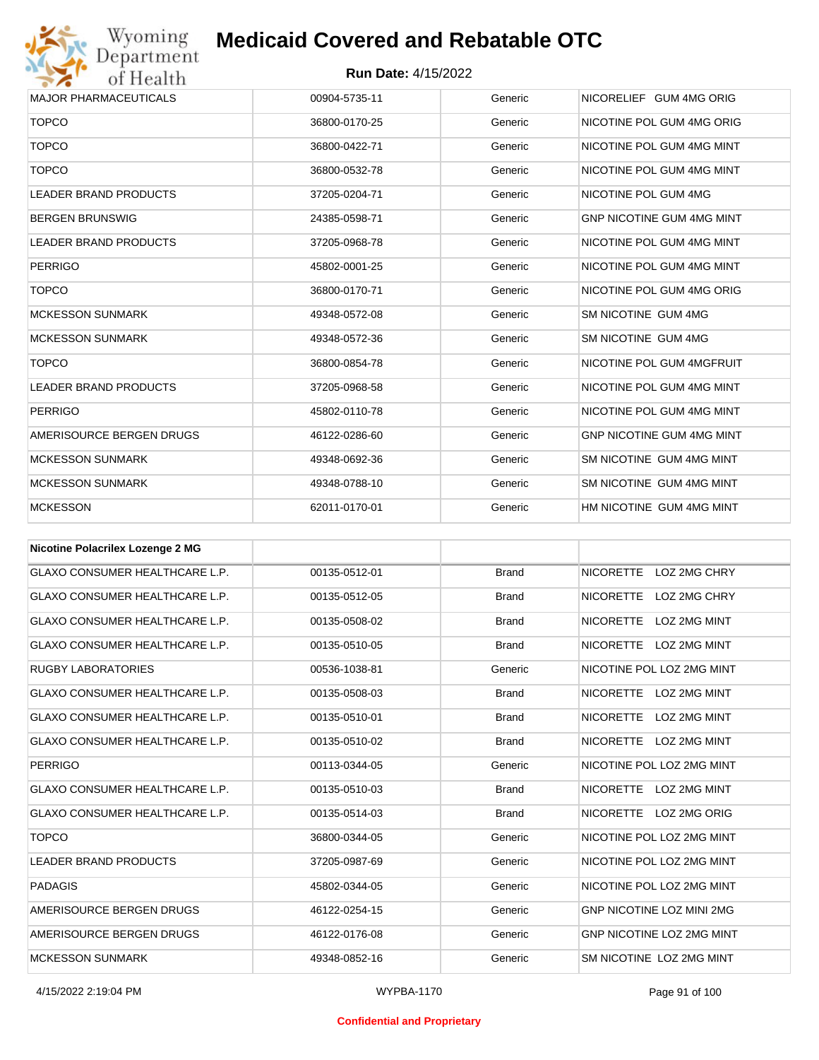| MAJOR PHARMACEUTICALS | 00904-5735-11 | Generic | NICORELIEF GUM 4MG ORIG |
|---|---|---|---|
| TOPCO | 36800-0170-25 | Generic | NICOTINE POL GUM 4MG ORIG |
| TOPCO | 36800-0422-71 | Generic | NICOTINE POL GUM 4MG MINT |
| TOPCO | 36800-0532-78 | Generic | NICOTINE POL GUM 4MG MINT |
| LEADER BRAND PRODUCTS | 37205-0204-71 | Generic | NICOTINE POL GUM 4MG |
| BERGEN BRUNSWIG | 24385-0598-71 | Generic | GNP NICOTINE GUM 4MG MINT |
| LEADER BRAND PRODUCTS | 37205-0968-78 | Generic | NICOTINE POL GUM 4MG MINT |
| PERRIGO | 45802-0001-25 | Generic | NICOTINE POL GUM 4MG MINT |
| TOPCO | 36800-0170-71 | Generic | NICOTINE POL GUM 4MG ORIG |
| MCKESSON SUNMARK | 49348-0572-08 | Generic | SM NICOTINE GUM 4MG |
| MCKESSON SUNMARK | 49348-0572-36 | Generic | SM NICOTINE GUM 4MG |
| TOPCO | 36800-0854-78 | Generic | NICOTINE POL GUM 4MGFRUIT |
| LEADER BRAND PRODUCTS | 37205-0968-58 | Generic | NICOTINE POL GUM 4MG MINT |
| PERRIGO | 45802-0110-78 | Generic | NICOTINE POL GUM 4MG MINT |
| AMERISOURCE BERGEN DRUGS | 46122-0286-60 | Generic | GNP NICOTINE GUM 4MG MINT |
| MCKESSON SUNMARK | 49348-0692-36 | Generic | SM NICOTINE GUM 4MG MINT |
| MCKESSON SUNMARK | 49348-0788-10 | Generic | SM NICOTINE GUM 4MG MINT |
| MCKESSON | 62011-0170-01 | Generic | HM NICOTINE GUM 4MG MINT |

| **Nicotine Polacrilex Lozenge 2 MG** | | | |
|---|---|---|---|
| GLAXO CONSUMER HEALTHCARE L.P. | 00135-0512-01 | Brand | NICORETTE LOZ 2MG CHRY |
| GLAXO CONSUMER HEALTHCARE L.P. | 00135-0512-05 | Brand | NICORETTE LOZ 2MG CHRY |
| GLAXO CONSUMER HEALTHCARE L.P. | 00135-0508-02 | Brand | NICORETTE LOZ 2MG MINT |
| GLAXO CONSUMER HEALTHCARE L.P. | 00135-0510-05 | Brand | NICORETTE LOZ 2MG MINT |
| RUGBY LABORATORIES | 00536-1038-81 | Generic | NICOTINE POL LOZ 2MG MINT |
| GLAXO CONSUMER HEALTHCARE L.P. | 00135-0508-03 | Brand | NICORETTE LOZ 2MG MINT |
| GLAXO CONSUMER HEALTHCARE L.P. | 00135-0510-01 | Brand | NICORETTE LOZ 2MG MINT |
| GLAXO CONSUMER HEALTHCARE L.P. | 00135-0510-02 | Brand | NICORETTE LOZ 2MG MINT |
| PERRIGO | 00113-0344-05 | Generic | NICOTINE POL LOZ 2MG MINT |
| GLAXO CONSUMER HEALTHCARE L.P. | 00135-0510-03 | Brand | NICORETTE LOZ 2MG MINT |
| GLAXO CONSUMER HEALTHCARE L.P. | 00135-0514-03 | Brand | NICORETTE LOZ 2MG ORIG |
| TOPCO | 36800-0344-05 | Generic | NICOTINE POL LOZ 2MG MINT |
| LEADER BRAND PRODUCTS | 37205-0987-69 | Generic | NICOTINE POL LOZ 2MG MINT |
| PADAGIS | 45802-0344-05 | Generic | NICOTINE POL LOZ 2MG MINT |
| AMERISOURCE BERGEN DRUGS | 46122-0254-15 | Generic | GNP NICOTINE LOZ MINI 2MG |
| AMERISOURCE BERGEN DRUGS | 46122-0176-08 | Generic | GNP NICOTINE LOZ 2MG MINT |
| MCKESSON SUNMARK | 49348-0852-16 | Generic | SM NICOTINE LOZ 2MG MINT |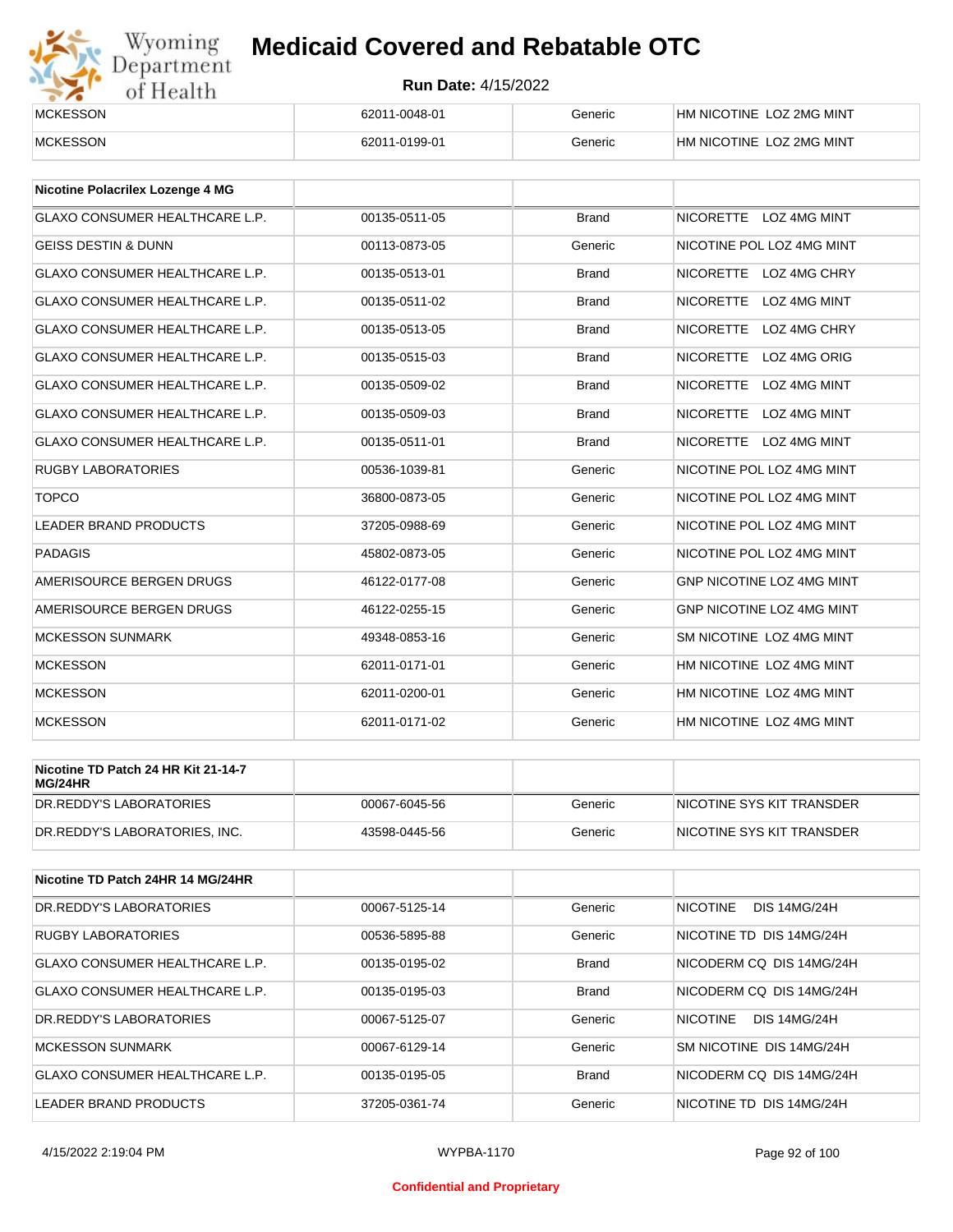| | | | |
|---|---|---|---|
| MCKESSON | 62011-0048-01 | Generic | HM NICOTINE LOZ 2MG MINT |
| MCKESSON | 62011-0199-01 | Generic | HM NICOTINE LOZ 2MG MINT |

| Nicotine Polacrilex Lozenge 4 MG | | | |
|---|---|---|---|
| GLAXO CONSUMER HEALTHCARE L.P. | 00135-0511-05 | Brand | NICORETTE LOZ 4MG MINT |
| GEISS DESTIN & DUNN | 00113-0873-05 | Generic | NICOTINE POL LOZ 4MG MINT |
| GLAXO CONSUMER HEALTHCARE L.P. | 00135-0513-01 | Brand | NICORETTE LOZ 4MG CHRY |
| GLAXO CONSUMER HEALTHCARE L.P. | 00135-0511-02 | Brand | NICORETTE LOZ 4MG MINT |
| GLAXO CONSUMER HEALTHCARE L.P. | 00135-0513-05 | Brand | NICORETTE LOZ 4MG CHRY |
| GLAXO CONSUMER HEALTHCARE L.P. | 00135-0515-03 | Brand | NICORETTE LOZ 4MG ORIG |
| GLAXO CONSUMER HEALTHCARE L.P. | 00135-0509-02 | Brand | NICORETTE LOZ 4MG MINT |
| GLAXO CONSUMER HEALTHCARE L.P. | 00135-0509-03 | Brand | NICORETTE LOZ 4MG MINT |
| GLAXO CONSUMER HEALTHCARE L.P. | 00135-0511-01 | Brand | NICORETTE LOZ 4MG MINT |
| RUGBY LABORATORIES | 00536-1039-81 | Generic | NICOTINE POL LOZ 4MG MINT |
| TOPCO | 36800-0873-05 | Generic | NICOTINE POL LOZ 4MG MINT |
| LEADER BRAND PRODUCTS | 37205-0988-69 | Generic | NICOTINE POL LOZ 4MG MINT |
| PADAGIS | 45802-0873-05 | Generic | NICOTINE POL LOZ 4MG MINT |
| AMERISOURCE BERGEN DRUGS | 46122-0177-08 | Generic | GNP NICOTINE LOZ 4MG MINT |
| AMERISOURCE BERGEN DRUGS | 46122-0255-15 | Generic | GNP NICOTINE LOZ 4MG MINT |
| MCKESSON SUNMARK | 49348-0853-16 | Generic | SM NICOTINE LOZ 4MG MINT |
| MCKESSON | 62011-0171-01 | Generic | HM NICOTINE LOZ 4MG MINT |
| MCKESSON | 62011-0200-01 | Generic | HM NICOTINE LOZ 4MG MINT |
| MCKESSON | 62011-0171-02 | Generic | HM NICOTINE LOZ 4MG MINT |

| Nicotine TD Patch 24 HR Kit 21-14-7 MG/24HR | | | |
|---|---|---|---|
| DR.REDDY'S LABORATORIES | 00067-6045-56 | Generic | NICOTINE SYS KIT TRANSDER |
| DR.REDDY'S LABORATORIES, INC. | 43598-0445-56 | Generic | NICOTINE SYS KIT TRANSDER |

| Nicotine TD Patch 24HR 14 MG/24HR | | | |
|---|---|---|---|
| DR.REDDY'S LABORATORIES | 00067-5125-14 | Generic | NICOTINE DIS 14MG/24H |
| RUGBY LABORATORIES | 00536-5895-88 | Generic | NICOTINE TD DIS 14MG/24H |
| GLAXO CONSUMER HEALTHCARE L.P. | 00135-0195-02 | Brand | NICODERM CQ DIS 14MG/24H |
| GLAXO CONSUMER HEALTHCARE L.P. | 00135-0195-03 | Brand | NICODERM CQ DIS 14MG/24H |
| DR.REDDY'S LABORATORIES | 00067-5125-07 | Generic | NICOTINE DIS 14MG/24H |
| MCKESSON SUNMARK | 00067-6129-14 | Generic | SM NICOTINE DIS 14MG/24H |
| GLAXO CONSUMER HEALTHCARE L.P. | 00135-0195-05 | Brand | NICODERM CQ DIS 14MG/24H |
| LEADER BRAND PRODUCTS | 37205-0361-74 | Generic | NICOTINE TD DIS 14MG/24H |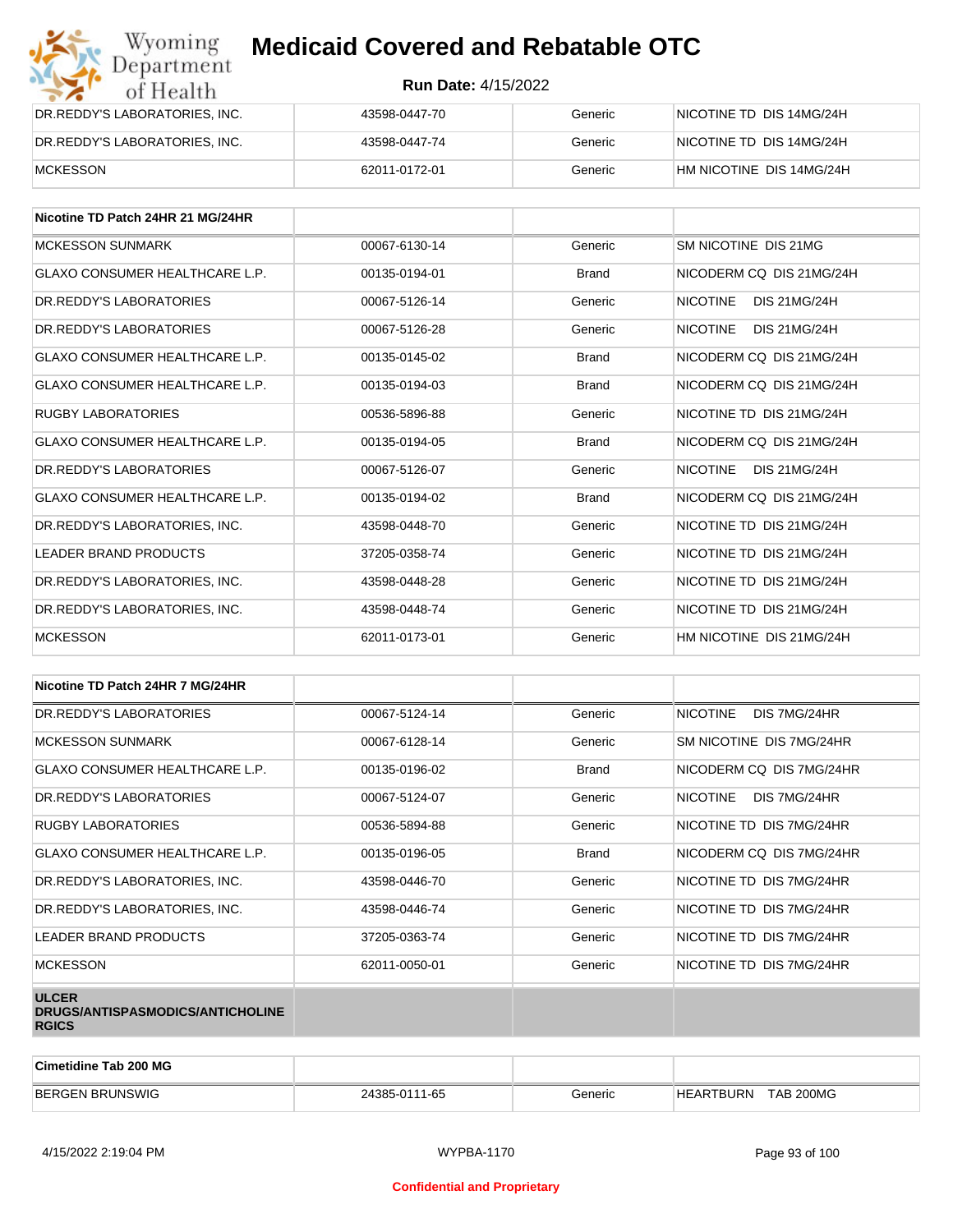| | | | |
|---|---|---|---|
| DR.REDDY'S LABORATORIES, INC. | 43598-0447-70 | Generic | NICOTINE TD DIS 14MG/24H |
| DR.REDDY'S LABORATORIES, INC. | 43598-0447-74 | Generic | NICOTINE TD DIS 14MG/24H |
| MCKESSON | 62011-0172-01 | Generic | HM NICOTINE DIS 14MG/24H |

| Nicotine TD Patch 24HR 21 MG/24HR | | | |
|---|---|---|---|
| MCKESSON SUNMARK | 00067-6130-14 | Generic | SM NICOTINE DIS 21MG |
| GLAXO CONSUMER HEALTHCARE L.P. | 00135-0194-01 | Brand | NICODERM CQ DIS 21MG/24H |
| DR.REDDY'S LABORATORIES | 00067-5126-14 | Generic | NICOTINE DIS 21MG/24H |
| DR.REDDY'S LABORATORIES | 00067-5126-28 | Generic | NICOTINE DIS 21MG/24H |
| GLAXO CONSUMER HEALTHCARE L.P. | 00135-0145-02 | Brand | NICODERM CQ DIS 21MG/24H |
| GLAXO CONSUMER HEALTHCARE L.P. | 00135-0194-03 | Brand | NICODERM CQ DIS 21MG/24H |
| RUGBY LABORATORIES | 00536-5896-88 | Generic | NICOTINE TD DIS 21MG/24H |
| GLAXO CONSUMER HEALTHCARE L.P. | 00135-0194-05 | Brand | NICODERM CQ DIS 21MG/24H |
| DR.REDDY'S LABORATORIES | 00067-5126-07 | Generic | NICOTINE DIS 21MG/24H |
| GLAXO CONSUMER HEALTHCARE L.P. | 00135-0194-02 | Brand | NICODERM CQ DIS 21MG/24H |
| DR.REDDY'S LABORATORIES, INC. | 43598-0448-70 | Generic | NICOTINE TD DIS 21MG/24H |
| LEADER BRAND PRODUCTS | 37205-0358-74 | Generic | NICOTINE TD DIS 21MG/24H |
| DR.REDDY'S LABORATORIES, INC. | 43598-0448-28 | Generic | NICOTINE TD DIS 21MG/24H |
| DR.REDDY'S LABORATORIES, INC. | 43598-0448-74 | Generic | NICOTINE TD DIS 21MG/24H |
| MCKESSON | 62011-0173-01 | Generic | HM NICOTINE DIS 21MG/24H |

| Nicotine TD Patch 24HR 7 MG/24HR | | | |
|---|---|---|---|
| DR.REDDY'S LABORATORIES | 00067-5124-14 | Generic | NICOTINE DIS 7MG/24HR |
| MCKESSON SUNMARK | 00067-6128-14 | Generic | SM NICOTINE DIS 7MG/24HR |
| GLAXO CONSUMER HEALTHCARE L.P. | 00135-0196-02 | Brand | NICODERM CQ DIS 7MG/24HR |
| DR.REDDY'S LABORATORIES | 00067-5124-07 | Generic | NICOTINE DIS 7MG/24HR |
| RUGBY LABORATORIES | 00536-5894-88 | Generic | NICOTINE TD DIS 7MG/24HR |
| GLAXO CONSUMER HEALTHCARE L.P. | 00135-0196-05 | Brand | NICODERM CQ DIS 7MG/24HR |
| DR.REDDY'S LABORATORIES, INC. | 43598-0446-70 | Generic | NICOTINE TD DIS 7MG/24HR |
| DR.REDDY'S LABORATORIES, INC. | 43598-0446-74 | Generic | NICOTINE TD DIS 7MG/24HR |
| LEADER BRAND PRODUCTS | 37205-0363-74 | Generic | NICOTINE TD DIS 7MG/24HR |
| MCKESSON | 62011-0050-01 | Generic | NICOTINE TD DIS 7MG/24HR |
| **ULCER DRUGS/ANTISPASMODICS/ANTICHOLINERGICS** | | | |

| Cimetidine Tab 200 MG | | | |
|---|---|---|---|
| BERGEN BRUNSWIG | 24385-0111-65 | Generic | HEARTBURN TAB 200MG |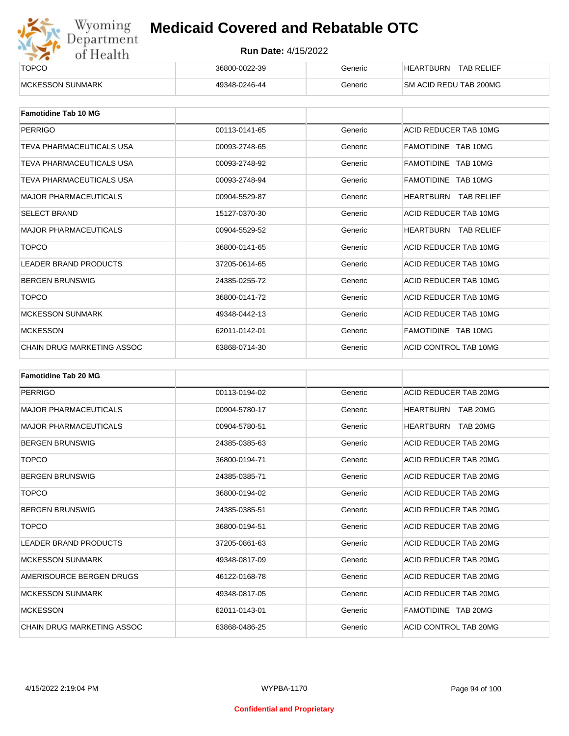| | | | |
|---|---|---|---|
| TOPCO | 36800-0022-39 | Generic | HEARTBURN TAB RELIEF |
| MCKESSON SUNMARK | 49348-0246-44 | Generic | SM ACID REDU TAB 200MG |

| **Famotidine Tab 10 MG** | | | |
|---|---|---|---|
| PERRIGO | 00113-0141-65 | Generic | ACID REDUCER TAB 10MG |
| TEVA PHARMACEUTICALS USA | 00093-2748-65 | Generic | FAMOTIDINE TAB 10MG |
| TEVA PHARMACEUTICALS USA | 00093-2748-92 | Generic | FAMOTIDINE TAB 10MG |
| TEVA PHARMACEUTICALS USA | 00093-2748-94 | Generic | FAMOTIDINE TAB 10MG |
| MAJOR PHARMACEUTICALS | 00904-5529-87 | Generic | HEARTBURN TAB RELIEF |
| SELECT BRAND | 15127-0370-30 | Generic | ACID REDUCER TAB 10MG |
| MAJOR PHARMACEUTICALS | 00904-5529-52 | Generic | HEARTBURN TAB RELIEF |
| TOPCO | 36800-0141-65 | Generic | ACID REDUCER TAB 10MG |
| LEADER BRAND PRODUCTS | 37205-0614-65 | Generic | ACID REDUCER TAB 10MG |
| BERGEN BRUNSWIG | 24385-0255-72 | Generic | ACID REDUCER TAB 10MG |
| TOPCO | 36800-0141-72 | Generic | ACID REDUCER TAB 10MG |
| MCKESSON SUNMARK | 49348-0442-13 | Generic | ACID REDUCER TAB 10MG |
| MCKESSON | 62011-0142-01 | Generic | FAMOTIDINE TAB 10MG |
| CHAIN DRUG MARKETING ASSOC | 63868-0714-30 | Generic | ACID CONTROL TAB 10MG |

| **Famotidine Tab 20 MG** | | | |
|---|---|---|---|
| PERRIGO | 00113-0194-02 | Generic | ACID REDUCER TAB 20MG |
| MAJOR PHARMACEUTICALS | 00904-5780-17 | Generic | HEARTBURN TAB 20MG |
| MAJOR PHARMACEUTICALS | 00904-5780-51 | Generic | HEARTBURN TAB 20MG |
| BERGEN BRUNSWIG | 24385-0385-63 | Generic | ACID REDUCER TAB 20MG |
| TOPCO | 36800-0194-71 | Generic | ACID REDUCER TAB 20MG |
| BERGEN BRUNSWIG | 24385-0385-71 | Generic | ACID REDUCER TAB 20MG |
| TOPCO | 36800-0194-02 | Generic | ACID REDUCER TAB 20MG |
| BERGEN BRUNSWIG | 24385-0385-51 | Generic | ACID REDUCER TAB 20MG |
| TOPCO | 36800-0194-51 | Generic | ACID REDUCER TAB 20MG |
| LEADER BRAND PRODUCTS | 37205-0861-63 | Generic | ACID REDUCER TAB 20MG |
| MCKESSON SUNMARK | 49348-0817-09 | Generic | ACID REDUCER TAB 20MG |
| AMERISOURCE BERGEN DRUGS | 46122-0168-78 | Generic | ACID REDUCER TAB 20MG |
| MCKESSON SUNMARK | 49348-0817-05 | Generic | ACID REDUCER TAB 20MG |
| MCKESSON | 62011-0143-01 | Generic | FAMOTIDINE TAB 20MG |
| CHAIN DRUG MARKETING ASSOC | 63868-0486-25 | Generic | ACID CONTROL TAB 20MG |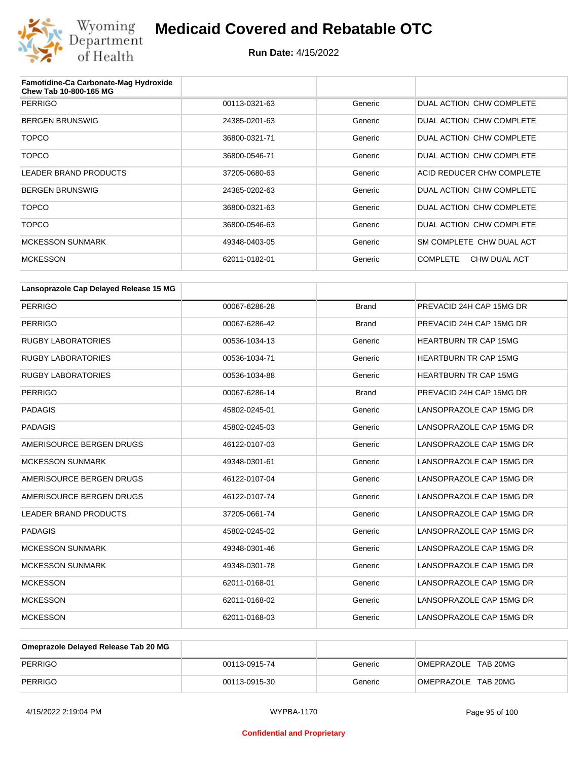# Medicaid Covered and Rebatable OTC

**Run Date:** 4/15/2022

| Famotidine-Ca Carbonate-Mag Hydroxide Chew Tab 10-800-165 MG | | | |
|---|---|---|---|
| PERRIGO | 00113-0321-63 | Generic | DUAL ACTION CHW COMPLETE |
| BERGEN BRUNSWIG | 24385-0201-63 | Generic | DUAL ACTION CHW COMPLETE |
| TOPCO | 36800-0321-71 | Generic | DUAL ACTION CHW COMPLETE |
| TOPCO | 36800-0546-71 | Generic | DUAL ACTION CHW COMPLETE |
| LEADER BRAND PRODUCTS | 37205-0680-63 | Generic | ACID REDUCER CHW COMPLETE |
| BERGEN BRUNSWIG | 24385-0202-63 | Generic | DUAL ACTION CHW COMPLETE |
| TOPCO | 36800-0321-63 | Generic | DUAL ACTION CHW COMPLETE |
| TOPCO | 36800-0546-63 | Generic | DUAL ACTION CHW COMPLETE |
| MCKESSON SUNMARK | 49348-0403-05 | Generic | SM COMPLETE CHW DUAL ACT |
| MCKESSON | 62011-0182-01 | Generic | COMPLETE CHW DUAL ACT |

| Lansoprazole Cap Delayed Release 15 MG | | | |
|---|---|---|---|
| PERRIGO | 00067-6286-28 | Brand | PREVACID 24H CAP 15MG DR |
| PERRIGO | 00067-6286-42 | Brand | PREVACID 24H CAP 15MG DR |
| RUGBY LABORATORIES | 00536-1034-13 | Generic | HEARTBURN TR CAP 15MG |
| RUGBY LABORATORIES | 00536-1034-71 | Generic | HEARTBURN TR CAP 15MG |
| RUGBY LABORATORIES | 00536-1034-88 | Generic | HEARTBURN TR CAP 15MG |
| PERRIGO | 00067-6286-14 | Brand | PREVACID 24H CAP 15MG DR |
| PADAGIS | 45802-0245-01 | Generic | LANSOPRAZOLE CAP 15MG DR |
| PADAGIS | 45802-0245-03 | Generic | LANSOPRAZOLE CAP 15MG DR |
| AMERISOURCE BERGEN DRUGS | 46122-0107-03 | Generic | LANSOPRAZOLE CAP 15MG DR |
| MCKESSON SUNMARK | 49348-0301-61 | Generic | LANSOPRAZOLE CAP 15MG DR |
| AMERISOURCE BERGEN DRUGS | 46122-0107-04 | Generic | LANSOPRAZOLE CAP 15MG DR |
| AMERISOURCE BERGEN DRUGS | 46122-0107-74 | Generic | LANSOPRAZOLE CAP 15MG DR |
| LEADER BRAND PRODUCTS | 37205-0661-74 | Generic | LANSOPRAZOLE CAP 15MG DR |
| PADAGIS | 45802-0245-02 | Generic | LANSOPRAZOLE CAP 15MG DR |
| MCKESSON SUNMARK | 49348-0301-46 | Generic | LANSOPRAZOLE CAP 15MG DR |
| MCKESSON SUNMARK | 49348-0301-78 | Generic | LANSOPRAZOLE CAP 15MG DR |
| MCKESSON | 62011-0168-01 | Generic | LANSOPRAZOLE CAP 15MG DR |
| MCKESSON | 62011-0168-02 | Generic | LANSOPRAZOLE CAP 15MG DR |
| MCKESSON | 62011-0168-03 | Generic | LANSOPRAZOLE CAP 15MG DR |

| Omeprazole Delayed Release Tab 20 MG | | | |
|---|---|---|---|
| PERRIGO | 00113-0915-74 | Generic | OMEPRAZOLE TAB 20MG |
| PERRIGO | 00113-0915-30 | Generic | OMEPRAZOLE TAB 20MG |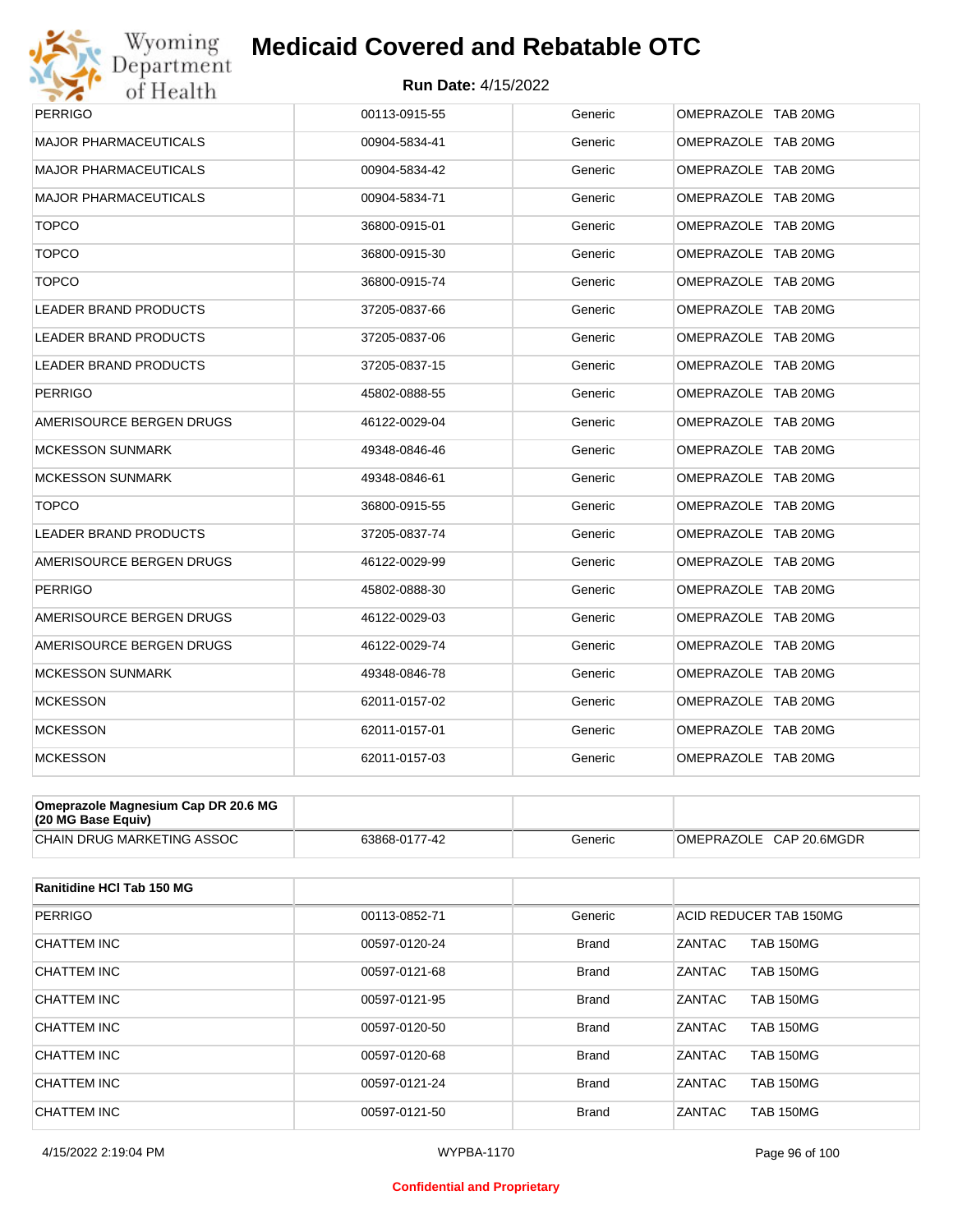| | | | |
|---|---|---|---|
| PERRIGO | 00113-0915-55 | Generic | OMEPRAZOLE TAB 20MG |
| MAJOR PHARMACEUTICALS | 00904-5834-41 | Generic | OMEPRAZOLE TAB 20MG |
| MAJOR PHARMACEUTICALS | 00904-5834-42 | Generic | OMEPRAZOLE TAB 20MG |
| MAJOR PHARMACEUTICALS | 00904-5834-71 | Generic | OMEPRAZOLE TAB 20MG |
| TOPCO | 36800-0915-01 | Generic | OMEPRAZOLE TAB 20MG |
| TOPCO | 36800-0915-30 | Generic | OMEPRAZOLE TAB 20MG |
| TOPCO | 36800-0915-74 | Generic | OMEPRAZOLE TAB 20MG |
| LEADER BRAND PRODUCTS | 37205-0837-66 | Generic | OMEPRAZOLE TAB 20MG |
| LEADER BRAND PRODUCTS | 37205-0837-06 | Generic | OMEPRAZOLE TAB 20MG |
| LEADER BRAND PRODUCTS | 37205-0837-15 | Generic | OMEPRAZOLE TAB 20MG |
| PERRIGO | 45802-0888-55 | Generic | OMEPRAZOLE TAB 20MG |
| AMERISOURCE BERGEN DRUGS | 46122-0029-04 | Generic | OMEPRAZOLE TAB 20MG |
| MCKESSON SUNMARK | 49348-0846-46 | Generic | OMEPRAZOLE TAB 20MG |
| MCKESSON SUNMARK | 49348-0846-61 | Generic | OMEPRAZOLE TAB 20MG |
| TOPCO | 36800-0915-55 | Generic | OMEPRAZOLE TAB 20MG |
| LEADER BRAND PRODUCTS | 37205-0837-74 | Generic | OMEPRAZOLE TAB 20MG |
| AMERISOURCE BERGEN DRUGS | 46122-0029-99 | Generic | OMEPRAZOLE TAB 20MG |
| PERRIGO | 45802-0888-30 | Generic | OMEPRAZOLE TAB 20MG |
| AMERISOURCE BERGEN DRUGS | 46122-0029-03 | Generic | OMEPRAZOLE TAB 20MG |
| AMERISOURCE BERGEN DRUGS | 46122-0029-74 | Generic | OMEPRAZOLE TAB 20MG |
| MCKESSON SUNMARK | 49348-0846-78 | Generic | OMEPRAZOLE TAB 20MG |
| MCKESSON | 62011-0157-02 | Generic | OMEPRAZOLE TAB 20MG |
| MCKESSON | 62011-0157-01 | Generic | OMEPRAZOLE TAB 20MG |
| MCKESSON | 62011-0157-03 | Generic | OMEPRAZOLE TAB 20MG |

| **Omeprazole Magnesium Cap DR 20.6 MG (20 MG Base Equiv)** | | | |
|---|---|---|---|
| CHAIN DRUG MARKETING ASSOC | 63868-0177-42 | Generic | OMEPRAZOLE CAP 20.6MGDR |

| **Ranitidine HCl Tab 150 MG** | | | |
|---|---|---|---|
| PERRIGO | 00113-0852-71 | Generic | ACID REDUCER TAB 150MG |
| CHATTEM INC | 00597-0120-24 | Brand | ZANTAC TAB 150MG |
| CHATTEM INC | 00597-0121-68 | Brand | ZANTAC TAB 150MG |
| CHATTEM INC | 00597-0121-95 | Brand | ZANTAC TAB 150MG |
| CHATTEM INC | 00597-0120-50 | Brand | ZANTAC TAB 150MG |
| CHATTEM INC | 00597-0120-68 | Brand | ZANTAC TAB 150MG |
| CHATTEM INC | 00597-0121-24 | Brand | ZANTAC TAB 150MG |
| CHATTEM INC | 00597-0121-50 | Brand | ZANTAC TAB 150MG |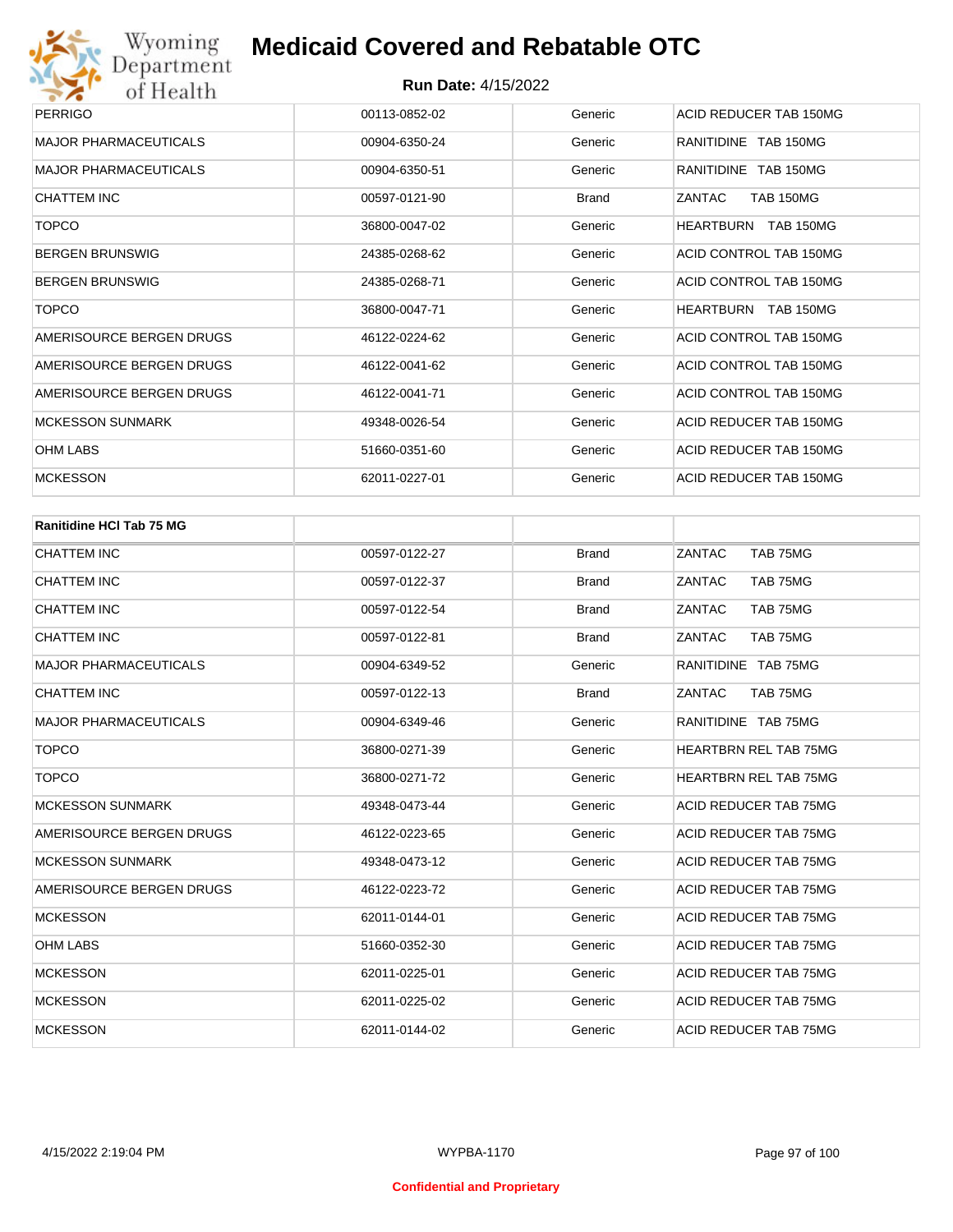# Medicaid Covered and Rebatable OTC

**Run Date:** 4/15/2022

| | | | |
|---|---|---|---|
| PERRIGO | 00113-0852-02 | Generic | ACID REDUCER TAB 150MG |
| MAJOR PHARMACEUTICALS | 00904-6350-24 | Generic | RANITIDINE TAB 150MG |
| MAJOR PHARMACEUTICALS | 00904-6350-51 | Generic | RANITIDINE TAB 150MG |
| CHATTEM INC | 00597-0121-90 | Brand | ZANTAC TAB 150MG |
| TOPCO | 36800-0047-02 | Generic | HEARTBURN TAB 150MG |
| BERGEN BRUNSWIG | 24385-0268-62 | Generic | ACID CONTROL TAB 150MG |
| BERGEN BRUNSWIG | 24385-0268-71 | Generic | ACID CONTROL TAB 150MG |
| TOPCO | 36800-0047-71 | Generic | HEARTBURN TAB 150MG |
| AMERISOURCE BERGEN DRUGS | 46122-0224-62 | Generic | ACID CONTROL TAB 150MG |
| AMERISOURCE BERGEN DRUGS | 46122-0041-62 | Generic | ACID CONTROL TAB 150MG |
| AMERISOURCE BERGEN DRUGS | 46122-0041-71 | Generic | ACID CONTROL TAB 150MG |
| MCKESSON SUNMARK | 49348-0026-54 | Generic | ACID REDUCER TAB 150MG |
| OHM LABS | 51660-0351-60 | Generic | ACID REDUCER TAB 150MG |
| MCKESSON | 62011-0227-01 | Generic | ACID REDUCER TAB 150MG |

| **Ranitidine HCl Tab 75 MG** | | | |
|---|---|---|---|
| CHATTEM INC | 00597-0122-27 | Brand | ZANTAC TAB 75MG |
| CHATTEM INC | 00597-0122-37 | Brand | ZANTAC TAB 75MG |
| CHATTEM INC | 00597-0122-54 | Brand | ZANTAC TAB 75MG |
| CHATTEM INC | 00597-0122-81 | Brand | ZANTAC TAB 75MG |
| MAJOR PHARMACEUTICALS | 00904-6349-52 | Generic | RANITIDINE TAB 75MG |
| CHATTEM INC | 00597-0122-13 | Brand | ZANTAC TAB 75MG |
| MAJOR PHARMACEUTICALS | 00904-6349-46 | Generic | RANITIDINE TAB 75MG |
| TOPCO | 36800-0271-39 | Generic | HEARTBRN REL TAB 75MG |
| TOPCO | 36800-0271-72 | Generic | HEARTBRN REL TAB 75MG |
| MCKESSON SUNMARK | 49348-0473-44 | Generic | ACID REDUCER TAB 75MG |
| AMERISOURCE BERGEN DRUGS | 46122-0223-65 | Generic | ACID REDUCER TAB 75MG |
| MCKESSON SUNMARK | 49348-0473-12 | Generic | ACID REDUCER TAB 75MG |
| AMERISOURCE BERGEN DRUGS | 46122-0223-72 | Generic | ACID REDUCER TAB 75MG |
| MCKESSON | 62011-0144-01 | Generic | ACID REDUCER TAB 75MG |
| OHM LABS | 51660-0352-30 | Generic | ACID REDUCER TAB 75MG |
| MCKESSON | 62011-0225-01 | Generic | ACID REDUCER TAB 75MG |
| MCKESSON | 62011-0225-02 | Generic | ACID REDUCER TAB 75MG |
| MCKESSON | 62011-0144-02 | Generic | ACID REDUCER TAB 75MG |

4/15/2022 2:19:04 PM WYPBA-1170

Confidential and Proprietary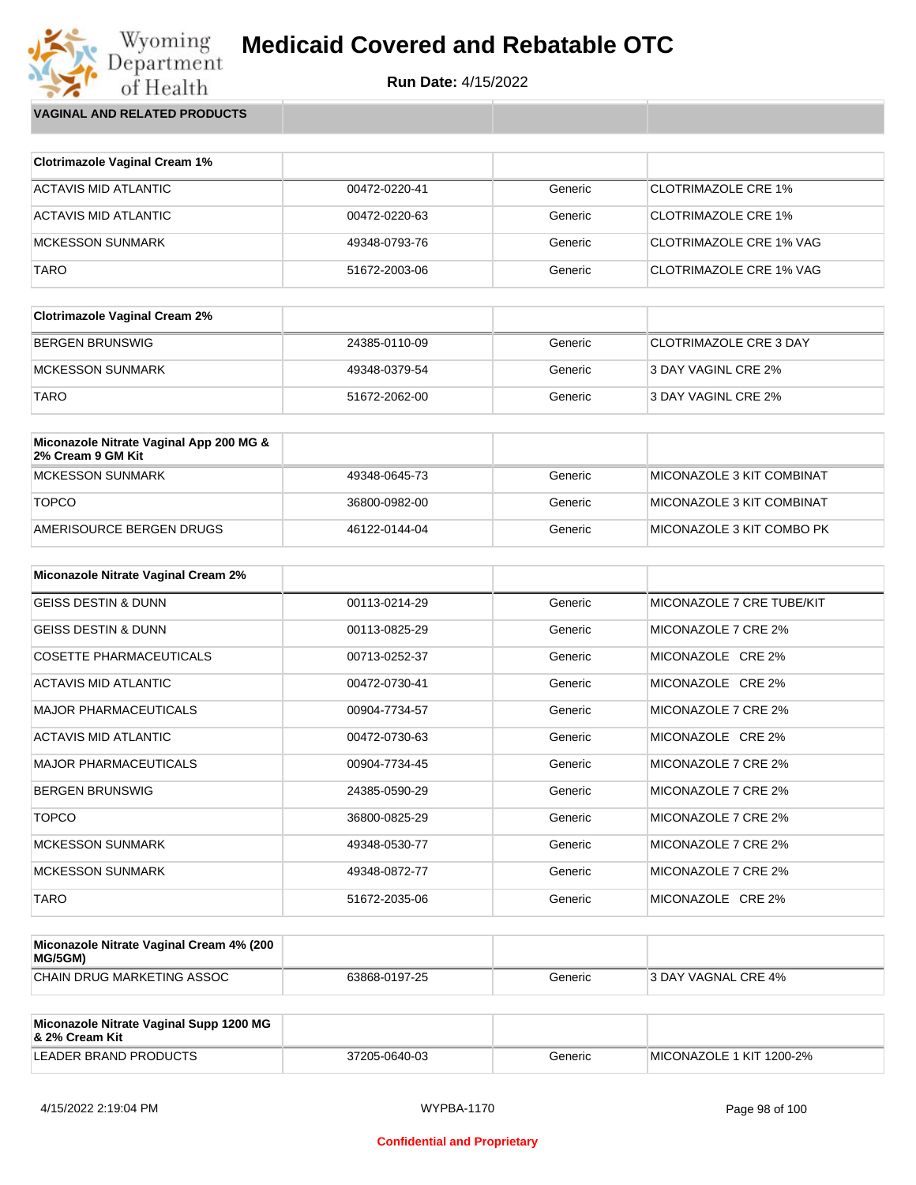# Medicaid Covered and Rebatable OTC

**Run Date:** 4/15/2022

**VAGINAL AND RELATED PRODUCTS**

| Clotrimazole Vaginal Cream 1% | | | |
|---|---|---|---|
| ACTAVIS MID ATLANTIC | 00472-0220-41 | Generic | CLOTRIMAZOLE CRE 1% |
| ACTAVIS MID ATLANTIC | 00472-0220-63 | Generic | CLOTRIMAZOLE CRE 1% |
| MCKESSON SUNMARK | 49348-0793-76 | Generic | CLOTRIMAZOLE CRE 1% VAG |
| TARO | 51672-2003-06 | Generic | CLOTRIMAZOLE CRE 1% VAG |

| Clotrimazole Vaginal Cream 2% | | | |
|---|---|---|---|
| BERGEN BRUNSWIG | 24385-0110-09 | Generic | CLOTRIMAZOLE CRE 3 DAY |
| MCKESSON SUNMARK | 49348-0379-54 | Generic | 3 DAY VAGINL CRE 2% |
| TARO | 51672-2062-00 | Generic | 3 DAY VAGINL CRE 2% |

| Miconazole Nitrate Vaginal App 200 MG & 2% Cream 9 GM Kit | | | |
|---|---|---|---|
| MCKESSON SUNMARK | 49348-0645-73 | Generic | MICONAZOLE 3 KIT COMBINAT |
| TOPCO | 36800-0982-00 | Generic | MICONAZOLE 3 KIT COMBINAT |
| AMERISOURCE BERGEN DRUGS | 46122-0144-04 | Generic | MICONAZOLE 3 KIT COMBO PK |

| Miconazole Nitrate Vaginal Cream 2% | | | |
|---|---|---|---|
| GEISS DESTIN & DUNN | 00113-0214-29 | Generic | MICONAZOLE 7 CRE TUBE/KIT |
| GEISS DESTIN & DUNN | 00113-0825-29 | Generic | MICONAZOLE 7 CRE 2% |
| COSETTE PHARMACEUTICALS | 00713-0252-37 | Generic | MICONAZOLE CRE 2% |
| ACTAVIS MID ATLANTIC | 00472-0730-41 | Generic | MICONAZOLE CRE 2% |
| MAJOR PHARMACEUTICALS | 00904-7734-57 | Generic | MICONAZOLE 7 CRE 2% |
| ACTAVIS MID ATLANTIC | 00472-0730-63 | Generic | MICONAZOLE CRE 2% |
| MAJOR PHARMACEUTICALS | 00904-7734-45 | Generic | MICONAZOLE 7 CRE 2% |
| BERGEN BRUNSWIG | 24385-0590-29 | Generic | MICONAZOLE 7 CRE 2% |
| TOPCO | 36800-0825-29 | Generic | MICONAZOLE 7 CRE 2% |
| MCKESSON SUNMARK | 49348-0530-77 | Generic | MICONAZOLE 7 CRE 2% |
| MCKESSON SUNMARK | 49348-0872-77 | Generic | MICONAZOLE 7 CRE 2% |
| TARO | 51672-2035-06 | Generic | MICONAZOLE CRE 2% |

| Miconazole Nitrate Vaginal Cream 4% (200 MG/5GM) | | | |
|---|---|---|---|
| CHAIN DRUG MARKETING ASSOC | 63868-0197-25 | Generic | 3 DAY VAGNAL CRE 4% |

| Miconazole Nitrate Vaginal Supp 1200 MG & 2% Cream Kit | | | |
|---|---|---|---|
| LEADER BRAND PRODUCTS | 37205-0640-03 | Generic | MICONAZOLE 1 KIT 1200-2% |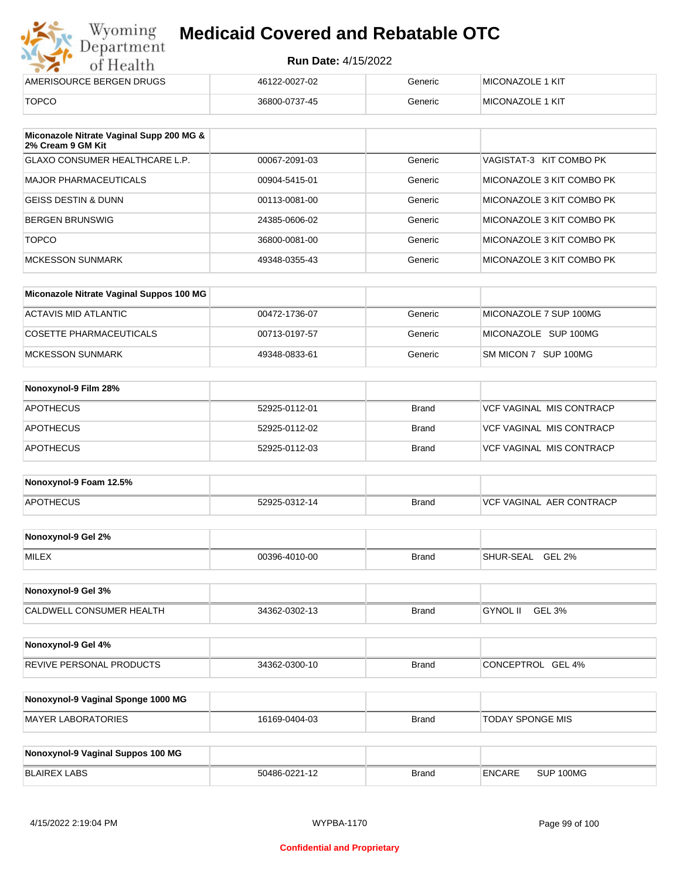| AMERISOURCE BERGEN DRUGS | 46122-0027-02 | Generic | MICONAZOLE 1 KIT |
|---|---|---|---|
| TOPCO | 36800-0737-45 | Generic | MICONAZOLE 1 KIT |

| Miconazole Nitrate Vaginal Supp 200 MG & 2% Cream 9 GM Kit | | | |
|---|---|---|---|
| GLAXO CONSUMER HEALTHCARE L.P. | 00067-2091-03 | Generic | VAGISTAT-3 KIT COMBO PK |
| MAJOR PHARMACEUTICALS | 00904-5415-01 | Generic | MICONAZOLE 3 KIT COMBO PK |
| GEISS DESTIN & DUNN | 00113-0081-00 | Generic | MICONAZOLE 3 KIT COMBO PK |
| BERGEN BRUNSWIG | 24385-0606-02 | Generic | MICONAZOLE 3 KIT COMBO PK |
| TOPCO | 36800-0081-00 | Generic | MICONAZOLE 3 KIT COMBO PK |
| MCKESSON SUNMARK | 49348-0355-43 | Generic | MICONAZOLE 3 KIT COMBO PK |

| Miconazole Nitrate Vaginal Suppos 100 MG | | | |
|---|---|---|---|
| ACTAVIS MID ATLANTIC | 00472-1736-07 | Generic | MICONAZOLE 7 SUP 100MG |
| COSETTE PHARMACEUTICALS | 00713-0197-57 | Generic | MICONAZOLE SUP 100MG |
| MCKESSON SUNMARK | 49348-0833-61 | Generic | SM MICON 7 SUP 100MG |

| Nonoxynol-9 Film 28% | | | |
|---|---|---|---|
| APOTHECUS | 52925-0112-01 | Brand | VCF VAGINAL MIS CONTRACP |
| APOTHECUS | 52925-0112-02 | Brand | VCF VAGINAL MIS CONTRACP |
| APOTHECUS | 52925-0112-03 | Brand | VCF VAGINAL MIS CONTRACP |

| Nonoxynol-9 Foam 12.5% | | | |
|---|---|---|---|
| APOTHECUS | 52925-0312-14 | Brand | VCF VAGINAL AER CONTRACP |

| Nonoxynol-9 Gel 2% | | | |
|---|---|---|---|
| MILEX | 00396-4010-00 | Brand | SHUR-SEAL GEL 2% |

| Nonoxynol-9 Gel 3% | | | |
|---|---|---|---|
| CALDWELL CONSUMER HEALTH | 34362-0302-13 | Brand | GYNOL II GEL 3% |

| Nonoxynol-9 Gel 4% | | | |
|---|---|---|---|
| REVIVE PERSONAL PRODUCTS | 34362-0300-10 | Brand | CONCEPTROL GEL 4% |

| Nonoxynol-9 Vaginal Sponge 1000 MG | | | |
|---|---|---|---|
| MAYER LABORATORIES | 16169-0404-03 | Brand | TODAY SPONGE MIS |

| Nonoxynol-9 Vaginal Suppos 100 MG | | | |
|---|---|---|---|
| BLAIREX LABS | 50486-0221-12 | Brand | ENCARE SUP 100MG |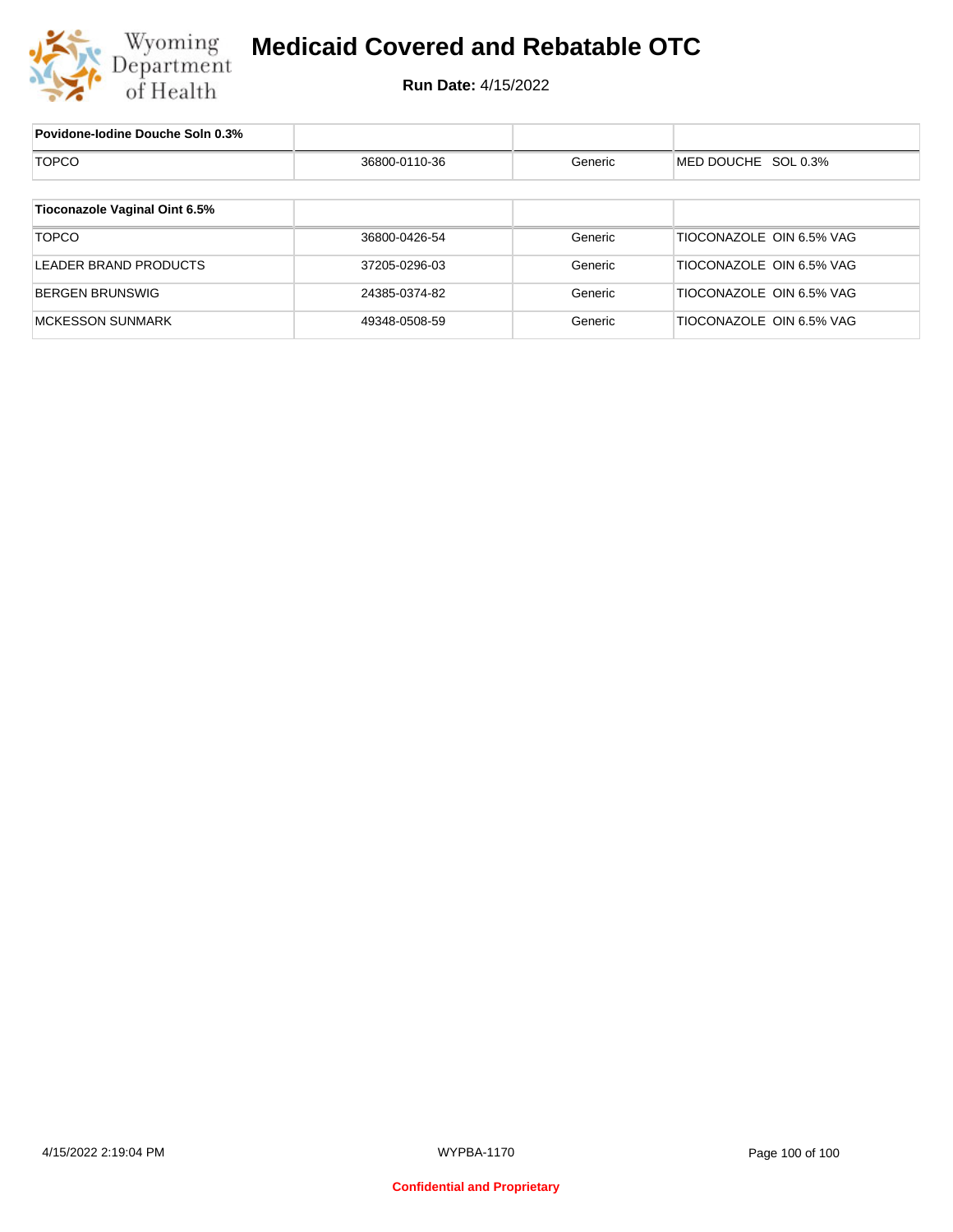| Povidone-Iodine Douche Soln 0.3% | | | |
| --- | --- | --- | --- |
| TOPCO | 36800-0110-36 | Generic | MED DOUCHE SOL 0.3% |

| Tioconazole Vaginal Oint 6.5% | | | |
| --- | --- | --- | --- |
| TOPCO | 36800-0426-54 | Generic | TIOCONAZOLE OIN 6.5% VAG |
| LEADER BRAND PRODUCTS | 37205-0296-03 | Generic | TIOCONAZOLE OIN 6.5% VAG |
| BERGEN BRUNSWIG | 24385-0374-82 | Generic | TIOCONAZOLE OIN 6.5% VAG |
| MCKESSON SUNMARK | 49348-0508-59 | Generic | TIOCONAZOLE OIN 6.5% VAG |